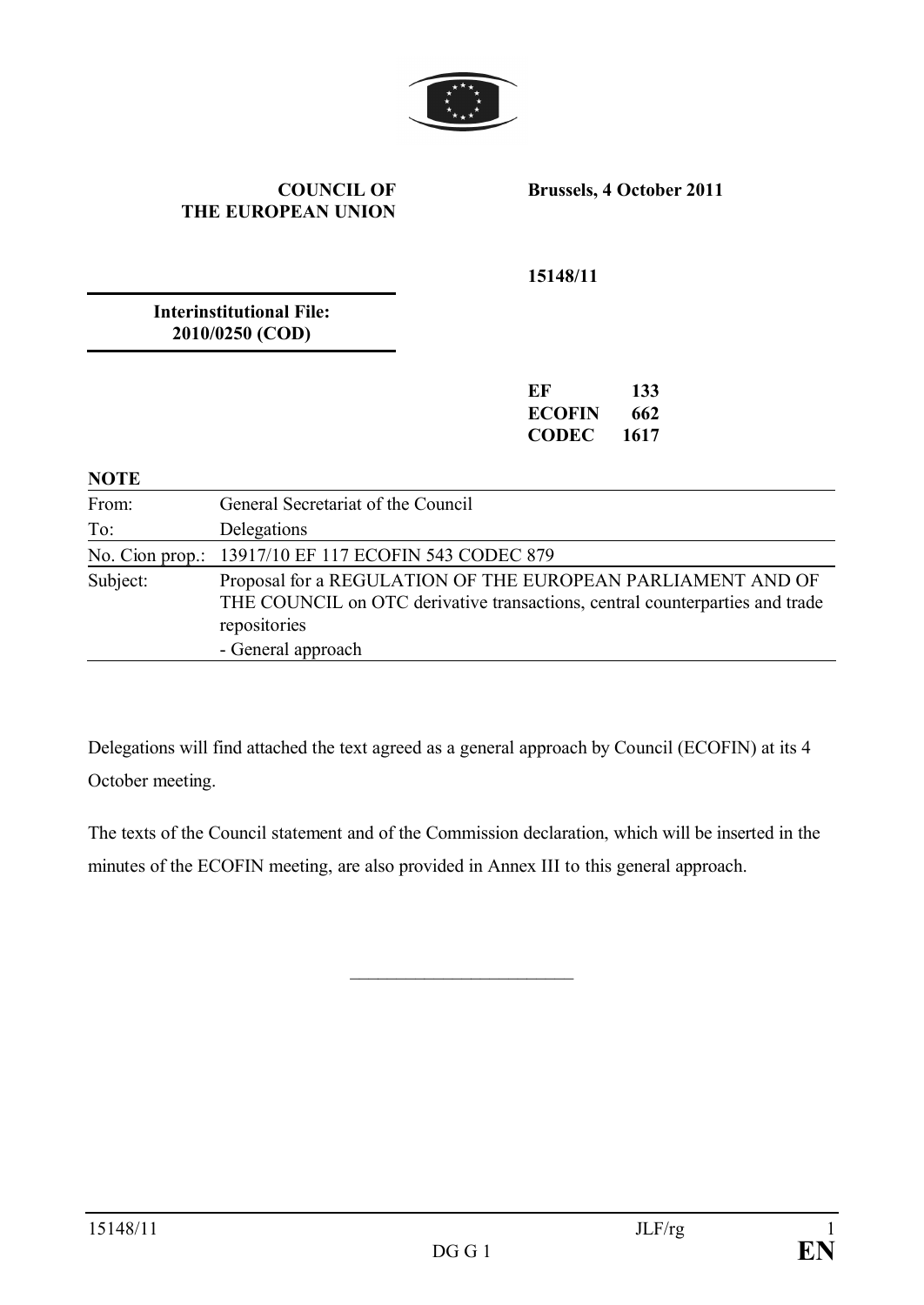**COUNCIL OF THE EUROPEAN UNION**

**Brussels, 4 October 2011**

**15148/11**

**Interinstitutional File: 2010/0250 (COD)**

**EF 133**
**ECOFIN 662**
**CODEC 1617**

**NOTE**

| | |
|---|---|
| From: | General Secretariat of the Council |
| To: | Delegations |
| No. Cion prop.: | 13917/10 EF 117 ECOFIN 543 CODEC 879 |
| Subject: | Proposal for a REGULATION OF THE EUROPEAN PARLIAMENT AND OF THE COUNCIL on OTC derivative transactions, central counterparties and trade repositories<br>- General approach |

Delegations will find attached the text agreed as a general approach by Council (ECOFIN) at its 4 October meeting.

The texts of the Council statement and of the Commission declaration, which will be inserted in the minutes of the ECOFIN meeting, are also provided in Annex III to this general approach.

________________________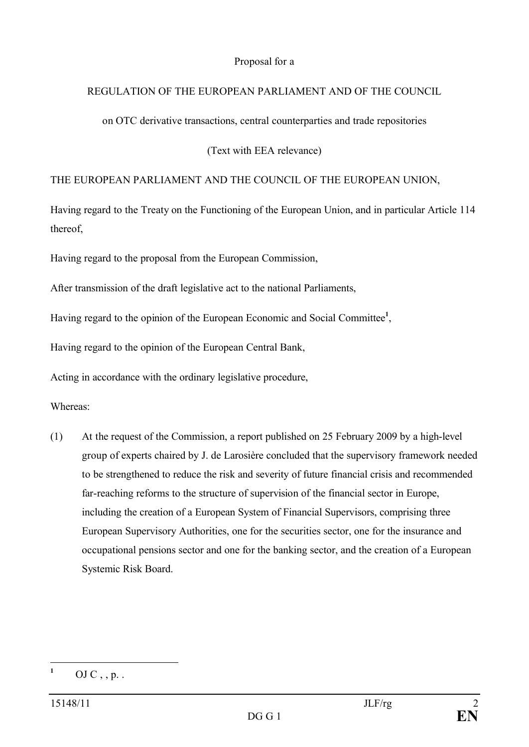Proposal for a

REGULATION OF THE EUROPEAN PARLIAMENT AND OF THE COUNCIL

on OTC derivative transactions, central counterparties and trade repositories

(Text with EEA relevance)

THE EUROPEAN PARLIAMENT AND THE COUNCIL OF THE EUROPEAN UNION,

Having regard to the Treaty on the Functioning of the European Union, and in particular Article 114 thereof,

Having regard to the proposal from the European Commission,

After transmission of the draft legislative act to the national Parliaments,

Having regard to the opinion of the European Economic and Social Committee[1],

Having regard to the opinion of the European Central Bank,

Acting in accordance with the ordinary legislative procedure,

Whereas:

(1) At the request of the Commission, a report published on 25 February 2009 by a high-level group of experts chaired by J. de Larosière concluded that the supervisory framework needed to be strengthened to reduce the risk and severity of future financial crisis and recommended far-reaching reforms to the structure of supervision of the financial sector in Europe, including the creation of a European System of Financial Supervisors, comprising three European Supervisory Authorities, one for the securities sector, one for the insurance and occupational pensions sector and one for the banking sector, and the creation of a European Systemic Risk Board.

---

[1] OJ C , , p. .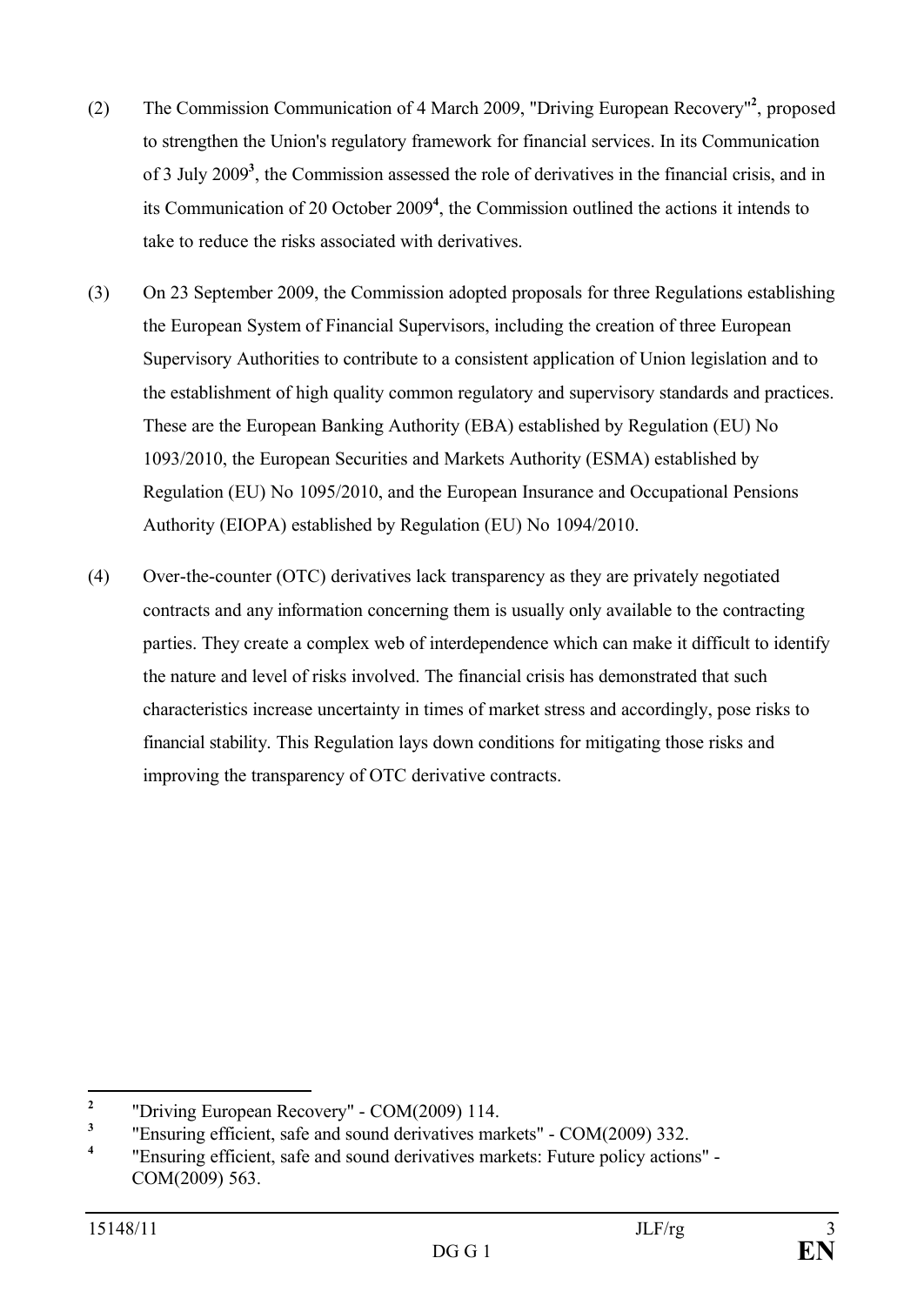(2) The Commission Communication of 4 March 2009, "Driving European Recovery"[2], proposed to strengthen the Union's regulatory framework for financial services. In its Communication of 3 July 2009[3], the Commission assessed the role of derivatives in the financial crisis, and in its Communication of 20 October 2009[4], the Commission outlined the actions it intends to take to reduce the risks associated with derivatives.

(3) On 23 September 2009, the Commission adopted proposals for three Regulations establishing the European System of Financial Supervisors, including the creation of three European Supervisory Authorities to contribute to a consistent application of Union legislation and to the establishment of high quality common regulatory and supervisory standards and practices. These are the European Banking Authority (EBA) established by Regulation (EU) No 1093/2010, the European Securities and Markets Authority (ESMA) established by Regulation (EU) No 1095/2010, and the European Insurance and Occupational Pensions Authority (EIOPA) established by Regulation (EU) No 1094/2010.

(4) Over-the-counter (OTC) derivatives lack transparency as they are privately negotiated contracts and any information concerning them is usually only available to the contracting parties. They create a complex web of interdependence which can make it difficult to identify the nature and level of risks involved. The financial crisis has demonstrated that such characteristics increase uncertainty in times of market stress and accordingly, pose risks to financial stability. This Regulation lays down conditions for mitigating those risks and improving the transparency of OTC derivative contracts.

---

[2] "Driving European Recovery" - COM(2009) 114.

[3] "Ensuring efficient, safe and sound derivatives markets" - COM(2009) 332.

[4] "Ensuring efficient, safe and sound derivatives markets: Future policy actions" - COM(2009) 563.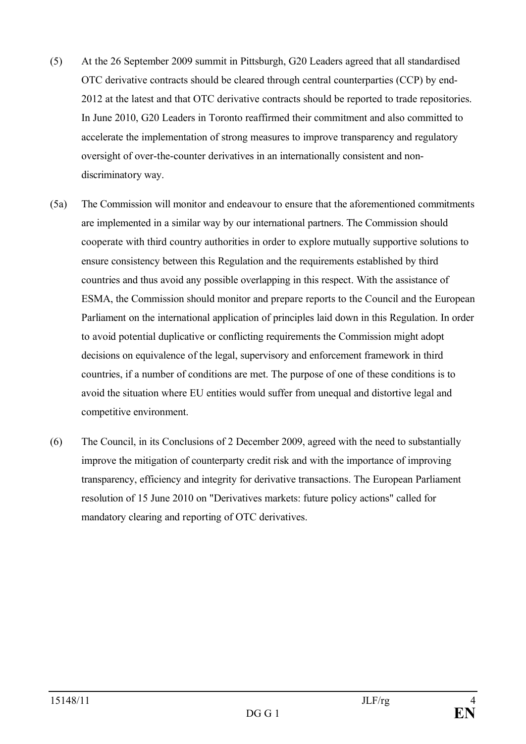(5) At the 26 September 2009 summit in Pittsburgh, G20 Leaders agreed that all standardised OTC derivative contracts should be cleared through central counterparties (CCP) by end-2012 at the latest and that OTC derivative contracts should be reported to trade repositories. In June 2010, G20 Leaders in Toronto reaffirmed their commitment and also committed to accelerate the implementation of strong measures to improve transparency and regulatory oversight of over-the-counter derivatives in an internationally consistent and non-discriminatory way.

(5a) The Commission will monitor and endeavour to ensure that the aforementioned commitments are implemented in a similar way by our international partners. The Commission should cooperate with third country authorities in order to explore mutually supportive solutions to ensure consistency between this Regulation and the requirements established by third countries and thus avoid any possible overlapping in this respect. With the assistance of ESMA, the Commission should monitor and prepare reports to the Council and the European Parliament on the international application of principles laid down in this Regulation. In order to avoid potential duplicative or conflicting requirements the Commission might adopt decisions on equivalence of the legal, supervisory and enforcement framework in third countries, if a number of conditions are met. The purpose of one of these conditions is to avoid the situation where EU entities would suffer from unequal and distortive legal and competitive environment.

(6) The Council, in its Conclusions of 2 December 2009, agreed with the need to substantially improve the mitigation of counterparty credit risk and with the importance of improving transparency, efficiency and integrity for derivative transactions. The European Parliament resolution of 15 June 2010 on "Derivatives markets: future policy actions" called for mandatory clearing and reporting of OTC derivatives.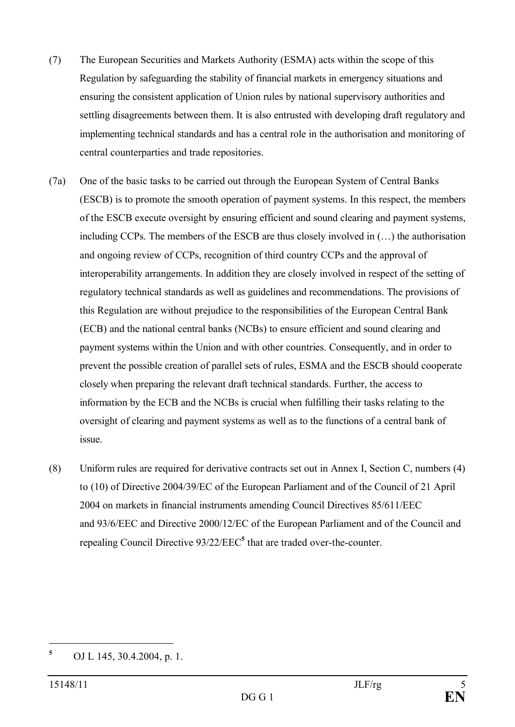(7) The European Securities and Markets Authority (ESMA) acts within the scope of this Regulation by safeguarding the stability of financial markets in emergency situations and ensuring the consistent application of Union rules by national supervisory authorities and settling disagreements between them. It is also entrusted with developing draft regulatory and implementing technical standards and has a central role in the authorisation and monitoring of central counterparties and trade repositories.

(7a) One of the basic tasks to be carried out through the European System of Central Banks (ESCB) is to promote the smooth operation of payment systems. In this respect, the members of the ESCB execute oversight by ensuring efficient and sound clearing and payment systems, including CCPs. The members of the ESCB are thus closely involved in (…) the authorisation and ongoing review of CCPs, recognition of third country CCPs and the approval of interoperability arrangements. In addition they are closely involved in respect of the setting of regulatory technical standards as well as guidelines and recommendations. The provisions of this Regulation are without prejudice to the responsibilities of the European Central Bank (ECB) and the national central banks (NCBs) to ensure efficient and sound clearing and payment systems within the Union and with other countries. Consequently, and in order to prevent the possible creation of parallel sets of rules, ESMA and the ESCB should cooperate closely when preparing the relevant draft technical standards. Further, the access to information by the ECB and the NCBs is crucial when fulfilling their tasks relating to the oversight of clearing and payment systems as well as to the functions of a central bank of issue.

(8) Uniform rules are required for derivative contracts set out in Annex I, Section C, numbers (4) to (10) of Directive 2004/39/EC of the European Parliament and of the Council of 21 April 2004 on markets in financial instruments amending Council Directives 85/611/EEC and 93/6/EEC and Directive 2000/12/EC of the European Parliament and of the Council and repealing Council Directive 93/22/EEC[5] that are traded over-the-counter.

---

[5] OJ L 145, 30.4.2004, p. 1.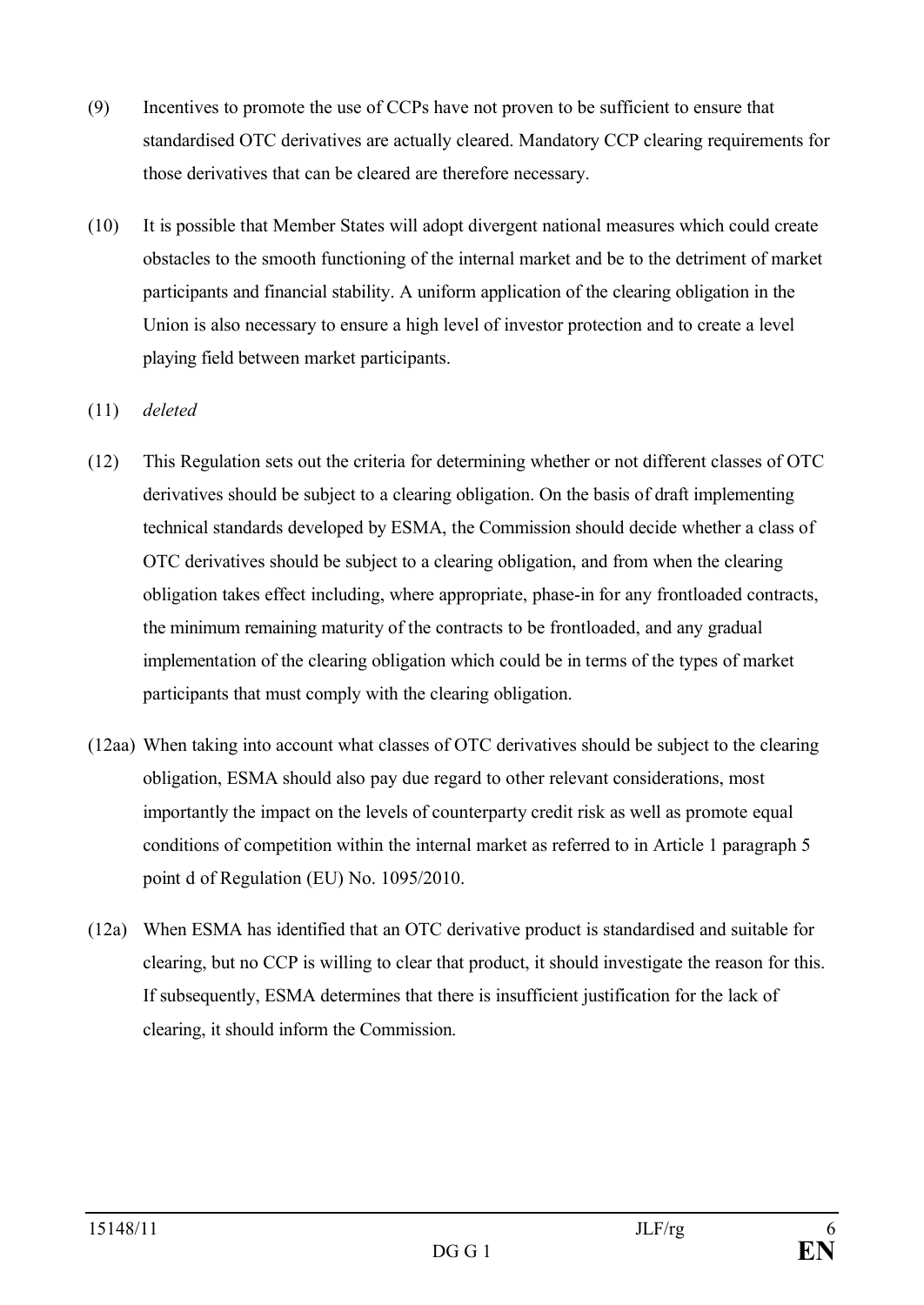(9) Incentives to promote the use of CCPs have not proven to be sufficient to ensure that standardised OTC derivatives are actually cleared. Mandatory CCP clearing requirements for those derivatives that can be cleared are therefore necessary.

(10) It is possible that Member States will adopt divergent national measures which could create obstacles to the smooth functioning of the internal market and be to the detriment of market participants and financial stability. A uniform application of the clearing obligation in the Union is also necessary to ensure a high level of investor protection and to create a level playing field between market participants.

(11) *deleted*

(12) This Regulation sets out the criteria for determining whether or not different classes of OTC derivatives should be subject to a clearing obligation. On the basis of draft implementing technical standards developed by ESMA, the Commission should decide whether a class of OTC derivatives should be subject to a clearing obligation, and from when the clearing obligation takes effect including, where appropriate, phase-in for any frontloaded contracts, the minimum remaining maturity of the contracts to be frontloaded, and any gradual implementation of the clearing obligation which could be in terms of the types of market participants that must comply with the clearing obligation.

(12aa) When taking into account what classes of OTC derivatives should be subject to the clearing obligation, ESMA should also pay due regard to other relevant considerations, most importantly the impact on the levels of counterparty credit risk as well as promote equal conditions of competition within the internal market as referred to in Article 1 paragraph 5 point d of Regulation (EU) No. 1095/2010.

(12a) When ESMA has identified that an OTC derivative product is standardised and suitable for clearing, but no CCP is willing to clear that product, it should investigate the reason for this. If subsequently, ESMA determines that there is insufficient justification for the lack of clearing, it should inform the Commission.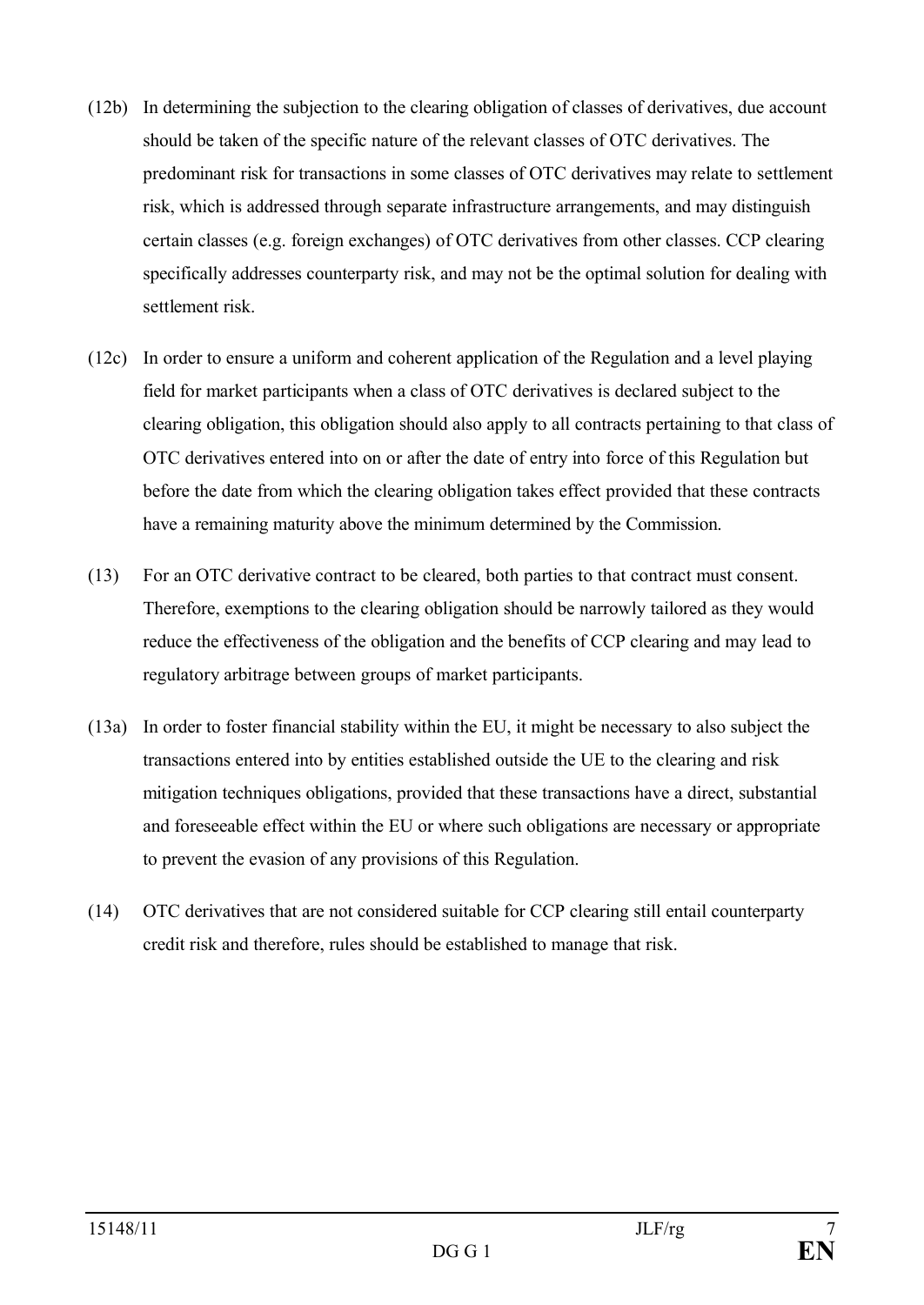(12b) In determining the subjection to the clearing obligation of classes of derivatives, due account should be taken of the specific nature of the relevant classes of OTC derivatives. The predominant risk for transactions in some classes of OTC derivatives may relate to settlement risk, which is addressed through separate infrastructure arrangements, and may distinguish certain classes (e.g. foreign exchanges) of OTC derivatives from other classes. CCP clearing specifically addresses counterparty risk, and may not be the optimal solution for dealing with settlement risk.

(12c) In order to ensure a uniform and coherent application of the Regulation and a level playing field for market participants when a class of OTC derivatives is declared subject to the clearing obligation, this obligation should also apply to all contracts pertaining to that class of OTC derivatives entered into on or after the date of entry into force of this Regulation but before the date from which the clearing obligation takes effect provided that these contracts have a remaining maturity above the minimum determined by the Commission.

(13) For an OTC derivative contract to be cleared, both parties to that contract must consent. Therefore, exemptions to the clearing obligation should be narrowly tailored as they would reduce the effectiveness of the obligation and the benefits of CCP clearing and may lead to regulatory arbitrage between groups of market participants.

(13a) In order to foster financial stability within the EU, it might be necessary to also subject the transactions entered into by entities established outside the UE to the clearing and risk mitigation techniques obligations, provided that these transactions have a direct, substantial and foreseeable effect within the EU or where such obligations are necessary or appropriate to prevent the evasion of any provisions of this Regulation.

(14) OTC derivatives that are not considered suitable for CCP clearing still entail counterparty credit risk and therefore, rules should be established to manage that risk.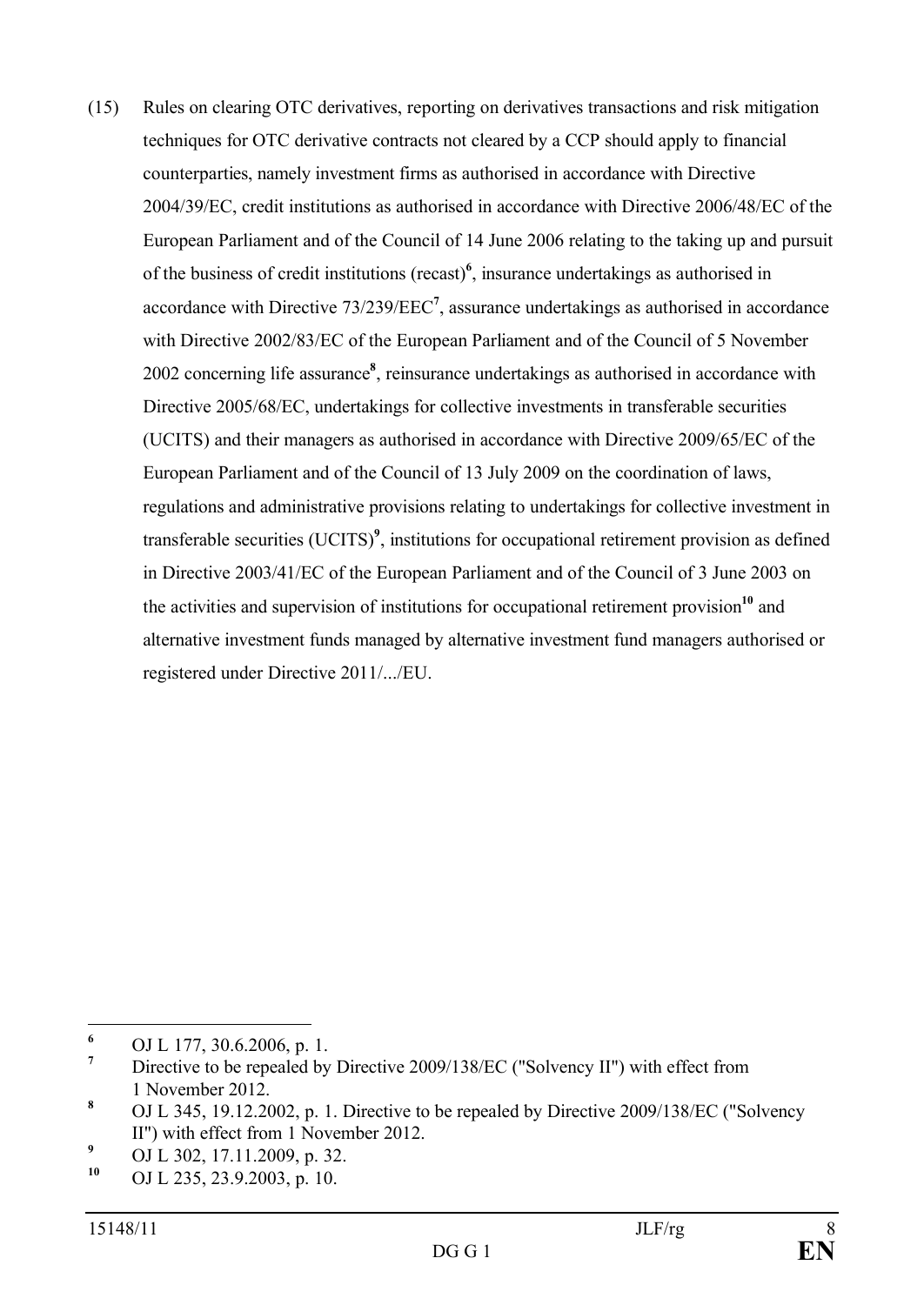(15) Rules on clearing OTC derivatives, reporting on derivatives transactions and risk mitigation techniques for OTC derivative contracts not cleared by a CCP should apply to financial counterparties, namely investment firms as authorised in accordance with Directive 2004/39/EC, credit institutions as authorised in accordance with Directive 2006/48/EC of the European Parliament and of the Council of 14 June 2006 relating to the taking up and pursuit of the business of credit institutions (recast)[6], insurance undertakings as authorised in accordance with Directive 73/239/EEC[7], assurance undertakings as authorised in accordance with Directive 2002/83/EC of the European Parliament and of the Council of 5 November 2002 concerning life assurance[8], reinsurance undertakings as authorised in accordance with Directive 2005/68/EC, undertakings for collective investments in transferable securities (UCITS) and their managers as authorised in accordance with Directive 2009/65/EC of the European Parliament and of the Council of 13 July 2009 on the coordination of laws, regulations and administrative provisions relating to undertakings for collective investment in transferable securities (UCITS)[9], institutions for occupational retirement provision as defined in Directive 2003/41/EC of the European Parliament and of the Council of 3 June 2003 on the activities and supervision of institutions for occupational retirement provision[10] and alternative investment funds managed by alternative investment fund managers authorised or registered under Directive 2011/.../EU.

---

[6] OJ L 177, 30.6.2006, p. 1.

[7] Directive to be repealed by Directive 2009/138/EC ("Solvency II") with effect from 1 November 2012.

[8] OJ L 345, 19.12.2002, p. 1. Directive to be repealed by Directive 2009/138/EC ("Solvency II") with effect from 1 November 2012.

[9] OJ L 302, 17.11.2009, p. 32.

[10] OJ L 235, 23.9.2003, p. 10.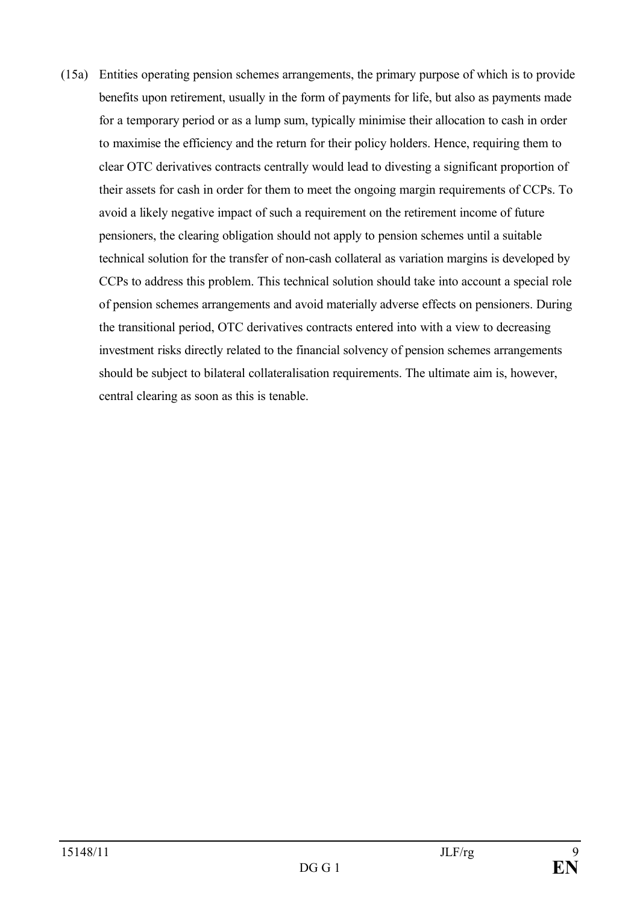(15a) Entities operating pension schemes arrangements, the primary purpose of which is to provide benefits upon retirement, usually in the form of payments for life, but also as payments made for a temporary period or as a lump sum, typically minimise their allocation to cash in order to maximise the efficiency and the return for their policy holders. Hence, requiring them to clear OTC derivatives contracts centrally would lead to divesting a significant proportion of their assets for cash in order for them to meet the ongoing margin requirements of CCPs. To avoid a likely negative impact of such a requirement on the retirement income of future pensioners, the clearing obligation should not apply to pension schemes until a suitable technical solution for the transfer of non-cash collateral as variation margins is developed by CCPs to address this problem. This technical solution should take into account a special role of pension schemes arrangements and avoid materially adverse effects on pensioners. During the transitional period, OTC derivatives contracts entered into with a view to decreasing investment risks directly related to the financial solvency of pension schemes arrangements should be subject to bilateral collateralisation requirements. The ultimate aim is, however, central clearing as soon as this is tenable.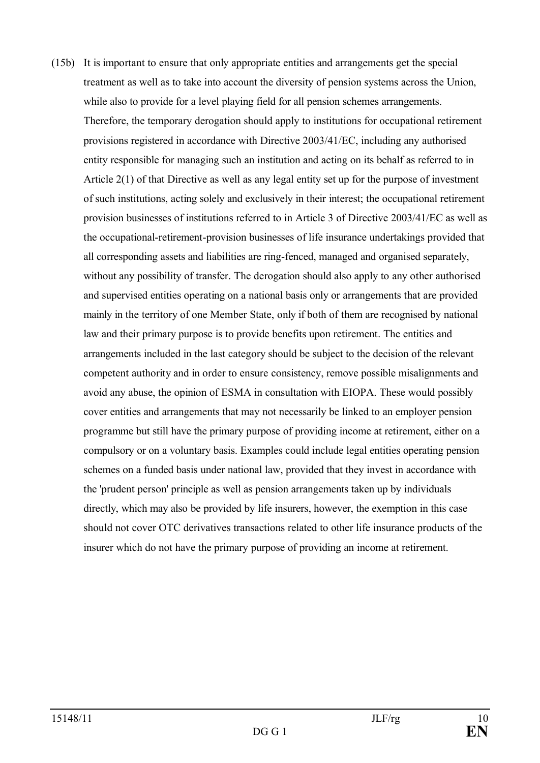(15b) It is important to ensure that only appropriate entities and arrangements get the special treatment as well as to take into account the diversity of pension systems across the Union, while also to provide for a level playing field for all pension schemes arrangements. Therefore, the temporary derogation should apply to institutions for occupational retirement provisions registered in accordance with Directive 2003/41/EC, including any authorised entity responsible for managing such an institution and acting on its behalf as referred to in Article 2(1) of that Directive as well as any legal entity set up for the purpose of investment of such institutions, acting solely and exclusively in their interest; the occupational retirement provision businesses of institutions referred to in Article 3 of Directive 2003/41/EC as well as the occupational-retirement-provision businesses of life insurance undertakings provided that all corresponding assets and liabilities are ring-fenced, managed and organised separately, without any possibility of transfer. The derogation should also apply to any other authorised and supervised entities operating on a national basis only or arrangements that are provided mainly in the territory of one Member State, only if both of them are recognised by national law and their primary purpose is to provide benefits upon retirement. The entities and arrangements included in the last category should be subject to the decision of the relevant competent authority and in order to ensure consistency, remove possible misalignments and avoid any abuse, the opinion of ESMA in consultation with EIOPA. These would possibly cover entities and arrangements that may not necessarily be linked to an employer pension programme but still have the primary purpose of providing income at retirement, either on a compulsory or on a voluntary basis. Examples could include legal entities operating pension schemes on a funded basis under national law, provided that they invest in accordance with the 'prudent person' principle as well as pension arrangements taken up by individuals directly, which may also be provided by life insurers, however, the exemption in this case should not cover OTC derivatives transactions related to other life insurance products of the insurer which do not have the primary purpose of providing an income at retirement.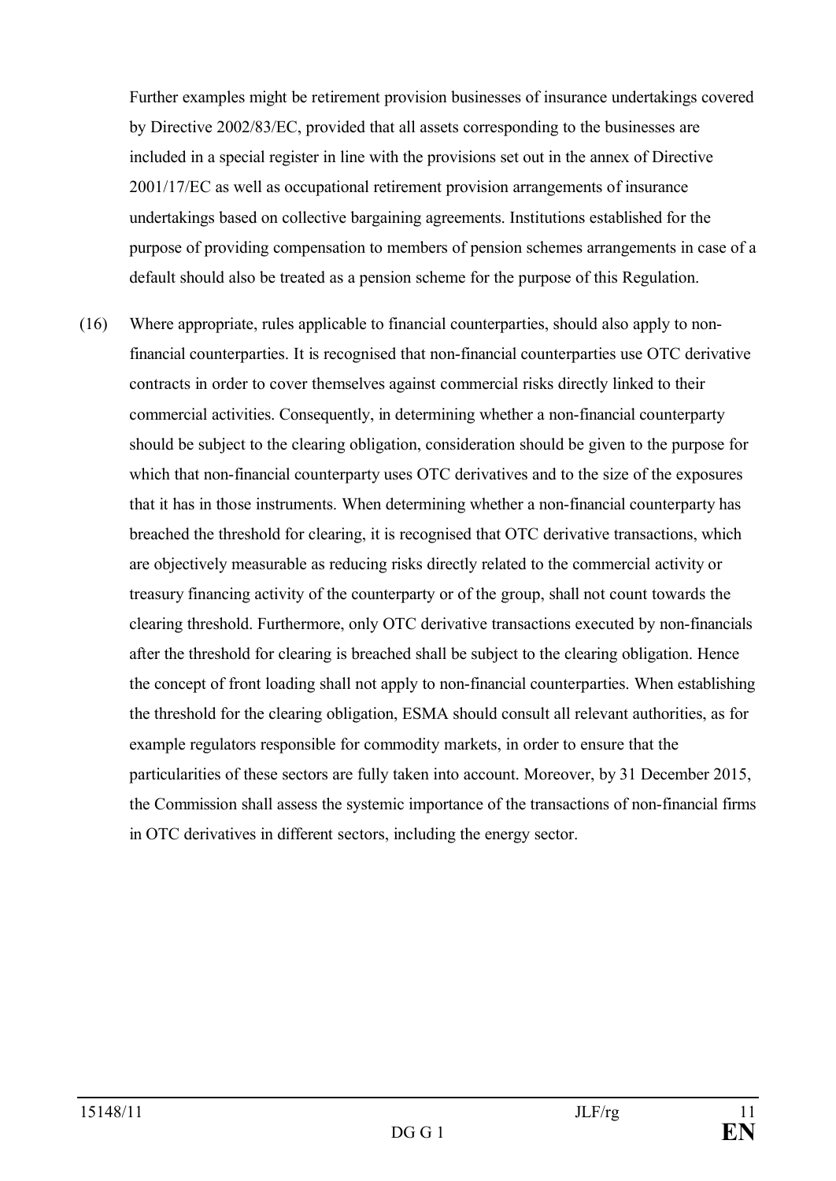Further examples might be retirement provision businesses of insurance undertakings covered by Directive 2002/83/EC, provided that all assets corresponding to the businesses are included in a special register in line with the provisions set out in the annex of Directive 2001/17/EC as well as occupational retirement provision arrangements of insurance undertakings based on collective bargaining agreements. Institutions established for the purpose of providing compensation to members of pension schemes arrangements in case of a default should also be treated as a pension scheme for the purpose of this Regulation.

(16) Where appropriate, rules applicable to financial counterparties, should also apply to non-financial counterparties. It is recognised that non-financial counterparties use OTC derivative contracts in order to cover themselves against commercial risks directly linked to their commercial activities. Consequently, in determining whether a non-financial counterparty should be subject to the clearing obligation, consideration should be given to the purpose for which that non-financial counterparty uses OTC derivatives and to the size of the exposures that it has in those instruments. When determining whether a non-financial counterparty has breached the threshold for clearing, it is recognised that OTC derivative transactions, which are objectively measurable as reducing risks directly related to the commercial activity or treasury financing activity of the counterparty or of the group, shall not count towards the clearing threshold. Furthermore, only OTC derivative transactions executed by non-financials after the threshold for clearing is breached shall be subject to the clearing obligation. Hence the concept of front loading shall not apply to non-financial counterparties. When establishing the threshold for the clearing obligation, ESMA should consult all relevant authorities, as for example regulators responsible for commodity markets, in order to ensure that the particularities of these sectors are fully taken into account. Moreover, by 31 December 2015, the Commission shall assess the systemic importance of the transactions of non-financial firms in OTC derivatives in different sectors, including the energy sector.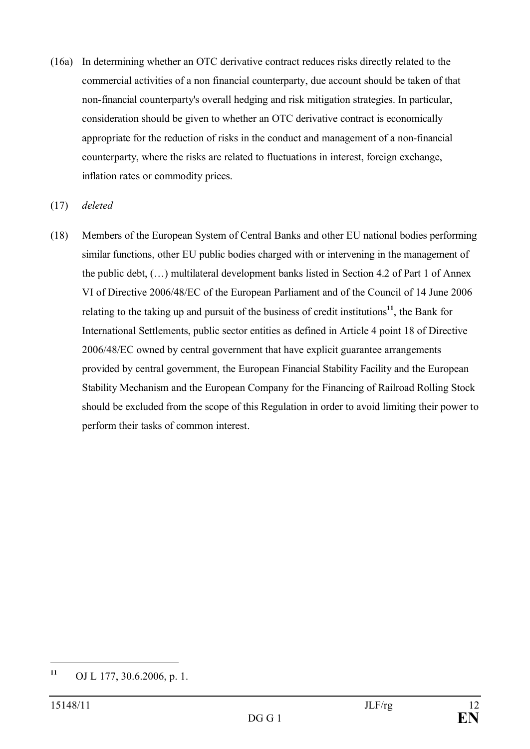(16a) In determining whether an OTC derivative contract reduces risks directly related to the commercial activities of a non financial counterparty, due account should be taken of that non-financial counterparty's overall hedging and risk mitigation strategies. In particular, consideration should be given to whether an OTC derivative contract is economically appropriate for the reduction of risks in the conduct and management of a non-financial counterparty, where the risks are related to fluctuations in interest, foreign exchange, inflation rates or commodity prices.

(17) *deleted*

(18) Members of the European System of Central Banks and other EU national bodies performing similar functions, other EU public bodies charged with or intervening in the management of the public debt, (…) multilateral development banks listed in Section 4.2 of Part 1 of Annex VI of Directive 2006/48/EC of the European Parliament and of the Council of 14 June 2006 relating to the taking up and pursuit of the business of credit institutions[11], the Bank for International Settlements, public sector entities as defined in Article 4 point 18 of Directive 2006/48/EC owned by central government that have explicit guarantee arrangements provided by central government, the European Financial Stability Facility and the European Stability Mechanism and the European Company for the Financing of Railroad Rolling Stock should be excluded from the scope of this Regulation in order to avoid limiting their power to perform their tasks of common interest.

---

[11] OJ L 177, 30.6.2006, p. 1.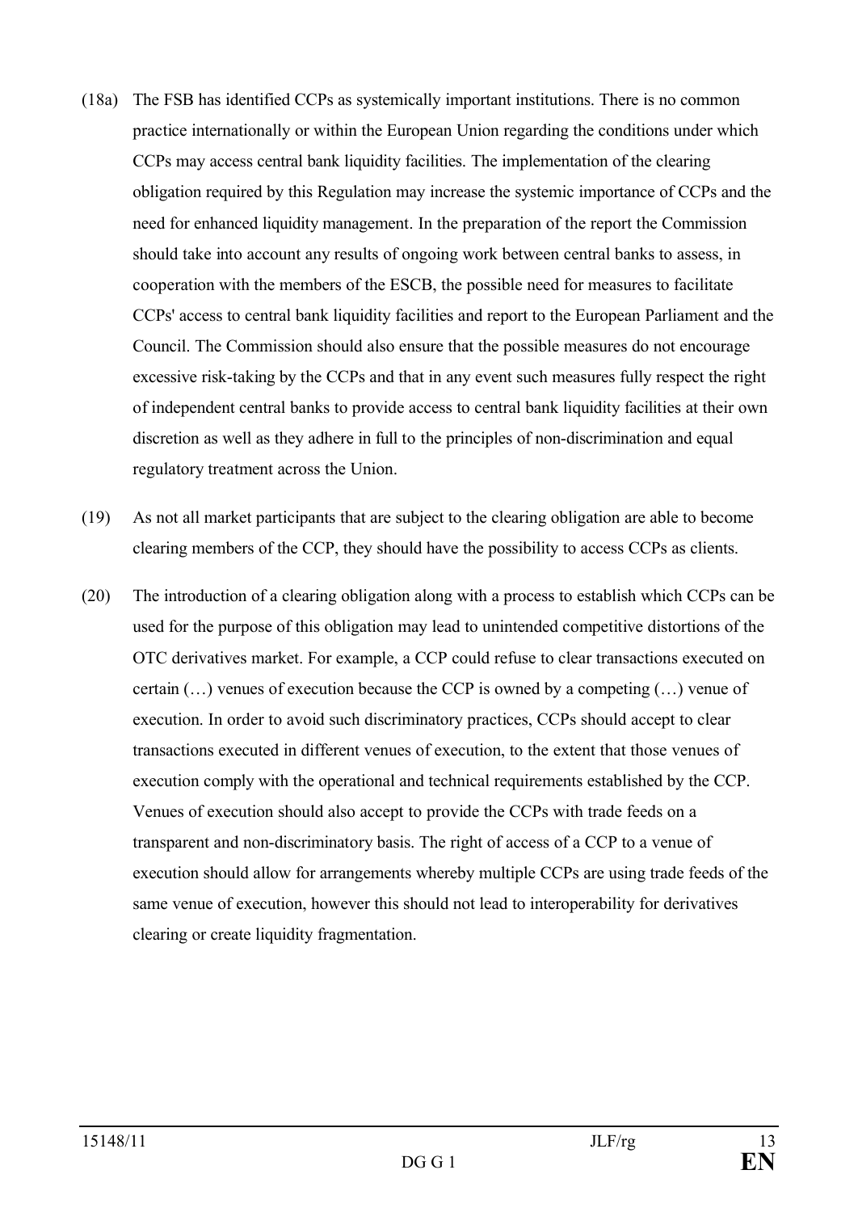(18a) The FSB has identified CCPs as systemically important institutions. There is no common practice internationally or within the European Union regarding the conditions under which CCPs may access central bank liquidity facilities. The implementation of the clearing obligation required by this Regulation may increase the systemic importance of CCPs and the need for enhanced liquidity management. In the preparation of the report the Commission should take into account any results of ongoing work between central banks to assess, in cooperation with the members of the ESCB, the possible need for measures to facilitate CCPs' access to central bank liquidity facilities and report to the European Parliament and the Council. The Commission should also ensure that the possible measures do not encourage excessive risk-taking by the CCPs and that in any event such measures fully respect the right of independent central banks to provide access to central bank liquidity facilities at their own discretion as well as they adhere in full to the principles of non-discrimination and equal regulatory treatment across the Union.

(19) As not all market participants that are subject to the clearing obligation are able to become clearing members of the CCP, they should have the possibility to access CCPs as clients.

(20) The introduction of a clearing obligation along with a process to establish which CCPs can be used for the purpose of this obligation may lead to unintended competitive distortions of the OTC derivatives market. For example, a CCP could refuse to clear transactions executed on certain (…) venues of execution because the CCP is owned by a competing (…) venue of execution. In order to avoid such discriminatory practices, CCPs should accept to clear transactions executed in different venues of execution, to the extent that those venues of execution comply with the operational and technical requirements established by the CCP. Venues of execution should also accept to provide the CCPs with trade feeds on a transparent and non-discriminatory basis. The right of access of a CCP to a venue of execution should allow for arrangements whereby multiple CCPs are using trade feeds of the same venue of execution, however this should not lead to interoperability for derivatives clearing or create liquidity fragmentation.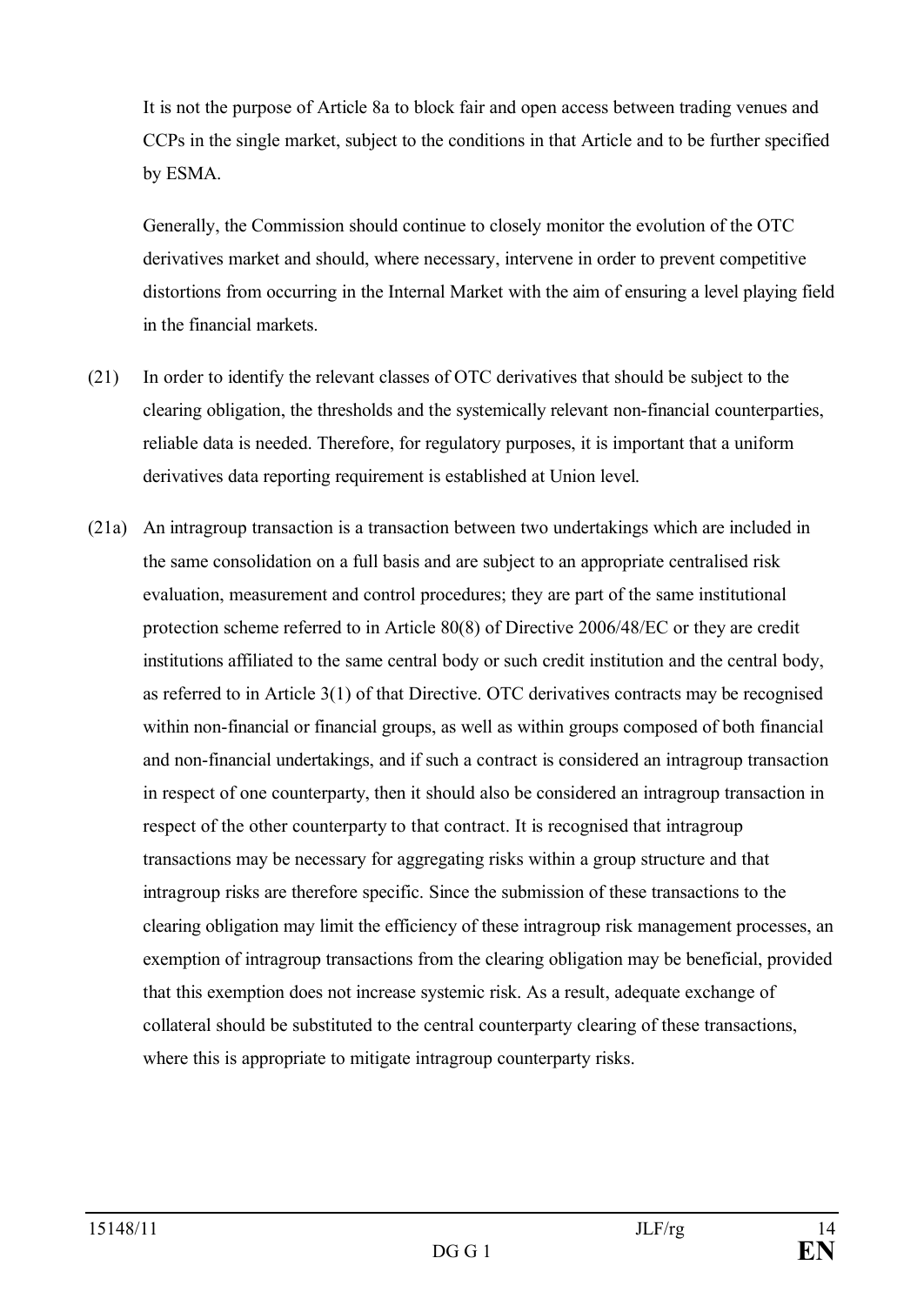It is not the purpose of Article 8a to block fair and open access between trading venues and CCPs in the single market, subject to the conditions in that Article and to be further specified by ESMA.

Generally, the Commission should continue to closely monitor the evolution of the OTC derivatives market and should, where necessary, intervene in order to prevent competitive distortions from occurring in the Internal Market with the aim of ensuring a level playing field in the financial markets.

(21) In order to identify the relevant classes of OTC derivatives that should be subject to the clearing obligation, the thresholds and the systemically relevant non-financial counterparties, reliable data is needed. Therefore, for regulatory purposes, it is important that a uniform derivatives data reporting requirement is established at Union level.

(21a) An intragroup transaction is a transaction between two undertakings which are included in the same consolidation on a full basis and are subject to an appropriate centralised risk evaluation, measurement and control procedures; they are part of the same institutional protection scheme referred to in Article 80(8) of Directive 2006/48/EC or they are credit institutions affiliated to the same central body or such credit institution and the central body, as referred to in Article 3(1) of that Directive. OTC derivatives contracts may be recognised within non-financial or financial groups, as well as within groups composed of both financial and non-financial undertakings, and if such a contract is considered an intragroup transaction in respect of one counterparty, then it should also be considered an intragroup transaction in respect of the other counterparty to that contract. It is recognised that intragroup transactions may be necessary for aggregating risks within a group structure and that intragroup risks are therefore specific. Since the submission of these transactions to the clearing obligation may limit the efficiency of these intragroup risk management processes, an exemption of intragroup transactions from the clearing obligation may be beneficial, provided that this exemption does not increase systemic risk. As a result, adequate exchange of collateral should be substituted to the central counterparty clearing of these transactions, where this is appropriate to mitigate intragroup counterparty risks.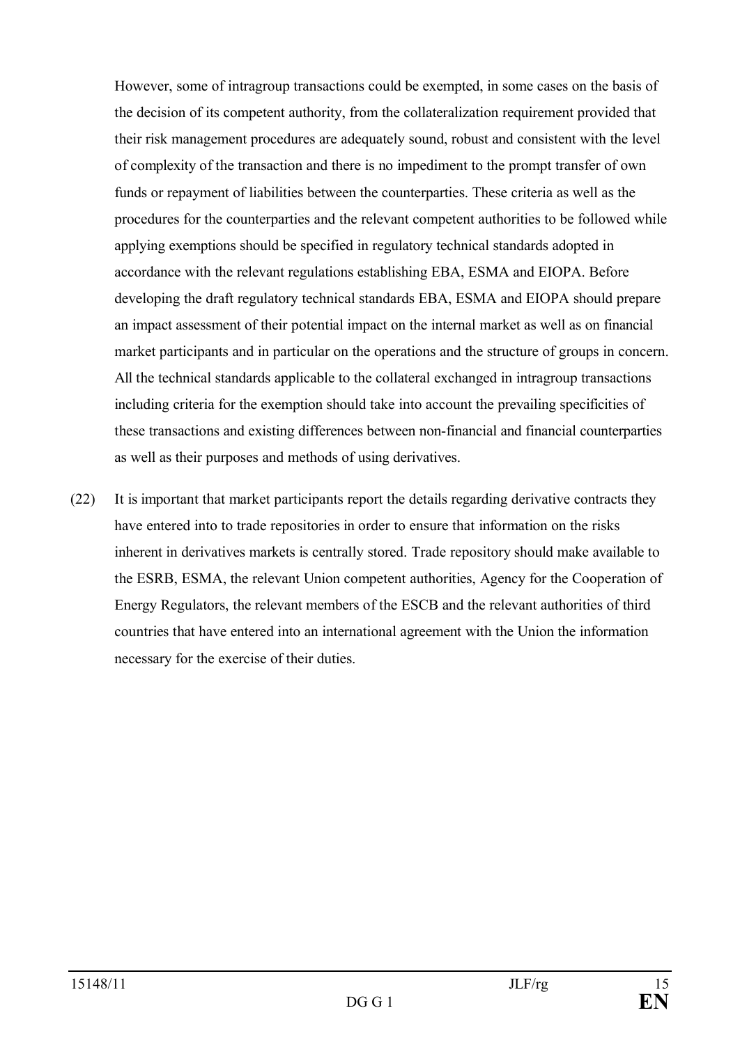However, some of intragroup transactions could be exempted, in some cases on the basis of the decision of its competent authority, from the collateralization requirement provided that their risk management procedures are adequately sound, robust and consistent with the level of complexity of the transaction and there is no impediment to the prompt transfer of own funds or repayment of liabilities between the counterparties. These criteria as well as the procedures for the counterparties and the relevant competent authorities to be followed while applying exemptions should be specified in regulatory technical standards adopted in accordance with the relevant regulations establishing EBA, ESMA and EIOPA. Before developing the draft regulatory technical standards EBA, ESMA and EIOPA should prepare an impact assessment of their potential impact on the internal market as well as on financial market participants and in particular on the operations and the structure of groups in concern. All the technical standards applicable to the collateral exchanged in intragroup transactions including criteria for the exemption should take into account the prevailing specificities of these transactions and existing differences between non-financial and financial counterparties as well as their purposes and methods of using derivatives.

(22) It is important that market participants report the details regarding derivative contracts they have entered into to trade repositories in order to ensure that information on the risks inherent in derivatives markets is centrally stored. Trade repository should make available to the ESRB, ESMA, the relevant Union competent authorities, Agency for the Cooperation of Energy Regulators, the relevant members of the ESCB and the relevant authorities of third countries that have entered into an international agreement with the Union the information necessary for the exercise of their duties.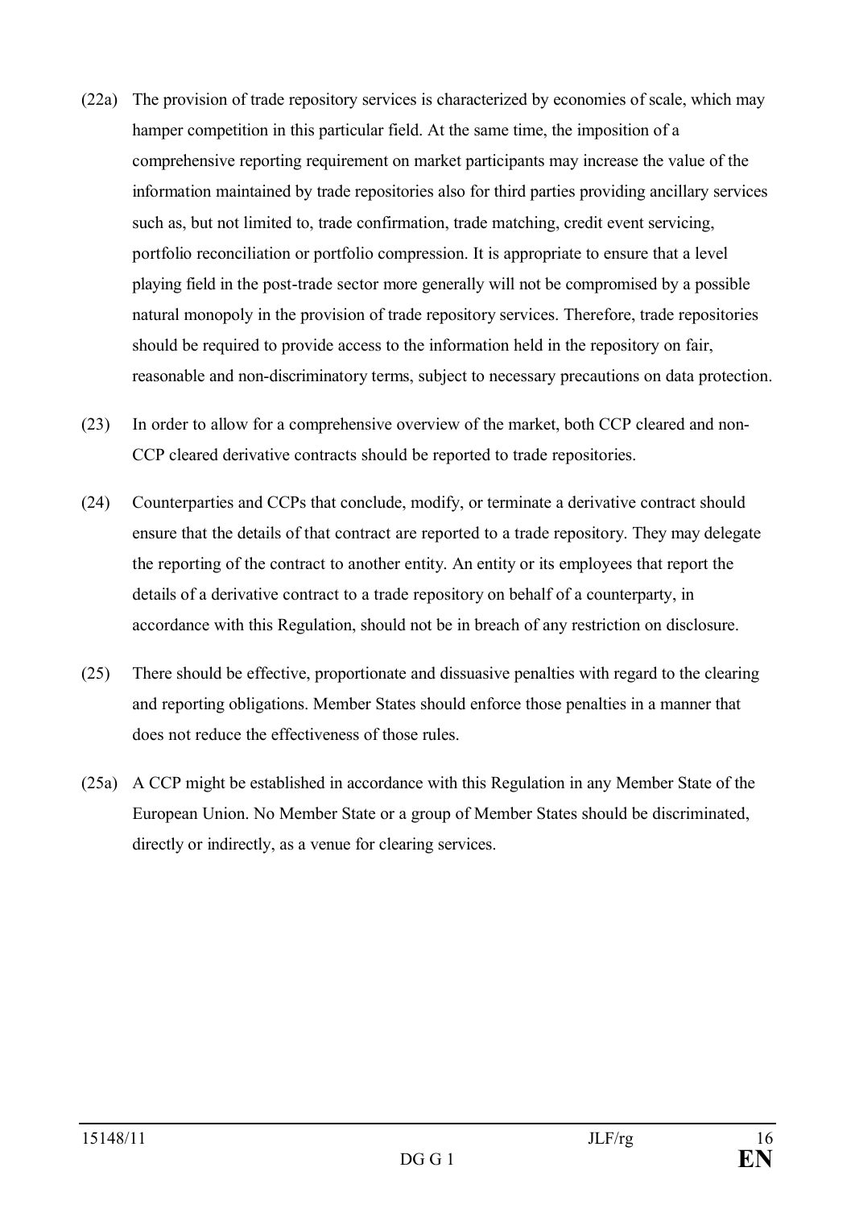(22a) The provision of trade repository services is characterized by economies of scale, which may hamper competition in this particular field. At the same time, the imposition of a comprehensive reporting requirement on market participants may increase the value of the information maintained by trade repositories also for third parties providing ancillary services such as, but not limited to, trade confirmation, trade matching, credit event servicing, portfolio reconciliation or portfolio compression. It is appropriate to ensure that a level playing field in the post-trade sector more generally will not be compromised by a possible natural monopoly in the provision of trade repository services. Therefore, trade repositories should be required to provide access to the information held in the repository on fair, reasonable and non-discriminatory terms, subject to necessary precautions on data protection.

(23) In order to allow for a comprehensive overview of the market, both CCP cleared and non-CCP cleared derivative contracts should be reported to trade repositories.

(24) Counterparties and CCPs that conclude, modify, or terminate a derivative contract should ensure that the details of that contract are reported to a trade repository. They may delegate the reporting of the contract to another entity. An entity or its employees that report the details of a derivative contract to a trade repository on behalf of a counterparty, in accordance with this Regulation, should not be in breach of any restriction on disclosure.

(25) There should be effective, proportionate and dissuasive penalties with regard to the clearing and reporting obligations. Member States should enforce those penalties in a manner that does not reduce the effectiveness of those rules.

(25a) A CCP might be established in accordance with this Regulation in any Member State of the European Union. No Member State or a group of Member States should be discriminated, directly or indirectly, as a venue for clearing services.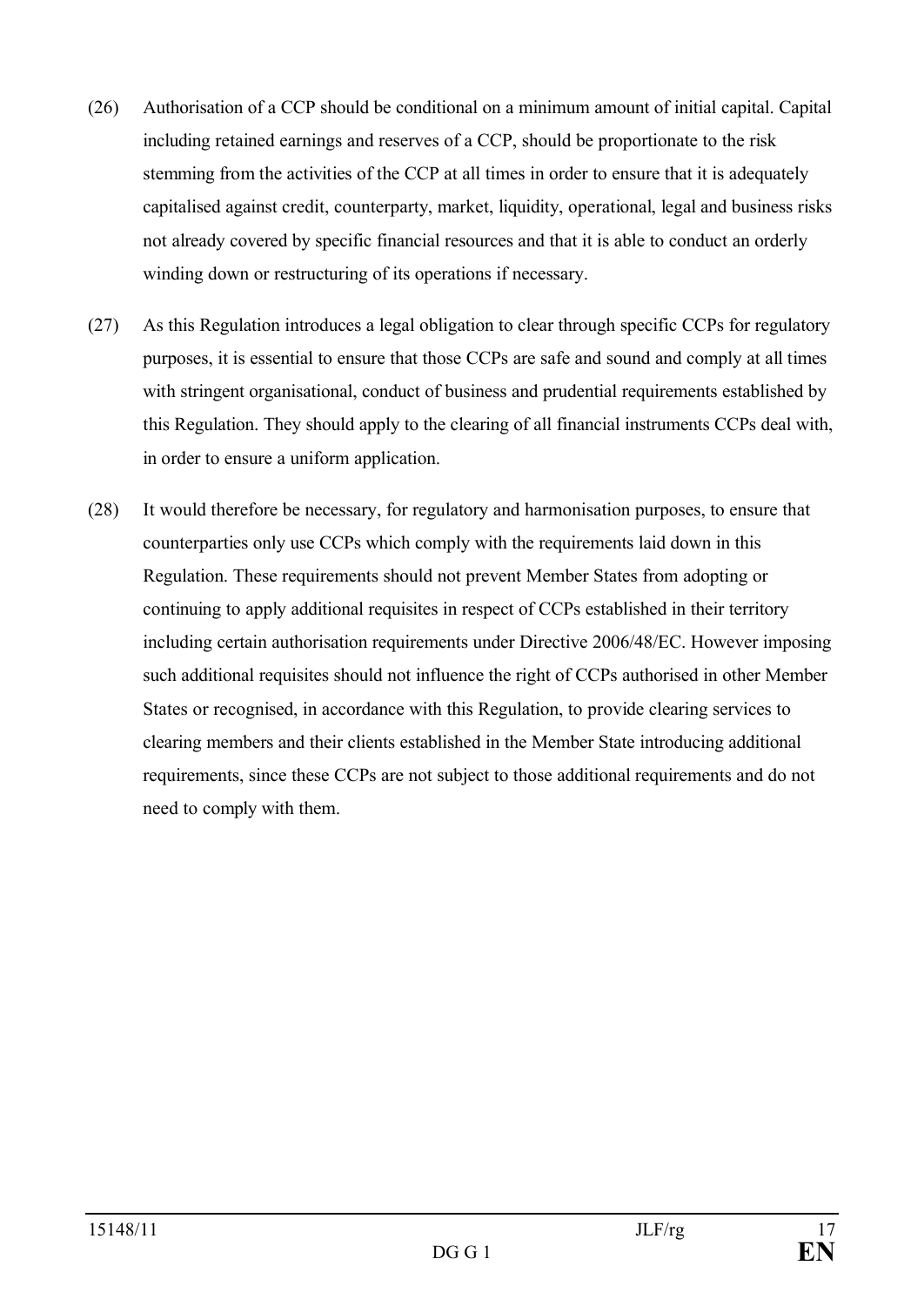(26) Authorisation of a CCP should be conditional on a minimum amount of initial capital. Capital including retained earnings and reserves of a CCP, should be proportionate to the risk stemming from the activities of the CCP at all times in order to ensure that it is adequately capitalised against credit, counterparty, market, liquidity, operational, legal and business risks not already covered by specific financial resources and that it is able to conduct an orderly winding down or restructuring of its operations if necessary.

(27) As this Regulation introduces a legal obligation to clear through specific CCPs for regulatory purposes, it is essential to ensure that those CCPs are safe and sound and comply at all times with stringent organisational, conduct of business and prudential requirements established by this Regulation. They should apply to the clearing of all financial instruments CCPs deal with, in order to ensure a uniform application.

(28) It would therefore be necessary, for regulatory and harmonisation purposes, to ensure that counterparties only use CCPs which comply with the requirements laid down in this Regulation. These requirements should not prevent Member States from adopting or continuing to apply additional requisites in respect of CCPs established in their territory including certain authorisation requirements under Directive 2006/48/EC. However imposing such additional requisites should not influence the right of CCPs authorised in other Member States or recognised, in accordance with this Regulation, to provide clearing services to clearing members and their clients established in the Member State introducing additional requirements, since these CCPs are not subject to those additional requirements and do not need to comply with them.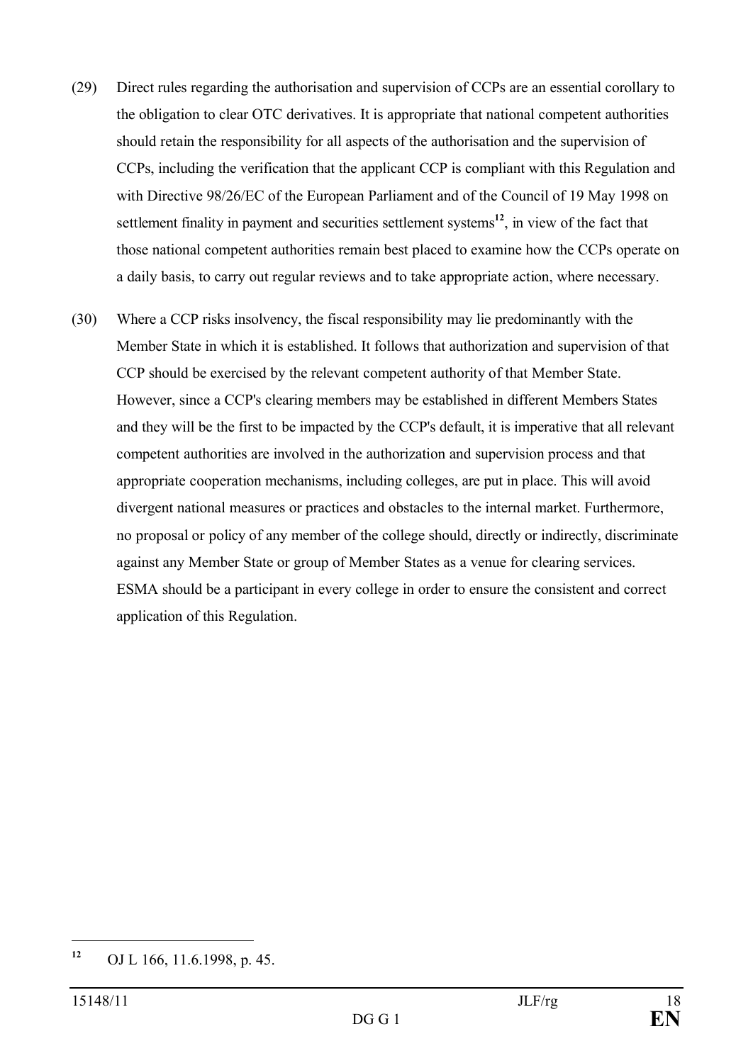(29) Direct rules regarding the authorisation and supervision of CCPs are an essential corollary to the obligation to clear OTC derivatives. It is appropriate that national competent authorities should retain the responsibility for all aspects of the authorisation and the supervision of CCPs, including the verification that the applicant CCP is compliant with this Regulation and with Directive 98/26/EC of the European Parliament and of the Council of 19 May 1998 on settlement finality in payment and securities settlement systems[12], in view of the fact that those national competent authorities remain best placed to examine how the CCPs operate on a daily basis, to carry out regular reviews and to take appropriate action, where necessary.

(30) Where a CCP risks insolvency, the fiscal responsibility may lie predominantly with the Member State in which it is established. It follows that authorization and supervision of that CCP should be exercised by the relevant competent authority of that Member State. However, since a CCP's clearing members may be established in different Members States and they will be the first to be impacted by the CCP's default, it is imperative that all relevant competent authorities are involved in the authorization and supervision process and that appropriate cooperation mechanisms, including colleges, are put in place. This will avoid divergent national measures or practices and obstacles to the internal market. Furthermore, no proposal or policy of any member of the college should, directly or indirectly, discriminate against any Member State or group of Member States as a venue for clearing services. ESMA should be a participant in every college in order to ensure the consistent and correct application of this Regulation.

[12] OJ L 166, 11.6.1998, p. 45.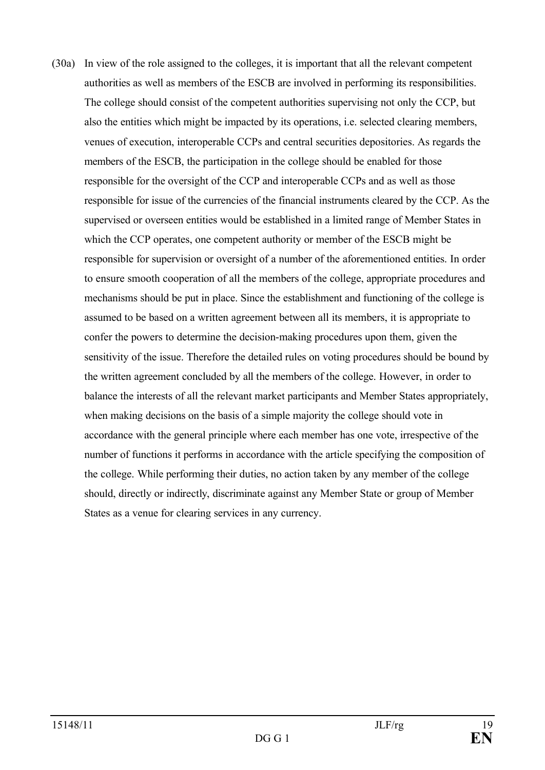(30a) In view of the role assigned to the colleges, it is important that all the relevant competent authorities as well as members of the ESCB are involved in performing its responsibilities. The college should consist of the competent authorities supervising not only the CCP, but also the entities which might be impacted by its operations, i.e. selected clearing members, venues of execution, interoperable CCPs and central securities depositories. As regards the members of the ESCB, the participation in the college should be enabled for those responsible for the oversight of the CCP and interoperable CCPs and as well as those responsible for issue of the currencies of the financial instruments cleared by the CCP. As the supervised or overseen entities would be established in a limited range of Member States in which the CCP operates, one competent authority or member of the ESCB might be responsible for supervision or oversight of a number of the aforementioned entities. In order to ensure smooth cooperation of all the members of the college, appropriate procedures and mechanisms should be put in place. Since the establishment and functioning of the college is assumed to be based on a written agreement between all its members, it is appropriate to confer the powers to determine the decision-making procedures upon them, given the sensitivity of the issue. Therefore the detailed rules on voting procedures should be bound by the written agreement concluded by all the members of the college. However, in order to balance the interests of all the relevant market participants and Member States appropriately, when making decisions on the basis of a simple majority the college should vote in accordance with the general principle where each member has one vote, irrespective of the number of functions it performs in accordance with the article specifying the composition of the college. While performing their duties, no action taken by any member of the college should, directly or indirectly, discriminate against any Member State or group of Member States as a venue for clearing services in any currency.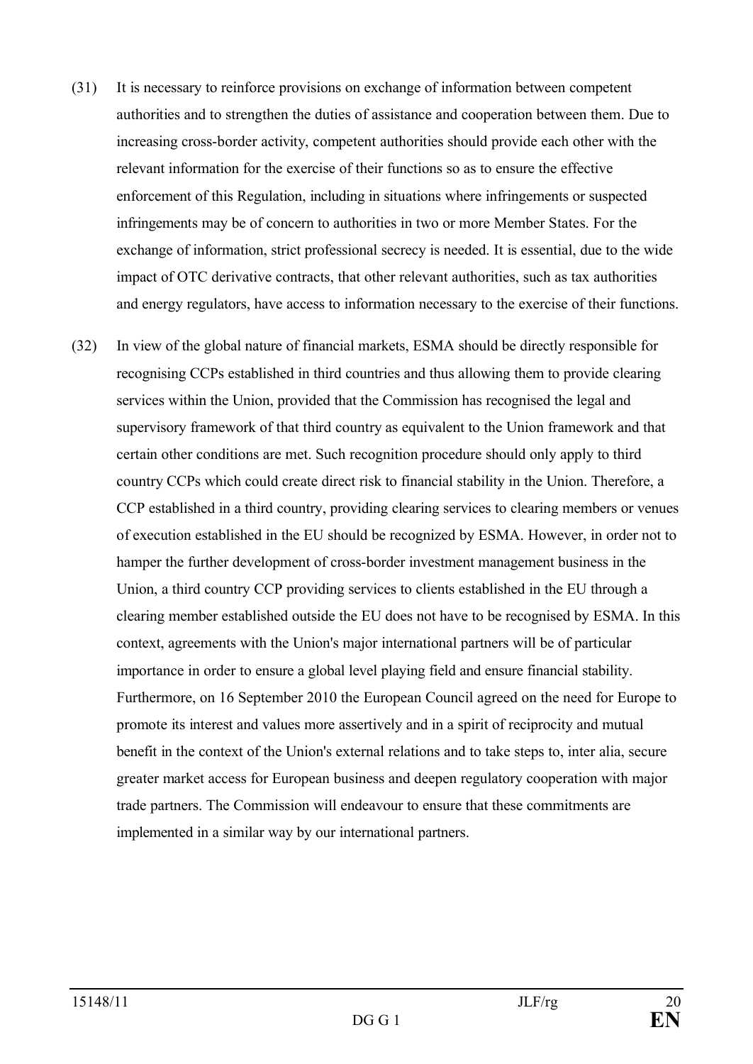(31) It is necessary to reinforce provisions on exchange of information between competent authorities and to strengthen the duties of assistance and cooperation between them. Due to increasing cross-border activity, competent authorities should provide each other with the relevant information for the exercise of their functions so as to ensure the effective enforcement of this Regulation, including in situations where infringements or suspected infringements may be of concern to authorities in two or more Member States. For the exchange of information, strict professional secrecy is needed. It is essential, due to the wide impact of OTC derivative contracts, that other relevant authorities, such as tax authorities and energy regulators, have access to information necessary to the exercise of their functions.

(32) In view of the global nature of financial markets, ESMA should be directly responsible for recognising CCPs established in third countries and thus allowing them to provide clearing services within the Union, provided that the Commission has recognised the legal and supervisory framework of that third country as equivalent to the Union framework and that certain other conditions are met. Such recognition procedure should only apply to third country CCPs which could create direct risk to financial stability in the Union. Therefore, a CCP established in a third country, providing clearing services to clearing members or venues of execution established in the EU should be recognized by ESMA. However, in order not to hamper the further development of cross-border investment management business in the Union, a third country CCP providing services to clients established in the EU through a clearing member established outside the EU does not have to be recognised by ESMA. In this context, agreements with the Union's major international partners will be of particular importance in order to ensure a global level playing field and ensure financial stability. Furthermore, on 16 September 2010 the European Council agreed on the need for Europe to promote its interest and values more assertively and in a spirit of reciprocity and mutual benefit in the context of the Union's external relations and to take steps to, inter alia, secure greater market access for European business and deepen regulatory cooperation with major trade partners. The Commission will endeavour to ensure that these commitments are implemented in a similar way by our international partners.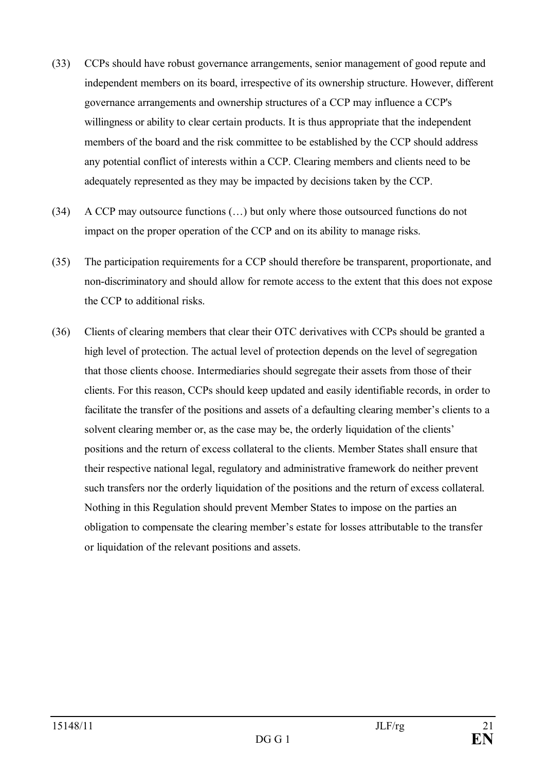(33) CCPs should have robust governance arrangements, senior management of good repute and independent members on its board, irrespective of its ownership structure. However, different governance arrangements and ownership structures of a CCP may influence a CCP's willingness or ability to clear certain products. It is thus appropriate that the independent members of the board and the risk committee to be established by the CCP should address any potential conflict of interests within a CCP. Clearing members and clients need to be adequately represented as they may be impacted by decisions taken by the CCP.

(34) A CCP may outsource functions (…) but only where those outsourced functions do not impact on the proper operation of the CCP and on its ability to manage risks.

(35) The participation requirements for a CCP should therefore be transparent, proportionate, and non-discriminatory and should allow for remote access to the extent that this does not expose the CCP to additional risks.

(36) Clients of clearing members that clear their OTC derivatives with CCPs should be granted a high level of protection. The actual level of protection depends on the level of segregation that those clients choose. Intermediaries should segregate their assets from those of their clients. For this reason, CCPs should keep updated and easily identifiable records, in order to facilitate the transfer of the positions and assets of a defaulting clearing member's clients to a solvent clearing member or, as the case may be, the orderly liquidation of the clients' positions and the return of excess collateral to the clients. Member States shall ensure that their respective national legal, regulatory and administrative framework do neither prevent such transfers nor the orderly liquidation of the positions and the return of excess collateral. Nothing in this Regulation should prevent Member States to impose on the parties an obligation to compensate the clearing member's estate for losses attributable to the transfer or liquidation of the relevant positions and assets.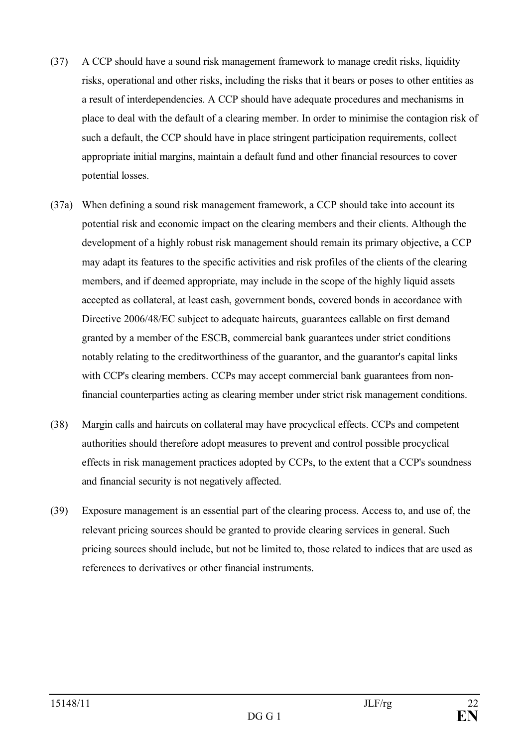(37) A CCP should have a sound risk management framework to manage credit risks, liquidity risks, operational and other risks, including the risks that it bears or poses to other entities as a result of interdependencies. A CCP should have adequate procedures and mechanisms in place to deal with the default of a clearing member. In order to minimise the contagion risk of such a default, the CCP should have in place stringent participation requirements, collect appropriate initial margins, maintain a default fund and other financial resources to cover potential losses.

(37a) When defining a sound risk management framework, a CCP should take into account its potential risk and economic impact on the clearing members and their clients. Although the development of a highly robust risk management should remain its primary objective, a CCP may adapt its features to the specific activities and risk profiles of the clients of the clearing members, and if deemed appropriate, may include in the scope of the highly liquid assets accepted as collateral, at least cash, government bonds, covered bonds in accordance with Directive 2006/48/EC subject to adequate haircuts, guarantees callable on first demand granted by a member of the ESCB, commercial bank guarantees under strict conditions notably relating to the creditworthiness of the guarantor, and the guarantor's capital links with CCP's clearing members. CCPs may accept commercial bank guarantees from non-financial counterparties acting as clearing member under strict risk management conditions.

(38) Margin calls and haircuts on collateral may have procyclical effects. CCPs and competent authorities should therefore adopt measures to prevent and control possible procyclical effects in risk management practices adopted by CCPs, to the extent that a CCP's soundness and financial security is not negatively affected.

(39) Exposure management is an essential part of the clearing process. Access to, and use of, the relevant pricing sources should be granted to provide clearing services in general. Such pricing sources should include, but not be limited to, those related to indices that are used as references to derivatives or other financial instruments.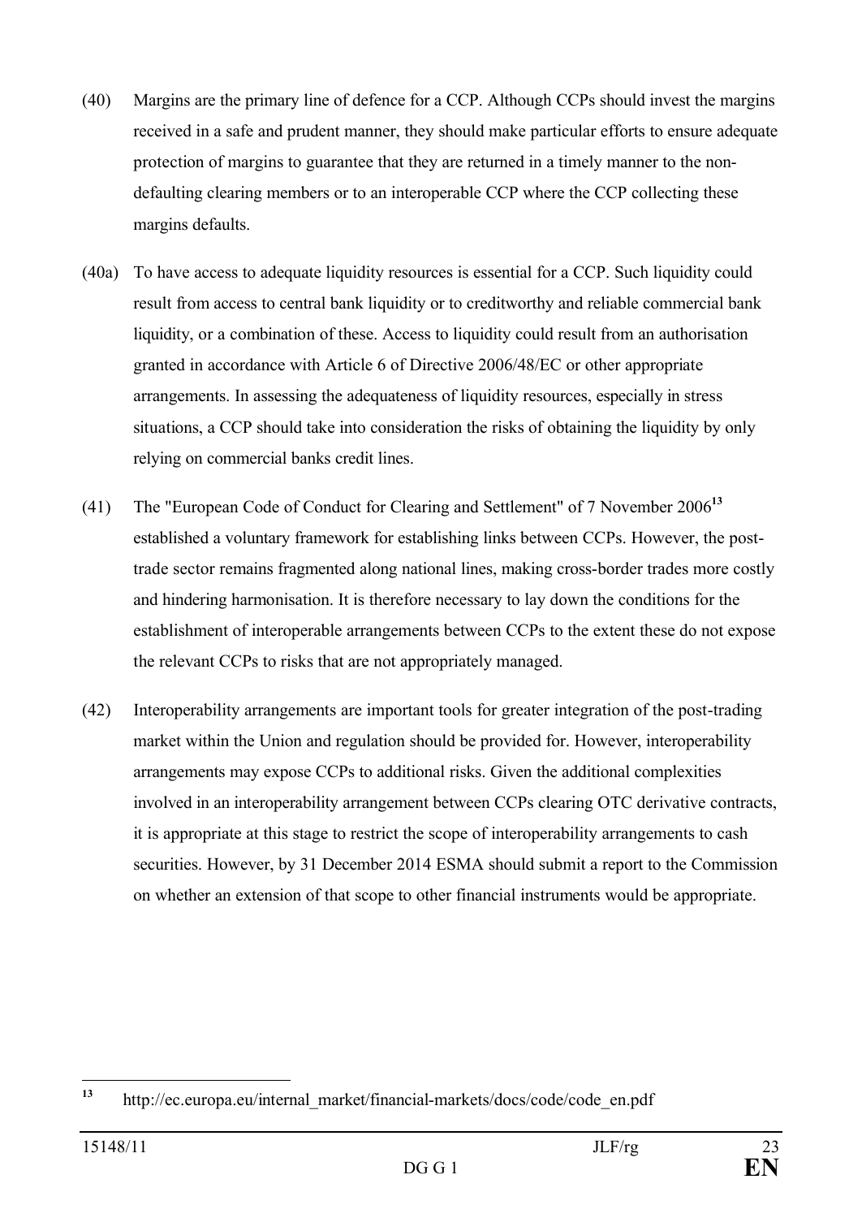(40) Margins are the primary line of defence for a CCP. Although CCPs should invest the margins received in a safe and prudent manner, they should make particular efforts to ensure adequate protection of margins to guarantee that they are returned in a timely manner to the non-defaulting clearing members or to an interoperable CCP where the CCP collecting these margins defaults.

(40a) To have access to adequate liquidity resources is essential for a CCP. Such liquidity could result from access to central bank liquidity or to creditworthy and reliable commercial bank liquidity, or a combination of these. Access to liquidity could result from an authorisation granted in accordance with Article 6 of Directive 2006/48/EC or other appropriate arrangements. In assessing the adequateness of liquidity resources, especially in stress situations, a CCP should take into consideration the risks of obtaining the liquidity by only relying on commercial banks credit lines.

(41) The "European Code of Conduct for Clearing and Settlement" of 7 November 2006[13] established a voluntary framework for establishing links between CCPs. However, the post-trade sector remains fragmented along national lines, making cross-border trades more costly and hindering harmonisation. It is therefore necessary to lay down the conditions for the establishment of interoperable arrangements between CCPs to the extent these do not expose the relevant CCPs to risks that are not appropriately managed.

(42) Interoperability arrangements are important tools for greater integration of the post-trading market within the Union and regulation should be provided for. However, interoperability arrangements may expose CCPs to additional risks. Given the additional complexities involved in an interoperability arrangement between CCPs clearing OTC derivative contracts, it is appropriate at this stage to restrict the scope of interoperability arrangements to cash securities. However, by 31 December 2014 ESMA should submit a report to the Commission on whether an extension of that scope to other financial instruments would be appropriate.

---

[13] http://ec.europa.eu/internal_market/financial-markets/docs/code/code_en.pdf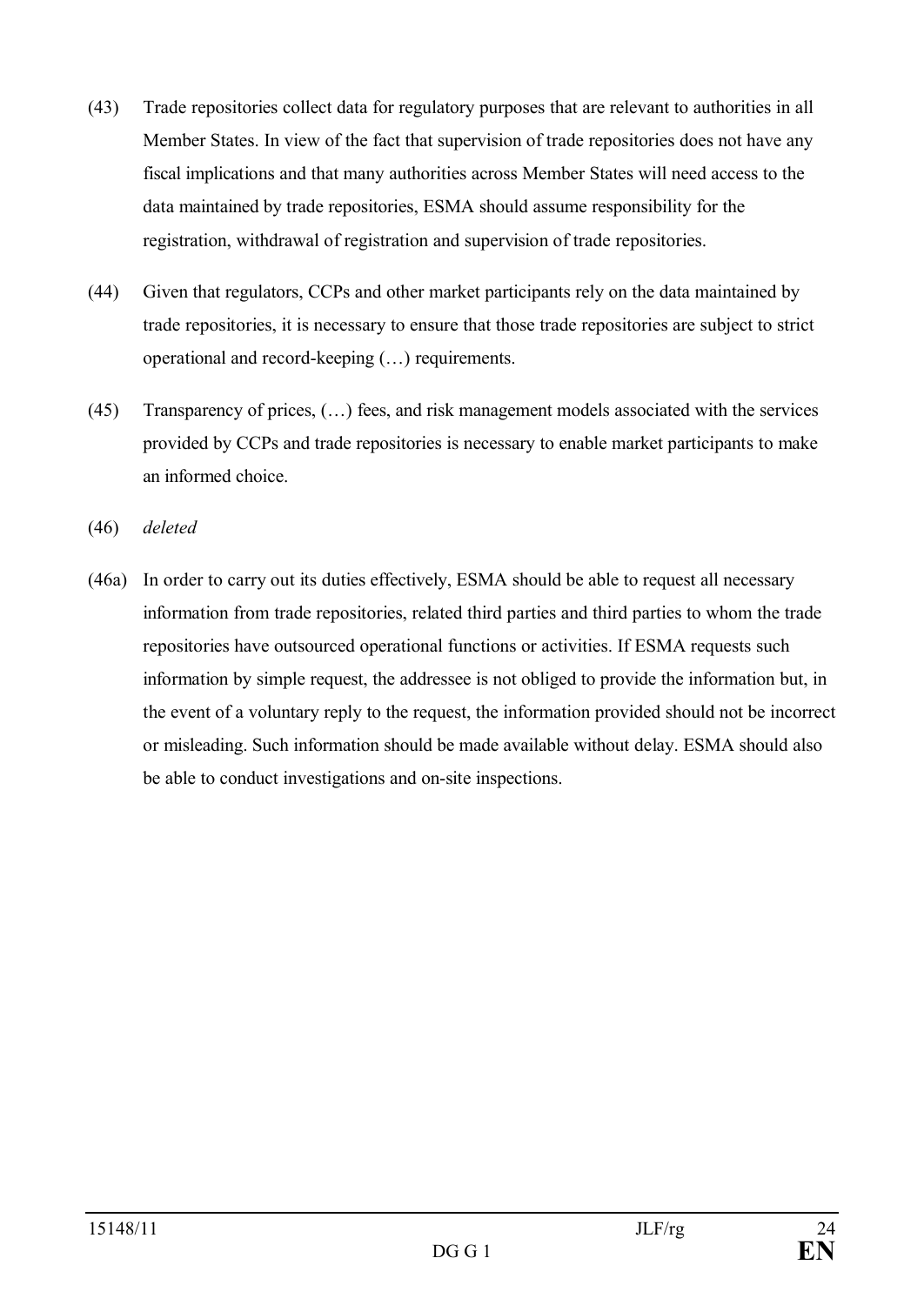(43) Trade repositories collect data for regulatory purposes that are relevant to authorities in all Member States. In view of the fact that supervision of trade repositories does not have any fiscal implications and that many authorities across Member States will need access to the data maintained by trade repositories, ESMA should assume responsibility for the registration, withdrawal of registration and supervision of trade repositories.

(44) Given that regulators, CCPs and other market participants rely on the data maintained by trade repositories, it is necessary to ensure that those trade repositories are subject to strict operational and record-keeping (…) requirements.

(45) Transparency of prices, (…) fees, and risk management models associated with the services provided by CCPs and trade repositories is necessary to enable market participants to make an informed choice.

(46) *deleted*

(46a) In order to carry out its duties effectively, ESMA should be able to request all necessary information from trade repositories, related third parties and third parties to whom the trade repositories have outsourced operational functions or activities. If ESMA requests such information by simple request, the addressee is not obliged to provide the information but, in the event of a voluntary reply to the request, the information provided should not be incorrect or misleading. Such information should be made available without delay. ESMA should also be able to conduct investigations and on-site inspections.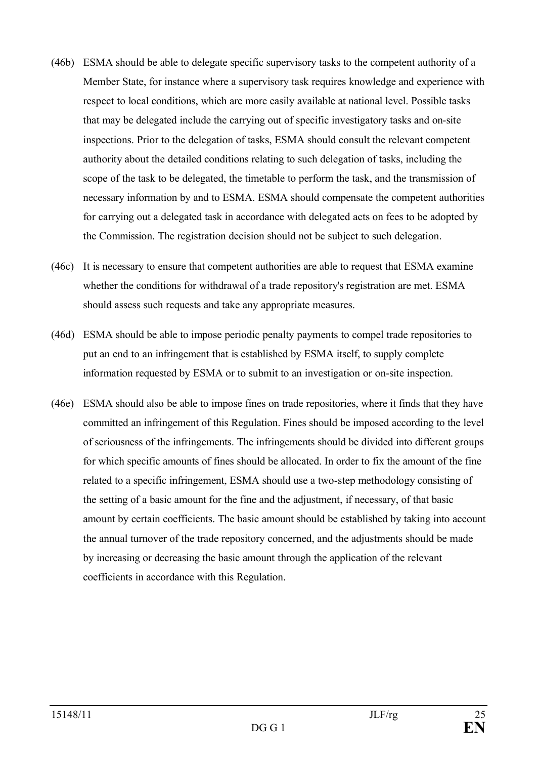(46b) ESMA should be able to delegate specific supervisory tasks to the competent authority of a Member State, for instance where a supervisory task requires knowledge and experience with respect to local conditions, which are more easily available at national level. Possible tasks that may be delegated include the carrying out of specific investigatory tasks and on-site inspections. Prior to the delegation of tasks, ESMA should consult the relevant competent authority about the detailed conditions relating to such delegation of tasks, including the scope of the task to be delegated, the timetable to perform the task, and the transmission of necessary information by and to ESMA. ESMA should compensate the competent authorities for carrying out a delegated task in accordance with delegated acts on fees to be adopted by the Commission. The registration decision should not be subject to such delegation.

(46c) It is necessary to ensure that competent authorities are able to request that ESMA examine whether the conditions for withdrawal of a trade repository's registration are met. ESMA should assess such requests and take any appropriate measures.

(46d) ESMA should be able to impose periodic penalty payments to compel trade repositories to put an end to an infringement that is established by ESMA itself, to supply complete information requested by ESMA or to submit to an investigation or on-site inspection.

(46e) ESMA should also be able to impose fines on trade repositories, where it finds that they have committed an infringement of this Regulation. Fines should be imposed according to the level of seriousness of the infringements. The infringements should be divided into different groups for which specific amounts of fines should be allocated. In order to fix the amount of the fine related to a specific infringement, ESMA should use a two-step methodology consisting of the setting of a basic amount for the fine and the adjustment, if necessary, of that basic amount by certain coefficients. The basic amount should be established by taking into account the annual turnover of the trade repository concerned, and the adjustments should be made by increasing or decreasing the basic amount through the application of the relevant coefficients in accordance with this Regulation.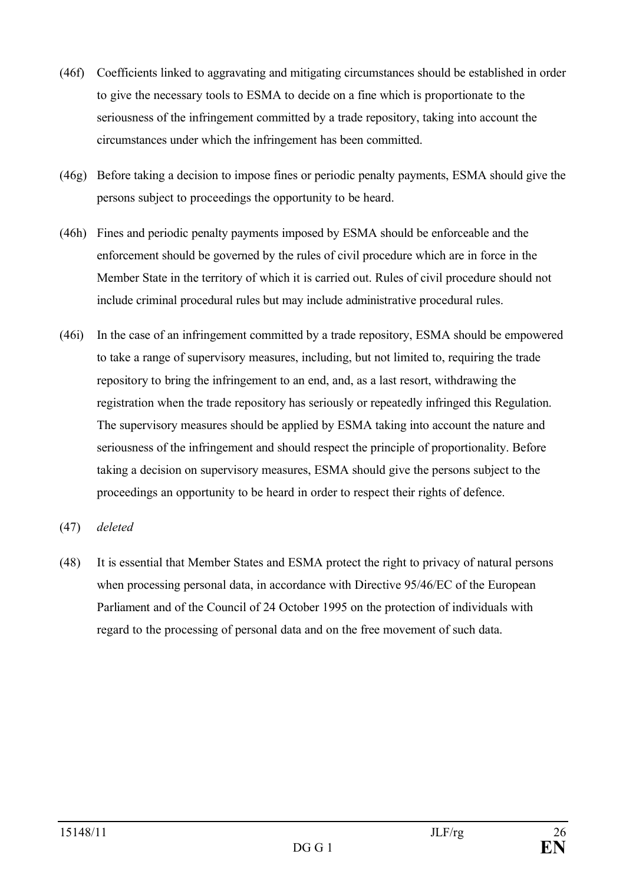(46f) Coefficients linked to aggravating and mitigating circumstances should be established in order to give the necessary tools to ESMA to decide on a fine which is proportionate to the seriousness of the infringement committed by a trade repository, taking into account the circumstances under which the infringement has been committed.

(46g) Before taking a decision to impose fines or periodic penalty payments, ESMA should give the persons subject to proceedings the opportunity to be heard.

(46h) Fines and periodic penalty payments imposed by ESMA should be enforceable and the enforcement should be governed by the rules of civil procedure which are in force in the Member State in the territory of which it is carried out. Rules of civil procedure should not include criminal procedural rules but may include administrative procedural rules.

(46i) In the case of an infringement committed by a trade repository, ESMA should be empowered to take a range of supervisory measures, including, but not limited to, requiring the trade repository to bring the infringement to an end, and, as a last resort, withdrawing the registration when the trade repository has seriously or repeatedly infringed this Regulation. The supervisory measures should be applied by ESMA taking into account the nature and seriousness of the infringement and should respect the principle of proportionality. Before taking a decision on supervisory measures, ESMA should give the persons subject to the proceedings an opportunity to be heard in order to respect their rights of defence.

(47) *deleted*

(48) It is essential that Member States and ESMA protect the right to privacy of natural persons when processing personal data, in accordance with Directive 95/46/EC of the European Parliament and of the Council of 24 October 1995 on the protection of individuals with regard to the processing of personal data and on the free movement of such data.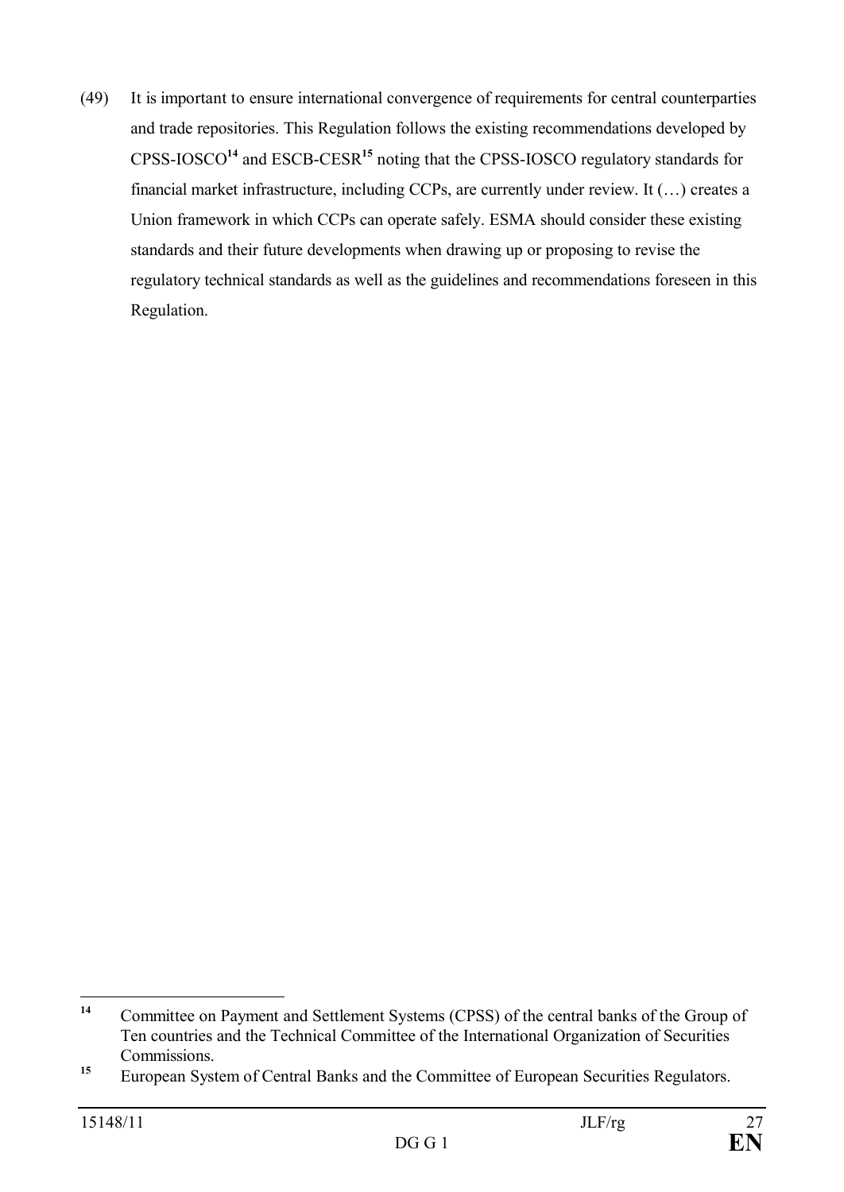(49) It is important to ensure international convergence of requirements for central counterparties and trade repositories. This Regulation follows the existing recommendations developed by CPSS-IOSCO[14] and ESCB-CESR[15] noting that the CPSS-IOSCO regulatory standards for financial market infrastructure, including CCPs, are currently under review. It (…) creates a Union framework in which CCPs can operate safely. ESMA should consider these existing standards and their future developments when drawing up or proposing to revise the regulatory technical standards as well as the guidelines and recommendations foreseen in this Regulation.

---

[14] Committee on Payment and Settlement Systems (CPSS) of the central banks of the Group of Ten countries and the Technical Committee of the International Organization of Securities Commissions.

[15] European System of Central Banks and the Committee of European Securities Regulators.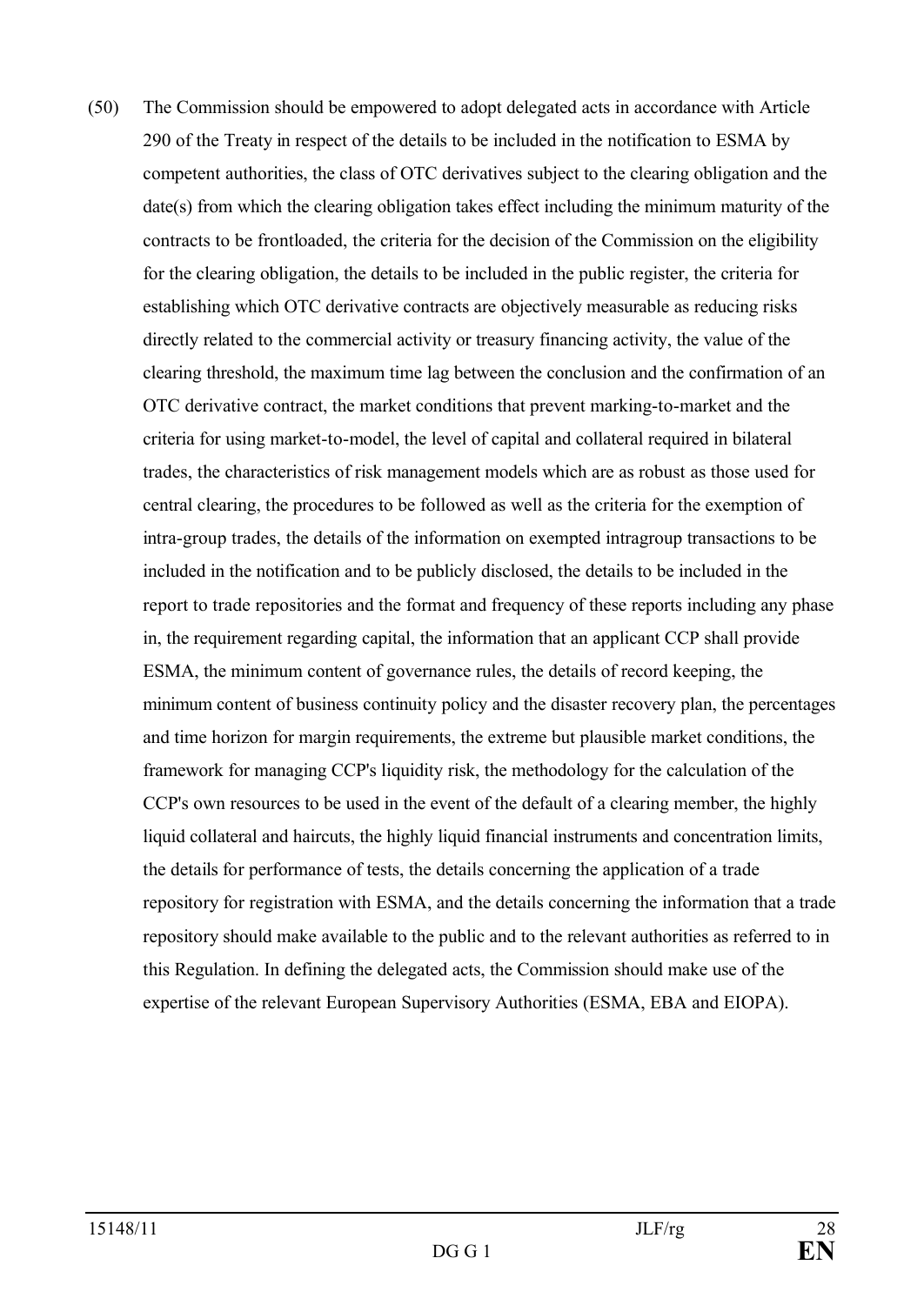(50) The Commission should be empowered to adopt delegated acts in accordance with Article 290 of the Treaty in respect of the details to be included in the notification to ESMA by competent authorities, the class of OTC derivatives subject to the clearing obligation and the date(s) from which the clearing obligation takes effect including the minimum maturity of the contracts to be frontloaded, the criteria for the decision of the Commission on the eligibility for the clearing obligation, the details to be included in the public register, the criteria for establishing which OTC derivative contracts are objectively measurable as reducing risks directly related to the commercial activity or treasury financing activity, the value of the clearing threshold, the maximum time lag between the conclusion and the confirmation of an OTC derivative contract, the market conditions that prevent marking-to-market and the criteria for using market-to-model, the level of capital and collateral required in bilateral trades, the characteristics of risk management models which are as robust as those used for central clearing, the procedures to be followed as well as the criteria for the exemption of intra-group trades, the details of the information on exempted intragroup transactions to be included in the notification and to be publicly disclosed, the details to be included in the report to trade repositories and the format and frequency of these reports including any phase in, the requirement regarding capital, the information that an applicant CCP shall provide ESMA, the minimum content of governance rules, the details of record keeping, the minimum content of business continuity policy and the disaster recovery plan, the percentages and time horizon for margin requirements, the extreme but plausible market conditions, the framework for managing CCP's liquidity risk, the methodology for the calculation of the CCP's own resources to be used in the event of the default of a clearing member, the highly liquid collateral and haircuts, the highly liquid financial instruments and concentration limits, the details for performance of tests, the details concerning the application of a trade repository for registration with ESMA, and the details concerning the information that a trade repository should make available to the public and to the relevant authorities as referred to in this Regulation. In defining the delegated acts, the Commission should make use of the expertise of the relevant European Supervisory Authorities (ESMA, EBA and EIOPA).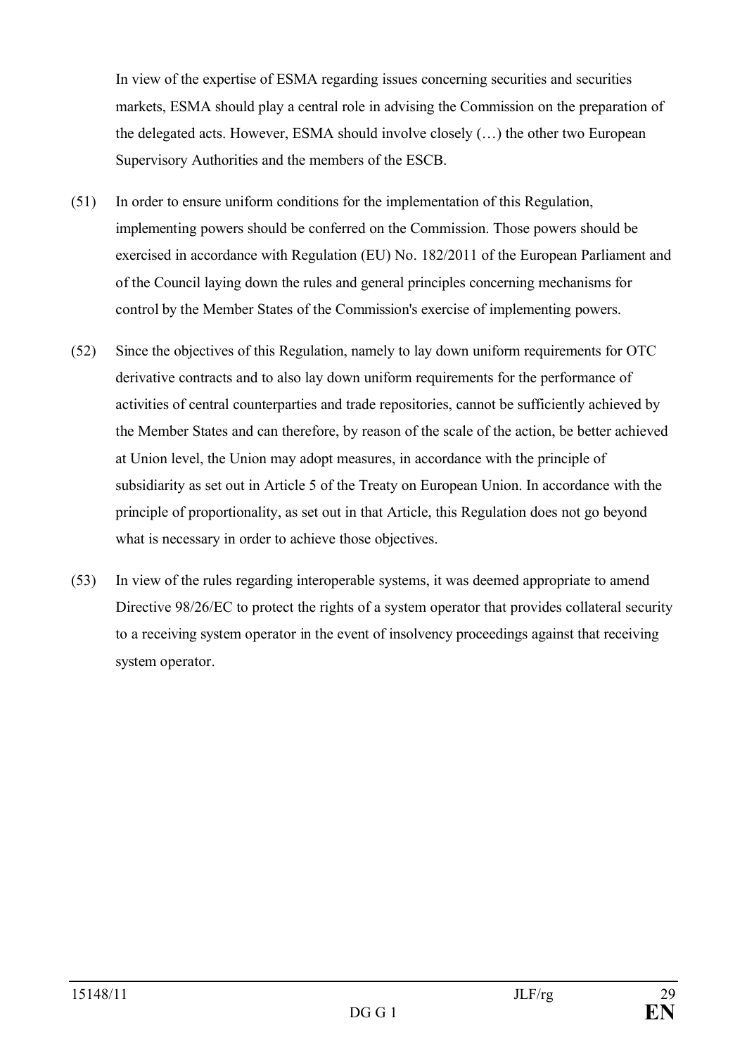In view of the expertise of ESMA regarding issues concerning securities and securities markets, ESMA should play a central role in advising the Commission on the preparation of the delegated acts. However, ESMA should involve closely (…) the other two European Supervisory Authorities and the members of the ESCB.

(51) In order to ensure uniform conditions for the implementation of this Regulation, implementing powers should be conferred on the Commission. Those powers should be exercised in accordance with Regulation (EU) No. 182/2011 of the European Parliament and of the Council laying down the rules and general principles concerning mechanisms for control by the Member States of the Commission's exercise of implementing powers.

(52) Since the objectives of this Regulation, namely to lay down uniform requirements for OTC derivative contracts and to also lay down uniform requirements for the performance of activities of central counterparties and trade repositories, cannot be sufficiently achieved by the Member States and can therefore, by reason of the scale of the action, be better achieved at Union level, the Union may adopt measures, in accordance with the principle of subsidiarity as set out in Article 5 of the Treaty on European Union. In accordance with the principle of proportionality, as set out in that Article, this Regulation does not go beyond what is necessary in order to achieve those objectives.

(53) In view of the rules regarding interoperable systems, it was deemed appropriate to amend Directive 98/26/EC to protect the rights of a system operator that provides collateral security to a receiving system operator in the event of insolvency proceedings against that receiving system operator.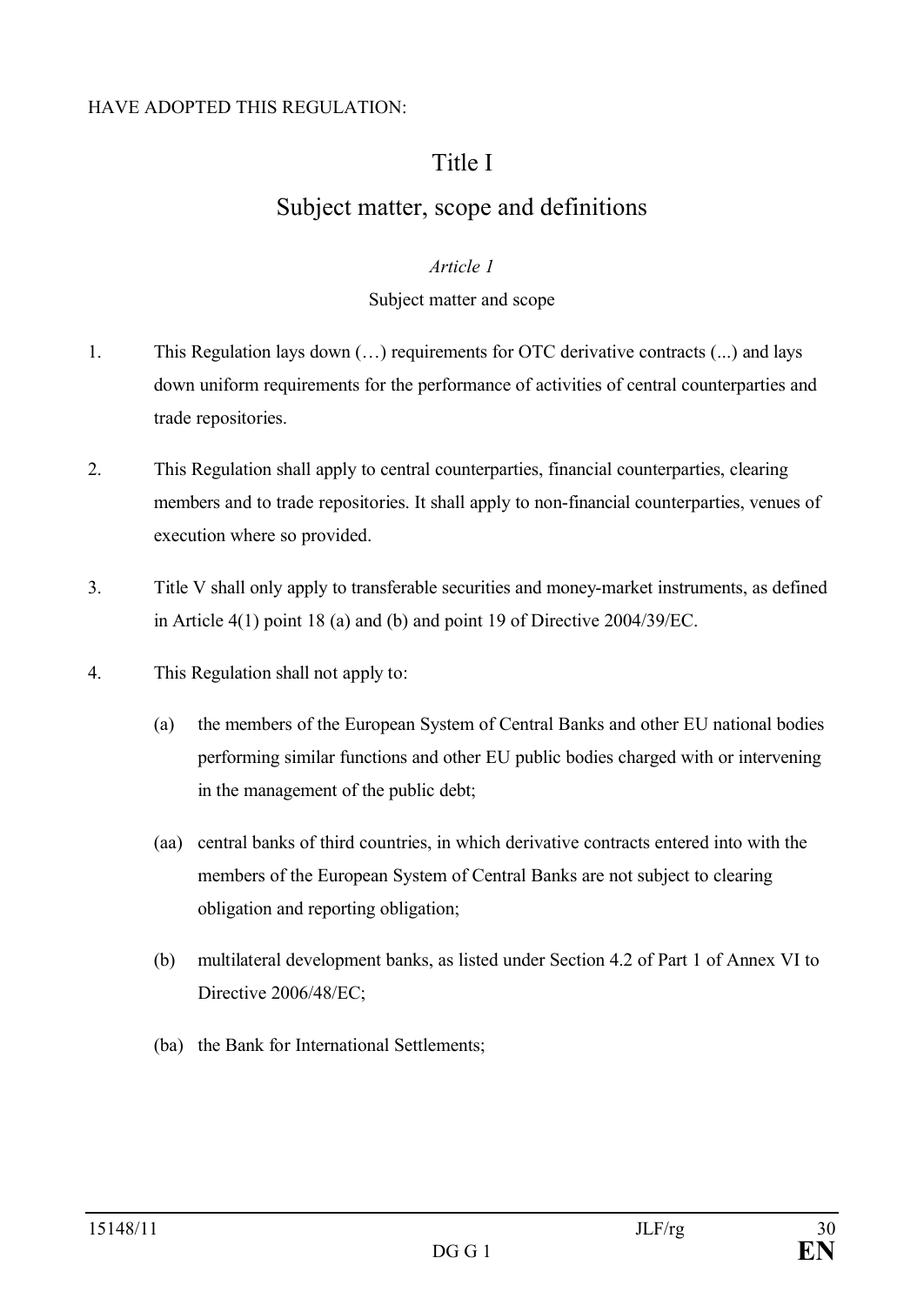HAVE ADOPTED THIS REGULATION:

# Title I

# Subject matter, scope and definitions

### *Article 1*

### Subject matter and scope

1. This Regulation lays down (…) requirements for OTC derivative contracts (...) and lays down uniform requirements for the performance of activities of central counterparties and trade repositories.

2. This Regulation shall apply to central counterparties, financial counterparties, clearing members and to trade repositories. It shall apply to non-financial counterparties, venues of execution where so provided.

3. Title V shall only apply to transferable securities and money-market instruments, as defined in Article 4(1) point 18 (a) and (b) and point 19 of Directive 2004/39/EC.

4. This Regulation shall not apply to:

   (a) the members of the European System of Central Banks and other EU national bodies performing similar functions and other EU public bodies charged with or intervening in the management of the public debt;

   (aa) central banks of third countries, in which derivative contracts entered into with the members of the European System of Central Banks are not subject to clearing obligation and reporting obligation;

   (b) multilateral development banks, as listed under Section 4.2 of Part 1 of Annex VI to Directive 2006/48/EC;

   (ba) the Bank for International Settlements;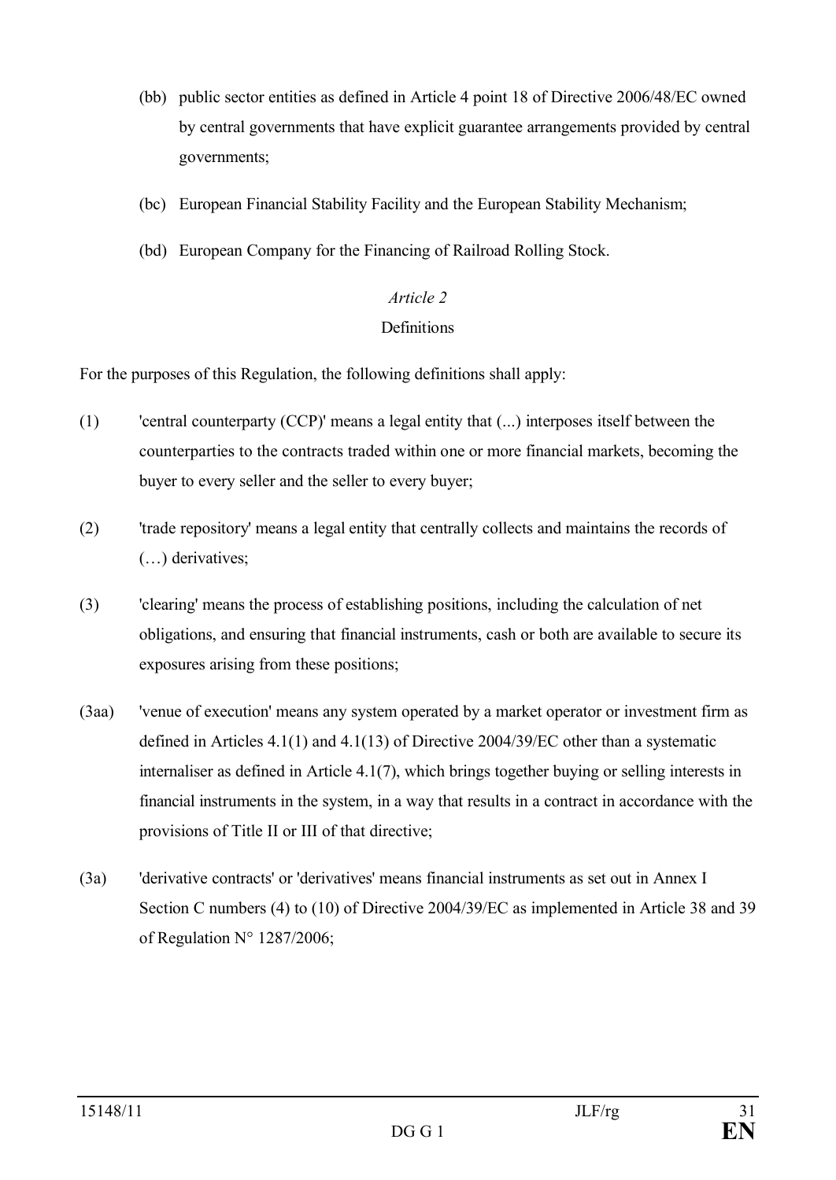(bb) public sector entities as defined in Article 4 point 18 of Directive 2006/48/EC owned by central governments that have explicit guarantee arrangements provided by central governments;

(bc) European Financial Stability Facility and the European Stability Mechanism;

(bd) European Company for the Financing of Railroad Rolling Stock.

*Article 2*

Definitions

For the purposes of this Regulation, the following definitions shall apply:

(1) 'central counterparty (CCP)' means a legal entity that (...) interposes itself between the counterparties to the contracts traded within one or more financial markets, becoming the buyer to every seller and the seller to every buyer;

(2) 'trade repository' means a legal entity that centrally collects and maintains the records of (…) derivatives;

(3) 'clearing' means the process of establishing positions, including the calculation of net obligations, and ensuring that financial instruments, cash or both are available to secure its exposures arising from these positions;

(3aa) 'venue of execution' means any system operated by a market operator or investment firm as defined in Articles 4.1(1) and 4.1(13) of Directive 2004/39/EC other than a systematic internaliser as defined in Article 4.1(7), which brings together buying or selling interests in financial instruments in the system, in a way that results in a contract in accordance with the provisions of Title II or III of that directive;

(3a) 'derivative contracts' or 'derivatives' means financial instruments as set out in Annex I Section C numbers (4) to (10) of Directive 2004/39/EC as implemented in Article 38 and 39 of Regulation N° 1287/2006;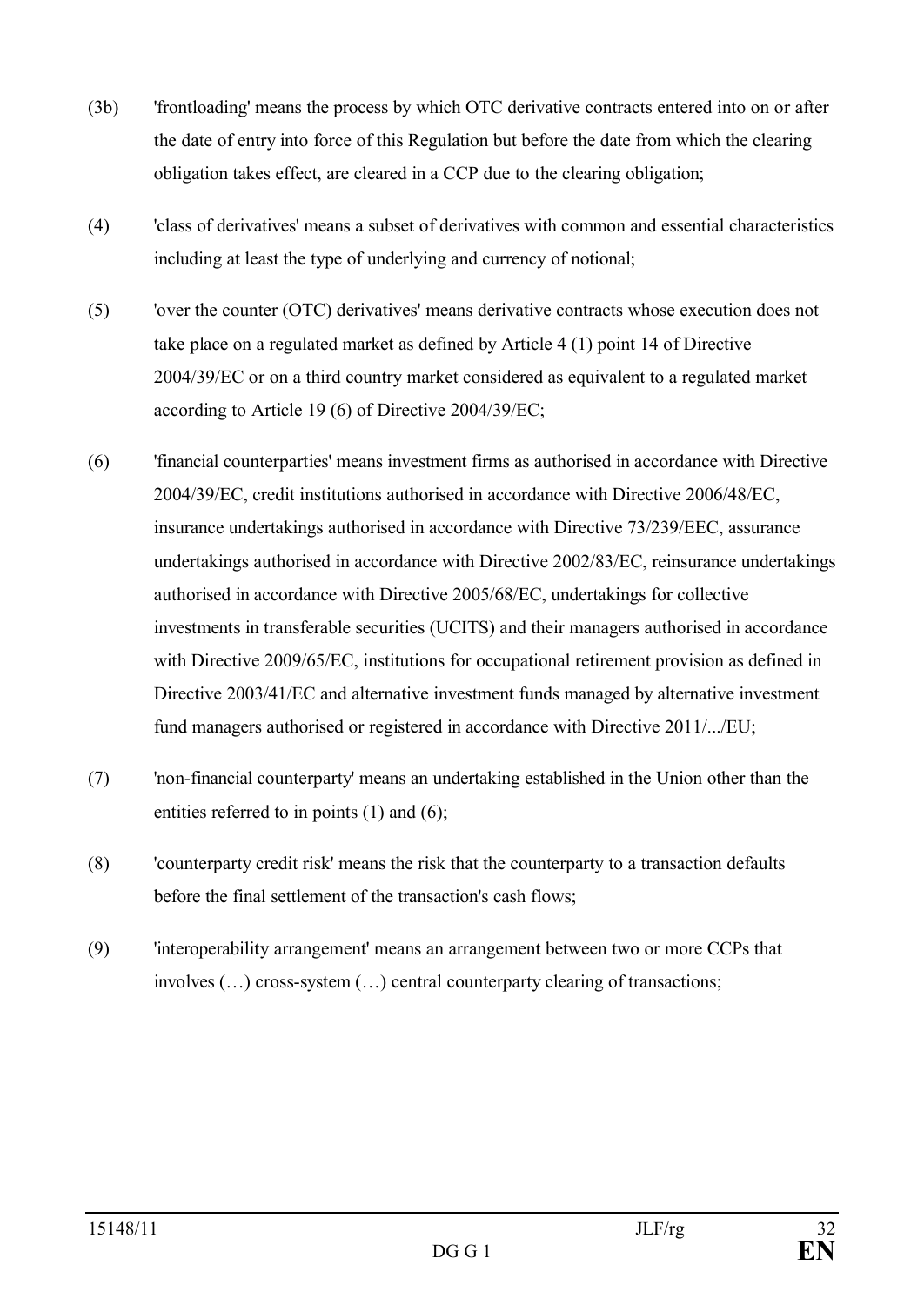(3b) 'frontloading' means the process by which OTC derivative contracts entered into on or after the date of entry into force of this Regulation but before the date from which the clearing obligation takes effect, are cleared in a CCP due to the clearing obligation;

(4) 'class of derivatives' means a subset of derivatives with common and essential characteristics including at least the type of underlying and currency of notional;

(5) 'over the counter (OTC) derivatives' means derivative contracts whose execution does not take place on a regulated market as defined by Article 4 (1) point 14 of Directive 2004/39/EC or on a third country market considered as equivalent to a regulated market according to Article 19 (6) of Directive 2004/39/EC;

(6) 'financial counterparties' means investment firms as authorised in accordance with Directive 2004/39/EC, credit institutions authorised in accordance with Directive 2006/48/EC, insurance undertakings authorised in accordance with Directive 73/239/EEC, assurance undertakings authorised in accordance with Directive 2002/83/EC, reinsurance undertakings authorised in accordance with Directive 2005/68/EC, undertakings for collective investments in transferable securities (UCITS) and their managers authorised in accordance with Directive 2009/65/EC, institutions for occupational retirement provision as defined in Directive 2003/41/EC and alternative investment funds managed by alternative investment fund managers authorised or registered in accordance with Directive 2011/.../EU;

(7) 'non-financial counterparty' means an undertaking established in the Union other than the entities referred to in points (1) and (6);

(8) 'counterparty credit risk' means the risk that the counterparty to a transaction defaults before the final settlement of the transaction's cash flows;

(9) 'interoperability arrangement' means an arrangement between two or more CCPs that involves (…) cross-system (…) central counterparty clearing of transactions;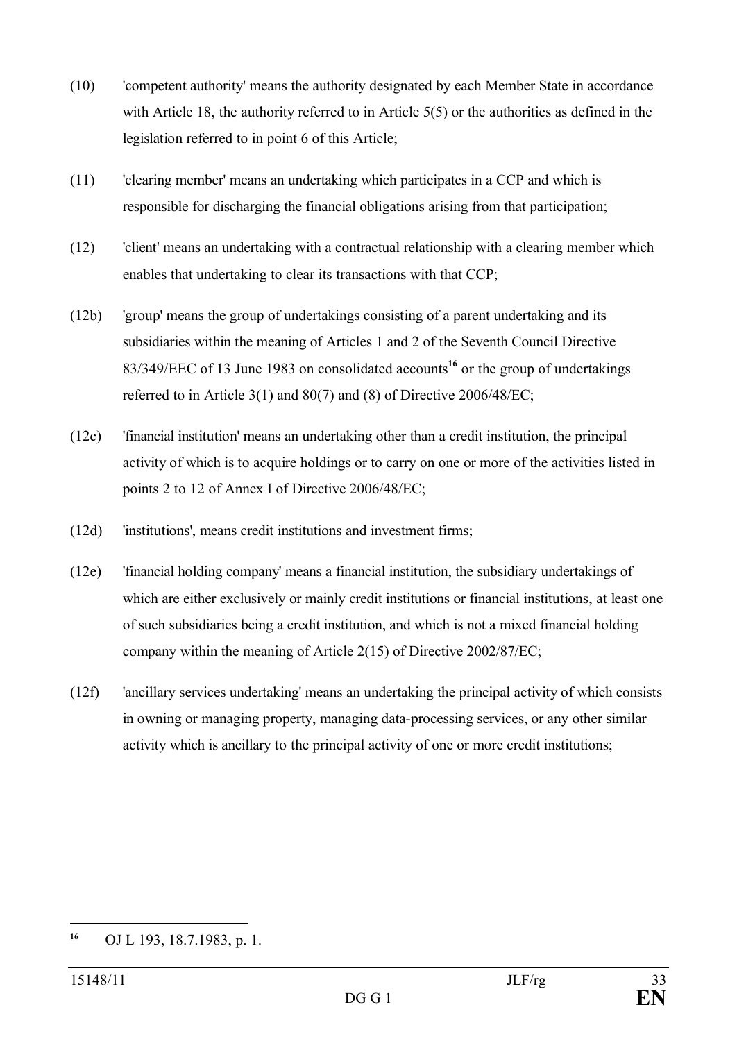(10) 'competent authority' means the authority designated by each Member State in accordance with Article 18, the authority referred to in Article 5(5) or the authorities as defined in the legislation referred to in point 6 of this Article;

(11) 'clearing member' means an undertaking which participates in a CCP and which is responsible for discharging the financial obligations arising from that participation;

(12) 'client' means an undertaking with a contractual relationship with a clearing member which enables that undertaking to clear its transactions with that CCP;

(12b) 'group' means the group of undertakings consisting of a parent undertaking and its subsidiaries within the meaning of Articles 1 and 2 of the Seventh Council Directive 83/349/EEC of 13 June 1983 on consolidated accounts[16] or the group of undertakings referred to in Article 3(1) and 80(7) and (8) of Directive 2006/48/EC;

(12c) 'financial institution' means an undertaking other than a credit institution, the principal activity of which is to acquire holdings or to carry on one or more of the activities listed in points 2 to 12 of Annex I of Directive 2006/48/EC;

(12d) 'institutions', means credit institutions and investment firms;

(12e) 'financial holding company' means a financial institution, the subsidiary undertakings of which are either exclusively or mainly credit institutions or financial institutions, at least one of such subsidiaries being a credit institution, and which is not a mixed financial holding company within the meaning of Article 2(15) of Directive 2002/87/EC;

(12f) 'ancillary services undertaking' means an undertaking the principal activity of which consists in owning or managing property, managing data-processing services, or any other similar activity which is ancillary to the principal activity of one or more credit institutions;

---

[16] OJ L 193, 18.7.1983, p. 1.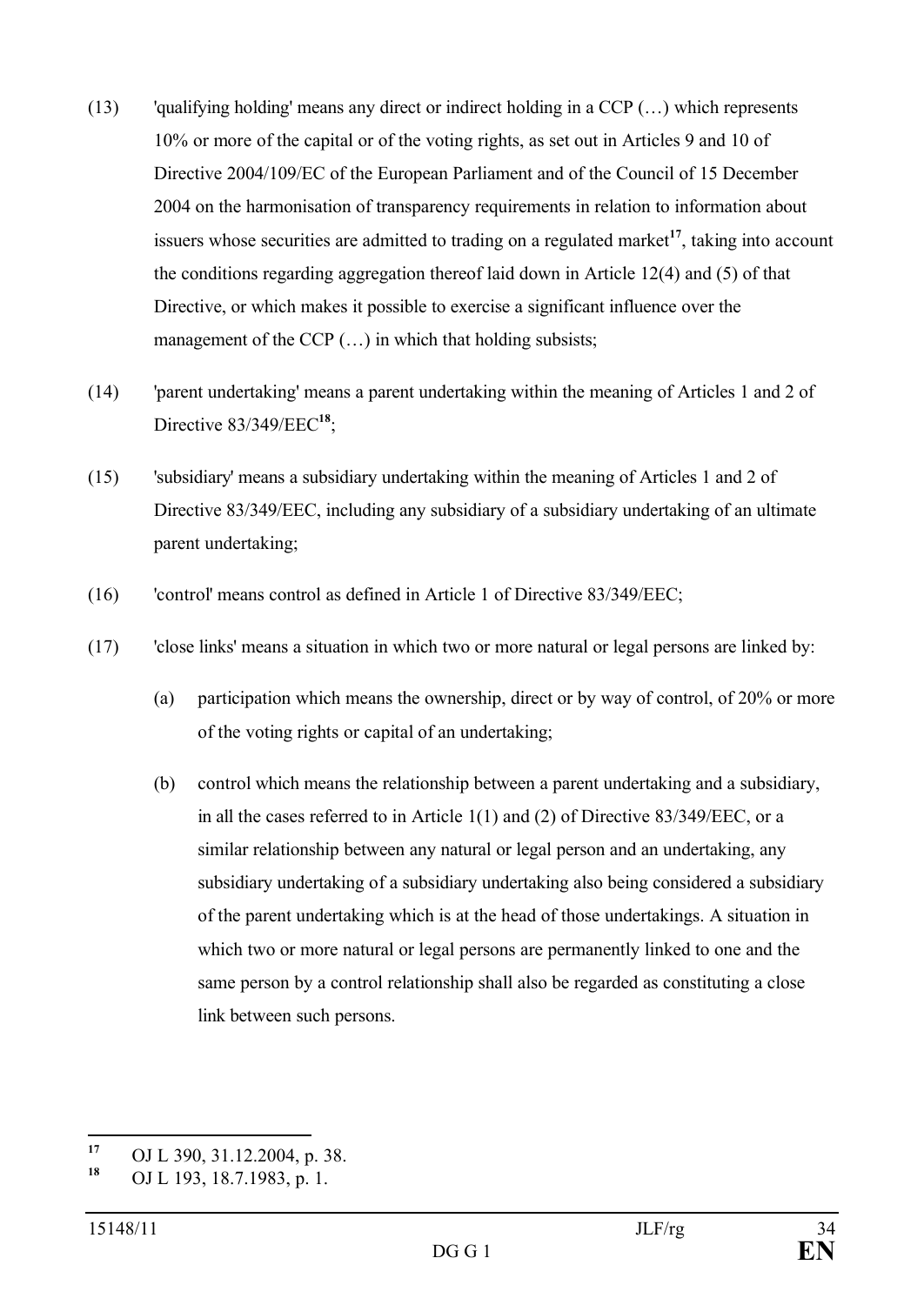(13) 'qualifying holding' means any direct or indirect holding in a CCP (…) which represents 10% or more of the capital or of the voting rights, as set out in Articles 9 and 10 of Directive 2004/109/EC of the European Parliament and of the Council of 15 December 2004 on the harmonisation of transparency requirements in relation to information about issuers whose securities are admitted to trading on a regulated market[17], taking into account the conditions regarding aggregation thereof laid down in Article 12(4) and (5) of that Directive, or which makes it possible to exercise a significant influence over the management of the CCP (…) in which that holding subsists;

(14) 'parent undertaking' means a parent undertaking within the meaning of Articles 1 and 2 of Directive 83/349/EEC[18];

(15) 'subsidiary' means a subsidiary undertaking within the meaning of Articles 1 and 2 of Directive 83/349/EEC, including any subsidiary of a subsidiary undertaking of an ultimate parent undertaking;

(16) 'control' means control as defined in Article 1 of Directive 83/349/EEC;

(17) 'close links' means a situation in which two or more natural or legal persons are linked by:

   (a) participation which means the ownership, direct or by way of control, of 20% or more of the voting rights or capital of an undertaking;

   (b) control which means the relationship between a parent undertaking and a subsidiary, in all the cases referred to in Article 1(1) and (2) of Directive 83/349/EEC, or a similar relationship between any natural or legal person and an undertaking, any subsidiary undertaking of a subsidiary undertaking also being considered a subsidiary of the parent undertaking which is at the head of those undertakings. A situation in which two or more natural or legal persons are permanently linked to one and the same person by a control relationship shall also be regarded as constituting a close link between such persons.

---

[17] OJ L 390, 31.12.2004, p. 38.

[18] OJ L 193, 18.7.1983, p. 1.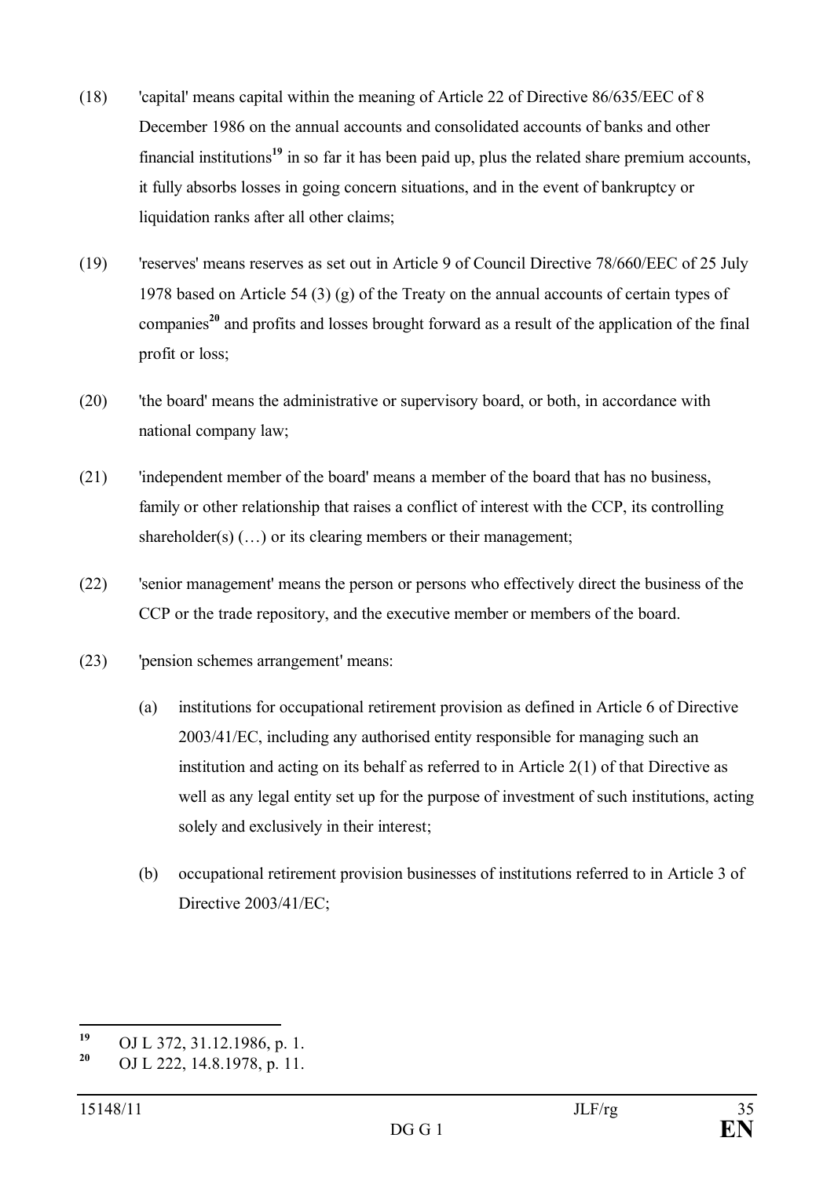(18) 'capital' means capital within the meaning of Article 22 of Directive 86/635/EEC of 8 December 1986 on the annual accounts and consolidated accounts of banks and other financial institutions[19] in so far it has been paid up, plus the related share premium accounts, it fully absorbs losses in going concern situations, and in the event of bankruptcy or liquidation ranks after all other claims;

(19) 'reserves' means reserves as set out in Article 9 of Council Directive 78/660/EEC of 25 July 1978 based on Article 54 (3) (g) of the Treaty on the annual accounts of certain types of companies[20] and profits and losses brought forward as a result of the application of the final profit or loss;

(20) 'the board' means the administrative or supervisory board, or both, in accordance with national company law;

(21) 'independent member of the board' means a member of the board that has no business, family or other relationship that raises a conflict of interest with the CCP, its controlling shareholder(s) (…) or its clearing members or their management;

(22) 'senior management' means the person or persons who effectively direct the business of the CCP or the trade repository, and the executive member or members of the board.

(23) 'pension schemes arrangement' means:

(a) institutions for occupational retirement provision as defined in Article 6 of Directive 2003/41/EC, including any authorised entity responsible for managing such an institution and acting on its behalf as referred to in Article 2(1) of that Directive as well as any legal entity set up for the purpose of investment of such institutions, acting solely and exclusively in their interest;

(b) occupational retirement provision businesses of institutions referred to in Article 3 of Directive 2003/41/EC;

---

[19] OJ L 372, 31.12.1986, p. 1.

[20] OJ L 222, 14.8.1978, p. 11.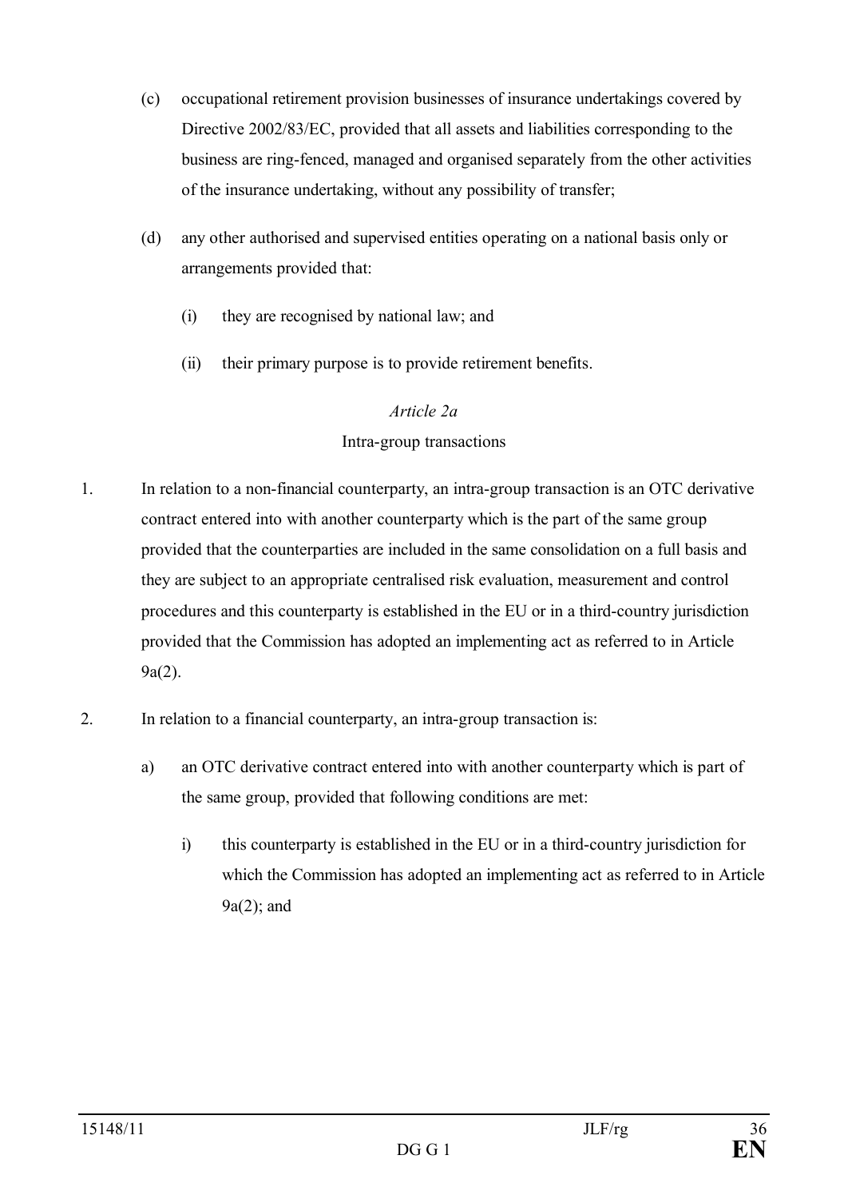(c) occupational retirement provision businesses of insurance undertakings covered by Directive 2002/83/EC, provided that all assets and liabilities corresponding to the business are ring-fenced, managed and organised separately from the other activities of the insurance undertaking, without any possibility of transfer;

(d) any other authorised and supervised entities operating on a national basis only or arrangements provided that:

(i) they are recognised by national law; and

(ii) their primary purpose is to provide retirement benefits.

*Article 2a*

Intra-group transactions

1. In relation to a non-financial counterparty, an intra-group transaction is an OTC derivative contract entered into with another counterparty which is the part of the same group provided that the counterparties are included in the same consolidation on a full basis and they are subject to an appropriate centralised risk evaluation, measurement and control procedures and this counterparty is established in the EU or in a third-country jurisdiction provided that the Commission has adopted an implementing act as referred to in Article 9a(2).

2. In relation to a financial counterparty, an intra-group transaction is:

a) an OTC derivative contract entered into with another counterparty which is part of the same group, provided that following conditions are met:

i) this counterparty is established in the EU or in a third-country jurisdiction for which the Commission has adopted an implementing act as referred to in Article 9a(2); and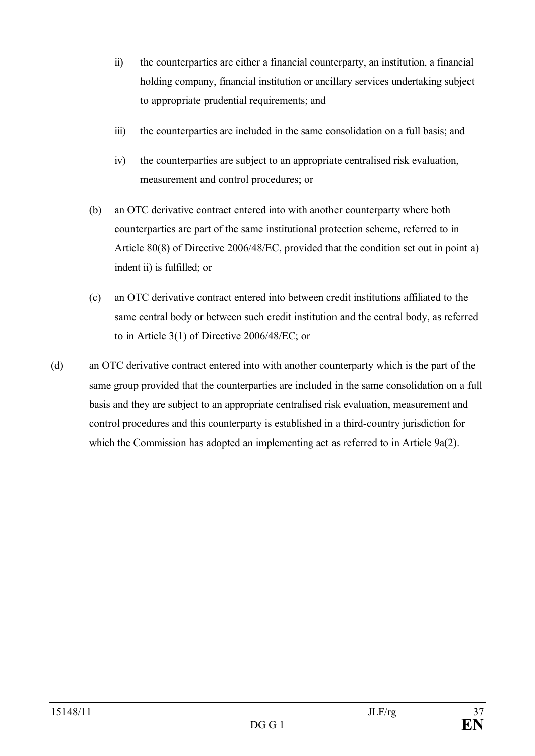ii) the counterparties are either a financial counterparty, an institution, a financial holding company, financial institution or ancillary services undertaking subject to appropriate prudential requirements; and

iii) the counterparties are included in the same consolidation on a full basis; and

iv) the counterparties are subject to an appropriate centralised risk evaluation, measurement and control procedures; or

(b) an OTC derivative contract entered into with another counterparty where both counterparties are part of the same institutional protection scheme, referred to in Article 80(8) of Directive 2006/48/EC, provided that the condition set out in point a) indent ii) is fulfilled; or

(c) an OTC derivative contract entered into between credit institutions affiliated to the same central body or between such credit institution and the central body, as referred to in Article 3(1) of Directive 2006/48/EC; or

(d) an OTC derivative contract entered into with another counterparty which is the part of the same group provided that the counterparties are included in the same consolidation on a full basis and they are subject to an appropriate centralised risk evaluation, measurement and control procedures and this counterparty is established in a third-country jurisdiction for which the Commission has adopted an implementing act as referred to in Article 9a(2).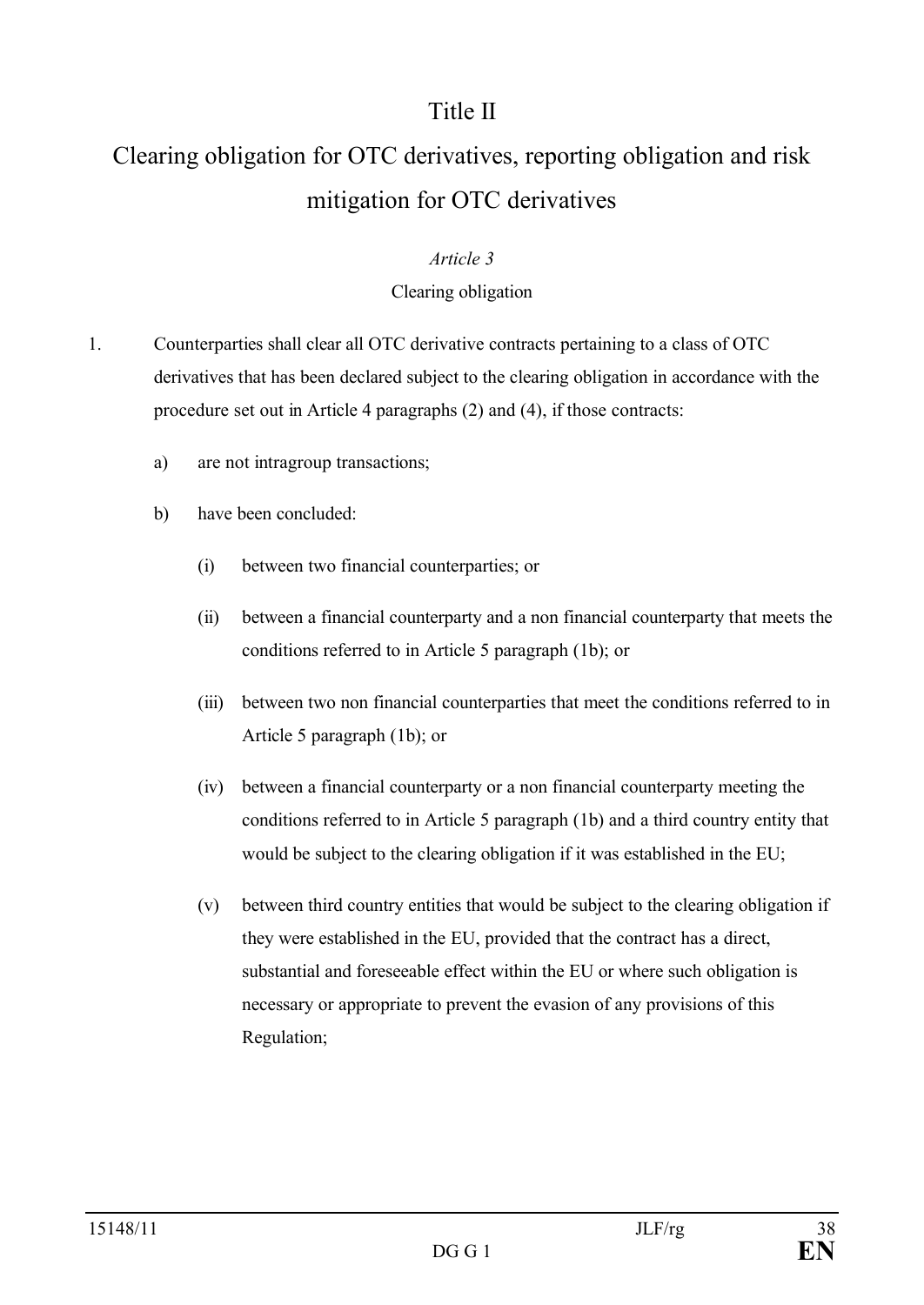# Title II

# Clearing obligation for OTC derivatives, reporting obligation and risk mitigation for OTC derivatives

*Article 3*

Clearing obligation

1. Counterparties shall clear all OTC derivative contracts pertaining to a class of OTC derivatives that has been declared subject to the clearing obligation in accordance with the procedure set out in Article 4 paragraphs (2) and (4), if those contracts:

   a) are not intragroup transactions;

   b) have been concluded:

      (i) between two financial counterparties; or

      (ii) between a financial counterparty and a non financial counterparty that meets the conditions referred to in Article 5 paragraph (1b); or

      (iii) between two non financial counterparties that meet the conditions referred to in Article 5 paragraph (1b); or

      (iv) between a financial counterparty or a non financial counterparty meeting the conditions referred to in Article 5 paragraph (1b) and a third country entity that would be subject to the clearing obligation if it was established in the EU;

      (v) between third country entities that would be subject to the clearing obligation if they were established in the EU, provided that the contract has a direct, substantial and foreseeable effect within the EU or where such obligation is necessary or appropriate to prevent the evasion of any provisions of this Regulation;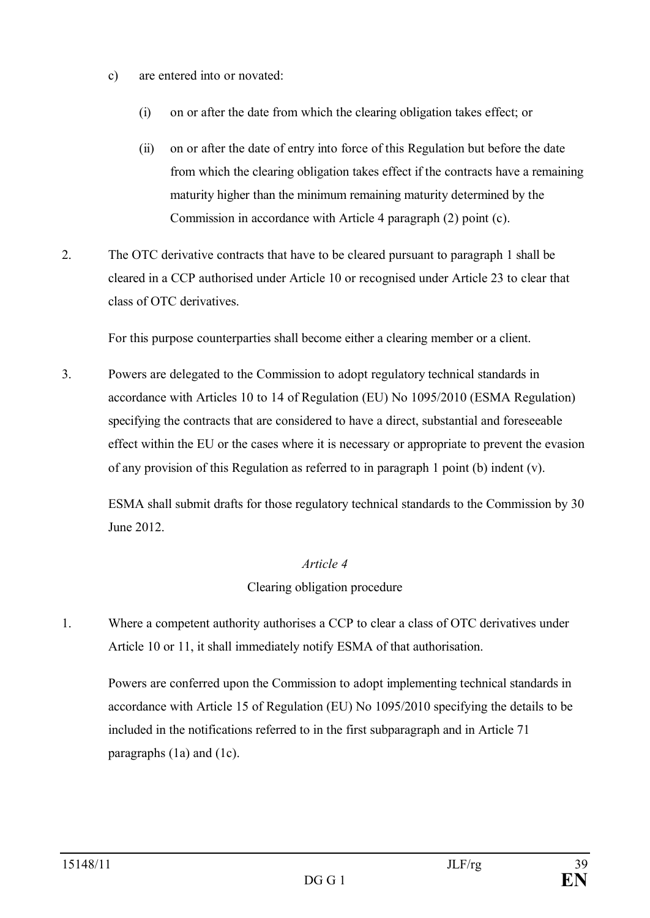c) are entered into or novated:

   (i) on or after the date from which the clearing obligation takes effect; or

   (ii) on or after the date of entry into force of this Regulation but before the date from which the clearing obligation takes effect if the contracts have a remaining maturity higher than the minimum remaining maturity determined by the Commission in accordance with Article 4 paragraph (2) point (c).

2. The OTC derivative contracts that have to be cleared pursuant to paragraph 1 shall be cleared in a CCP authorised under Article 10 or recognised under Article 23 to clear that class of OTC derivatives.

   For this purpose counterparties shall become either a clearing member or a client.

3. Powers are delegated to the Commission to adopt regulatory technical standards in accordance with Articles 10 to 14 of Regulation (EU) No 1095/2010 (ESMA Regulation) specifying the contracts that are considered to have a direct, substantial and foreseeable effect within the EU or the cases where it is necessary or appropriate to prevent the evasion of any provision of this Regulation as referred to in paragraph 1 point (b) indent (v).

   ESMA shall submit drafts for those regulatory technical standards to the Commission by 30 June 2012.

### *Article 4*
### Clearing obligation procedure

1. Where a competent authority authorises a CCP to clear a class of OTC derivatives under Article 10 or 11, it shall immediately notify ESMA of that authorisation.

   Powers are conferred upon the Commission to adopt implementing technical standards in accordance with Article 15 of Regulation (EU) No 1095/2010 specifying the details to be included in the notifications referred to in the first subparagraph and in Article 71 paragraphs (1a) and (1c).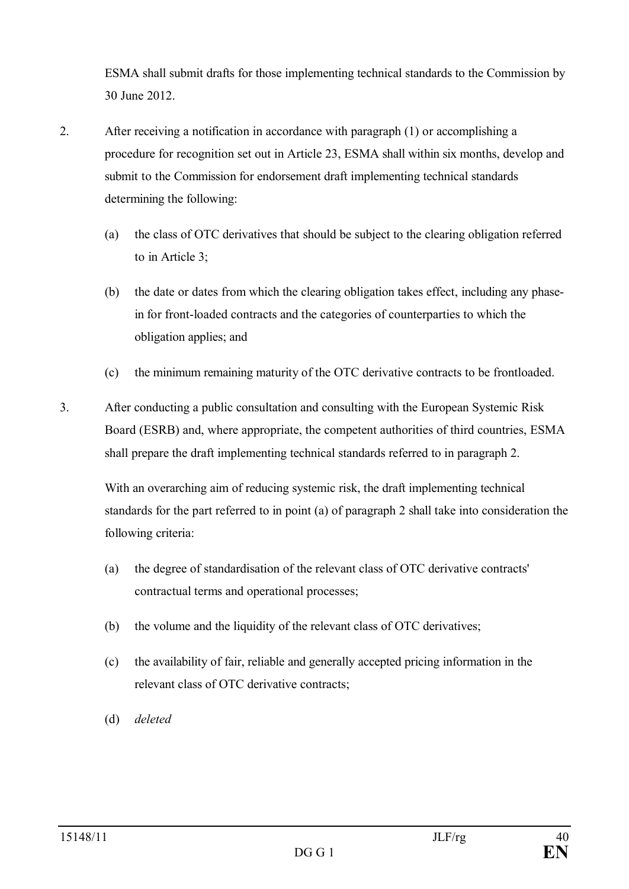ESMA shall submit drafts for those implementing technical standards to the Commission by 30 June 2012.

2. After receiving a notification in accordance with paragraph (1) or accomplishing a procedure for recognition set out in Article 23, ESMA shall within six months, develop and submit to the Commission for endorsement draft implementing technical standards determining the following:

   (a) the class of OTC derivatives that should be subject to the clearing obligation referred to in Article 3;

   (b) the date or dates from which the clearing obligation takes effect, including any phase-in for front-loaded contracts and the categories of counterparties to which the obligation applies; and

   (c) the minimum remaining maturity of the OTC derivative contracts to be frontloaded.

3. After conducting a public consultation and consulting with the European Systemic Risk Board (ESRB) and, where appropriate, the competent authorities of third countries, ESMA shall prepare the draft implementing technical standards referred to in paragraph 2.

   With an overarching aim of reducing systemic risk, the draft implementing technical standards for the part referred to in point (a) of paragraph 2 shall take into consideration the following criteria:

   (a) the degree of standardisation of the relevant class of OTC derivative contracts' contractual terms and operational processes;

   (b) the volume and the liquidity of the relevant class of OTC derivatives;

   (c) the availability of fair, reliable and generally accepted pricing information in the relevant class of OTC derivative contracts;

   (d) *deleted*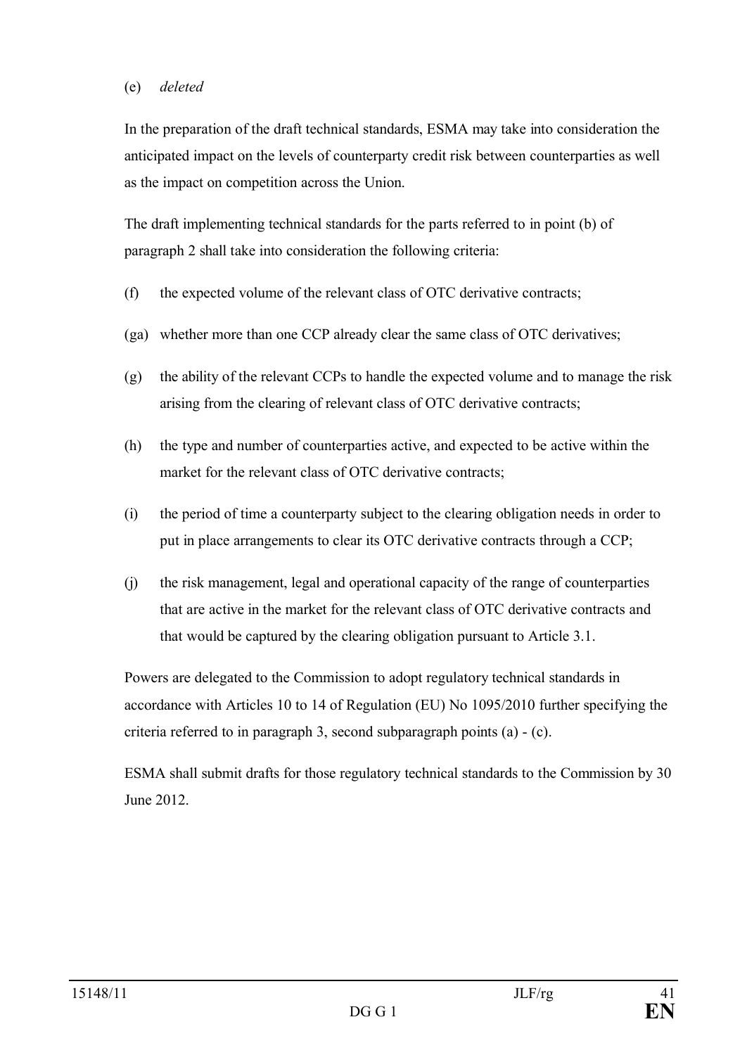(e) *deleted*

In the preparation of the draft technical standards, ESMA may take into consideration the anticipated impact on the levels of counterparty credit risk between counterparties as well as the impact on competition across the Union.

The draft implementing technical standards for the parts referred to in point (b) of paragraph 2 shall take into consideration the following criteria:

(f) the expected volume of the relevant class of OTC derivative contracts;

(ga) whether more than one CCP already clear the same class of OTC derivatives;

(g) the ability of the relevant CCPs to handle the expected volume and to manage the risk arising from the clearing of relevant class of OTC derivative contracts;

(h) the type and number of counterparties active, and expected to be active within the market for the relevant class of OTC derivative contracts;

(i) the period of time a counterparty subject to the clearing obligation needs in order to put in place arrangements to clear its OTC derivative contracts through a CCP;

(j) the risk management, legal and operational capacity of the range of counterparties that are active in the market for the relevant class of OTC derivative contracts and that would be captured by the clearing obligation pursuant to Article 3.1.

Powers are delegated to the Commission to adopt regulatory technical standards in accordance with Articles 10 to 14 of Regulation (EU) No 1095/2010 further specifying the criteria referred to in paragraph 3, second subparagraph points (a) - (c).

ESMA shall submit drafts for those regulatory technical standards to the Commission by 30 June 2012.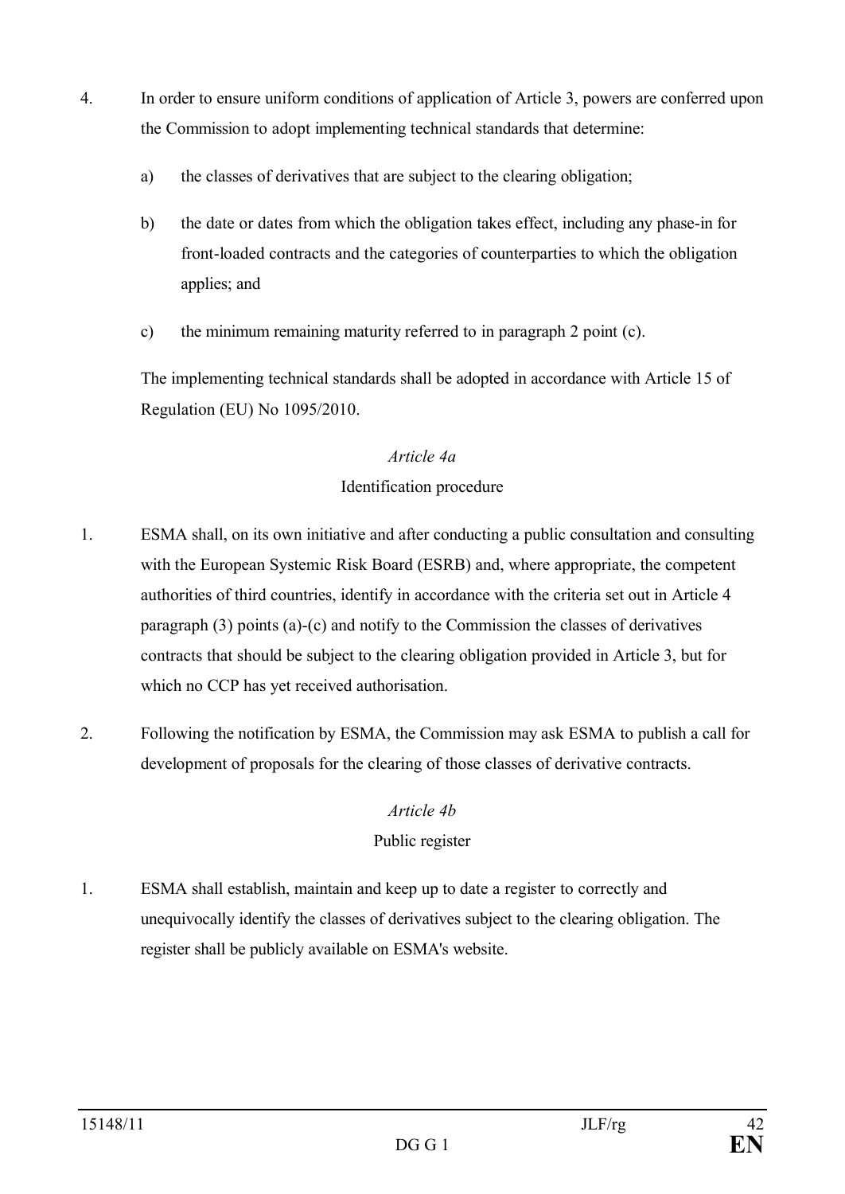4. In order to ensure uniform conditions of application of Article 3, powers are conferred upon the Commission to adopt implementing technical standards that determine:

   a) the classes of derivatives that are subject to the clearing obligation;

   b) the date or dates from which the obligation takes effect, including any phase-in for front-loaded contracts and the categories of counterparties to which the obligation applies; and

   c) the minimum remaining maturity referred to in paragraph 2 point (c).

   The implementing technical standards shall be adopted in accordance with Article 15 of Regulation (EU) No 1095/2010.

*Article 4a*

Identification procedure

1. ESMA shall, on its own initiative and after conducting a public consultation and consulting with the European Systemic Risk Board (ESRB) and, where appropriate, the competent authorities of third countries, identify in accordance with the criteria set out in Article 4 paragraph (3) points (a)-(c) and notify to the Commission the classes of derivatives contracts that should be subject to the clearing obligation provided in Article 3, but for which no CCP has yet received authorisation.

2. Following the notification by ESMA, the Commission may ask ESMA to publish a call for development of proposals for the clearing of those classes of derivative contracts.

*Article 4b*

Public register

1. ESMA shall establish, maintain and keep up to date a register to correctly and unequivocally identify the classes of derivatives subject to the clearing obligation. The register shall be publicly available on ESMA's website.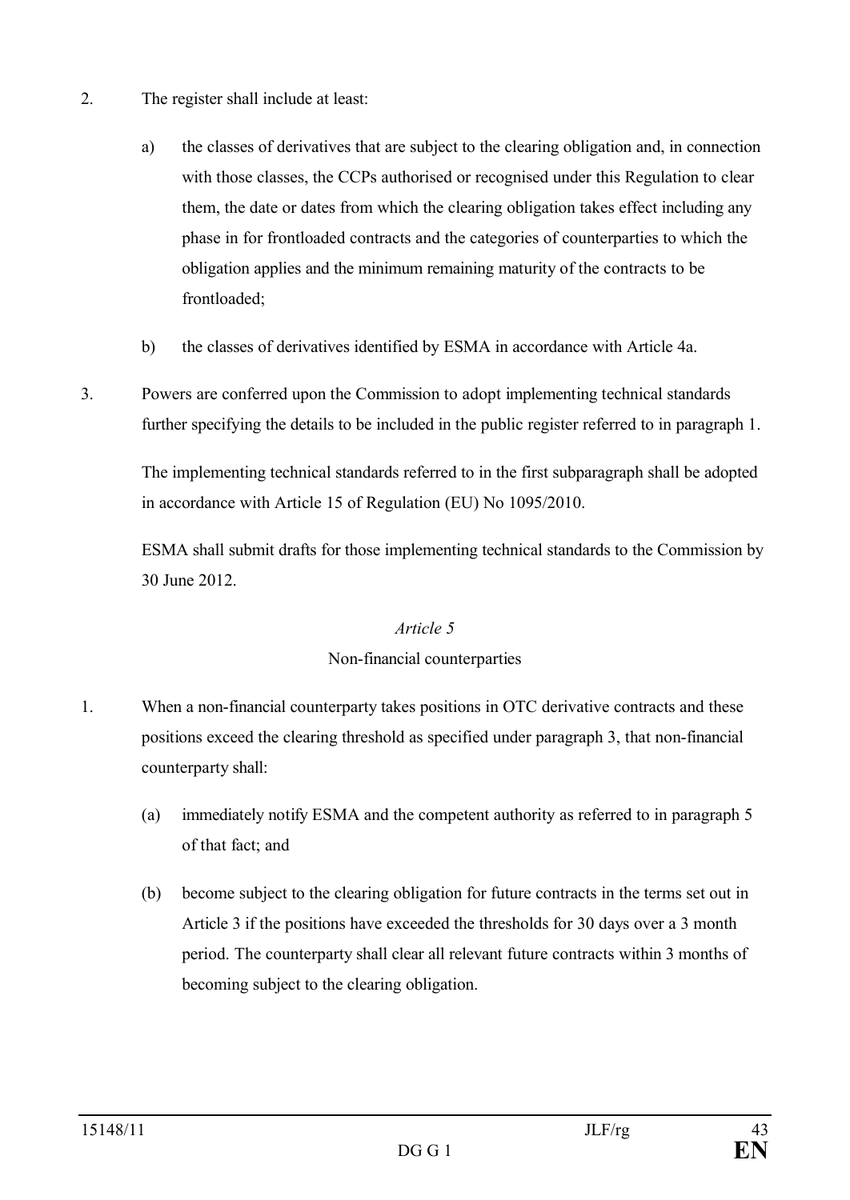2. The register shall include at least:

   a) the classes of derivatives that are subject to the clearing obligation and, in connection with those classes, the CCPs authorised or recognised under this Regulation to clear them, the date or dates from which the clearing obligation takes effect including any phase in for frontloaded contracts and the categories of counterparties to which the obligation applies and the minimum remaining maturity of the contracts to be frontloaded;

   b) the classes of derivatives identified by ESMA in accordance with Article 4a.

3. Powers are conferred upon the Commission to adopt implementing technical standards further specifying the details to be included in the public register referred to in paragraph 1.

   The implementing technical standards referred to in the first subparagraph shall be adopted in accordance with Article 15 of Regulation (EU) No 1095/2010.

   ESMA shall submit drafts for those implementing technical standards to the Commission by 30 June 2012.

*Article 5*

Non-financial counterparties

1. When a non-financial counterparty takes positions in OTC derivative contracts and these positions exceed the clearing threshold as specified under paragraph 3, that non-financial counterparty shall:

   (a) immediately notify ESMA and the competent authority as referred to in paragraph 5 of that fact; and

   (b) become subject to the clearing obligation for future contracts in the terms set out in Article 3 if the positions have exceeded the thresholds for 30 days over a 3 month period. The counterparty shall clear all relevant future contracts within 3 months of becoming subject to the clearing obligation.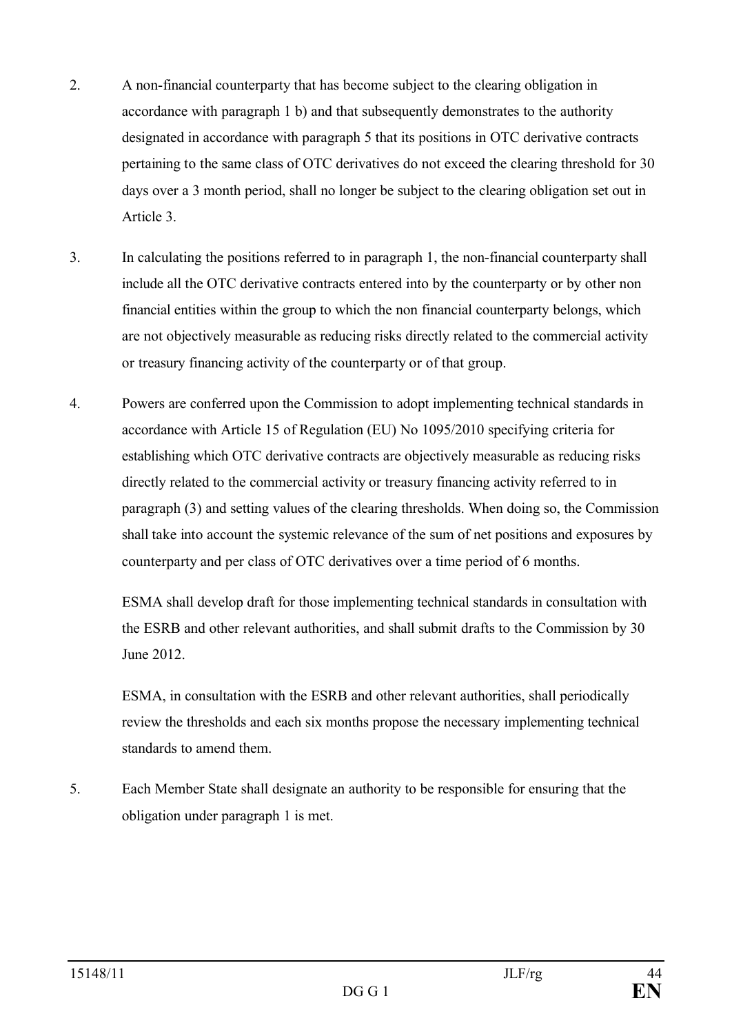2. A non-financial counterparty that has become subject to the clearing obligation in accordance with paragraph 1 b) and that subsequently demonstrates to the authority designated in accordance with paragraph 5 that its positions in OTC derivative contracts pertaining to the same class of OTC derivatives do not exceed the clearing threshold for 30 days over a 3 month period, shall no longer be subject to the clearing obligation set out in Article 3.

3. In calculating the positions referred to in paragraph 1, the non-financial counterparty shall include all the OTC derivative contracts entered into by the counterparty or by other non financial entities within the group to which the non financial counterparty belongs, which are not objectively measurable as reducing risks directly related to the commercial activity or treasury financing activity of the counterparty or of that group.

4. Powers are conferred upon the Commission to adopt implementing technical standards in accordance with Article 15 of Regulation (EU) No 1095/2010 specifying criteria for establishing which OTC derivative contracts are objectively measurable as reducing risks directly related to the commercial activity or treasury financing activity referred to in paragraph (3) and setting values of the clearing thresholds. When doing so, the Commission shall take into account the systemic relevance of the sum of net positions and exposures by counterparty and per class of OTC derivatives over a time period of 6 months.

   ESMA shall develop draft for those implementing technical standards in consultation with the ESRB and other relevant authorities, and shall submit drafts to the Commission by 30 June 2012.

   ESMA, in consultation with the ESRB and other relevant authorities, shall periodically review the thresholds and each six months propose the necessary implementing technical standards to amend them.

5. Each Member State shall designate an authority to be responsible for ensuring that the obligation under paragraph 1 is met.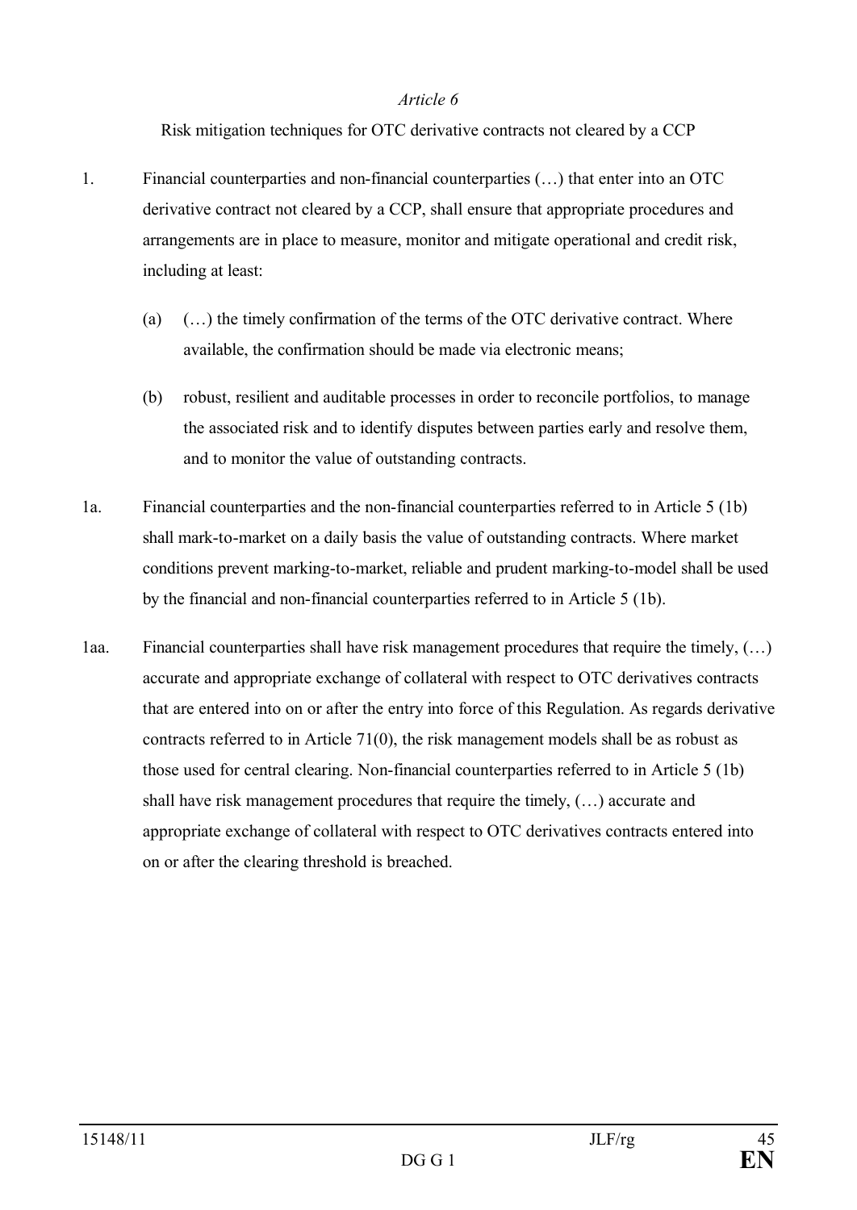*Article 6*

Risk mitigation techniques for OTC derivative contracts not cleared by a CCP

1. Financial counterparties and non-financial counterparties (…) that enter into an OTC derivative contract not cleared by a CCP, shall ensure that appropriate procedures and arrangements are in place to measure, monitor and mitigate operational and credit risk, including at least:

   (a) (…) the timely confirmation of the terms of the OTC derivative contract. Where available, the confirmation should be made via electronic means;

   (b) robust, resilient and auditable processes in order to reconcile portfolios, to manage the associated risk and to identify disputes between parties early and resolve them, and to monitor the value of outstanding contracts.

1a. Financial counterparties and the non-financial counterparties referred to in Article 5 (1b) shall mark-to-market on a daily basis the value of outstanding contracts. Where market conditions prevent marking-to-market, reliable and prudent marking-to-model shall be used by the financial and non-financial counterparties referred to in Article 5 (1b).

1aa. Financial counterparties shall have risk management procedures that require the timely, (…) accurate and appropriate exchange of collateral with respect to OTC derivatives contracts that are entered into on or after the entry into force of this Regulation. As regards derivative contracts referred to in Article 71(0), the risk management models shall be as robust as those used for central clearing. Non-financial counterparties referred to in Article 5 (1b) shall have risk management procedures that require the timely, (…) accurate and appropriate exchange of collateral with respect to OTC derivatives contracts entered into on or after the clearing threshold is breached.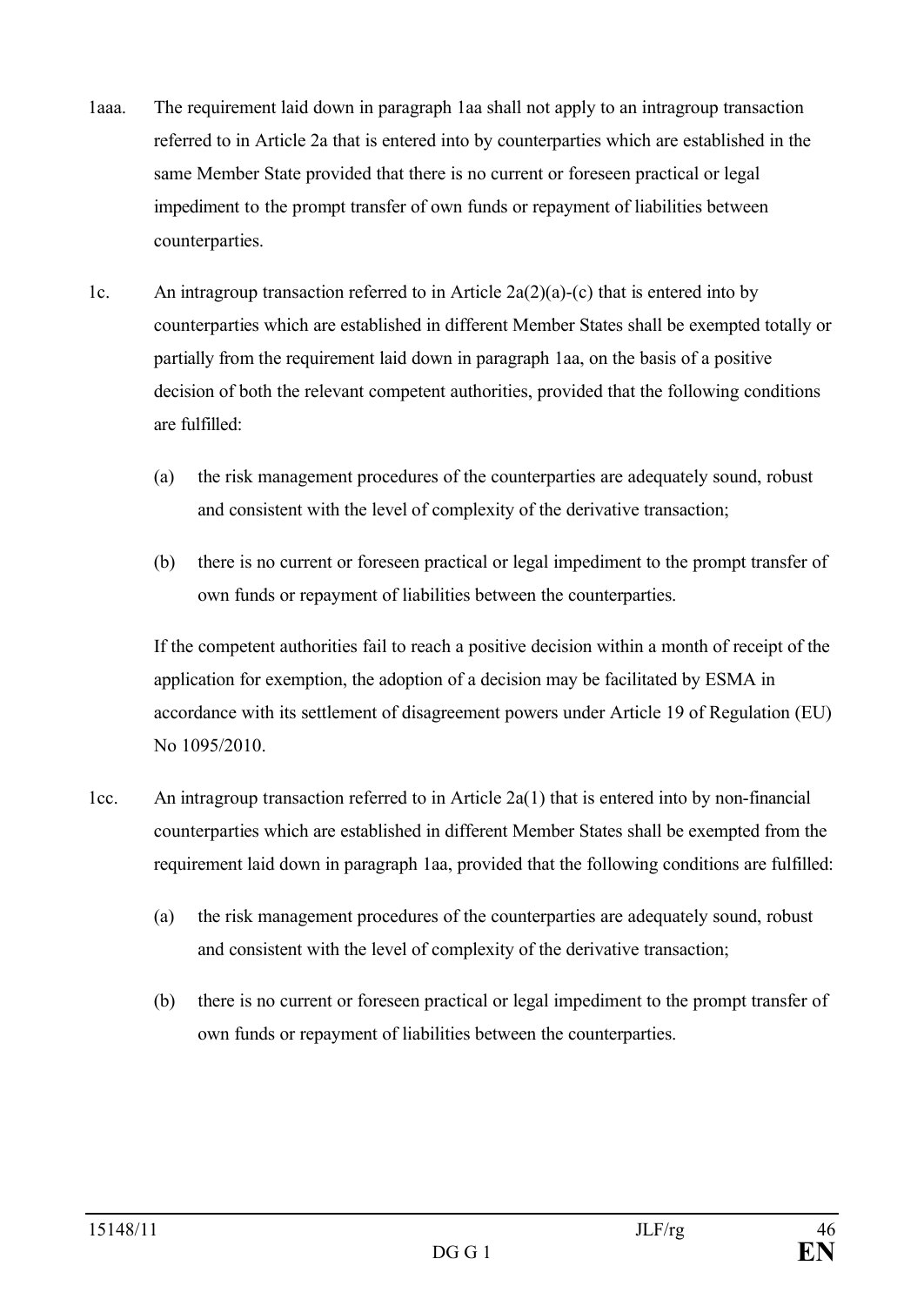1aaa. The requirement laid down in paragraph 1aa shall not apply to an intragroup transaction referred to in Article 2a that is entered into by counterparties which are established in the same Member State provided that there is no current or foreseen practical or legal impediment to the prompt transfer of own funds or repayment of liabilities between counterparties.

1c. An intragroup transaction referred to in Article 2a(2)(a)-(c) that is entered into by counterparties which are established in different Member States shall be exempted totally or partially from the requirement laid down in paragraph 1aa, on the basis of a positive decision of both the relevant competent authorities, provided that the following conditions are fulfilled:

(a) the risk management procedures of the counterparties are adequately sound, robust and consistent with the level of complexity of the derivative transaction;

(b) there is no current or foreseen practical or legal impediment to the prompt transfer of own funds or repayment of liabilities between the counterparties.

If the competent authorities fail to reach a positive decision within a month of receipt of the application for exemption, the adoption of a decision may be facilitated by ESMA in accordance with its settlement of disagreement powers under Article 19 of Regulation (EU) No 1095/2010.

1cc. An intragroup transaction referred to in Article 2a(1) that is entered into by non-financial counterparties which are established in different Member States shall be exempted from the requirement laid down in paragraph 1aa, provided that the following conditions are fulfilled:

(a) the risk management procedures of the counterparties are adequately sound, robust and consistent with the level of complexity of the derivative transaction;

(b) there is no current or foreseen practical or legal impediment to the prompt transfer of own funds or repayment of liabilities between the counterparties.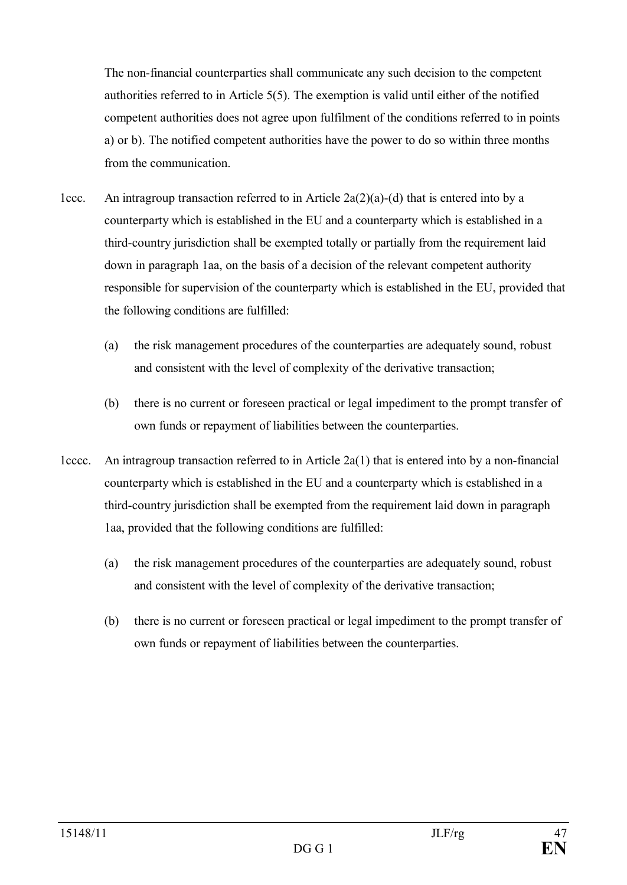The non-financial counterparties shall communicate any such decision to the competent authorities referred to in Article 5(5). The exemption is valid until either of the notified competent authorities does not agree upon fulfilment of the conditions referred to in points a) or b). The notified competent authorities have the power to do so within three months from the communication.

1ccc. An intragroup transaction referred to in Article 2a(2)(a)-(d) that is entered into by a counterparty which is established in the EU and a counterparty which is established in a third-country jurisdiction shall be exempted totally or partially from the requirement laid down in paragraph 1aa, on the basis of a decision of the relevant competent authority responsible for supervision of the counterparty which is established in the EU, provided that the following conditions are fulfilled:

(a) the risk management procedures of the counterparties are adequately sound, robust and consistent with the level of complexity of the derivative transaction;

(b) there is no current or foreseen practical or legal impediment to the prompt transfer of own funds or repayment of liabilities between the counterparties.

1cccc. An intragroup transaction referred to in Article 2a(1) that is entered into by a non-financial counterparty which is established in the EU and a counterparty which is established in a third-country jurisdiction shall be exempted from the requirement laid down in paragraph 1aa, provided that the following conditions are fulfilled:

(a) the risk management procedures of the counterparties are adequately sound, robust and consistent with the level of complexity of the derivative transaction;

(b) there is no current or foreseen practical or legal impediment to the prompt transfer of own funds or repayment of liabilities between the counterparties.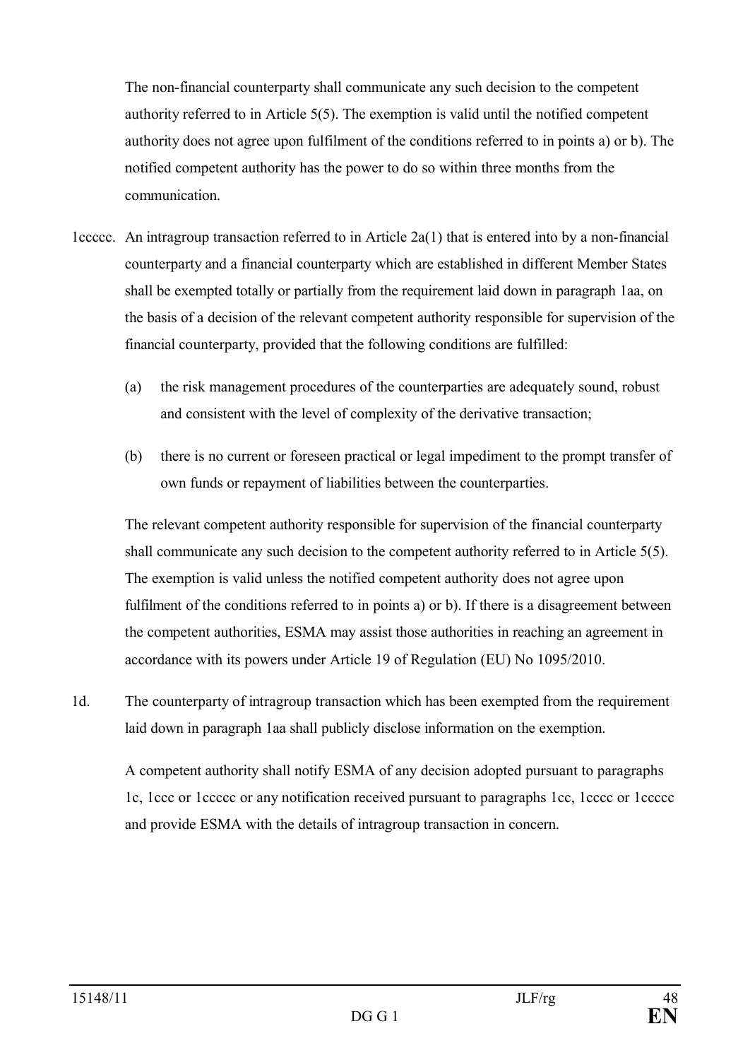The non-financial counterparty shall communicate any such decision to the competent authority referred to in Article 5(5). The exemption is valid until the notified competent authority does not agree upon fulfilment of the conditions referred to in points a) or b). The notified competent authority has the power to do so within three months from the communication.

1ccccc. An intragroup transaction referred to in Article 2a(1) that is entered into by a non-financial counterparty and a financial counterparty which are established in different Member States shall be exempted totally or partially from the requirement laid down in paragraph 1aa, on the basis of a decision of the relevant competent authority responsible for supervision of the financial counterparty, provided that the following conditions are fulfilled:

(a) the risk management procedures of the counterparties are adequately sound, robust and consistent with the level of complexity of the derivative transaction;

(b) there is no current or foreseen practical or legal impediment to the prompt transfer of own funds or repayment of liabilities between the counterparties.

The relevant competent authority responsible for supervision of the financial counterparty shall communicate any such decision to the competent authority referred to in Article 5(5). The exemption is valid unless the notified competent authority does not agree upon fulfilment of the conditions referred to in points a) or b). If there is a disagreement between the competent authorities, ESMA may assist those authorities in reaching an agreement in accordance with its powers under Article 19 of Regulation (EU) No 1095/2010.

1d. The counterparty of intragroup transaction which has been exempted from the requirement laid down in paragraph 1aa shall publicly disclose information on the exemption.

A competent authority shall notify ESMA of any decision adopted pursuant to paragraphs 1c, 1ccc or 1ccccc or any notification received pursuant to paragraphs 1cc, 1cccc or 1ccccc and provide ESMA with the details of intragroup transaction in concern.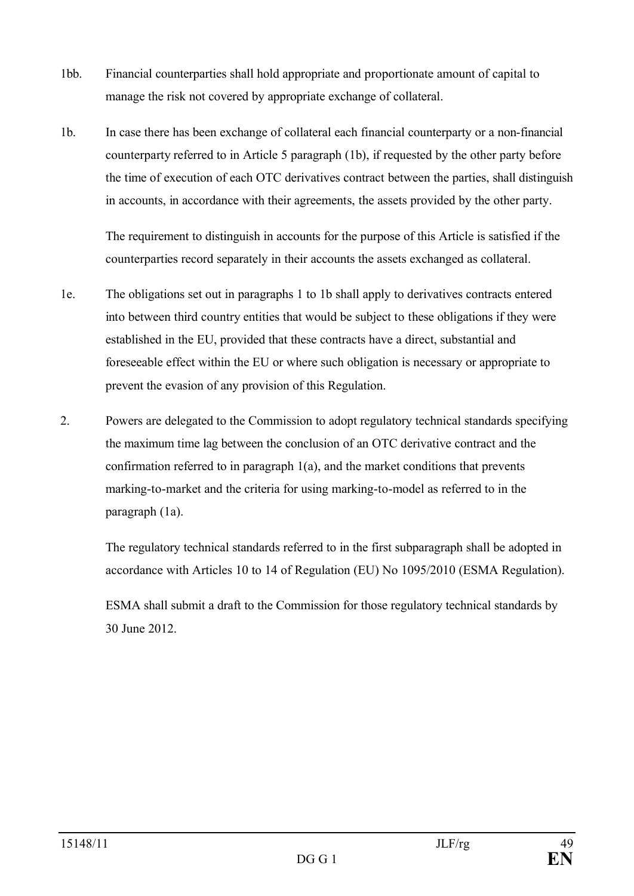1bb. Financial counterparties shall hold appropriate and proportionate amount of capital to manage the risk not covered by appropriate exchange of collateral.

1b. In case there has been exchange of collateral each financial counterparty or a non-financial counterparty referred to in Article 5 paragraph (1b), if requested by the other party before the time of execution of each OTC derivatives contract between the parties, shall distinguish in accounts, in accordance with their agreements, the assets provided by the other party.

The requirement to distinguish in accounts for the purpose of this Article is satisfied if the counterparties record separately in their accounts the assets exchanged as collateral.

1e. The obligations set out in paragraphs 1 to 1b shall apply to derivatives contracts entered into between third country entities that would be subject to these obligations if they were established in the EU, provided that these contracts have a direct, substantial and foreseeable effect within the EU or where such obligation is necessary or appropriate to prevent the evasion of any provision of this Regulation.

2. Powers are delegated to the Commission to adopt regulatory technical standards specifying the maximum time lag between the conclusion of an OTC derivative contract and the confirmation referred to in paragraph 1(a), and the market conditions that prevents marking-to-market and the criteria for using marking-to-model as referred to in the paragraph (1a).

The regulatory technical standards referred to in the first subparagraph shall be adopted in accordance with Articles 10 to 14 of Regulation (EU) No 1095/2010 (ESMA Regulation).

ESMA shall submit a draft to the Commission for those regulatory technical standards by 30 June 2012.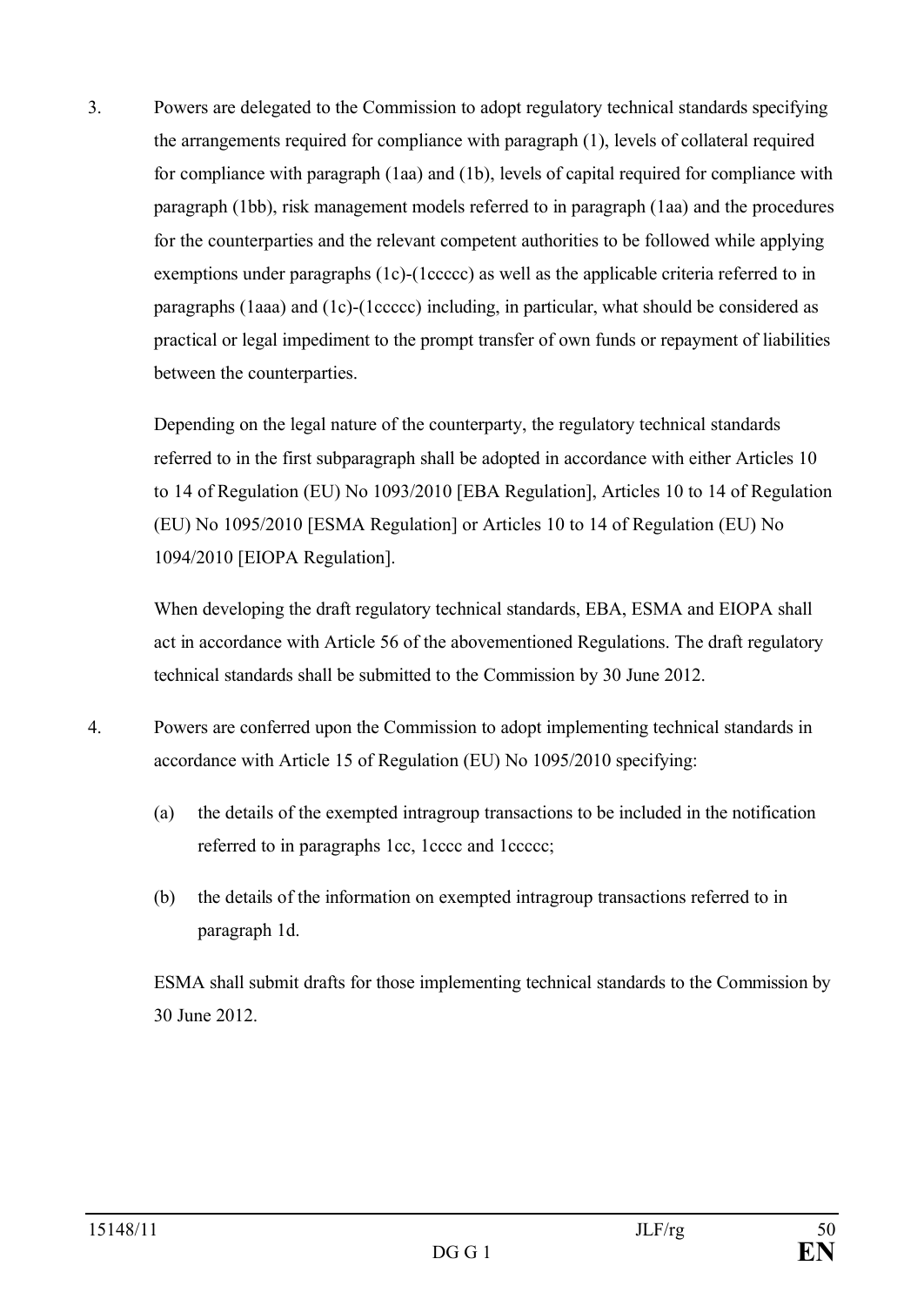3. Powers are delegated to the Commission to adopt regulatory technical standards specifying the arrangements required for compliance with paragraph (1), levels of collateral required for compliance with paragraph (1aa) and (1b), levels of capital required for compliance with paragraph (1bb), risk management models referred to in paragraph (1aa) and the procedures for the counterparties and the relevant competent authorities to be followed while applying exemptions under paragraphs (1c)-(1ccccc) as well as the applicable criteria referred to in paragraphs (1aaa) and (1c)-(1ccccc) including, in particular, what should be considered as practical or legal impediment to the prompt transfer of own funds or repayment of liabilities between the counterparties.

   Depending on the legal nature of the counterparty, the regulatory technical standards referred to in the first subparagraph shall be adopted in accordance with either Articles 10 to 14 of Regulation (EU) No 1093/2010 [EBA Regulation], Articles 10 to 14 of Regulation (EU) No 1095/2010 [ESMA Regulation] or Articles 10 to 14 of Regulation (EU) No 1094/2010 [EIOPA Regulation].

   When developing the draft regulatory technical standards, EBA, ESMA and EIOPA shall act in accordance with Article 56 of the abovementioned Regulations. The draft regulatory technical standards shall be submitted to the Commission by 30 June 2012.

4. Powers are conferred upon the Commission to adopt implementing technical standards in accordance with Article 15 of Regulation (EU) No 1095/2010 specifying:

   (a) the details of the exempted intragroup transactions to be included in the notification referred to in paragraphs 1cc, 1cccc and 1ccccc;

   (b) the details of the information on exempted intragroup transactions referred to in paragraph 1d.

   ESMA shall submit drafts for those implementing technical standards to the Commission by 30 June 2012.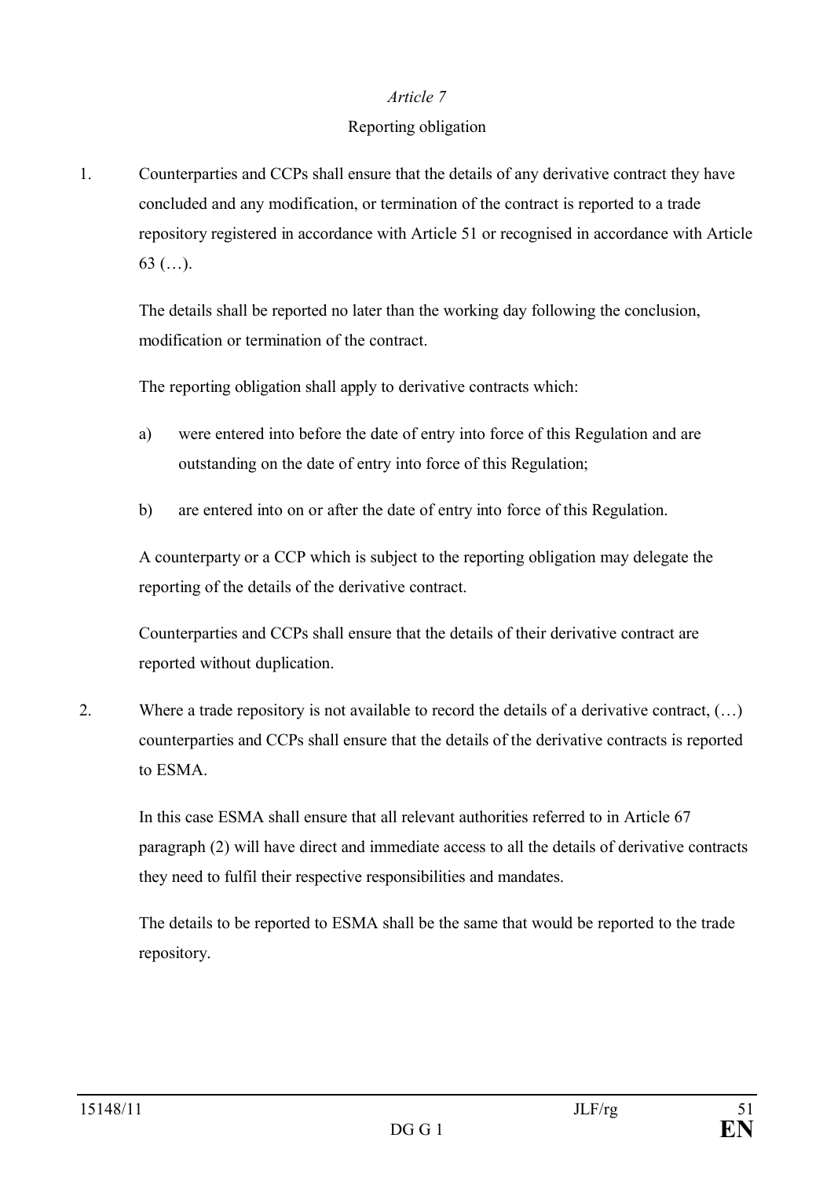*Article 7*

Reporting obligation

1. Counterparties and CCPs shall ensure that the details of any derivative contract they have concluded and any modification, or termination of the contract is reported to a trade repository registered in accordance with Article 51 or recognised in accordance with Article 63 (…).

   The details shall be reported no later than the working day following the conclusion, modification or termination of the contract.

   The reporting obligation shall apply to derivative contracts which:

   a) were entered into before the date of entry into force of this Regulation and are outstanding on the date of entry into force of this Regulation;

   b) are entered into on or after the date of entry into force of this Regulation.

   A counterparty or a CCP which is subject to the reporting obligation may delegate the reporting of the details of the derivative contract.

   Counterparties and CCPs shall ensure that the details of their derivative contract are reported without duplication.

2. Where a trade repository is not available to record the details of a derivative contract, (…) counterparties and CCPs shall ensure that the details of the derivative contracts is reported to ESMA.

   In this case ESMA shall ensure that all relevant authorities referred to in Article 67 paragraph (2) will have direct and immediate access to all the details of derivative contracts they need to fulfil their respective responsibilities and mandates.

   The details to be reported to ESMA shall be the same that would be reported to the trade repository.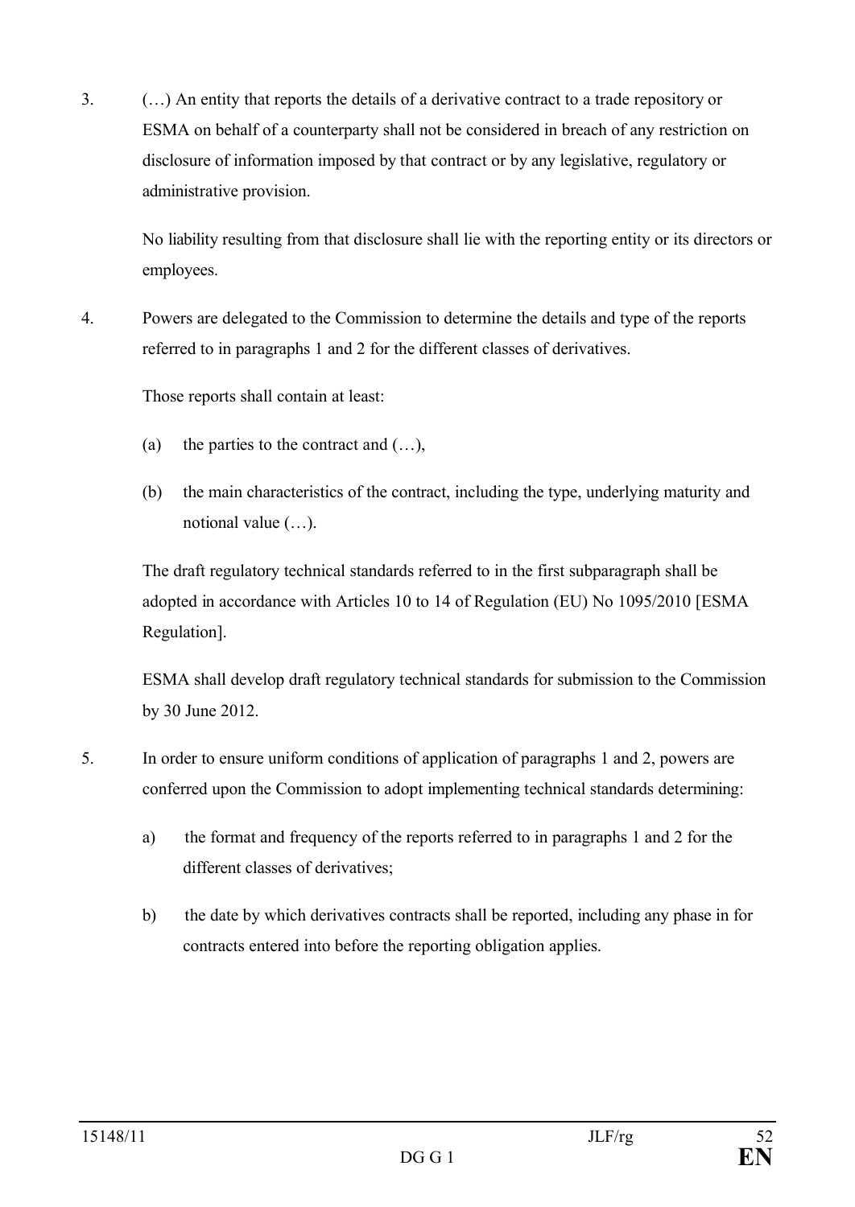3. (…) An entity that reports the details of a derivative contract to a trade repository or ESMA on behalf of a counterparty shall not be considered in breach of any restriction on disclosure of information imposed by that contract or by any legislative, regulatory or administrative provision.

   No liability resulting from that disclosure shall lie with the reporting entity or its directors or employees.

4. Powers are delegated to the Commission to determine the details and type of the reports referred to in paragraphs 1 and 2 for the different classes of derivatives.

   Those reports shall contain at least:

   (a) the parties to the contract and (…),

   (b) the main characteristics of the contract, including the type, underlying maturity and notional value (…).

   The draft regulatory technical standards referred to in the first subparagraph shall be adopted in accordance with Articles 10 to 14 of Regulation (EU) No 1095/2010 [ESMA Regulation].

   ESMA shall develop draft regulatory technical standards for submission to the Commission by 30 June 2012.

5. In order to ensure uniform conditions of application of paragraphs 1 and 2, powers are conferred upon the Commission to adopt implementing technical standards determining:

   a) the format and frequency of the reports referred to in paragraphs 1 and 2 for the different classes of derivatives;

   b) the date by which derivatives contracts shall be reported, including any phase in for contracts entered into before the reporting obligation applies.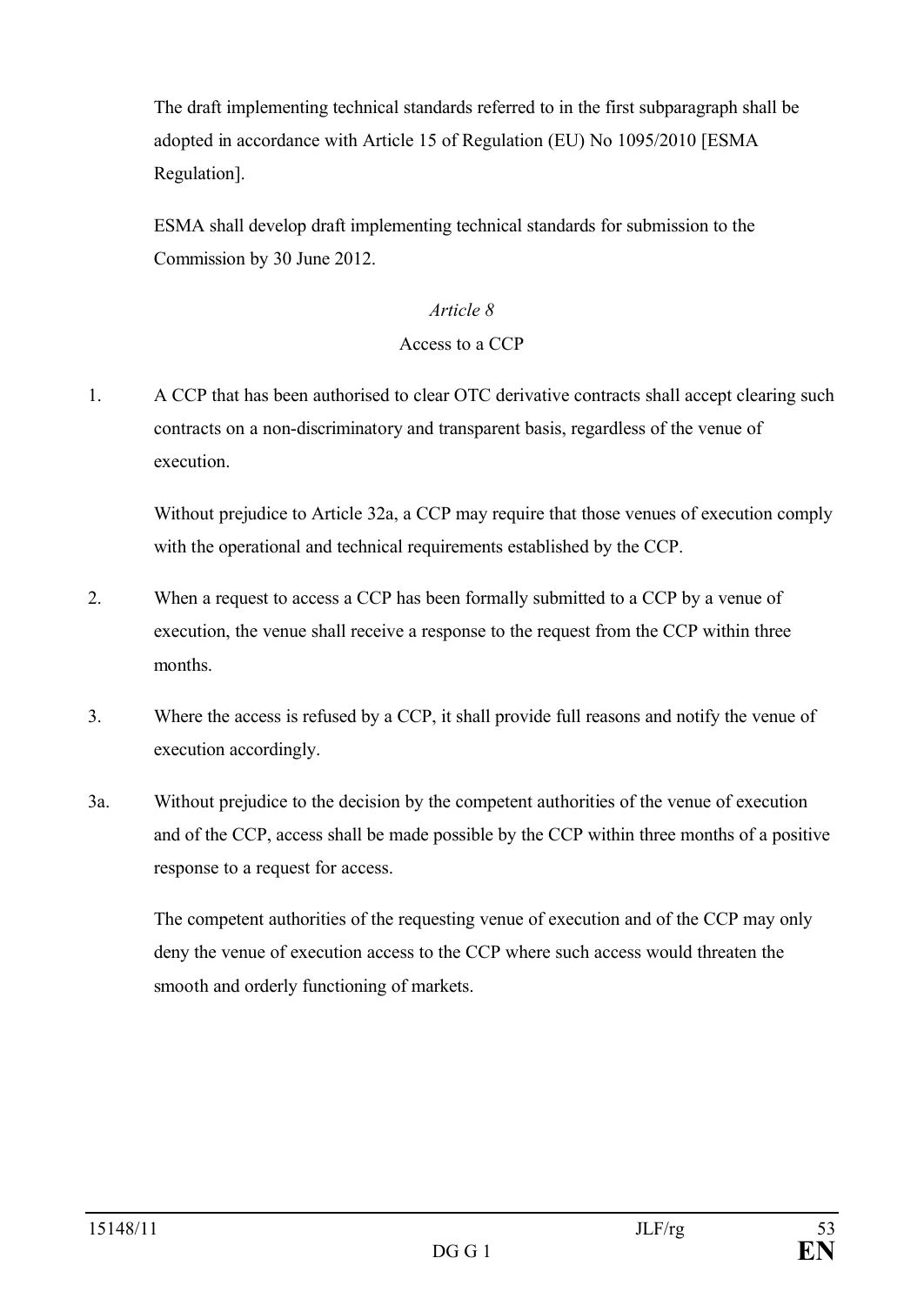The draft implementing technical standards referred to in the first subparagraph shall be adopted in accordance with Article 15 of Regulation (EU) No 1095/2010 [ESMA Regulation].

ESMA shall develop draft implementing technical standards for submission to the Commission by 30 June 2012.

*Article 8*

Access to a CCP

1. A CCP that has been authorised to clear OTC derivative contracts shall accept clearing such contracts on a non-discriminatory and transparent basis, regardless of the venue of execution.

   Without prejudice to Article 32a, a CCP may require that those venues of execution comply with the operational and technical requirements established by the CCP.

2. When a request to access a CCP has been formally submitted to a CCP by a venue of execution, the venue shall receive a response to the request from the CCP within three months.

3. Where the access is refused by a CCP, it shall provide full reasons and notify the venue of execution accordingly.

3a. Without prejudice to the decision by the competent authorities of the venue of execution and of the CCP, access shall be made possible by the CCP within three months of a positive response to a request for access.

   The competent authorities of the requesting venue of execution and of the CCP may only deny the venue of execution access to the CCP where such access would threaten the smooth and orderly functioning of markets.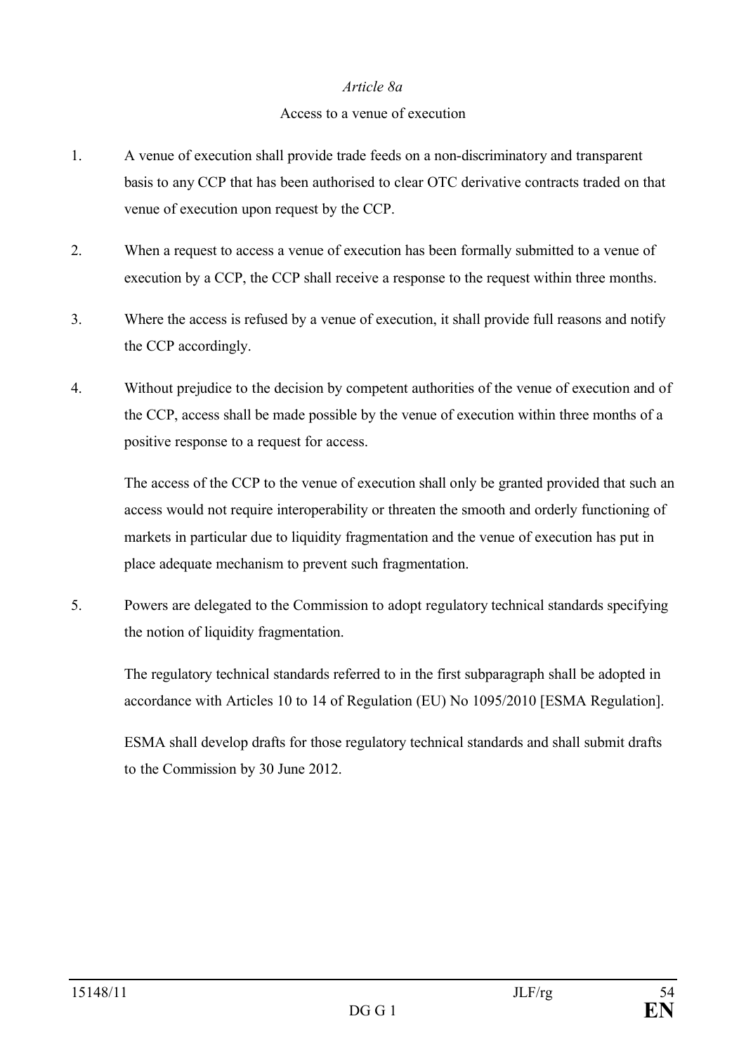*Article 8a*

Access to a venue of execution

1. A venue of execution shall provide trade feeds on a non-discriminatory and transparent basis to any CCP that has been authorised to clear OTC derivative contracts traded on that venue of execution upon request by the CCP.

2. When a request to access a venue of execution has been formally submitted to a venue of execution by a CCP, the CCP shall receive a response to the request within three months.

3. Where the access is refused by a venue of execution, it shall provide full reasons and notify the CCP accordingly.

4. Without prejudice to the decision by competent authorities of the venue of execution and of the CCP, access shall be made possible by the venue of execution within three months of a positive response to a request for access.

   The access of the CCP to the venue of execution shall only be granted provided that such an access would not require interoperability or threaten the smooth and orderly functioning of markets in particular due to liquidity fragmentation and the venue of execution has put in place adequate mechanism to prevent such fragmentation.

5. Powers are delegated to the Commission to adopt regulatory technical standards specifying the notion of liquidity fragmentation.

   The regulatory technical standards referred to in the first subparagraph shall be adopted in accordance with Articles 10 to 14 of Regulation (EU) No 1095/2010 [ESMA Regulation].

   ESMA shall develop drafts for those regulatory technical standards and shall submit drafts to the Commission by 30 June 2012.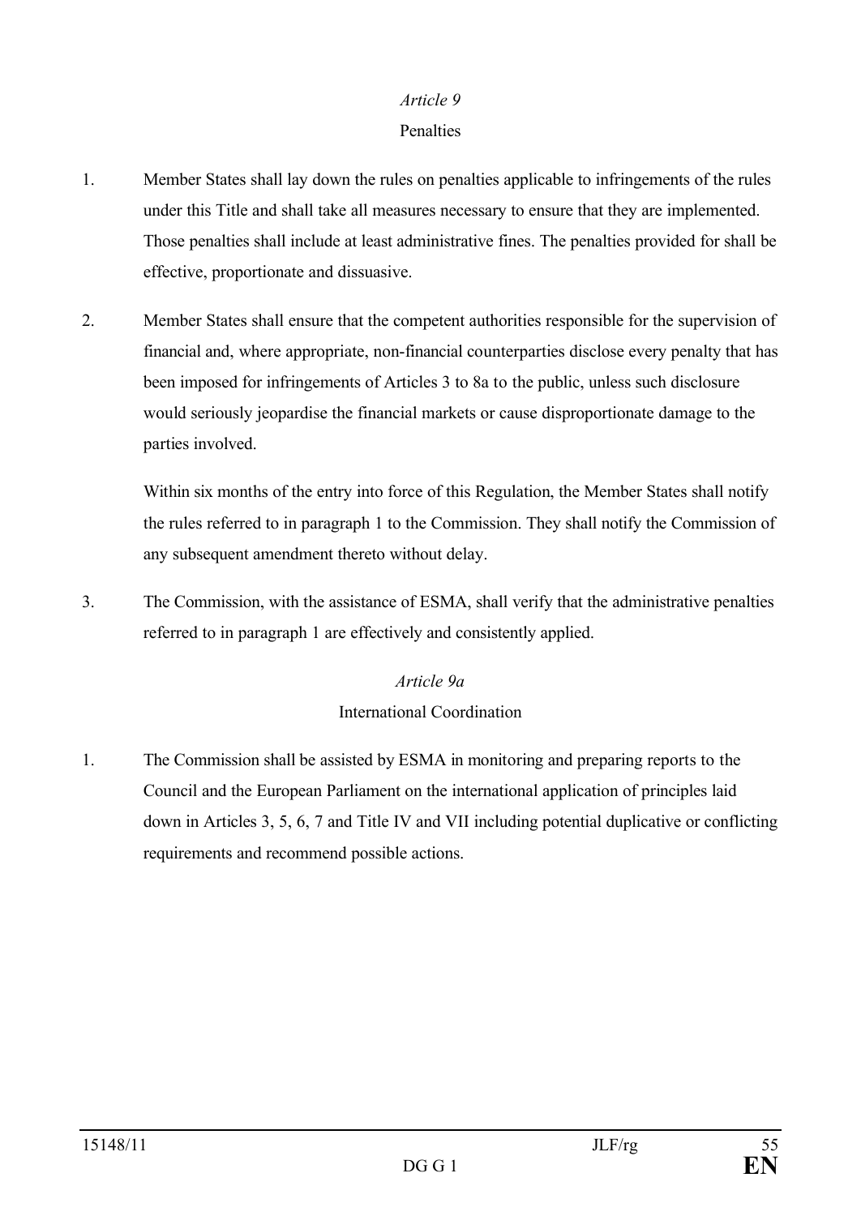*Article 9*

Penalties

1. Member States shall lay down the rules on penalties applicable to infringements of the rules under this Title and shall take all measures necessary to ensure that they are implemented. Those penalties shall include at least administrative fines. The penalties provided for shall be effective, proportionate and dissuasive.

2. Member States shall ensure that the competent authorities responsible for the supervision of financial and, where appropriate, non-financial counterparties disclose every penalty that has been imposed for infringements of Articles 3 to 8a to the public, unless such disclosure would seriously jeopardise the financial markets or cause disproportionate damage to the parties involved.

   Within six months of the entry into force of this Regulation, the Member States shall notify the rules referred to in paragraph 1 to the Commission. They shall notify the Commission of any subsequent amendment thereto without delay.

3. The Commission, with the assistance of ESMA, shall verify that the administrative penalties referred to in paragraph 1 are effectively and consistently applied.

*Article 9a*

International Coordination

1. The Commission shall be assisted by ESMA in monitoring and preparing reports to the Council and the European Parliament on the international application of principles laid down in Articles 3, 5, 6, 7 and Title IV and VII including potential duplicative or conflicting requirements and recommend possible actions.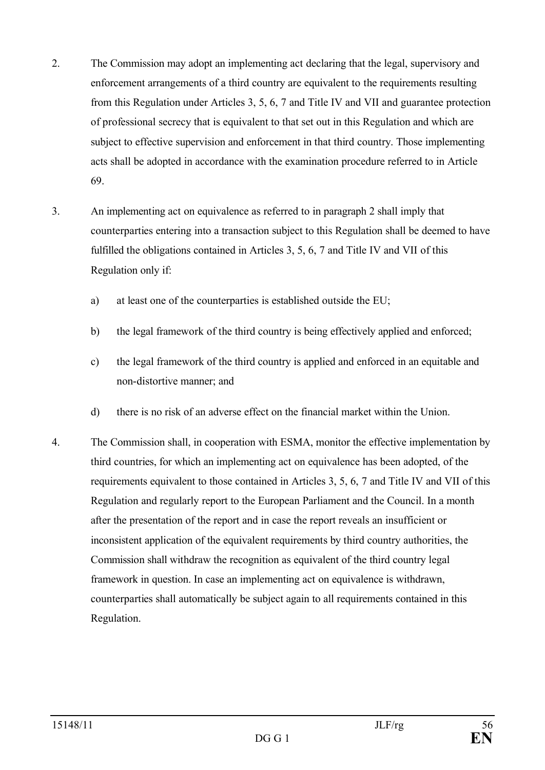2. The Commission may adopt an implementing act declaring that the legal, supervisory and enforcement arrangements of a third country are equivalent to the requirements resulting from this Regulation under Articles 3, 5, 6, 7 and Title IV and VII and guarantee protection of professional secrecy that is equivalent to that set out in this Regulation and which are subject to effective supervision and enforcement in that third country. Those implementing acts shall be adopted in accordance with the examination procedure referred to in Article 69.

3. An implementing act on equivalence as referred to in paragraph 2 shall imply that counterparties entering into a transaction subject to this Regulation shall be deemed to have fulfilled the obligations contained in Articles 3, 5, 6, 7 and Title IV and VII of this Regulation only if:

   a) at least one of the counterparties is established outside the EU;

   b) the legal framework of the third country is being effectively applied and enforced;

   c) the legal framework of the third country is applied and enforced in an equitable and non-distortive manner; and

   d) there is no risk of an adverse effect on the financial market within the Union.

4. The Commission shall, in cooperation with ESMA, monitor the effective implementation by third countries, for which an implementing act on equivalence has been adopted, of the requirements equivalent to those contained in Articles 3, 5, 6, 7 and Title IV and VII of this Regulation and regularly report to the European Parliament and the Council. In a month after the presentation of the report and in case the report reveals an insufficient or inconsistent application of the equivalent requirements by third country authorities, the Commission shall withdraw the recognition as equivalent of the third country legal framework in question. In case an implementing act on equivalence is withdrawn, counterparties shall automatically be subject again to all requirements contained in this Regulation.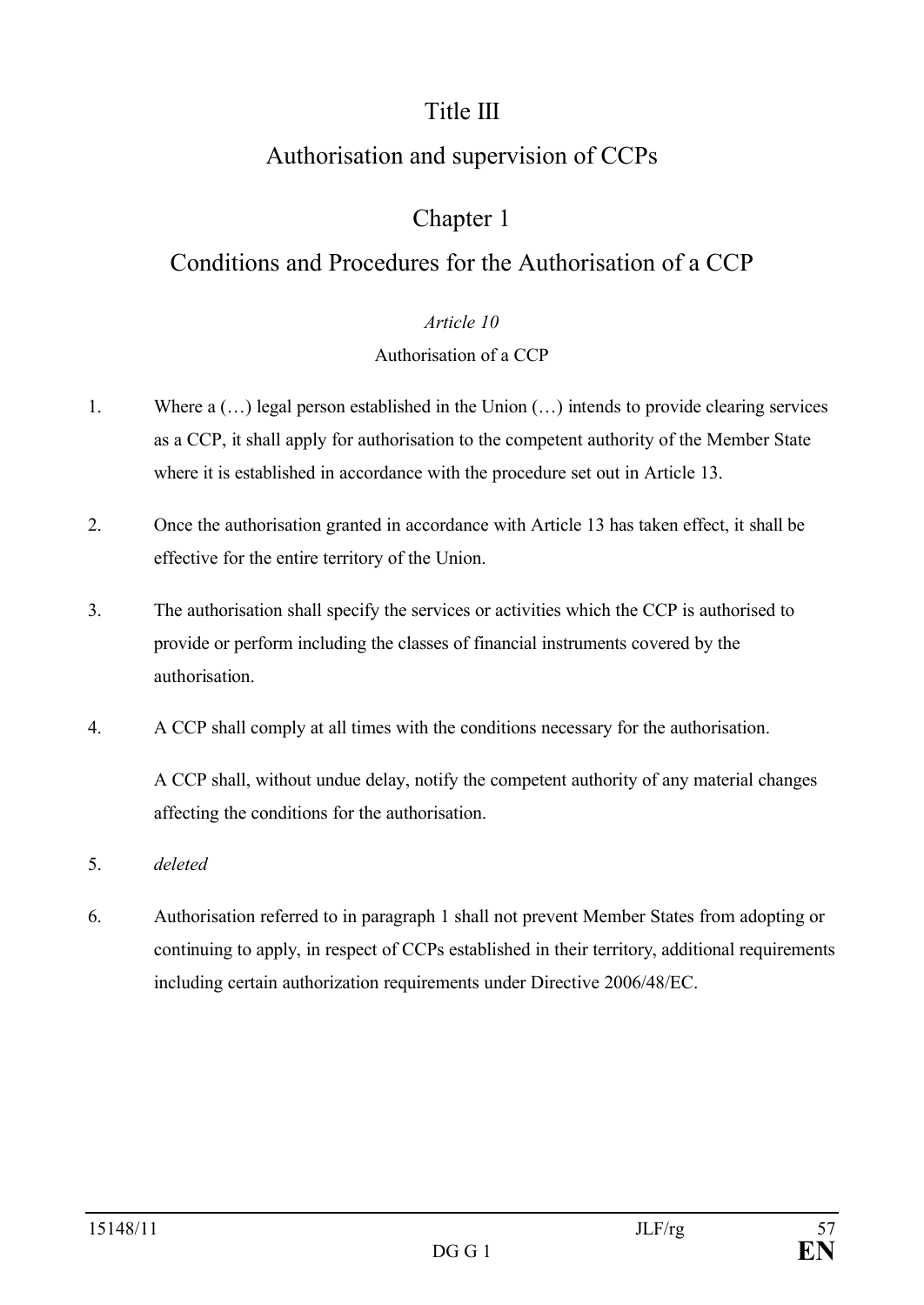# Title III

# Authorisation and supervision of CCPs

## Chapter 1

## Conditions and Procedures for the Authorisation of a CCP

*Article 10*

Authorisation of a CCP

1. Where a (…) legal person established in the Union (…) intends to provide clearing services as a CCP, it shall apply for authorisation to the competent authority of the Member State where it is established in accordance with the procedure set out in Article 13.

2. Once the authorisation granted in accordance with Article 13 has taken effect, it shall be effective for the entire territory of the Union.

3. The authorisation shall specify the services or activities which the CCP is authorised to provide or perform including the classes of financial instruments covered by the authorisation.

4. A CCP shall comply at all times with the conditions necessary for the authorisation.

   A CCP shall, without undue delay, notify the competent authority of any material changes affecting the conditions for the authorisation.

5. *deleted*

6. Authorisation referred to in paragraph 1 shall not prevent Member States from adopting or continuing to apply, in respect of CCPs established in their territory, additional requirements including certain authorization requirements under Directive 2006/48/EC.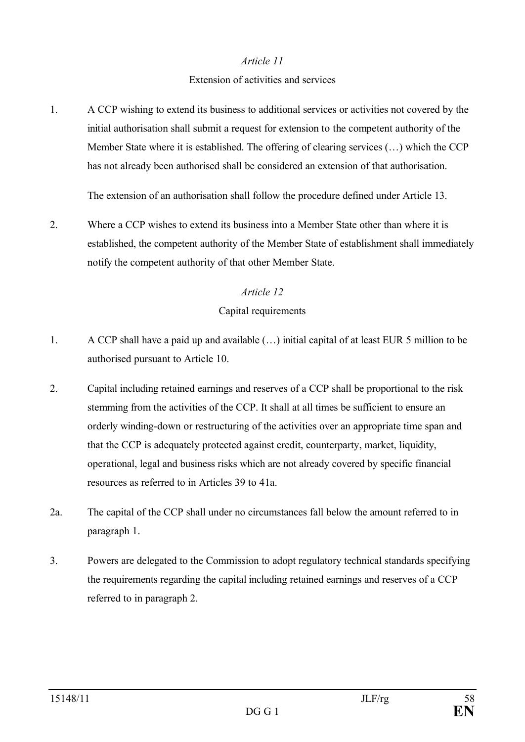*Article 11*

Extension of activities and services

1. A CCP wishing to extend its business to additional services or activities not covered by the initial authorisation shall submit a request for extension to the competent authority of the Member State where it is established. The offering of clearing services (…) which the CCP has not already been authorised shall be considered an extension of that authorisation.

   The extension of an authorisation shall follow the procedure defined under Article 13.

2. Where a CCP wishes to extend its business into a Member State other than where it is established, the competent authority of the Member State of establishment shall immediately notify the competent authority of that other Member State.

*Article 12*

Capital requirements

1. A CCP shall have a paid up and available (…) initial capital of at least EUR 5 million to be authorised pursuant to Article 10.

2. Capital including retained earnings and reserves of a CCP shall be proportional to the risk stemming from the activities of the CCP. It shall at all times be sufficient to ensure an orderly winding-down or restructuring of the activities over an appropriate time span and that the CCP is adequately protected against credit, counterparty, market, liquidity, operational, legal and business risks which are not already covered by specific financial resources as referred to in Articles 39 to 41a.

2a. The capital of the CCP shall under no circumstances fall below the amount referred to in paragraph 1.

3. Powers are delegated to the Commission to adopt regulatory technical standards specifying the requirements regarding the capital including retained earnings and reserves of a CCP referred to in paragraph 2.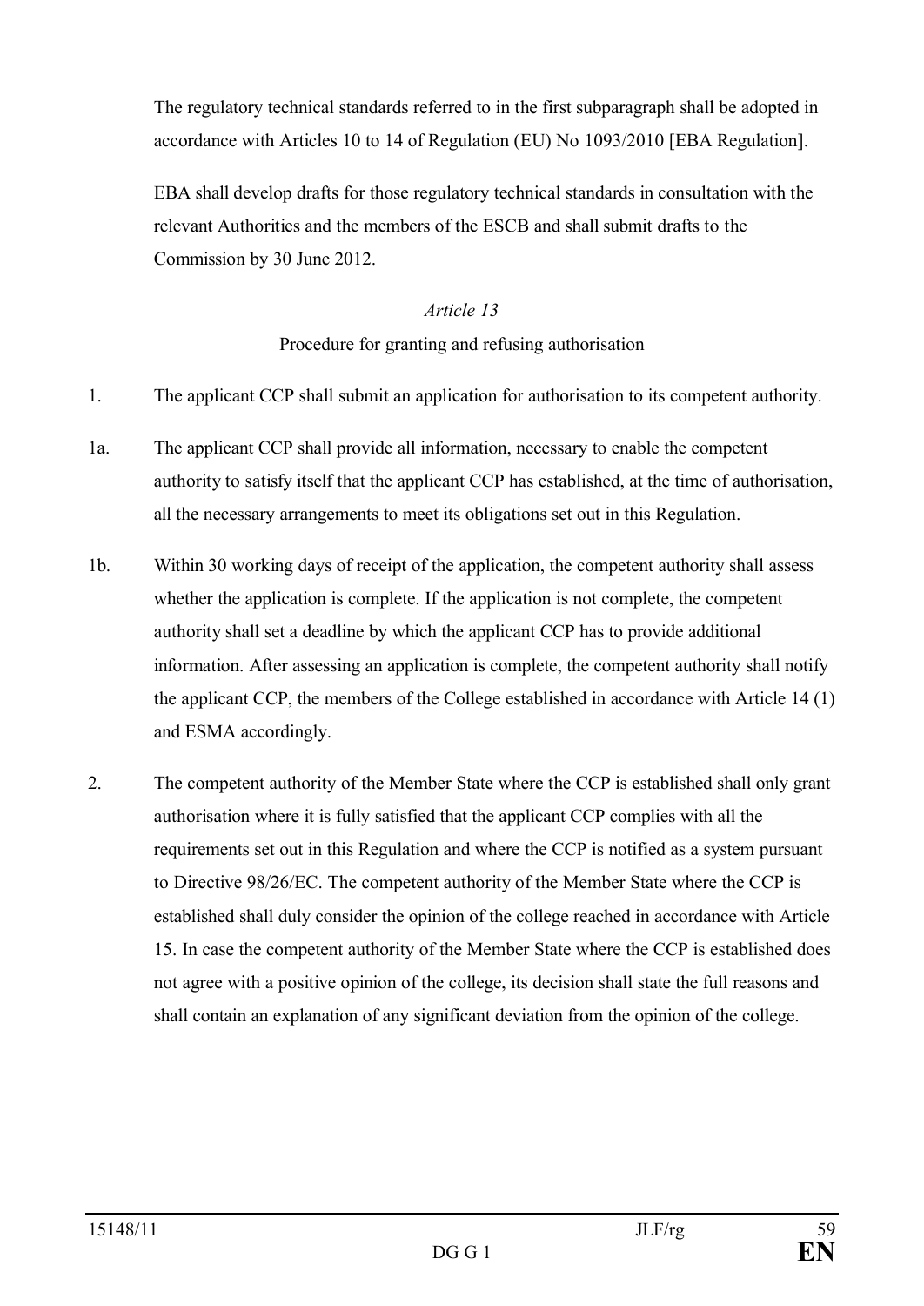The regulatory technical standards referred to in the first subparagraph shall be adopted in accordance with Articles 10 to 14 of Regulation (EU) No 1093/2010 [EBA Regulation].

EBA shall develop drafts for those regulatory technical standards in consultation with the relevant Authorities and the members of the ESCB and shall submit drafts to the Commission by 30 June 2012.

*Article 13*

Procedure for granting and refusing authorisation

1. The applicant CCP shall submit an application for authorisation to its competent authority.

1a. The applicant CCP shall provide all information, necessary to enable the competent authority to satisfy itself that the applicant CCP has established, at the time of authorisation, all the necessary arrangements to meet its obligations set out in this Regulation.

1b. Within 30 working days of receipt of the application, the competent authority shall assess whether the application is complete. If the application is not complete, the competent authority shall set a deadline by which the applicant CCP has to provide additional information. After assessing an application is complete, the competent authority shall notify the applicant CCP, the members of the College established in accordance with Article 14 (1) and ESMA accordingly.

2. The competent authority of the Member State where the CCP is established shall only grant authorisation where it is fully satisfied that the applicant CCP complies with all the requirements set out in this Regulation and where the CCP is notified as a system pursuant to Directive 98/26/EC. The competent authority of the Member State where the CCP is established shall duly consider the opinion of the college reached in accordance with Article 15. In case the competent authority of the Member State where the CCP is established does not agree with a positive opinion of the college, its decision shall state the full reasons and shall contain an explanation of any significant deviation from the opinion of the college.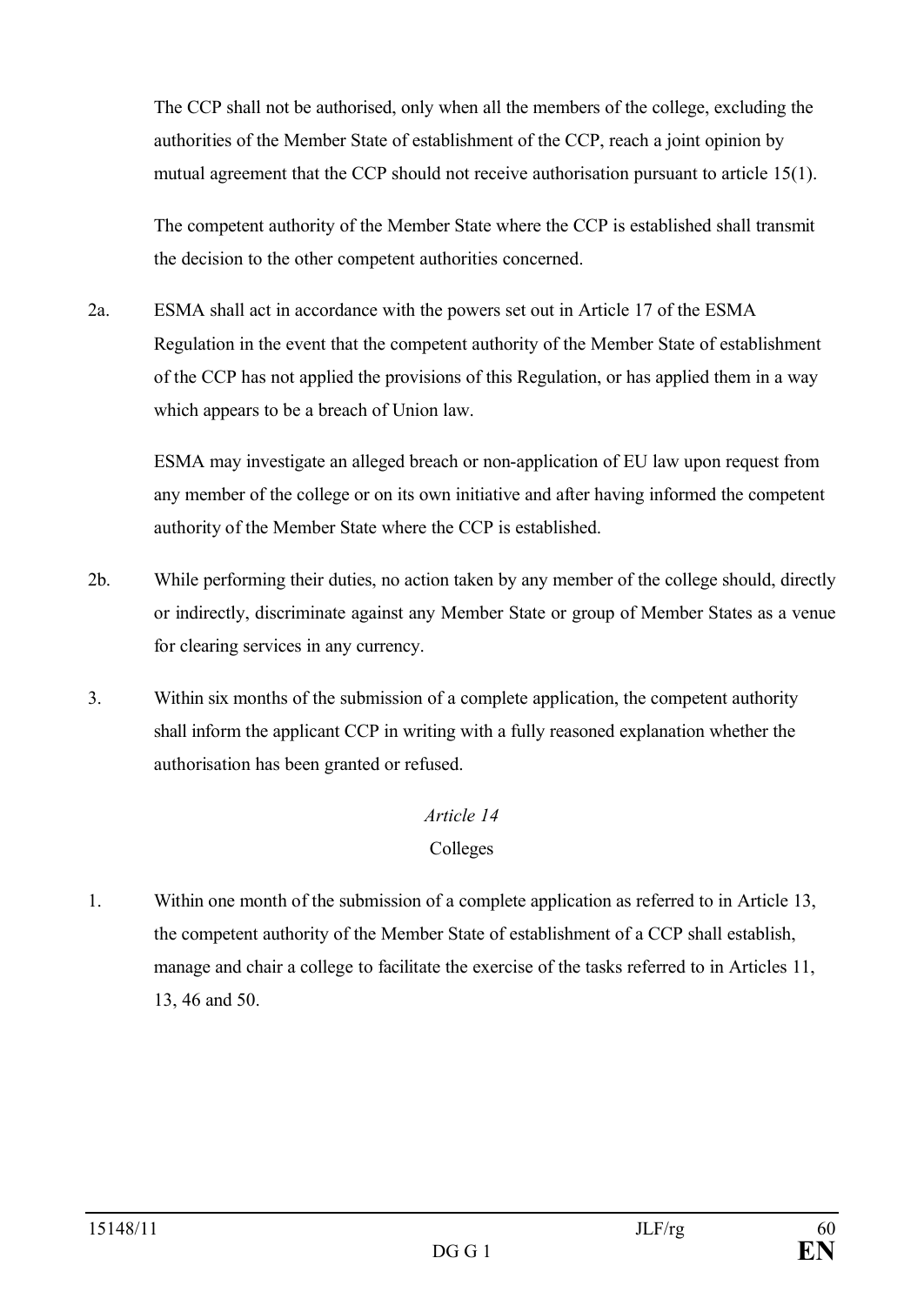The CCP shall not be authorised, only when all the members of the college, excluding the authorities of the Member State of establishment of the CCP, reach a joint opinion by mutual agreement that the CCP should not receive authorisation pursuant to article 15(1).

The competent authority of the Member State where the CCP is established shall transmit the decision to the other competent authorities concerned.

2a. ESMA shall act in accordance with the powers set out in Article 17 of the ESMA Regulation in the event that the competent authority of the Member State of establishment of the CCP has not applied the provisions of this Regulation, or has applied them in a way which appears to be a breach of Union law.

ESMA may investigate an alleged breach or non-application of EU law upon request from any member of the college or on its own initiative and after having informed the competent authority of the Member State where the CCP is established.

2b. While performing their duties, no action taken by any member of the college should, directly or indirectly, discriminate against any Member State or group of Member States as a venue for clearing services in any currency.

3. Within six months of the submission of a complete application, the competent authority shall inform the applicant CCP in writing with a fully reasoned explanation whether the authorisation has been granted or refused.

*Article 14*

Colleges

1. Within one month of the submission of a complete application as referred to in Article 13, the competent authority of the Member State of establishment of a CCP shall establish, manage and chair a college to facilitate the exercise of the tasks referred to in Articles 11, 13, 46 and 50.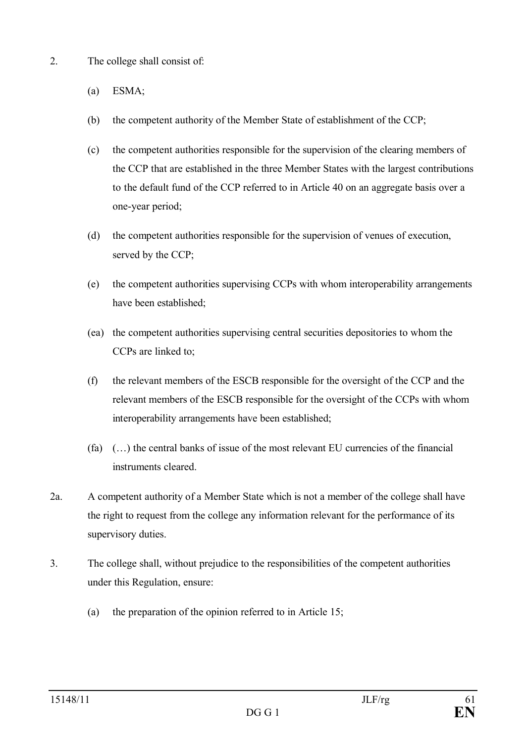2. The college shall consist of:

   (a) ESMA;

   (b) the competent authority of the Member State of establishment of the CCP;

   (c) the competent authorities responsible for the supervision of the clearing members of the CCP that are established in the three Member States with the largest contributions to the default fund of the CCP referred to in Article 40 on an aggregate basis over a one-year period;

   (d) the competent authorities responsible for the supervision of venues of execution, served by the CCP;

   (e) the competent authorities supervising CCPs with whom interoperability arrangements have been established;

   (ea) the competent authorities supervising central securities depositories to whom the CCPs are linked to;

   (f) the relevant members of the ESCB responsible for the oversight of the CCP and the relevant members of the ESCB responsible for the oversight of the CCPs with whom interoperability arrangements have been established;

   (fa) (…) the central banks of issue of the most relevant EU currencies of the financial instruments cleared.

2a. A competent authority of a Member State which is not a member of the college shall have the right to request from the college any information relevant for the performance of its supervisory duties.

3. The college shall, without prejudice to the responsibilities of the competent authorities under this Regulation, ensure:

   (a) the preparation of the opinion referred to in Article 15;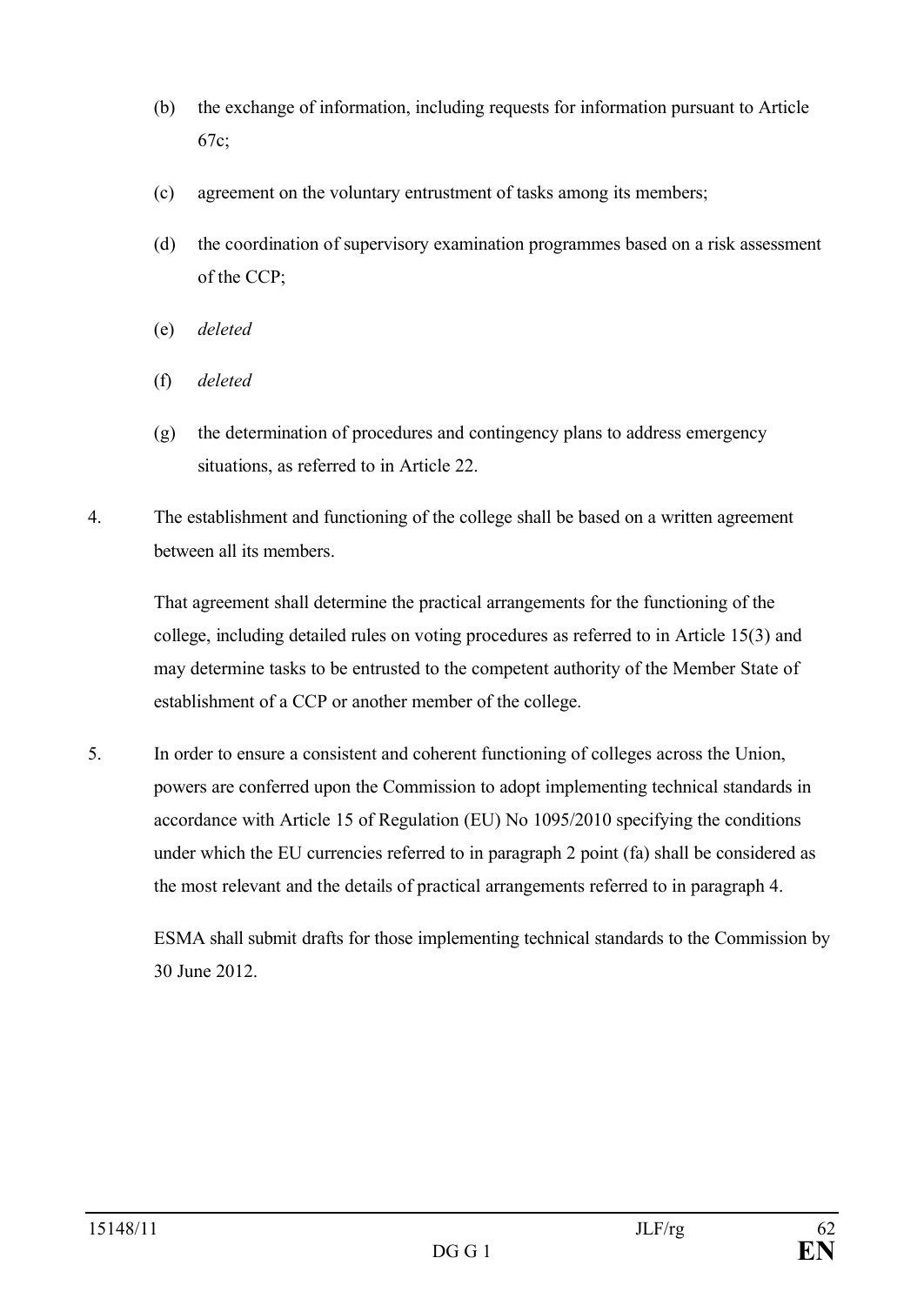(b) the exchange of information, including requests for information pursuant to Article 67c;

(c) agreement on the voluntary entrustment of tasks among its members;

(d) the coordination of supervisory examination programmes based on a risk assessment of the CCP;

(e) *deleted*

(f) *deleted*

(g) the determination of procedures and contingency plans to address emergency situations, as referred to in Article 22.

4. The establishment and functioning of the college shall be based on a written agreement between all its members.

   That agreement shall determine the practical arrangements for the functioning of the college, including detailed rules on voting procedures as referred to in Article 15(3) and may determine tasks to be entrusted to the competent authority of the Member State of establishment of a CCP or another member of the college.

5. In order to ensure a consistent and coherent functioning of colleges across the Union, powers are conferred upon the Commission to adopt implementing technical standards in accordance with Article 15 of Regulation (EU) No 1095/2010 specifying the conditions under which the EU currencies referred to in paragraph 2 point (fa) shall be considered as the most relevant and the details of practical arrangements referred to in paragraph 4.

   ESMA shall submit drafts for those implementing technical standards to the Commission by 30 June 2012.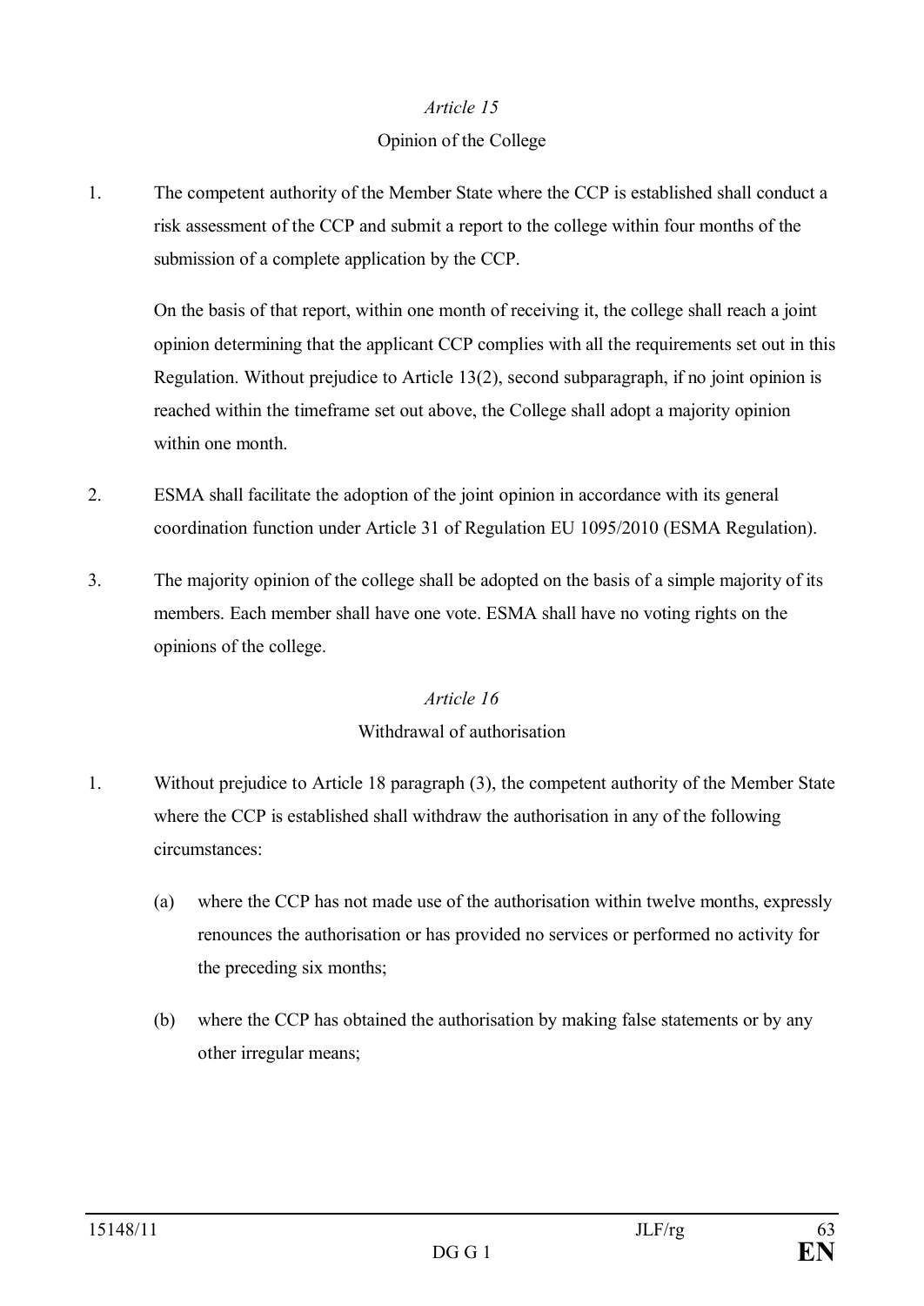*Article 15*

Opinion of the College

1. The competent authority of the Member State where the CCP is established shall conduct a risk assessment of the CCP and submit a report to the college within four months of the submission of a complete application by the CCP.

   On the basis of that report, within one month of receiving it, the college shall reach a joint opinion determining that the applicant CCP complies with all the requirements set out in this Regulation. Without prejudice to Article 13(2), second subparagraph, if no joint opinion is reached within the timeframe set out above, the College shall adopt a majority opinion within one month.

2. ESMA shall facilitate the adoption of the joint opinion in accordance with its general coordination function under Article 31 of Regulation EU 1095/2010 (ESMA Regulation).

3. The majority opinion of the college shall be adopted on the basis of a simple majority of its members. Each member shall have one vote. ESMA shall have no voting rights on the opinions of the college.

*Article 16*

Withdrawal of authorisation

1. Without prejudice to Article 18 paragraph (3), the competent authority of the Member State where the CCP is established shall withdraw the authorisation in any of the following circumstances:

   (a) where the CCP has not made use of the authorisation within twelve months, expressly renounces the authorisation or has provided no services or performed no activity for the preceding six months;

   (b) where the CCP has obtained the authorisation by making false statements or by any other irregular means;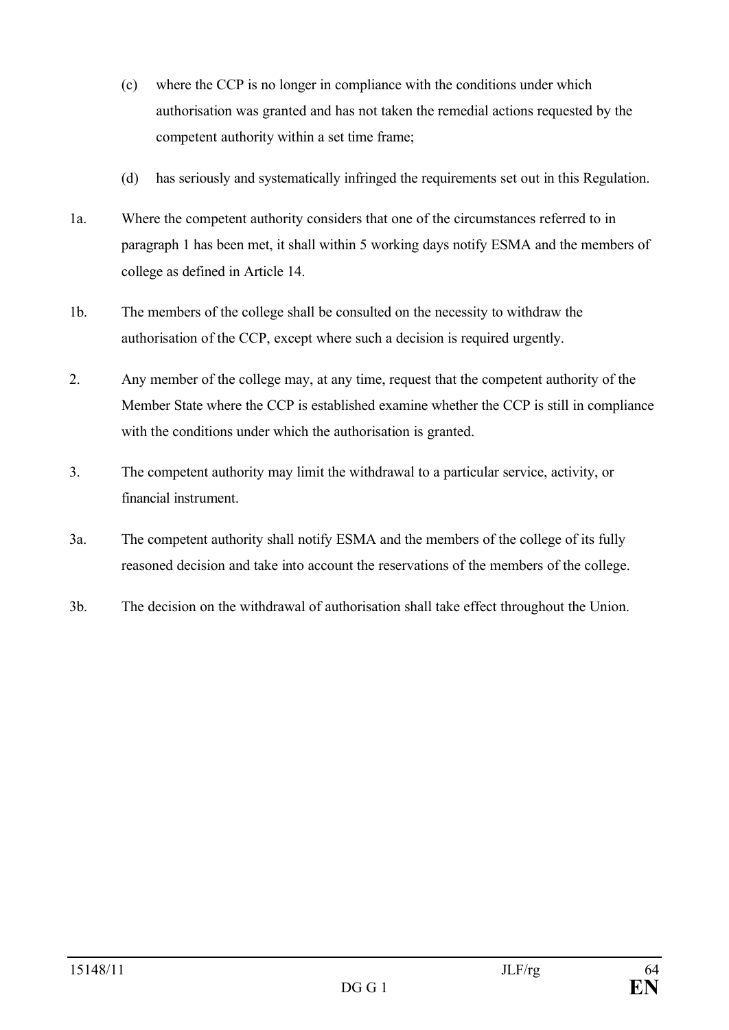(c) where the CCP is no longer in compliance with the conditions under which authorisation was granted and has not taken the remedial actions requested by the competent authority within a set time frame;

(d) has seriously and systematically infringed the requirements set out in this Regulation.

1a. Where the competent authority considers that one of the circumstances referred to in paragraph 1 has been met, it shall within 5 working days notify ESMA and the members of college as defined in Article 14.

1b. The members of the college shall be consulted on the necessity to withdraw the authorisation of the CCP, except where such a decision is required urgently.

2. Any member of the college may, at any time, request that the competent authority of the Member State where the CCP is established examine whether the CCP is still in compliance with the conditions under which the authorisation is granted.

3. The competent authority may limit the withdrawal to a particular service, activity, or financial instrument.

3a. The competent authority shall notify ESMA and the members of the college of its fully reasoned decision and take into account the reservations of the members of the college.

3b. The decision on the withdrawal of authorisation shall take effect throughout the Union.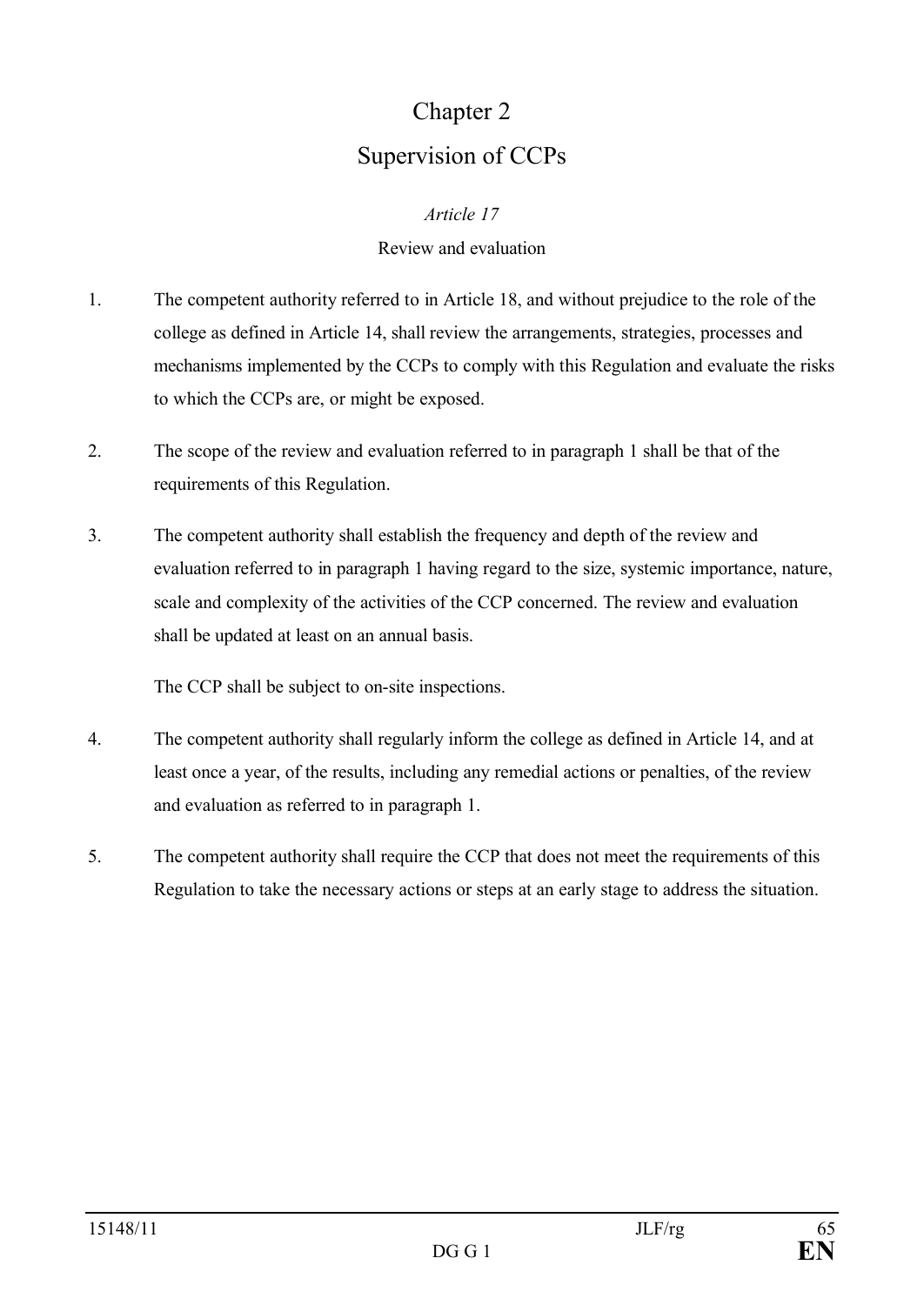# Chapter 2

# Supervision of CCPs

*Article 17*

Review and evaluation

1. The competent authority referred to in Article 18, and without prejudice to the role of the college as defined in Article 14, shall review the arrangements, strategies, processes and mechanisms implemented by the CCPs to comply with this Regulation and evaluate the risks to which the CCPs are, or might be exposed.

2. The scope of the review and evaluation referred to in paragraph 1 shall be that of the requirements of this Regulation.

3. The competent authority shall establish the frequency and depth of the review and evaluation referred to in paragraph 1 having regard to the size, systemic importance, nature, scale and complexity of the activities of the CCP concerned. The review and evaluation shall be updated at least on an annual basis.

   The CCP shall be subject to on-site inspections.

4. The competent authority shall regularly inform the college as defined in Article 14, and at least once a year, of the results, including any remedial actions or penalties, of the review and evaluation as referred to in paragraph 1.

5. The competent authority shall require the CCP that does not meet the requirements of this Regulation to take the necessary actions or steps at an early stage to address the situation.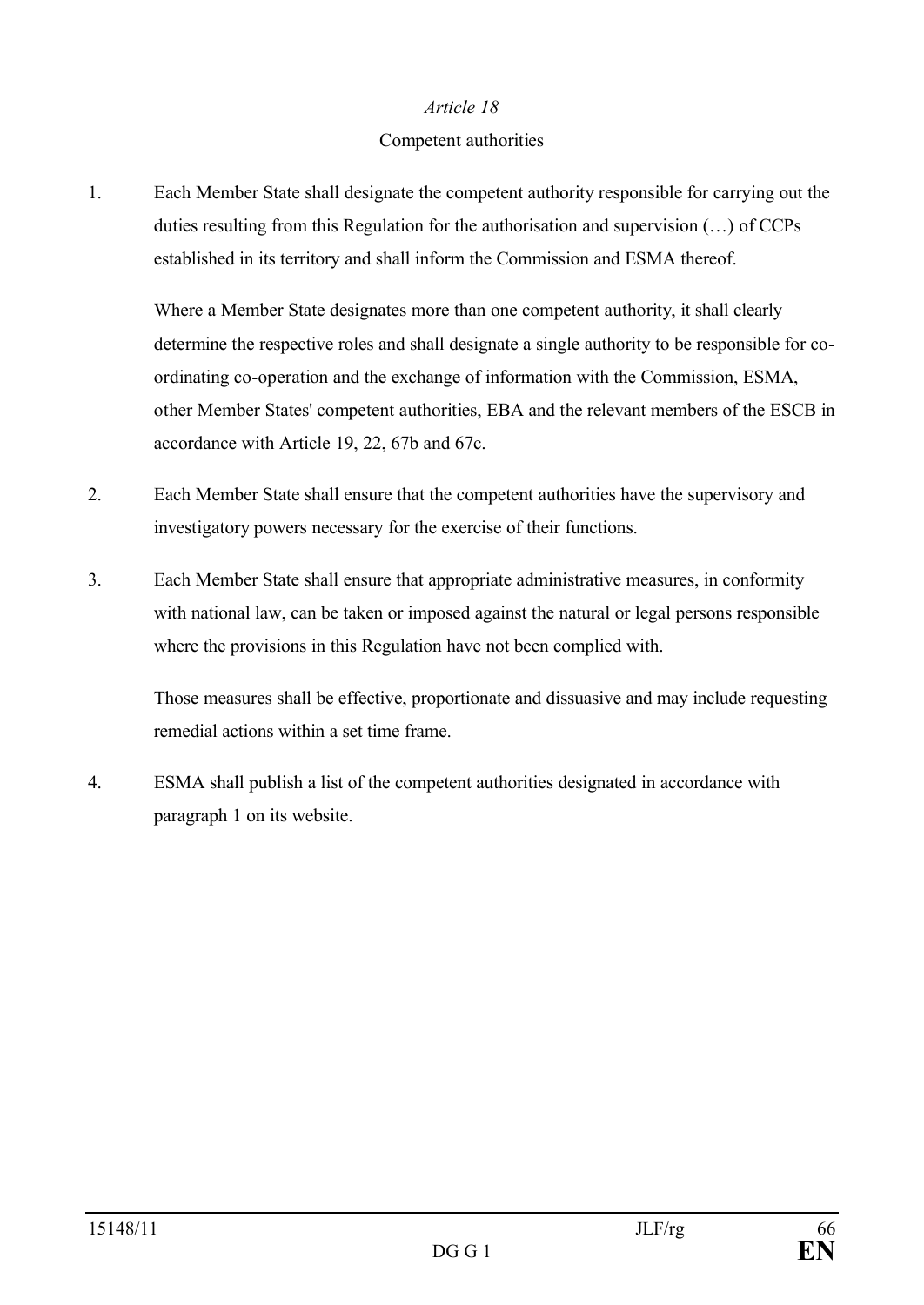*Article 18*

Competent authorities

1. Each Member State shall designate the competent authority responsible for carrying out the duties resulting from this Regulation for the authorisation and supervision (…) of CCPs established in its territory and shall inform the Commission and ESMA thereof.

   Where a Member State designates more than one competent authority, it shall clearly determine the respective roles and shall designate a single authority to be responsible for co-ordinating co-operation and the exchange of information with the Commission, ESMA, other Member States' competent authorities, EBA and the relevant members of the ESCB in accordance with Article 19, 22, 67b and 67c.

2. Each Member State shall ensure that the competent authorities have the supervisory and investigatory powers necessary for the exercise of their functions.

3. Each Member State shall ensure that appropriate administrative measures, in conformity with national law, can be taken or imposed against the natural or legal persons responsible where the provisions in this Regulation have not been complied with.

   Those measures shall be effective, proportionate and dissuasive and may include requesting remedial actions within a set time frame.

4. ESMA shall publish a list of the competent authorities designated in accordance with paragraph 1 on its website.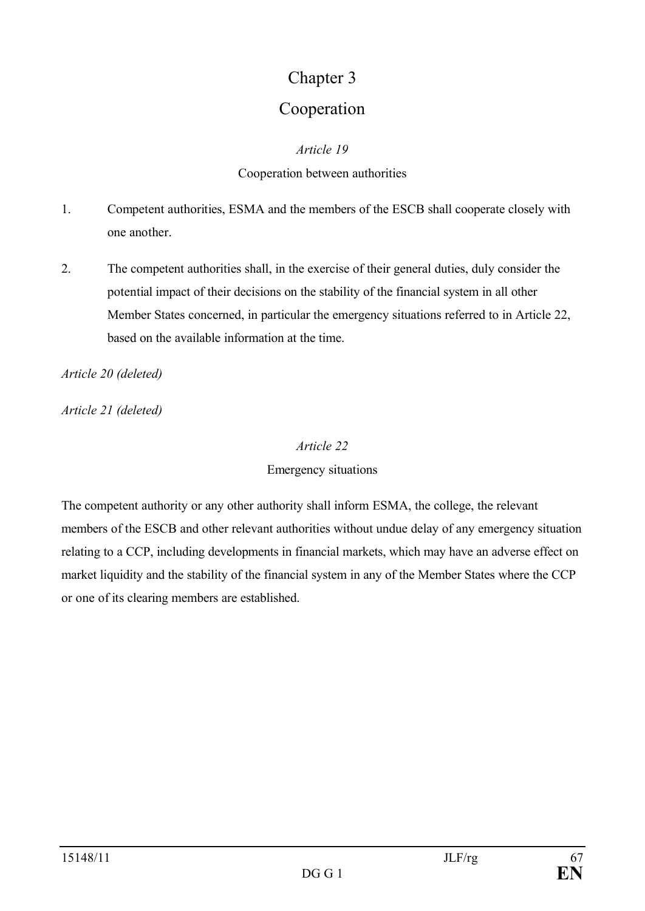# Chapter 3

# Cooperation

### *Article 19*

### Cooperation between authorities

1. Competent authorities, ESMA and the members of the ESCB shall cooperate closely with one another.

2. The competent authorities shall, in the exercise of their general duties, duly consider the potential impact of their decisions on the stability of the financial system in all other Member States concerned, in particular the emergency situations referred to in Article 22, based on the available information at the time.

*Article 20 (deleted)*

*Article 21 (deleted)*

### *Article 22*

### Emergency situations

The competent authority or any other authority shall inform ESMA, the college, the relevant members of the ESCB and other relevant authorities without undue delay of any emergency situation relating to a CCP, including developments in financial markets, which may have an adverse effect on market liquidity and the stability of the financial system in any of the Member States where the CCP or one of its clearing members are established.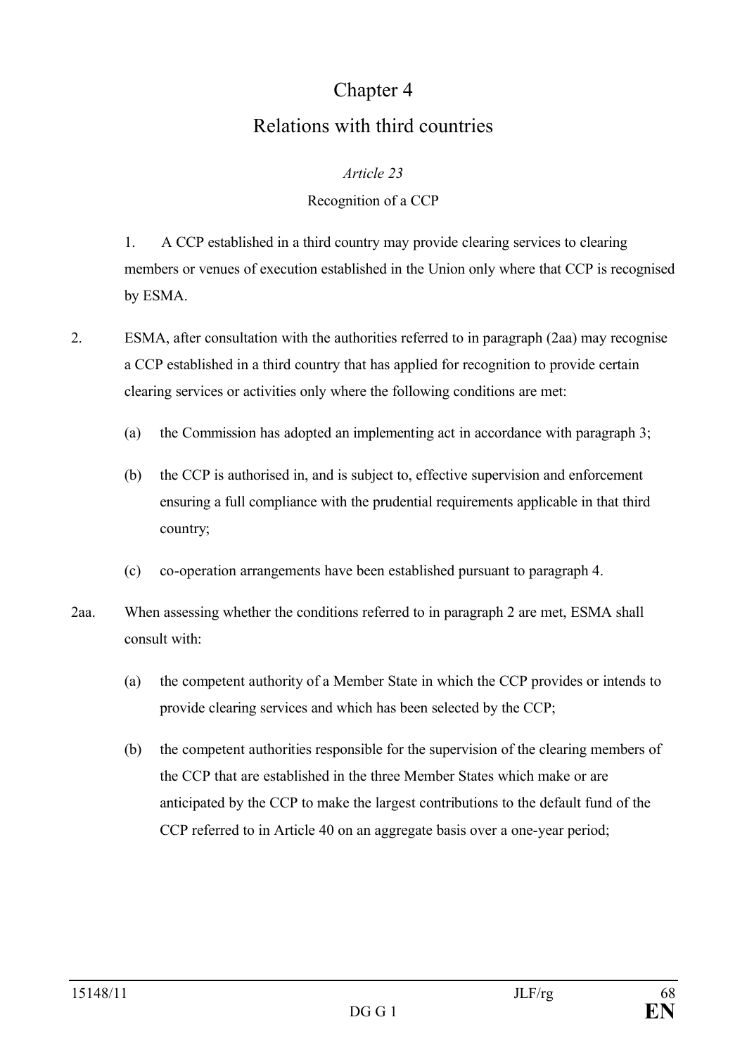# Chapter 4

# Relations with third countries

*Article 23*

Recognition of a CCP

1. A CCP established in a third country may provide clearing services to clearing members or venues of execution established in the Union only where that CCP is recognised by ESMA.

2. ESMA, after consultation with the authorities referred to in paragraph (2aa) may recognise a CCP established in a third country that has applied for recognition to provide certain clearing services or activities only where the following conditions are met:

   (a) the Commission has adopted an implementing act in accordance with paragraph 3;

   (b) the CCP is authorised in, and is subject to, effective supervision and enforcement ensuring a full compliance with the prudential requirements applicable in that third country;

   (c) co-operation arrangements have been established pursuant to paragraph 4.

2aa. When assessing whether the conditions referred to in paragraph 2 are met, ESMA shall consult with:

   (a) the competent authority of a Member State in which the CCP provides or intends to provide clearing services and which has been selected by the CCP;

   (b) the competent authorities responsible for the supervision of the clearing members of the CCP that are established in the three Member States which make or are anticipated by the CCP to make the largest contributions to the default fund of the CCP referred to in Article 40 on an aggregate basis over a one-year period;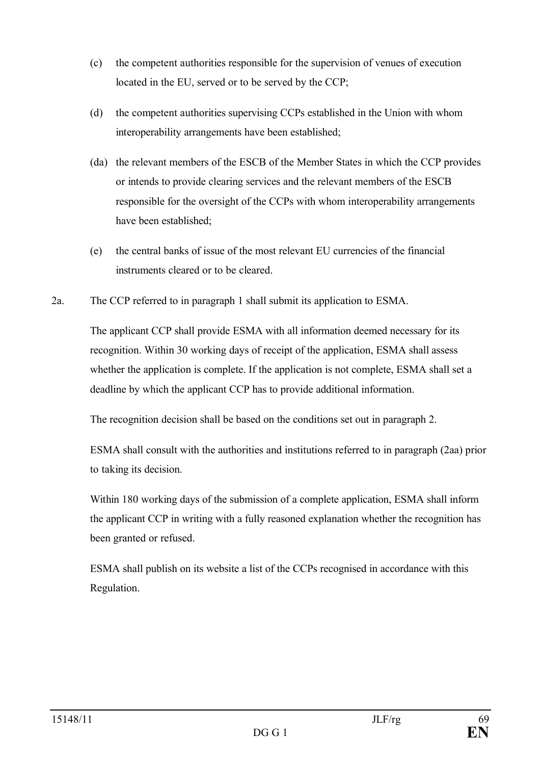(c) the competent authorities responsible for the supervision of venues of execution located in the EU, served or to be served by the CCP;

(d) the competent authorities supervising CCPs established in the Union with whom interoperability arrangements have been established;

(da) the relevant members of the ESCB of the Member States in which the CCP provides or intends to provide clearing services and the relevant members of the ESCB responsible for the oversight of the CCPs with whom interoperability arrangements have been established;

(e) the central banks of issue of the most relevant EU currencies of the financial instruments cleared or to be cleared.

2a. The CCP referred to in paragraph 1 shall submit its application to ESMA.

The applicant CCP shall provide ESMA with all information deemed necessary for its recognition. Within 30 working days of receipt of the application, ESMA shall assess whether the application is complete. If the application is not complete, ESMA shall set a deadline by which the applicant CCP has to provide additional information.

The recognition decision shall be based on the conditions set out in paragraph 2.

ESMA shall consult with the authorities and institutions referred to in paragraph (2aa) prior to taking its decision.

Within 180 working days of the submission of a complete application, ESMA shall inform the applicant CCP in writing with a fully reasoned explanation whether the recognition has been granted or refused.

ESMA shall publish on its website a list of the CCPs recognised in accordance with this Regulation.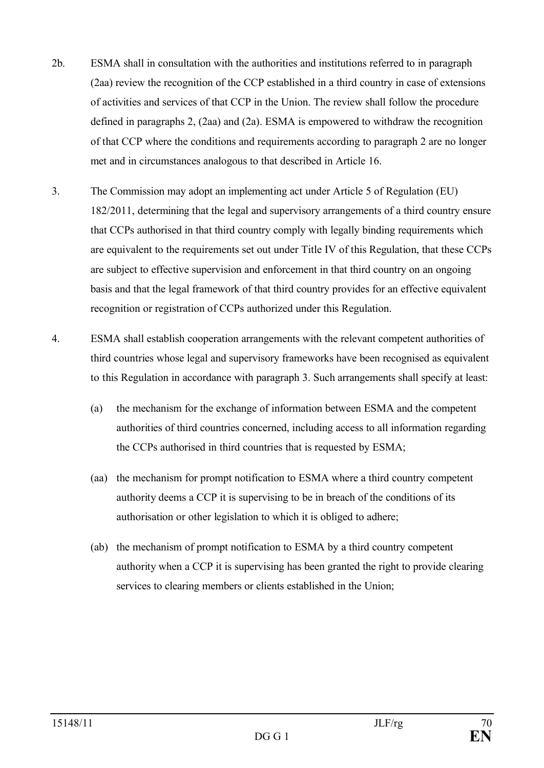2b. ESMA shall in consultation with the authorities and institutions referred to in paragraph (2aa) review the recognition of the CCP established in a third country in case of extensions of activities and services of that CCP in the Union. The review shall follow the procedure defined in paragraphs 2, (2aa) and (2a). ESMA is empowered to withdraw the recognition of that CCP where the conditions and requirements according to paragraph 2 are no longer met and in circumstances analogous to that described in Article 16.

3. The Commission may adopt an implementing act under Article 5 of Regulation (EU) 182/2011, determining that the legal and supervisory arrangements of a third country ensure that CCPs authorised in that third country comply with legally binding requirements which are equivalent to the requirements set out under Title IV of this Regulation, that these CCPs are subject to effective supervision and enforcement in that third country on an ongoing basis and that the legal framework of that third country provides for an effective equivalent recognition or registration of CCPs authorized under this Regulation.

4. ESMA shall establish cooperation arrangements with the relevant competent authorities of third countries whose legal and supervisory frameworks have been recognised as equivalent to this Regulation in accordance with paragraph 3. Such arrangements shall specify at least:

   (a) the mechanism for the exchange of information between ESMA and the competent authorities of third countries concerned, including access to all information regarding the CCPs authorised in third countries that is requested by ESMA;

   (aa) the mechanism for prompt notification to ESMA where a third country competent authority deems a CCP it is supervising to be in breach of the conditions of its authorisation or other legislation to which it is obliged to adhere;

   (ab) the mechanism of prompt notification to ESMA by a third country competent authority when a CCP it is supervising has been granted the right to provide clearing services to clearing members or clients established in the Union;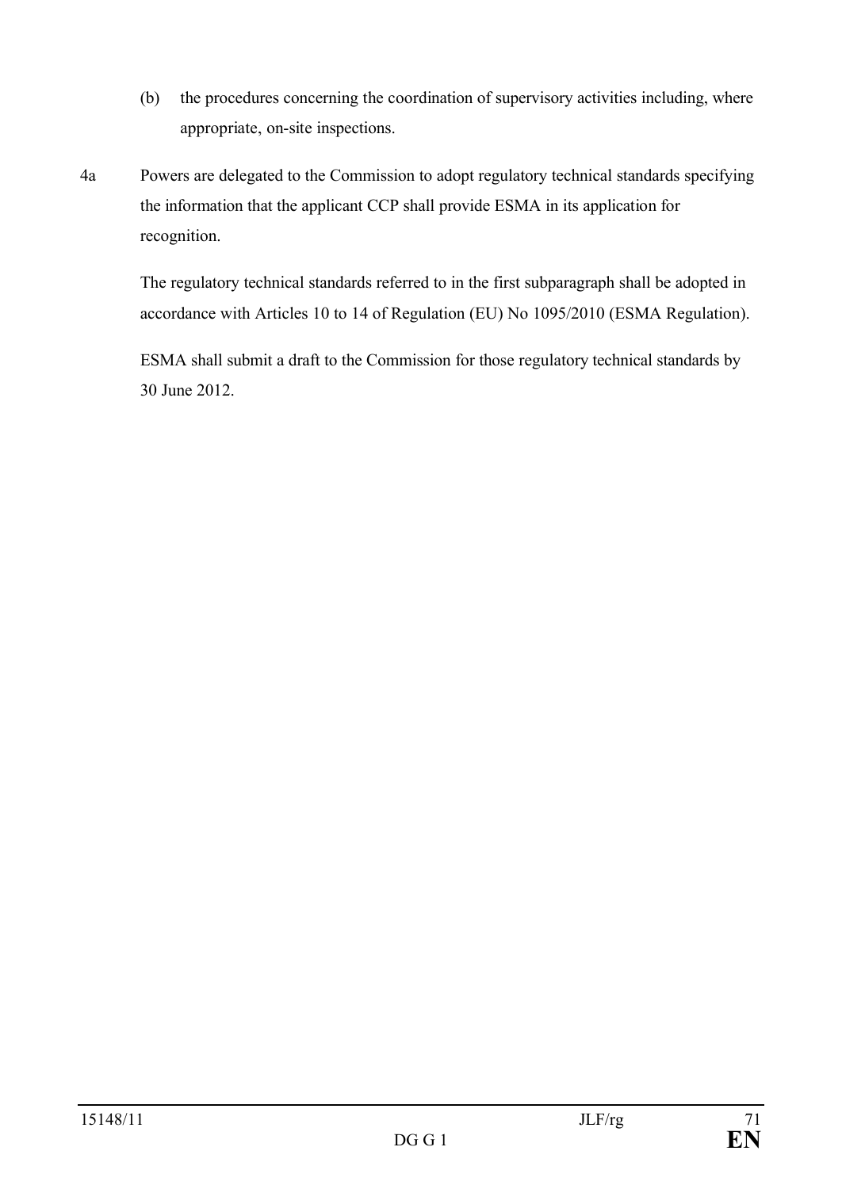(b) the procedures concerning the coordination of supervisory activities including, where appropriate, on-site inspections.

4a Powers are delegated to the Commission to adopt regulatory technical standards specifying the information that the applicant CCP shall provide ESMA in its application for recognition.

The regulatory technical standards referred to in the first subparagraph shall be adopted in accordance with Articles 10 to 14 of Regulation (EU) No 1095/2010 (ESMA Regulation).

ESMA shall submit a draft to the Commission for those regulatory technical standards by 30 June 2012.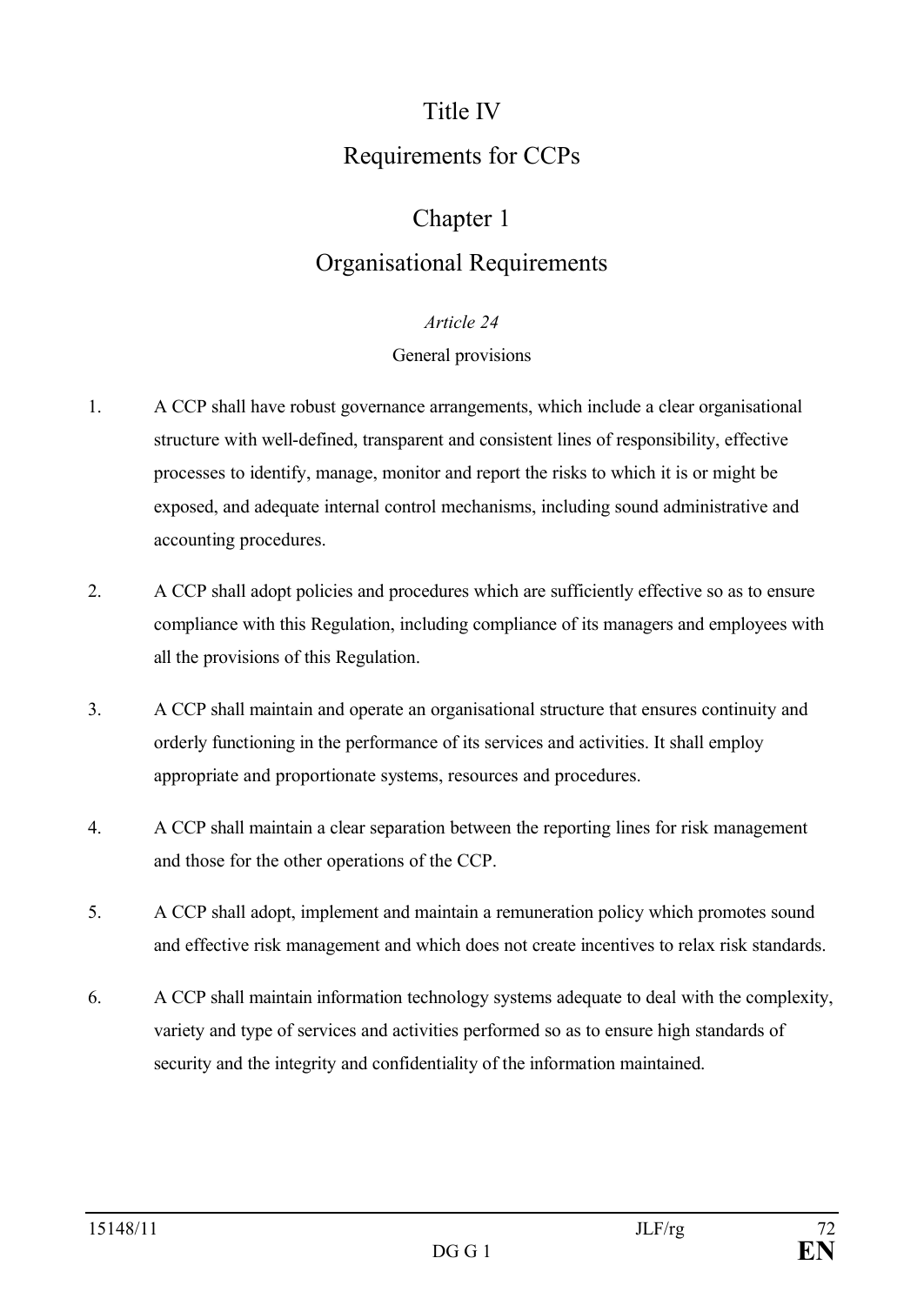# Title IV

# Requirements for CCPs

## Chapter 1

## Organisational Requirements

### *Article 24*

### General provisions

1. A CCP shall have robust governance arrangements, which include a clear organisational structure with well-defined, transparent and consistent lines of responsibility, effective processes to identify, manage, monitor and report the risks to which it is or might be exposed, and adequate internal control mechanisms, including sound administrative and accounting procedures.

2. A CCP shall adopt policies and procedures which are sufficiently effective so as to ensure compliance with this Regulation, including compliance of its managers and employees with all the provisions of this Regulation.

3. A CCP shall maintain and operate an organisational structure that ensures continuity and orderly functioning in the performance of its services and activities. It shall employ appropriate and proportionate systems, resources and procedures.

4. A CCP shall maintain a clear separation between the reporting lines for risk management and those for the other operations of the CCP.

5. A CCP shall adopt, implement and maintain a remuneration policy which promotes sound and effective risk management and which does not create incentives to relax risk standards.

6. A CCP shall maintain information technology systems adequate to deal with the complexity, variety and type of services and activities performed so as to ensure high standards of security and the integrity and confidentiality of the information maintained.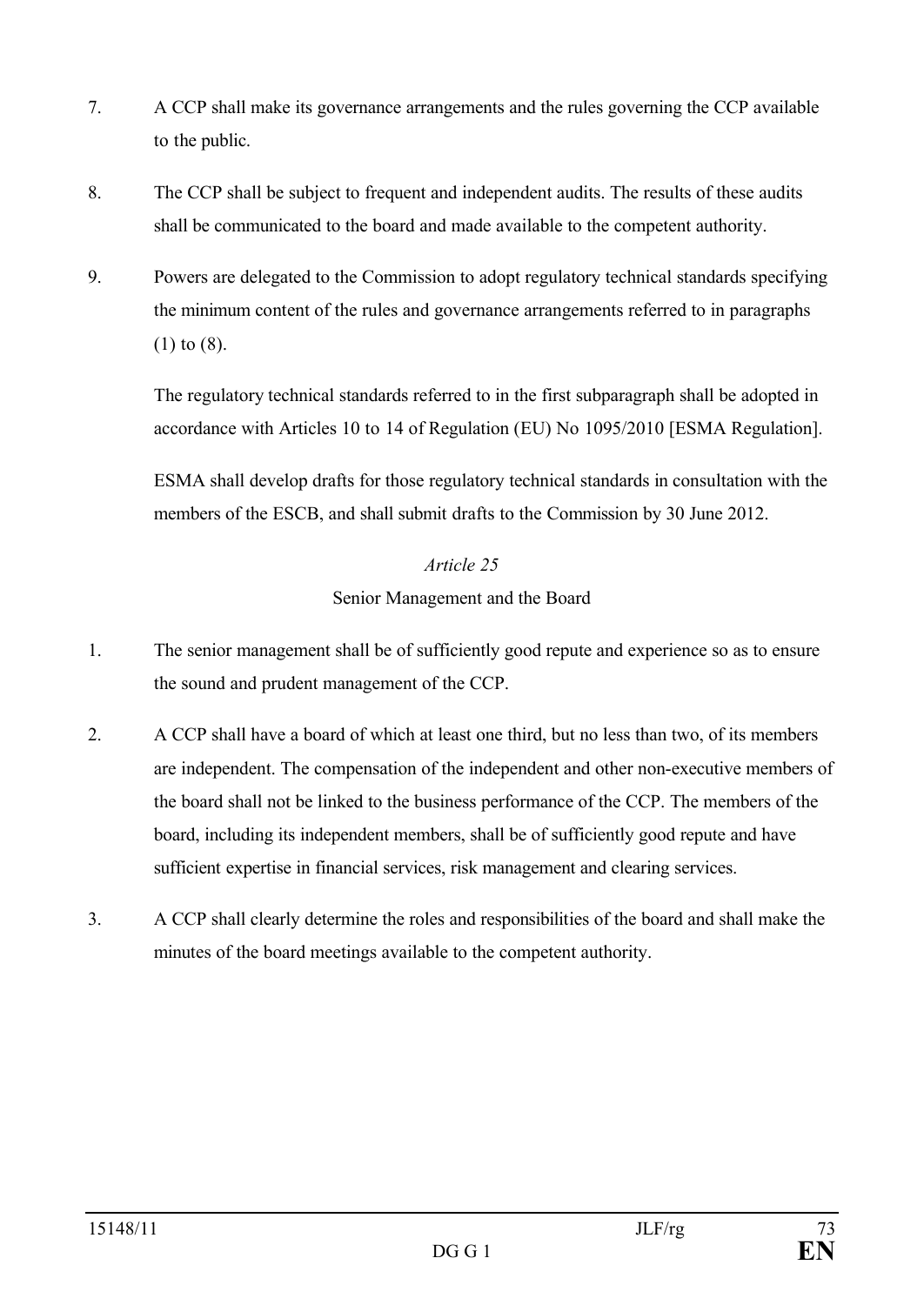7. A CCP shall make its governance arrangements and the rules governing the CCP available to the public.

8. The CCP shall be subject to frequent and independent audits. The results of these audits shall be communicated to the board and made available to the competent authority.

9. Powers are delegated to the Commission to adopt regulatory technical standards specifying the minimum content of the rules and governance arrangements referred to in paragraphs (1) to (8).

   The regulatory technical standards referred to in the first subparagraph shall be adopted in accordance with Articles 10 to 14 of Regulation (EU) No 1095/2010 [ESMA Regulation].

   ESMA shall develop drafts for those regulatory technical standards in consultation with the members of the ESCB, and shall submit drafts to the Commission by 30 June 2012.

*Article 25*

Senior Management and the Board

1. The senior management shall be of sufficiently good repute and experience so as to ensure the sound and prudent management of the CCP.

2. A CCP shall have a board of which at least one third, but no less than two, of its members are independent. The compensation of the independent and other non-executive members of the board shall not be linked to the business performance of the CCP. The members of the board, including its independent members, shall be of sufficiently good repute and have sufficient expertise in financial services, risk management and clearing services.

3. A CCP shall clearly determine the roles and responsibilities of the board and shall make the minutes of the board meetings available to the competent authority.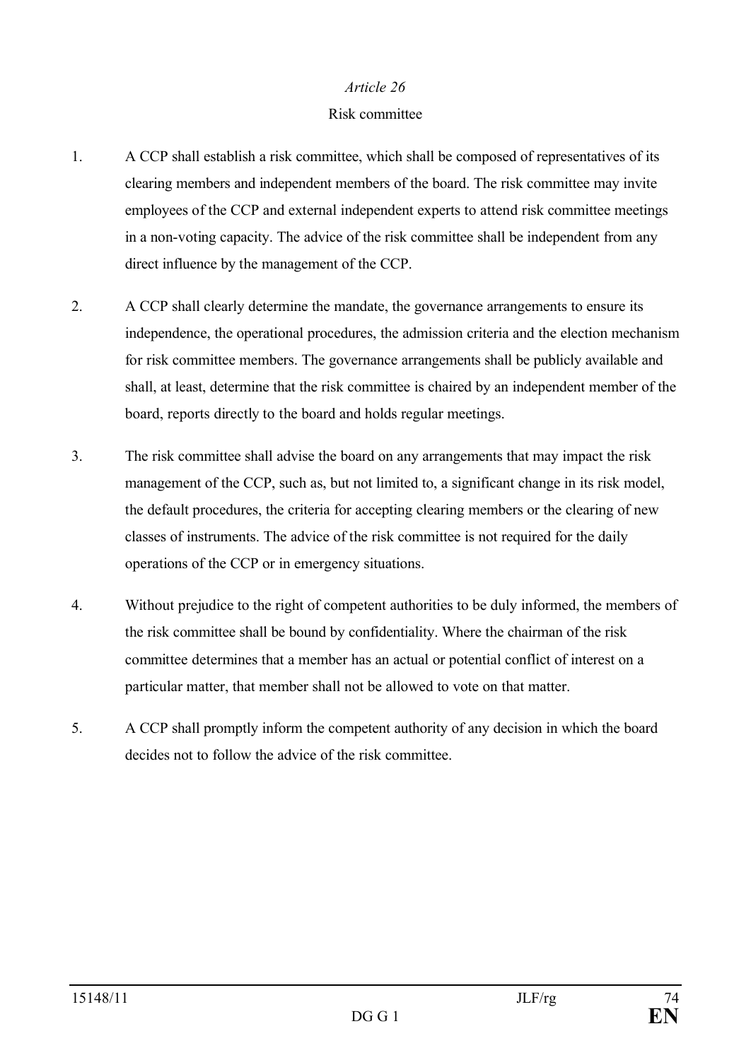*Article 26*

Risk committee

1. A CCP shall establish a risk committee, which shall be composed of representatives of its clearing members and independent members of the board. The risk committee may invite employees of the CCP and external independent experts to attend risk committee meetings in a non-voting capacity. The advice of the risk committee shall be independent from any direct influence by the management of the CCP.

2. A CCP shall clearly determine the mandate, the governance arrangements to ensure its independence, the operational procedures, the admission criteria and the election mechanism for risk committee members. The governance arrangements shall be publicly available and shall, at least, determine that the risk committee is chaired by an independent member of the board, reports directly to the board and holds regular meetings.

3. The risk committee shall advise the board on any arrangements that may impact the risk management of the CCP, such as, but not limited to, a significant change in its risk model, the default procedures, the criteria for accepting clearing members or the clearing of new classes of instruments. The advice of the risk committee is not required for the daily operations of the CCP or in emergency situations.

4. Without prejudice to the right of competent authorities to be duly informed, the members of the risk committee shall be bound by confidentiality. Where the chairman of the risk committee determines that a member has an actual or potential conflict of interest on a particular matter, that member shall not be allowed to vote on that matter.

5. A CCP shall promptly inform the competent authority of any decision in which the board decides not to follow the advice of the risk committee.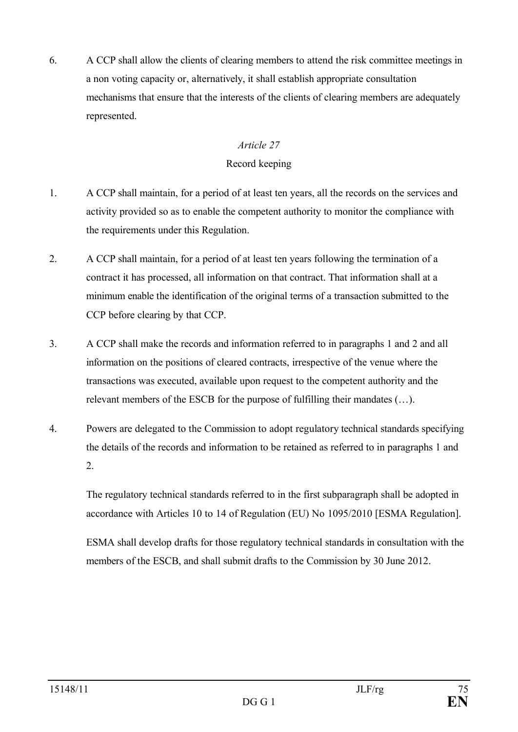6. A CCP shall allow the clients of clearing members to attend the risk committee meetings in a non voting capacity or, alternatively, it shall establish appropriate consultation mechanisms that ensure that the interests of the clients of clearing members are adequately represented.

*Article 27*

Record keeping

1. A CCP shall maintain, for a period of at least ten years, all the records on the services and activity provided so as to enable the competent authority to monitor the compliance with the requirements under this Regulation.

2. A CCP shall maintain, for a period of at least ten years following the termination of a contract it has processed, all information on that contract. That information shall at a minimum enable the identification of the original terms of a transaction submitted to the CCP before clearing by that CCP.

3. A CCP shall make the records and information referred to in paragraphs 1 and 2 and all information on the positions of cleared contracts, irrespective of the venue where the transactions was executed, available upon request to the competent authority and the relevant members of the ESCB for the purpose of fulfilling their mandates (…).

4. Powers are delegated to the Commission to adopt regulatory technical standards specifying the details of the records and information to be retained as referred to in paragraphs 1 and 2.

   The regulatory technical standards referred to in the first subparagraph shall be adopted in accordance with Articles 10 to 14 of Regulation (EU) No 1095/2010 [ESMA Regulation].

   ESMA shall develop drafts for those regulatory technical standards in consultation with the members of the ESCB, and shall submit drafts to the Commission by 30 June 2012.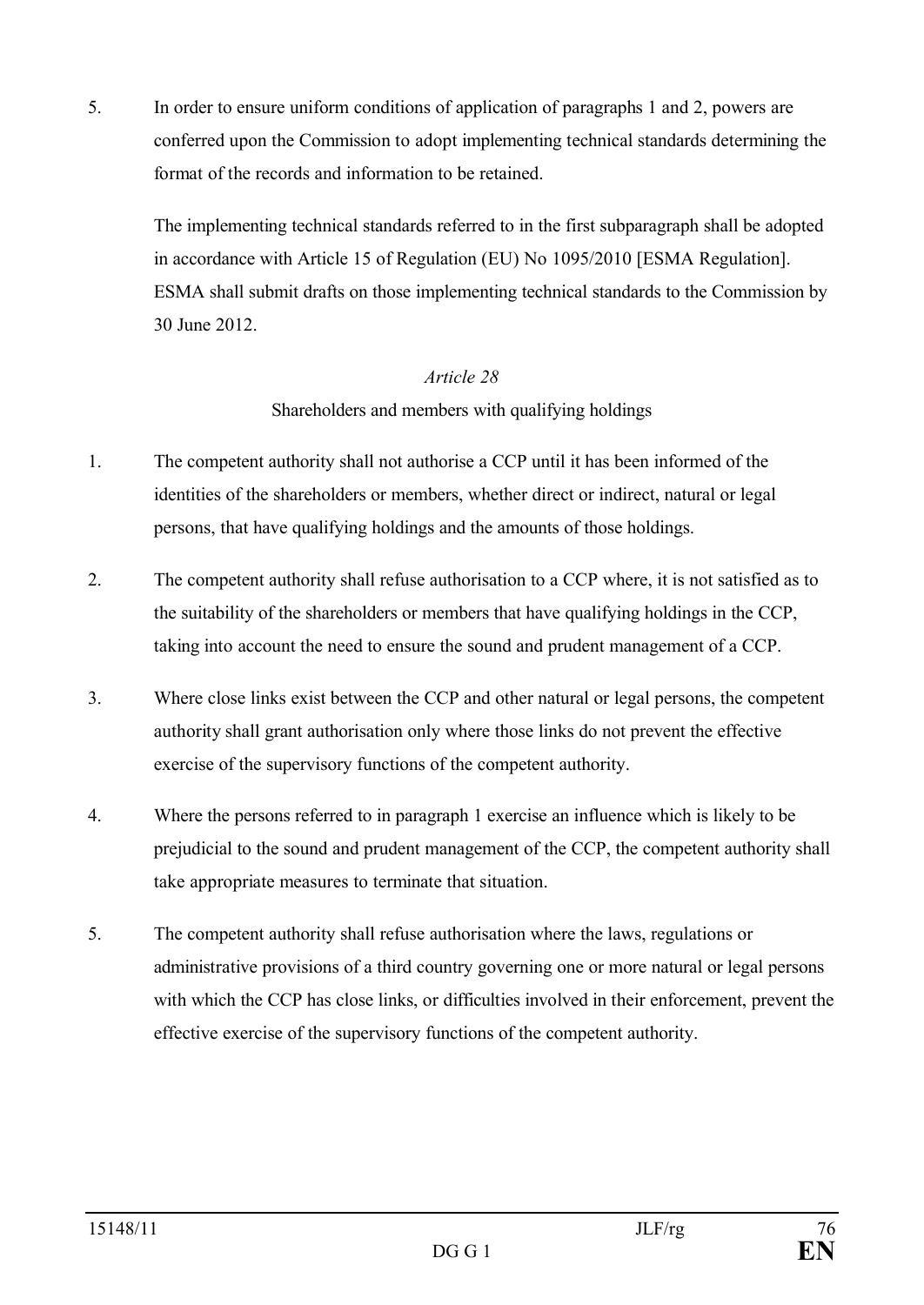5. In order to ensure uniform conditions of application of paragraphs 1 and 2, powers are conferred upon the Commission to adopt implementing technical standards determining the format of the records and information to be retained.

   The implementing technical standards referred to in the first subparagraph shall be adopted in accordance with Article 15 of Regulation (EU) No 1095/2010 [ESMA Regulation]. ESMA shall submit drafts on those implementing technical standards to the Commission by 30 June 2012.

### *Article 28*

### Shareholders and members with qualifying holdings

1. The competent authority shall not authorise a CCP until it has been informed of the identities of the shareholders or members, whether direct or indirect, natural or legal persons, that have qualifying holdings and the amounts of those holdings.

2. The competent authority shall refuse authorisation to a CCP where, it is not satisfied as to the suitability of the shareholders or members that have qualifying holdings in the CCP, taking into account the need to ensure the sound and prudent management of a CCP.

3. Where close links exist between the CCP and other natural or legal persons, the competent authority shall grant authorisation only where those links do not prevent the effective exercise of the supervisory functions of the competent authority.

4. Where the persons referred to in paragraph 1 exercise an influence which is likely to be prejudicial to the sound and prudent management of the CCP, the competent authority shall take appropriate measures to terminate that situation.

5. The competent authority shall refuse authorisation where the laws, regulations or administrative provisions of a third country governing one or more natural or legal persons with which the CCP has close links, or difficulties involved in their enforcement, prevent the effective exercise of the supervisory functions of the competent authority.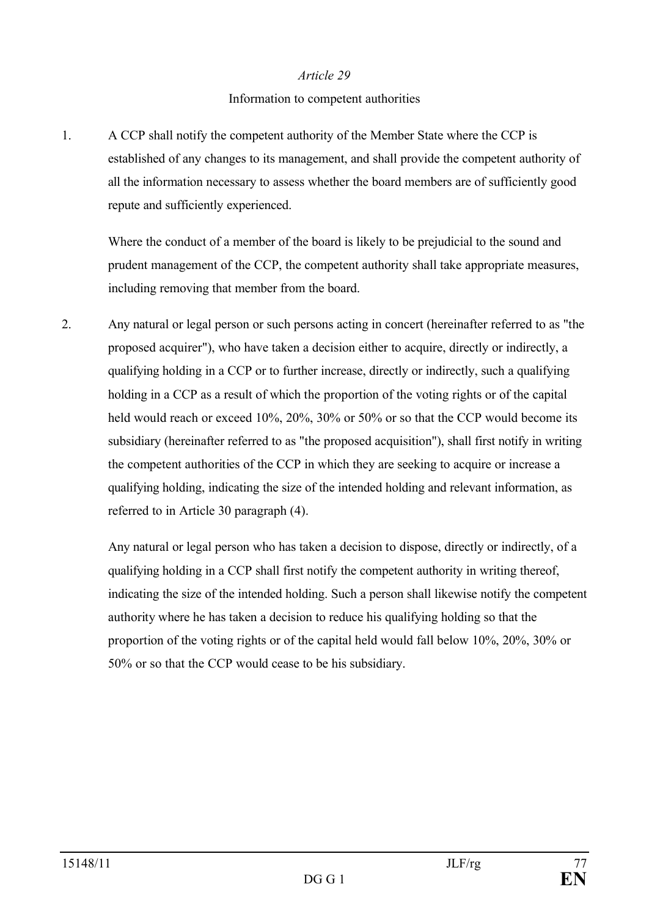*Article 29*

Information to competent authorities

1. A CCP shall notify the competent authority of the Member State where the CCP is established of any changes to its management, and shall provide the competent authority of all the information necessary to assess whether the board members are of sufficiently good repute and sufficiently experienced.

   Where the conduct of a member of the board is likely to be prejudicial to the sound and prudent management of the CCP, the competent authority shall take appropriate measures, including removing that member from the board.

2. Any natural or legal person or such persons acting in concert (hereinafter referred to as "the proposed acquirer"), who have taken a decision either to acquire, directly or indirectly, a qualifying holding in a CCP or to further increase, directly or indirectly, such a qualifying holding in a CCP as a result of which the proportion of the voting rights or of the capital held would reach or exceed 10%, 20%, 30% or 50% or so that the CCP would become its subsidiary (hereinafter referred to as "the proposed acquisition"), shall first notify in writing the competent authorities of the CCP in which they are seeking to acquire or increase a qualifying holding, indicating the size of the intended holding and relevant information, as referred to in Article 30 paragraph (4).

   Any natural or legal person who has taken a decision to dispose, directly or indirectly, of a qualifying holding in a CCP shall first notify the competent authority in writing thereof, indicating the size of the intended holding. Such a person shall likewise notify the competent authority where he has taken a decision to reduce his qualifying holding so that the proportion of the voting rights or of the capital held would fall below 10%, 20%, 30% or 50% or so that the CCP would cease to be his subsidiary.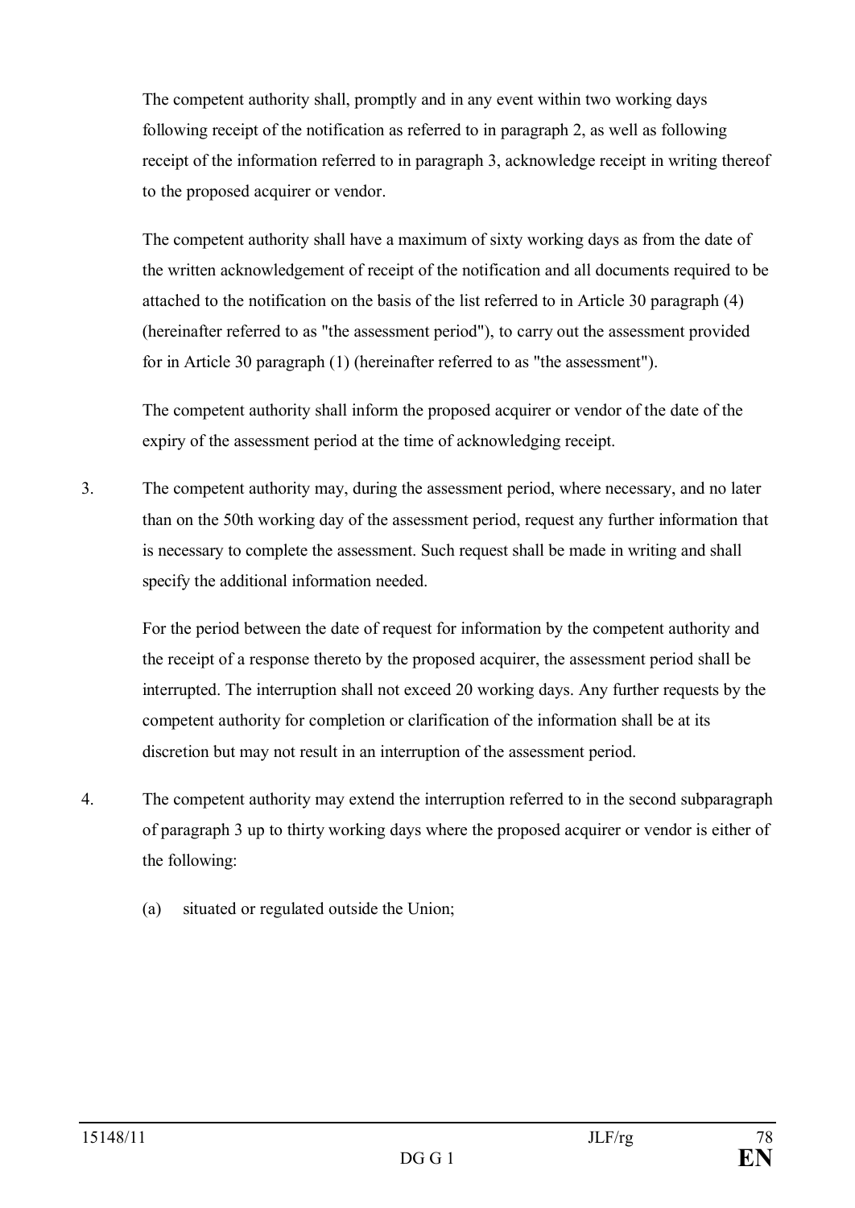The competent authority shall, promptly and in any event within two working days following receipt of the notification as referred to in paragraph 2, as well as following receipt of the information referred to in paragraph 3, acknowledge receipt in writing thereof to the proposed acquirer or vendor.

The competent authority shall have a maximum of sixty working days as from the date of the written acknowledgement of receipt of the notification and all documents required to be attached to the notification on the basis of the list referred to in Article 30 paragraph (4) (hereinafter referred to as "the assessment period"), to carry out the assessment provided for in Article 30 paragraph (1) (hereinafter referred to as "the assessment").

The competent authority shall inform the proposed acquirer or vendor of the date of the expiry of the assessment period at the time of acknowledging receipt.

3. The competent authority may, during the assessment period, where necessary, and no later than on the 50th working day of the assessment period, request any further information that is necessary to complete the assessment. Such request shall be made in writing and shall specify the additional information needed.

   For the period between the date of request for information by the competent authority and the receipt of a response thereto by the proposed acquirer, the assessment period shall be interrupted. The interruption shall not exceed 20 working days. Any further requests by the competent authority for completion or clarification of the information shall be at its discretion but may not result in an interruption of the assessment period.

4. The competent authority may extend the interruption referred to in the second subparagraph of paragraph 3 up to thirty working days where the proposed acquirer or vendor is either of the following:

   (a) situated or regulated outside the Union;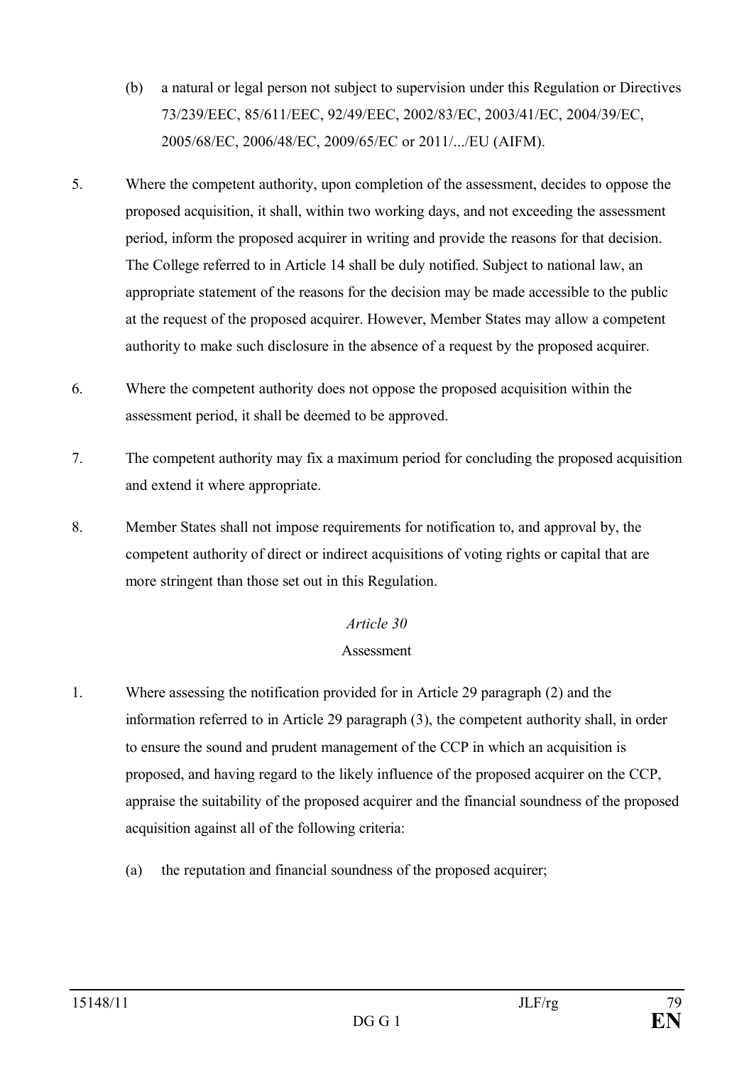(b) a natural or legal person not subject to supervision under this Regulation or Directives 73/239/EEC, 85/611/EEC, 92/49/EEC, 2002/83/EC, 2003/41/EC, 2004/39/EC, 2005/68/EC, 2006/48/EC, 2009/65/EC or 2011/.../EU (AIFM).

5. Where the competent authority, upon completion of the assessment, decides to oppose the proposed acquisition, it shall, within two working days, and not exceeding the assessment period, inform the proposed acquirer in writing and provide the reasons for that decision. The College referred to in Article 14 shall be duly notified. Subject to national law, an appropriate statement of the reasons for the decision may be made accessible to the public at the request of the proposed acquirer. However, Member States may allow a competent authority to make such disclosure in the absence of a request by the proposed acquirer.

6. Where the competent authority does not oppose the proposed acquisition within the assessment period, it shall be deemed to be approved.

7. The competent authority may fix a maximum period for concluding the proposed acquisition and extend it where appropriate.

8. Member States shall not impose requirements for notification to, and approval by, the competent authority of direct or indirect acquisitions of voting rights or capital that are more stringent than those set out in this Regulation.

*Article 30*

Assessment

1. Where assessing the notification provided for in Article 29 paragraph (2) and the information referred to in Article 29 paragraph (3), the competent authority shall, in order to ensure the sound and prudent management of the CCP in which an acquisition is proposed, and having regard to the likely influence of the proposed acquirer on the CCP, appraise the suitability of the proposed acquirer and the financial soundness of the proposed acquisition against all of the following criteria:

   (a) the reputation and financial soundness of the proposed acquirer;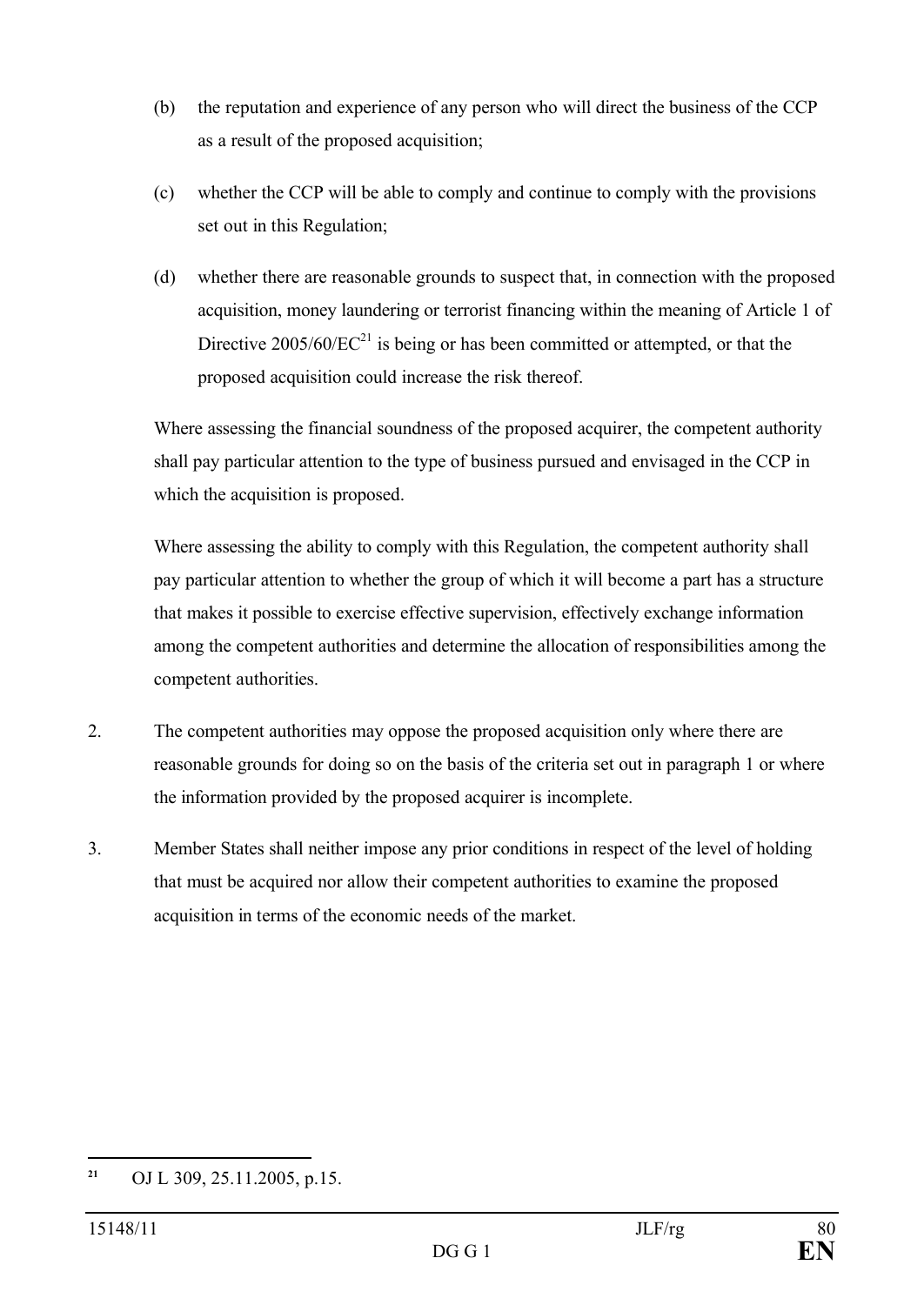(b) the reputation and experience of any person who will direct the business of the CCP as a result of the proposed acquisition;

(c) whether the CCP will be able to comply and continue to comply with the provisions set out in this Regulation;

(d) whether there are reasonable grounds to suspect that, in connection with the proposed acquisition, money laundering or terrorist financing within the meaning of Article 1 of Directive 2005/60/EC[21] is being or has been committed or attempted, or that the proposed acquisition could increase the risk thereof.

Where assessing the financial soundness of the proposed acquirer, the competent authority shall pay particular attention to the type of business pursued and envisaged in the CCP in which the acquisition is proposed.

Where assessing the ability to comply with this Regulation, the competent authority shall pay particular attention to whether the group of which it will become a part has a structure that makes it possible to exercise effective supervision, effectively exchange information among the competent authorities and determine the allocation of responsibilities among the competent authorities.

2. The competent authorities may oppose the proposed acquisition only where there are reasonable grounds for doing so on the basis of the criteria set out in paragraph 1 or where the information provided by the proposed acquirer is incomplete.

3. Member States shall neither impose any prior conditions in respect of the level of holding that must be acquired nor allow their competent authorities to examine the proposed acquisition in terms of the economic needs of the market.

---

[21] OJ L 309, 25.11.2005, p.15.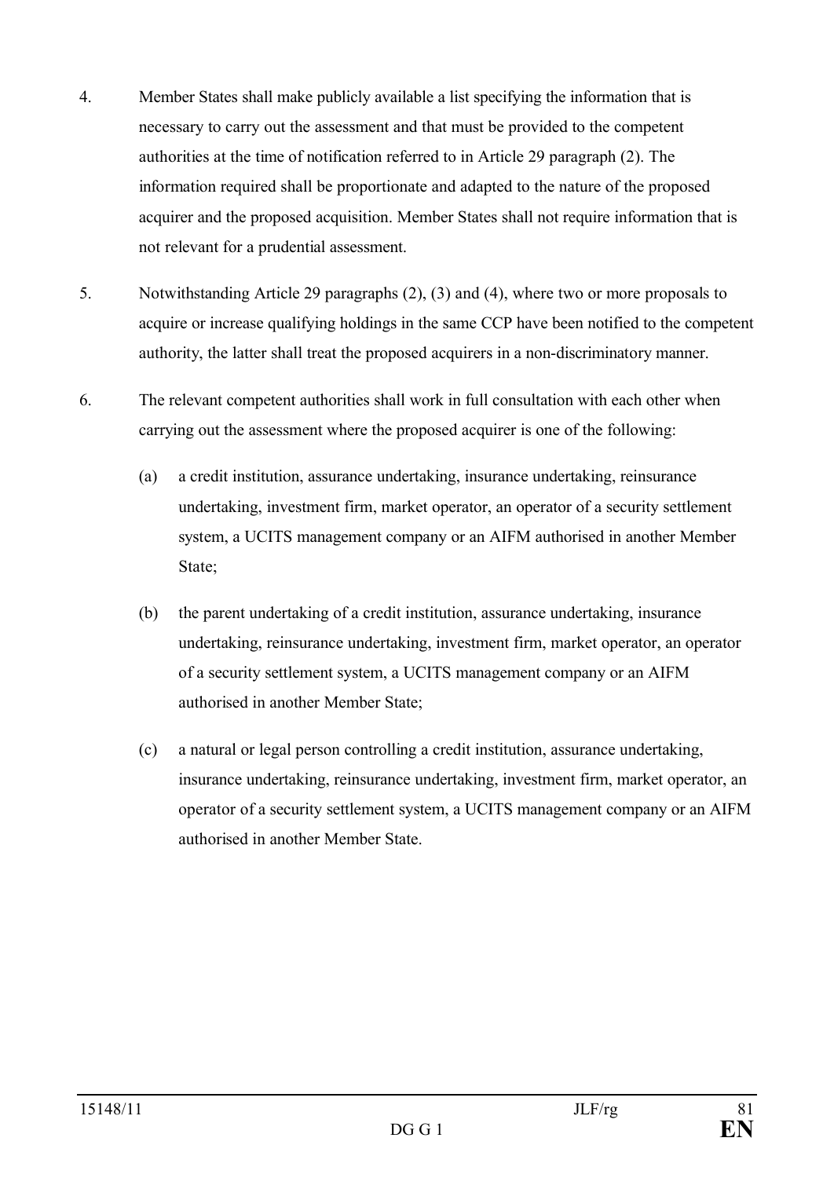4. Member States shall make publicly available a list specifying the information that is necessary to carry out the assessment and that must be provided to the competent authorities at the time of notification referred to in Article 29 paragraph (2). The information required shall be proportionate and adapted to the nature of the proposed acquirer and the proposed acquisition. Member States shall not require information that is not relevant for a prudential assessment.

5. Notwithstanding Article 29 paragraphs (2), (3) and (4), where two or more proposals to acquire or increase qualifying holdings in the same CCP have been notified to the competent authority, the latter shall treat the proposed acquirers in a non-discriminatory manner.

6. The relevant competent authorities shall work in full consultation with each other when carrying out the assessment where the proposed acquirer is one of the following:

   (a) a credit institution, assurance undertaking, insurance undertaking, reinsurance undertaking, investment firm, market operator, an operator of a security settlement system, a UCITS management company or an AIFM authorised in another Member State;

   (b) the parent undertaking of a credit institution, assurance undertaking, insurance undertaking, reinsurance undertaking, investment firm, market operator, an operator of a security settlement system, a UCITS management company or an AIFM authorised in another Member State;

   (c) a natural or legal person controlling a credit institution, assurance undertaking, insurance undertaking, reinsurance undertaking, investment firm, market operator, an operator of a security settlement system, a UCITS management company or an AIFM authorised in another Member State.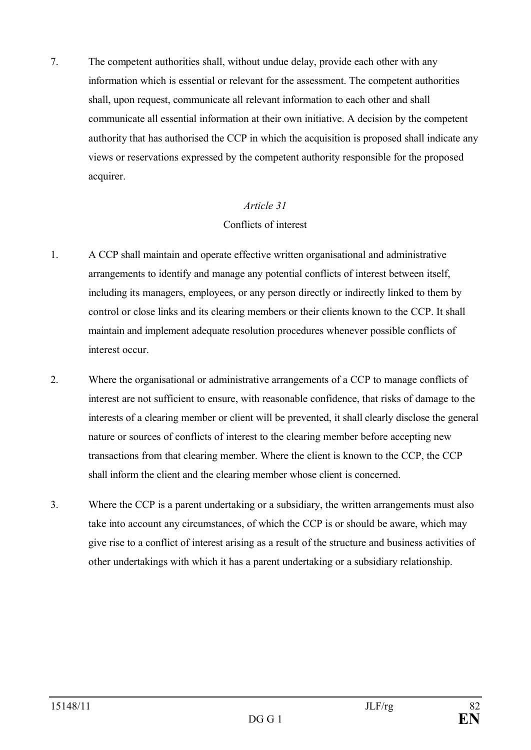7. The competent authorities shall, without undue delay, provide each other with any information which is essential or relevant for the assessment. The competent authorities shall, upon request, communicate all relevant information to each other and shall communicate all essential information at their own initiative. A decision by the competent authority that has authorised the CCP in which the acquisition is proposed shall indicate any views or reservations expressed by the competent authority responsible for the proposed acquirer.

### *Article 31*

### Conflicts of interest

1. A CCP shall maintain and operate effective written organisational and administrative arrangements to identify and manage any potential conflicts of interest between itself, including its managers, employees, or any person directly or indirectly linked to them by control or close links and its clearing members or their clients known to the CCP. It shall maintain and implement adequate resolution procedures whenever possible conflicts of interest occur.

2. Where the organisational or administrative arrangements of a CCP to manage conflicts of interest are not sufficient to ensure, with reasonable confidence, that risks of damage to the interests of a clearing member or client will be prevented, it shall clearly disclose the general nature or sources of conflicts of interest to the clearing member before accepting new transactions from that clearing member. Where the client is known to the CCP, the CCP shall inform the client and the clearing member whose client is concerned.

3. Where the CCP is a parent undertaking or a subsidiary, the written arrangements must also take into account any circumstances, of which the CCP is or should be aware, which may give rise to a conflict of interest arising as a result of the structure and business activities of other undertakings with which it has a parent undertaking or a subsidiary relationship.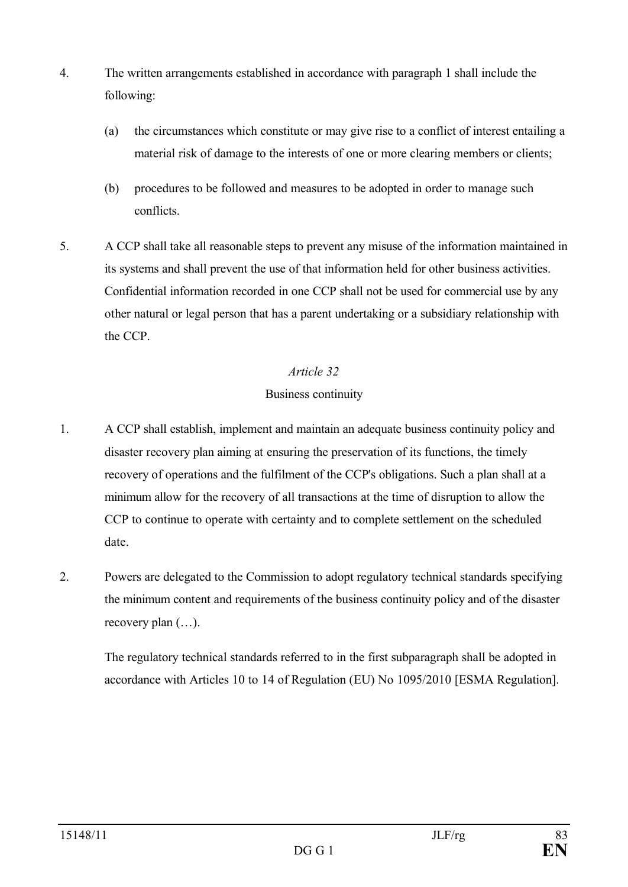4. The written arrangements established in accordance with paragraph 1 shall include the following:

   (a) the circumstances which constitute or may give rise to a conflict of interest entailing a material risk of damage to the interests of one or more clearing members or clients;

   (b) procedures to be followed and measures to be adopted in order to manage such conflicts.

5. A CCP shall take all reasonable steps to prevent any misuse of the information maintained in its systems and shall prevent the use of that information held for other business activities. Confidential information recorded in one CCP shall not be used for commercial use by any other natural or legal person that has a parent undertaking or a subsidiary relationship with the CCP.

*Article 32*

Business continuity

1. A CCP shall establish, implement and maintain an adequate business continuity policy and disaster recovery plan aiming at ensuring the preservation of its functions, the timely recovery of operations and the fulfilment of the CCP's obligations. Such a plan shall at a minimum allow for the recovery of all transactions at the time of disruption to allow the CCP to continue to operate with certainty and to complete settlement on the scheduled date.

2. Powers are delegated to the Commission to adopt regulatory technical standards specifying the minimum content and requirements of the business continuity policy and of the disaster recovery plan (…).

   The regulatory technical standards referred to in the first subparagraph shall be adopted in accordance with Articles 10 to 14 of Regulation (EU) No 1095/2010 [ESMA Regulation].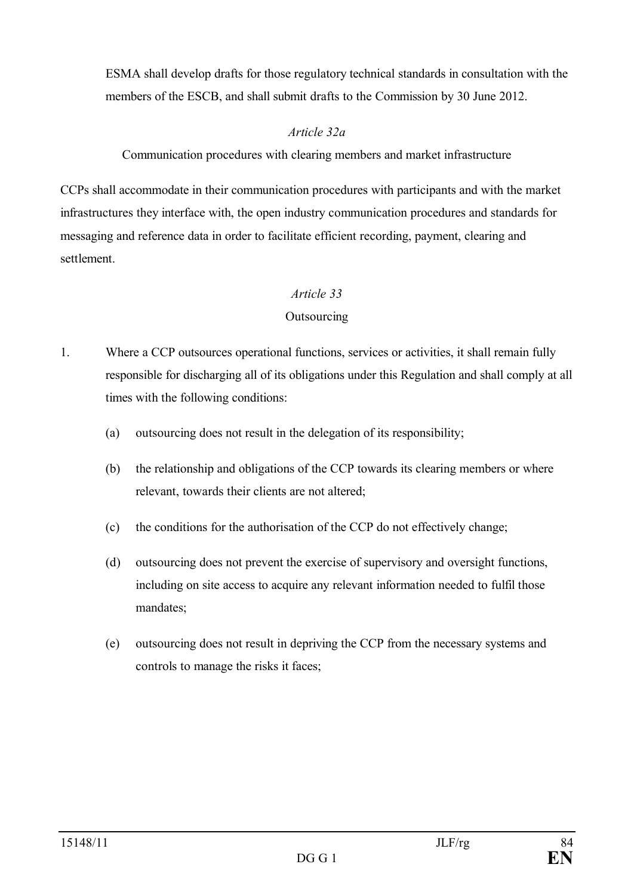ESMA shall develop drafts for those regulatory technical standards in consultation with the members of the ESCB, and shall submit drafts to the Commission by 30 June 2012.

*Article 32a*

Communication procedures with clearing members and market infrastructure

CCPs shall accommodate in their communication procedures with participants and with the market infrastructures they interface with, the open industry communication procedures and standards for messaging and reference data in order to facilitate efficient recording, payment, clearing and settlement.

*Article 33*

Outsourcing

1. Where a CCP outsources operational functions, services or activities, it shall remain fully responsible for discharging all of its obligations under this Regulation and shall comply at all times with the following conditions:

   (a) outsourcing does not result in the delegation of its responsibility;

   (b) the relationship and obligations of the CCP towards its clearing members or where relevant, towards their clients are not altered;

   (c) the conditions for the authorisation of the CCP do not effectively change;

   (d) outsourcing does not prevent the exercise of supervisory and oversight functions, including on site access to acquire any relevant information needed to fulfil those mandates;

   (e) outsourcing does not result in depriving the CCP from the necessary systems and controls to manage the risks it faces;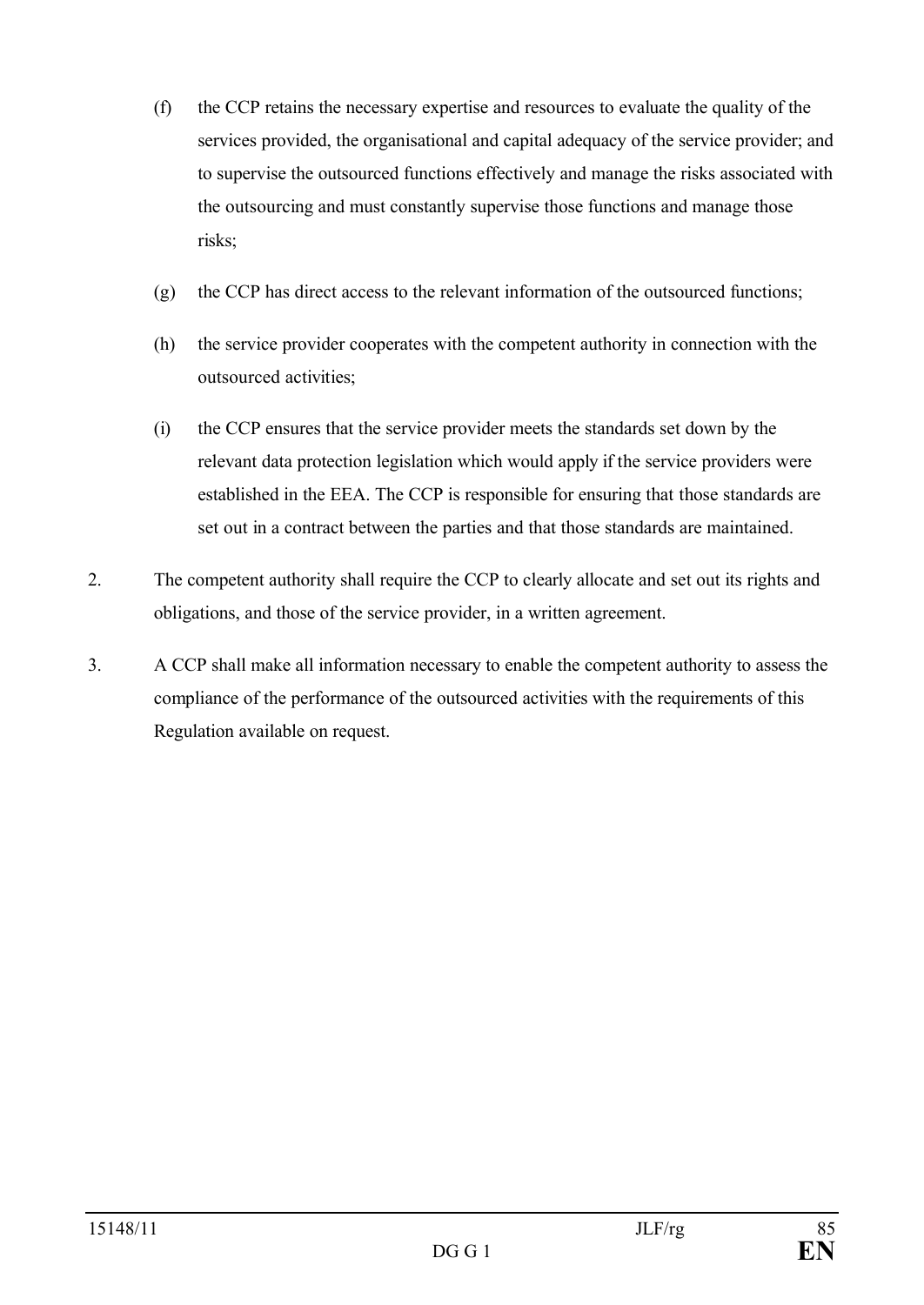(f) the CCP retains the necessary expertise and resources to evaluate the quality of the services provided, the organisational and capital adequacy of the service provider; and to supervise the outsourced functions effectively and manage the risks associated with the outsourcing and must constantly supervise those functions and manage those risks;

(g) the CCP has direct access to the relevant information of the outsourced functions;

(h) the service provider cooperates with the competent authority in connection with the outsourced activities;

(i) the CCP ensures that the service provider meets the standards set down by the relevant data protection legislation which would apply if the service providers were established in the EEA. The CCP is responsible for ensuring that those standards are set out in a contract between the parties and that those standards are maintained.

2. The competent authority shall require the CCP to clearly allocate and set out its rights and obligations, and those of the service provider, in a written agreement.

3. A CCP shall make all information necessary to enable the competent authority to assess the compliance of the performance of the outsourced activities with the requirements of this Regulation available on request.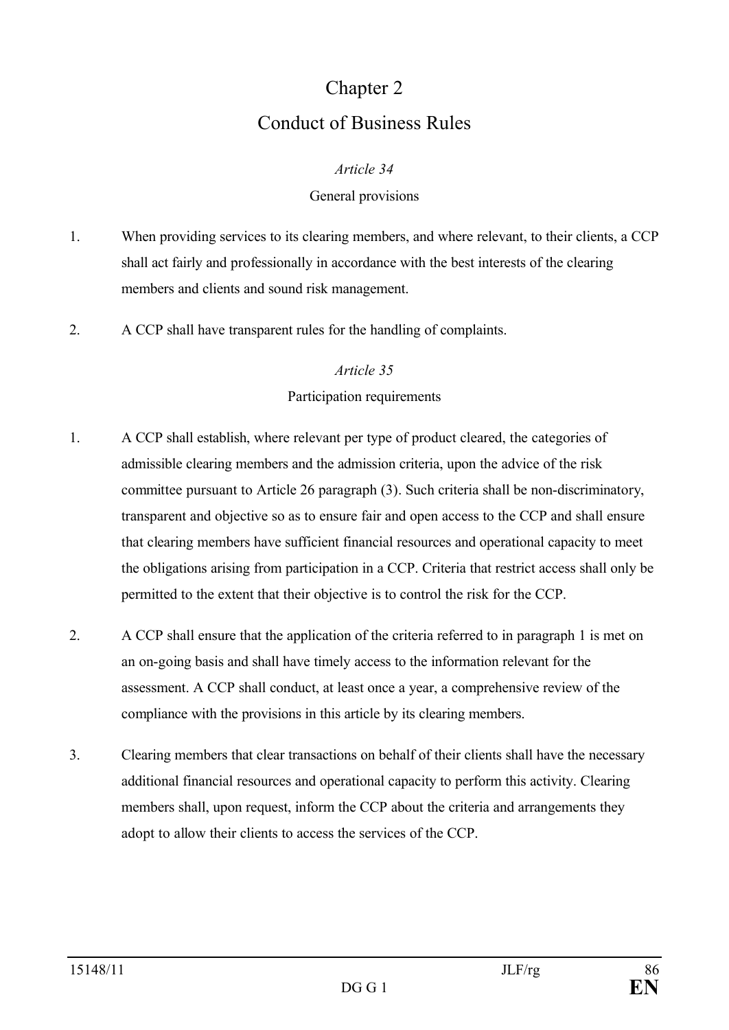# Chapter 2

# Conduct of Business Rules

### *Article 34*

### General provisions

1. When providing services to its clearing members, and where relevant, to their clients, a CCP shall act fairly and professionally in accordance with the best interests of the clearing members and clients and sound risk management.

2. A CCP shall have transparent rules for the handling of complaints.

### *Article 35*

### Participation requirements

1. A CCP shall establish, where relevant per type of product cleared, the categories of admissible clearing members and the admission criteria, upon the advice of the risk committee pursuant to Article 26 paragraph (3). Such criteria shall be non-discriminatory, transparent and objective so as to ensure fair and open access to the CCP and shall ensure that clearing members have sufficient financial resources and operational capacity to meet the obligations arising from participation in a CCP. Criteria that restrict access shall only be permitted to the extent that their objective is to control the risk for the CCP.

2. A CCP shall ensure that the application of the criteria referred to in paragraph 1 is met on an on-going basis and shall have timely access to the information relevant for the assessment. A CCP shall conduct, at least once a year, a comprehensive review of the compliance with the provisions in this article by its clearing members.

3. Clearing members that clear transactions on behalf of their clients shall have the necessary additional financial resources and operational capacity to perform this activity. Clearing members shall, upon request, inform the CCP about the criteria and arrangements they adopt to allow their clients to access the services of the CCP.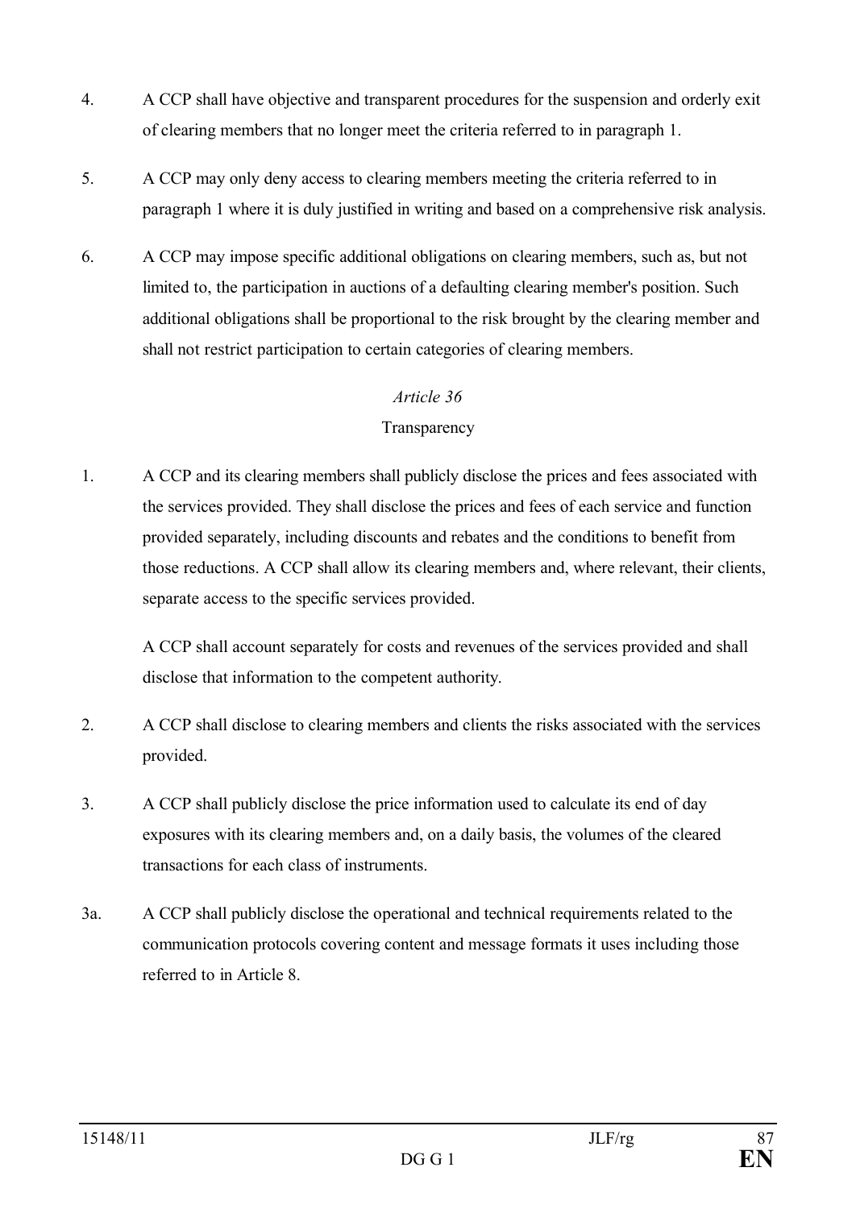4. A CCP shall have objective and transparent procedures for the suspension and orderly exit of clearing members that no longer meet the criteria referred to in paragraph 1.

5. A CCP may only deny access to clearing members meeting the criteria referred to in paragraph 1 where it is duly justified in writing and based on a comprehensive risk analysis.

6. A CCP may impose specific additional obligations on clearing members, such as, but not limited to, the participation in auctions of a defaulting clearing member's position. Such additional obligations shall be proportional to the risk brought by the clearing member and shall not restrict participation to certain categories of clearing members.

*Article 36*

Transparency

1. A CCP and its clearing members shall publicly disclose the prices and fees associated with the services provided. They shall disclose the prices and fees of each service and function provided separately, including discounts and rebates and the conditions to benefit from those reductions. A CCP shall allow its clearing members and, where relevant, their clients, separate access to the specific services provided.

   A CCP shall account separately for costs and revenues of the services provided and shall disclose that information to the competent authority.

2. A CCP shall disclose to clearing members and clients the risks associated with the services provided.

3. A CCP shall publicly disclose the price information used to calculate its end of day exposures with its clearing members and, on a daily basis, the volumes of the cleared transactions for each class of instruments.

3a. A CCP shall publicly disclose the operational and technical requirements related to the communication protocols covering content and message formats it uses including those referred to in Article 8.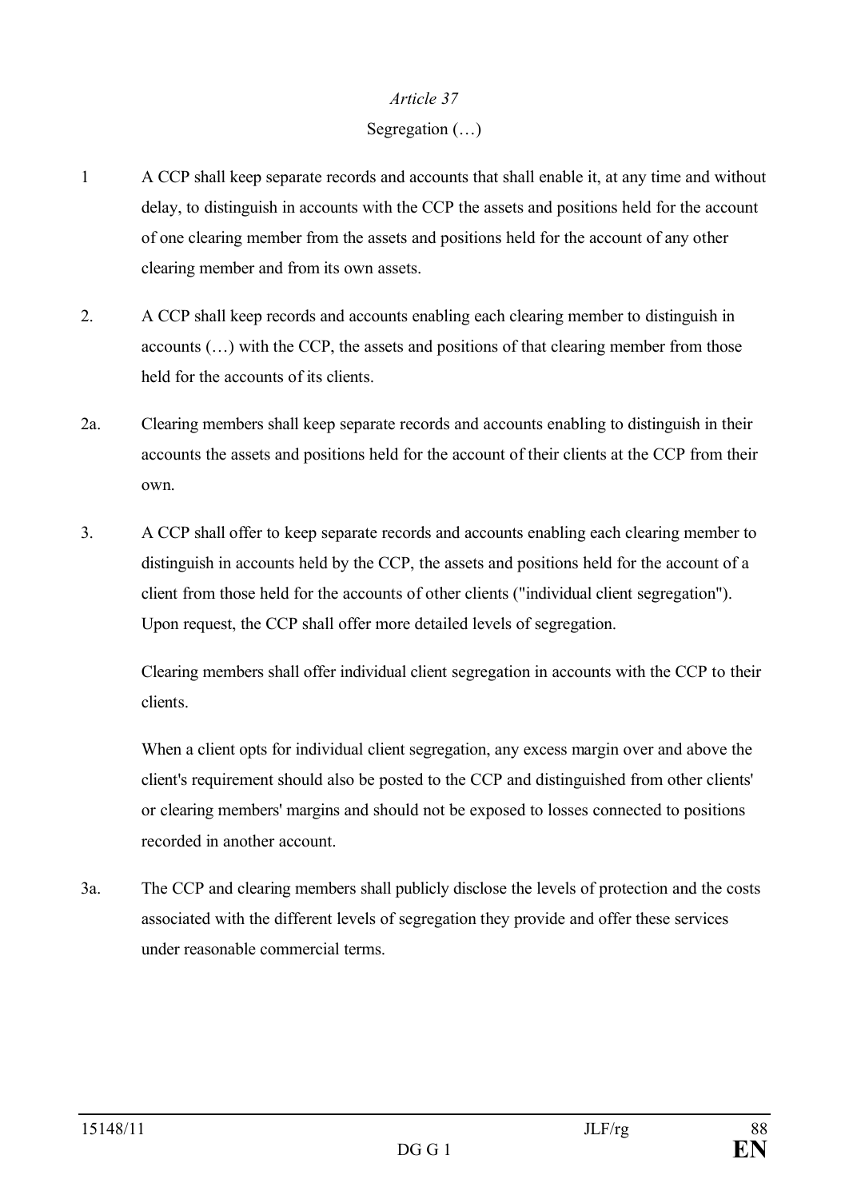*Article 37*

Segregation (…)

1 A CCP shall keep separate records and accounts that shall enable it, at any time and without delay, to distinguish in accounts with the CCP the assets and positions held for the account of one clearing member from the assets and positions held for the account of any other clearing member and from its own assets.

2. A CCP shall keep records and accounts enabling each clearing member to distinguish in accounts (…) with the CCP, the assets and positions of that clearing member from those held for the accounts of its clients.

2a. Clearing members shall keep separate records and accounts enabling to distinguish in their accounts the assets and positions held for the account of their clients at the CCP from their own.

3. A CCP shall offer to keep separate records and accounts enabling each clearing member to distinguish in accounts held by the CCP, the assets and positions held for the account of a client from those held for the accounts of other clients ("individual client segregation"). Upon request, the CCP shall offer more detailed levels of segregation.

Clearing members shall offer individual client segregation in accounts with the CCP to their clients.

When a client opts for individual client segregation, any excess margin over and above the client's requirement should also be posted to the CCP and distinguished from other clients' or clearing members' margins and should not be exposed to losses connected to positions recorded in another account.

3a. The CCP and clearing members shall publicly disclose the levels of protection and the costs associated with the different levels of segregation they provide and offer these services under reasonable commercial terms.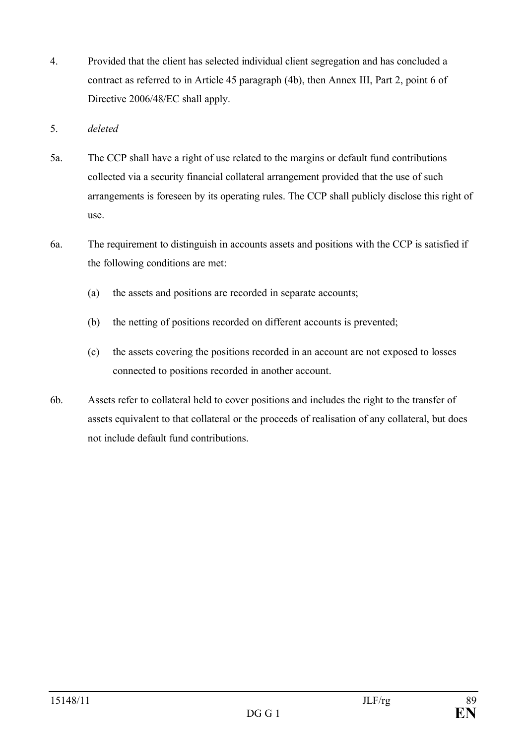4. Provided that the client has selected individual client segregation and has concluded a contract as referred to in Article 45 paragraph (4b), then Annex III, Part 2, point 6 of Directive 2006/48/EC shall apply.

5. *deleted*

5a. The CCP shall have a right of use related to the margins or default fund contributions collected via a security financial collateral arrangement provided that the use of such arrangements is foreseen by its operating rules. The CCP shall publicly disclose this right of use.

6a. The requirement to distinguish in accounts assets and positions with the CCP is satisfied if the following conditions are met:

   (a) the assets and positions are recorded in separate accounts;

   (b) the netting of positions recorded on different accounts is prevented;

   (c) the assets covering the positions recorded in an account are not exposed to losses connected to positions recorded in another account.

6b. Assets refer to collateral held to cover positions and includes the right to the transfer of assets equivalent to that collateral or the proceeds of realisation of any collateral, but does not include default fund contributions.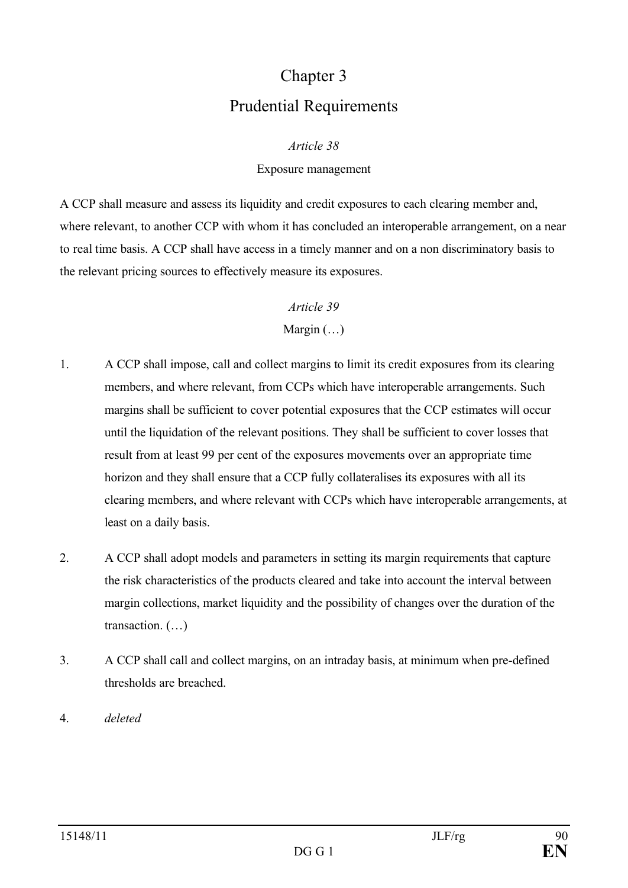# Chapter 3

# Prudential Requirements

*Article 38*

Exposure management

A CCP shall measure and assess its liquidity and credit exposures to each clearing member and, where relevant, to another CCP with whom it has concluded an interoperable arrangement, on a near to real time basis. A CCP shall have access in a timely manner and on a non discriminatory basis to the relevant pricing sources to effectively measure its exposures.

*Article 39*

Margin (…)

1. A CCP shall impose, call and collect margins to limit its credit exposures from its clearing members, and where relevant, from CCPs which have interoperable arrangements. Such margins shall be sufficient to cover potential exposures that the CCP estimates will occur until the liquidation of the relevant positions. They shall be sufficient to cover losses that result from at least 99 per cent of the exposures movements over an appropriate time horizon and they shall ensure that a CCP fully collateralises its exposures with all its clearing members, and where relevant with CCPs which have interoperable arrangements, at least on a daily basis.

2. A CCP shall adopt models and parameters in setting its margin requirements that capture the risk characteristics of the products cleared and take into account the interval between margin collections, market liquidity and the possibility of changes over the duration of the transaction. (…)

3. A CCP shall call and collect margins, on an intraday basis, at minimum when pre-defined thresholds are breached.

4. *deleted*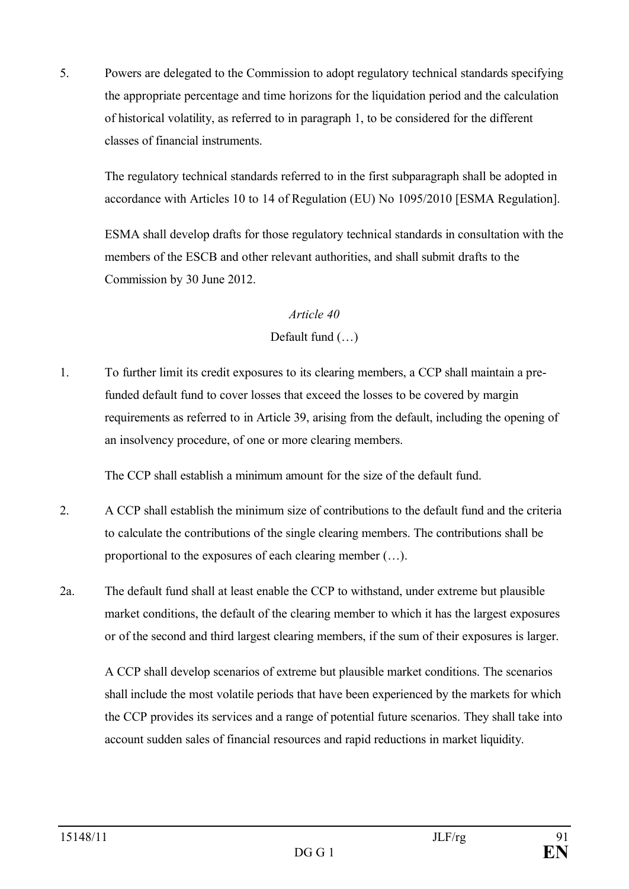5. Powers are delegated to the Commission to adopt regulatory technical standards specifying the appropriate percentage and time horizons for the liquidation period and the calculation of historical volatility, as referred to in paragraph 1, to be considered for the different classes of financial instruments.

   The regulatory technical standards referred to in the first subparagraph shall be adopted in accordance with Articles 10 to 14 of Regulation (EU) No 1095/2010 [ESMA Regulation].

   ESMA shall develop drafts for those regulatory technical standards in consultation with the members of the ESCB and other relevant authorities, and shall submit drafts to the Commission by 30 June 2012.

*Article 40*

Default fund (…)

1. To further limit its credit exposures to its clearing members, a CCP shall maintain a pre-funded default fund to cover losses that exceed the losses to be covered by margin requirements as referred to in Article 39, arising from the default, including the opening of an insolvency procedure, of one or more clearing members.

   The CCP shall establish a minimum amount for the size of the default fund.

2. A CCP shall establish the minimum size of contributions to the default fund and the criteria to calculate the contributions of the single clearing members. The contributions shall be proportional to the exposures of each clearing member (…).

2a. The default fund shall at least enable the CCP to withstand, under extreme but plausible market conditions, the default of the clearing member to which it has the largest exposures or of the second and third largest clearing members, if the sum of their exposures is larger.

   A CCP shall develop scenarios of extreme but plausible market conditions. The scenarios shall include the most volatile periods that have been experienced by the markets for which the CCP provides its services and a range of potential future scenarios. They shall take into account sudden sales of financial resources and rapid reductions in market liquidity.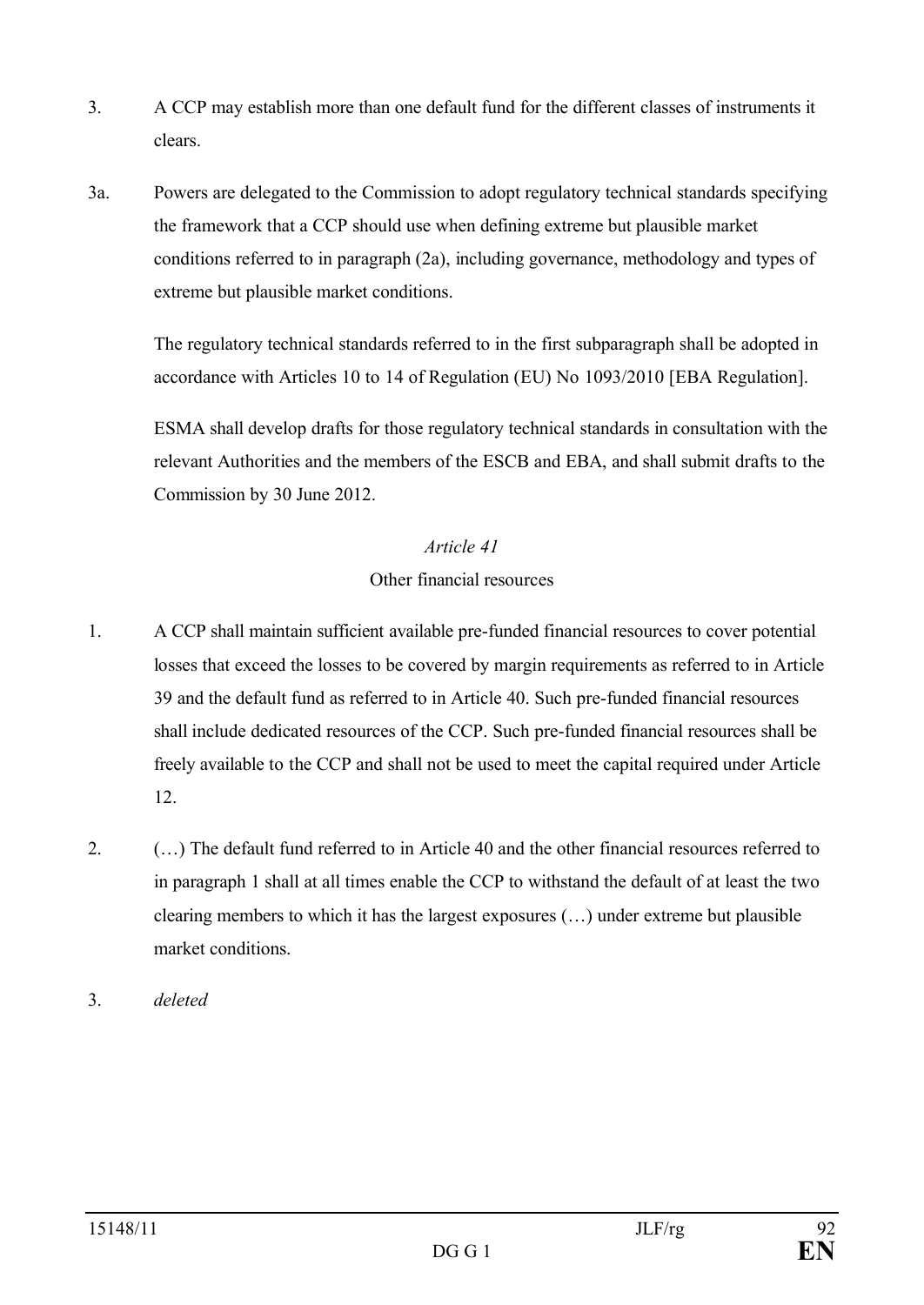3. A CCP may establish more than one default fund for the different classes of instruments it clears.

3a. Powers are delegated to the Commission to adopt regulatory technical standards specifying the framework that a CCP should use when defining extreme but plausible market conditions referred to in paragraph (2a), including governance, methodology and types of extreme but plausible market conditions.

The regulatory technical standards referred to in the first subparagraph shall be adopted in accordance with Articles 10 to 14 of Regulation (EU) No 1093/2010 [EBA Regulation].

ESMA shall develop drafts for those regulatory technical standards in consultation with the relevant Authorities and the members of the ESCB and EBA, and shall submit drafts to the Commission by 30 June 2012.

*Article 41*

Other financial resources

1. A CCP shall maintain sufficient available pre-funded financial resources to cover potential losses that exceed the losses to be covered by margin requirements as referred to in Article 39 and the default fund as referred to in Article 40. Such pre-funded financial resources shall include dedicated resources of the CCP. Such pre-funded financial resources shall be freely available to the CCP and shall not be used to meet the capital required under Article 12.

2. (…) The default fund referred to in Article 40 and the other financial resources referred to in paragraph 1 shall at all times enable the CCP to withstand the default of at least the two clearing members to which it has the largest exposures (…) under extreme but plausible market conditions.

3. *deleted*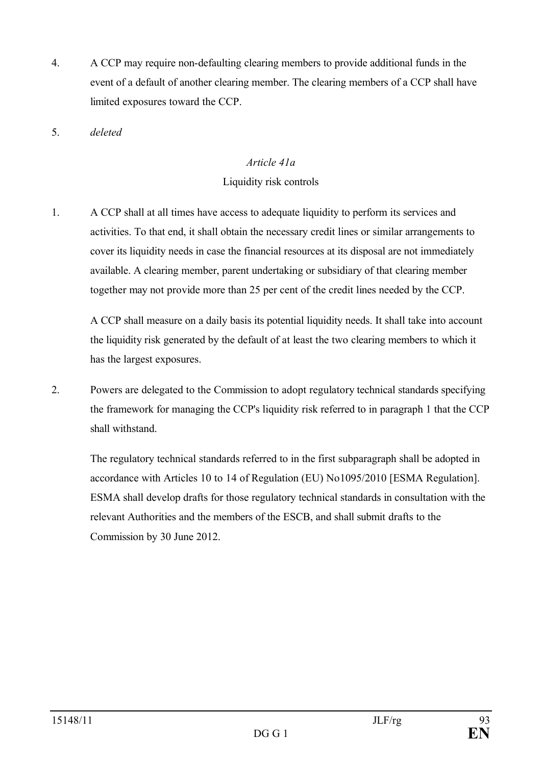4. A CCP may require non-defaulting clearing members to provide additional funds in the event of a default of another clearing member. The clearing members of a CCP shall have limited exposures toward the CCP.

5. *deleted*

*Article 41a*

Liquidity risk controls

1. A CCP shall at all times have access to adequate liquidity to perform its services and activities. To that end, it shall obtain the necessary credit lines or similar arrangements to cover its liquidity needs in case the financial resources at its disposal are not immediately available. A clearing member, parent undertaking or subsidiary of that clearing member together may not provide more than 25 per cent of the credit lines needed by the CCP.

   A CCP shall measure on a daily basis its potential liquidity needs. It shall take into account the liquidity risk generated by the default of at least the two clearing members to which it has the largest exposures.

2. Powers are delegated to the Commission to adopt regulatory technical standards specifying the framework for managing the CCP's liquidity risk referred to in paragraph 1 that the CCP shall withstand.

   The regulatory technical standards referred to in the first subparagraph shall be adopted in accordance with Articles 10 to 14 of Regulation (EU) No1095/2010 [ESMA Regulation]. ESMA shall develop drafts for those regulatory technical standards in consultation with the relevant Authorities and the members of the ESCB, and shall submit drafts to the Commission by 30 June 2012.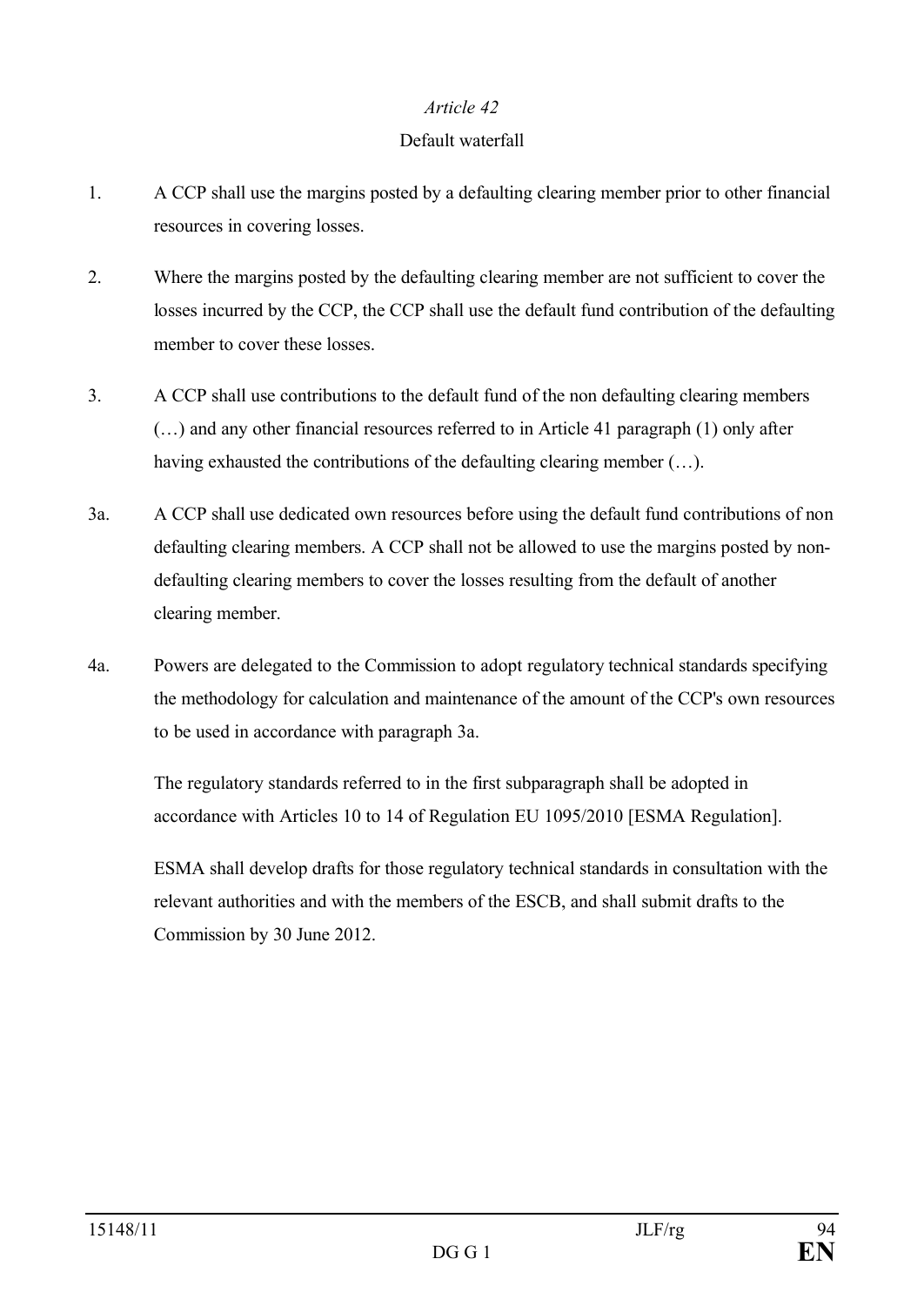*Article 42*

Default waterfall

1. A CCP shall use the margins posted by a defaulting clearing member prior to other financial resources in covering losses.

2. Where the margins posted by the defaulting clearing member are not sufficient to cover the losses incurred by the CCP, the CCP shall use the default fund contribution of the defaulting member to cover these losses.

3. A CCP shall use contributions to the default fund of the non defaulting clearing members (…) and any other financial resources referred to in Article 41 paragraph (1) only after having exhausted the contributions of the defaulting clearing member (…).

3a. A CCP shall use dedicated own resources before using the default fund contributions of non defaulting clearing members. A CCP shall not be allowed to use the margins posted by non-defaulting clearing members to cover the losses resulting from the default of another clearing member.

4a. Powers are delegated to the Commission to adopt regulatory technical standards specifying the methodology for calculation and maintenance of the amount of the CCP's own resources to be used in accordance with paragraph 3a.

The regulatory standards referred to in the first subparagraph shall be adopted in accordance with Articles 10 to 14 of Regulation EU 1095/2010 [ESMA Regulation].

ESMA shall develop drafts for those regulatory technical standards in consultation with the relevant authorities and with the members of the ESCB, and shall submit drafts to the Commission by 30 June 2012.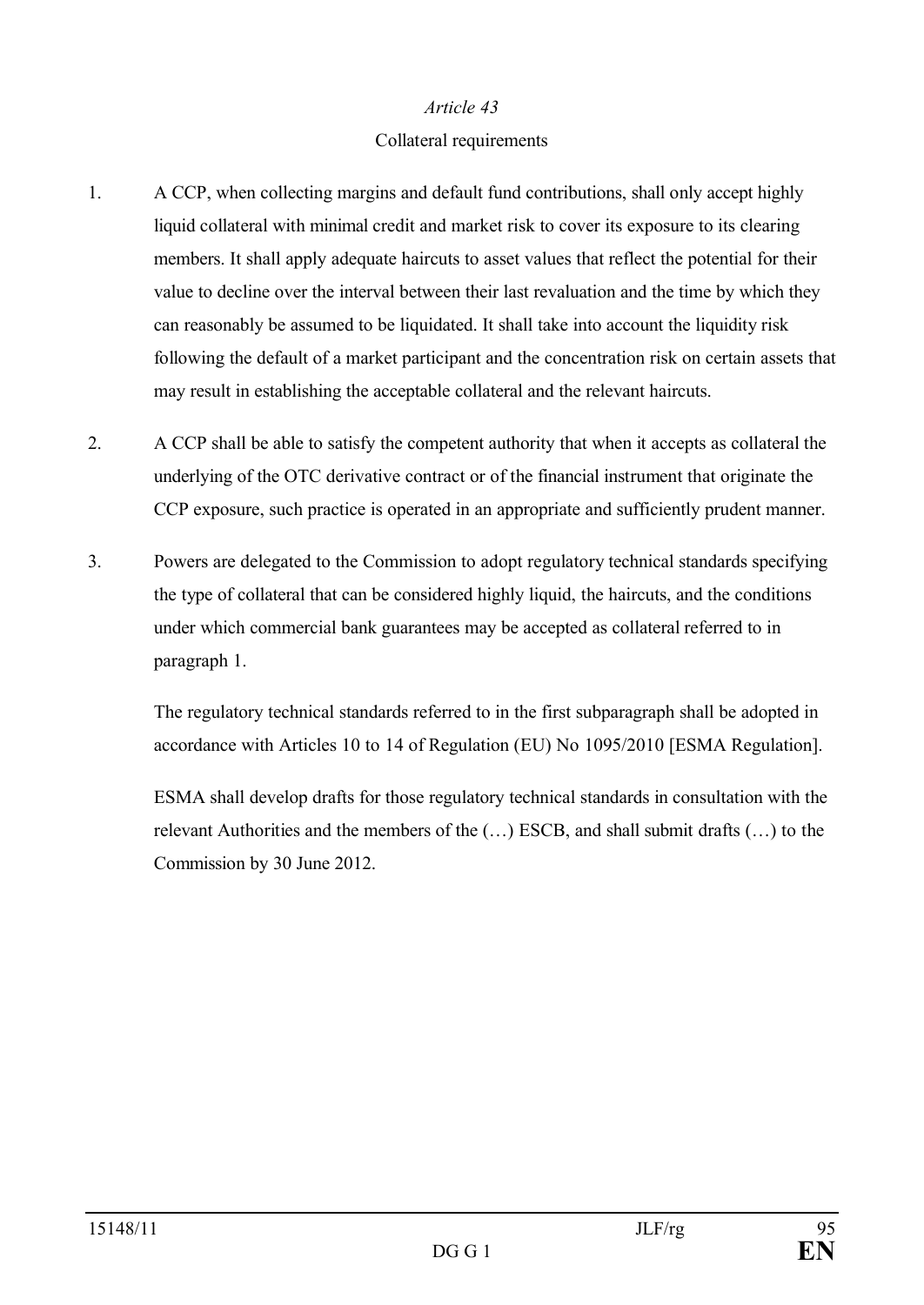*Article 43*

Collateral requirements

1. A CCP, when collecting margins and default fund contributions, shall only accept highly liquid collateral with minimal credit and market risk to cover its exposure to its clearing members. It shall apply adequate haircuts to asset values that reflect the potential for their value to decline over the interval between their last revaluation and the time by which they can reasonably be assumed to be liquidated. It shall take into account the liquidity risk following the default of a market participant and the concentration risk on certain assets that may result in establishing the acceptable collateral and the relevant haircuts.

2. A CCP shall be able to satisfy the competent authority that when it accepts as collateral the underlying of the OTC derivative contract or of the financial instrument that originate the CCP exposure, such practice is operated in an appropriate and sufficiently prudent manner.

3. Powers are delegated to the Commission to adopt regulatory technical standards specifying the type of collateral that can be considered highly liquid, the haircuts, and the conditions under which commercial bank guarantees may be accepted as collateral referred to in paragraph 1.

   The regulatory technical standards referred to in the first subparagraph shall be adopted in accordance with Articles 10 to 14 of Regulation (EU) No 1095/2010 [ESMA Regulation].

   ESMA shall develop drafts for those regulatory technical standards in consultation with the relevant Authorities and the members of the (…) ESCB, and shall submit drafts (…) to the Commission by 30 June 2012.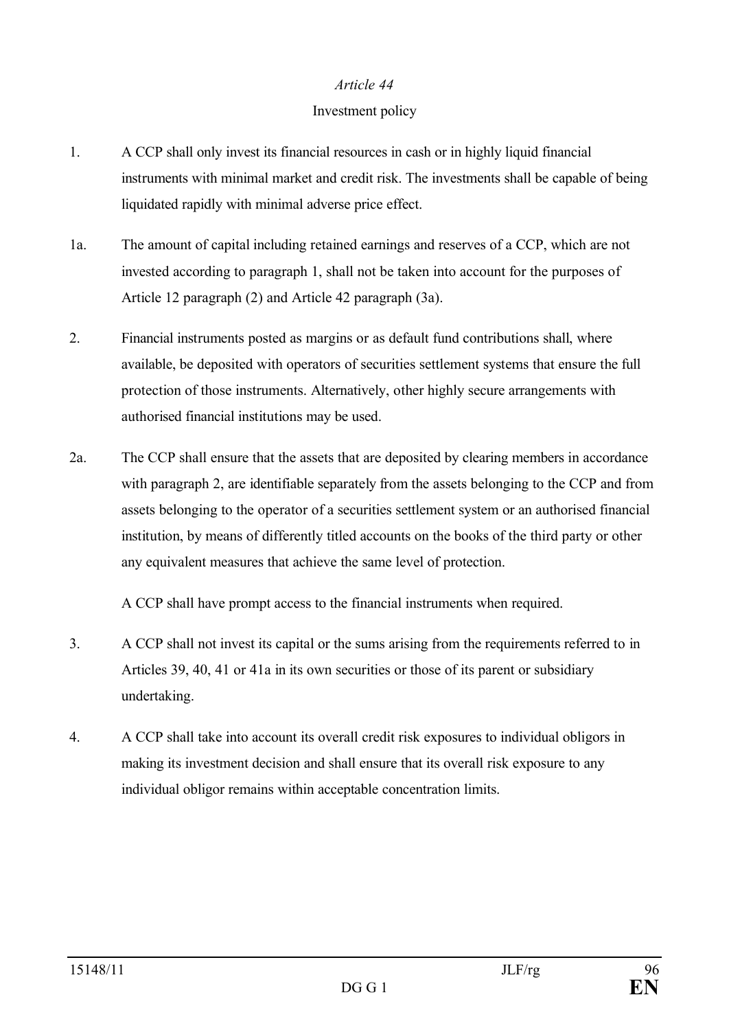*Article 44*

Investment policy

1. A CCP shall only invest its financial resources in cash or in highly liquid financial instruments with minimal market and credit risk. The investments shall be capable of being liquidated rapidly with minimal adverse price effect.

1a. The amount of capital including retained earnings and reserves of a CCP, which are not invested according to paragraph 1, shall not be taken into account for the purposes of Article 12 paragraph (2) and Article 42 paragraph (3a).

2. Financial instruments posted as margins or as default fund contributions shall, where available, be deposited with operators of securities settlement systems that ensure the full protection of those instruments. Alternatively, other highly secure arrangements with authorised financial institutions may be used.

2a. The CCP shall ensure that the assets that are deposited by clearing members in accordance with paragraph 2, are identifiable separately from the assets belonging to the CCP and from assets belonging to the operator of a securities settlement system or an authorised financial institution, by means of differently titled accounts on the books of the third party or other any equivalent measures that achieve the same level of protection.

A CCP shall have prompt access to the financial instruments when required.

3. A CCP shall not invest its capital or the sums arising from the requirements referred to in Articles 39, 40, 41 or 41a in its own securities or those of its parent or subsidiary undertaking.

4. A CCP shall take into account its overall credit risk exposures to individual obligors in making its investment decision and shall ensure that its overall risk exposure to any individual obligor remains within acceptable concentration limits.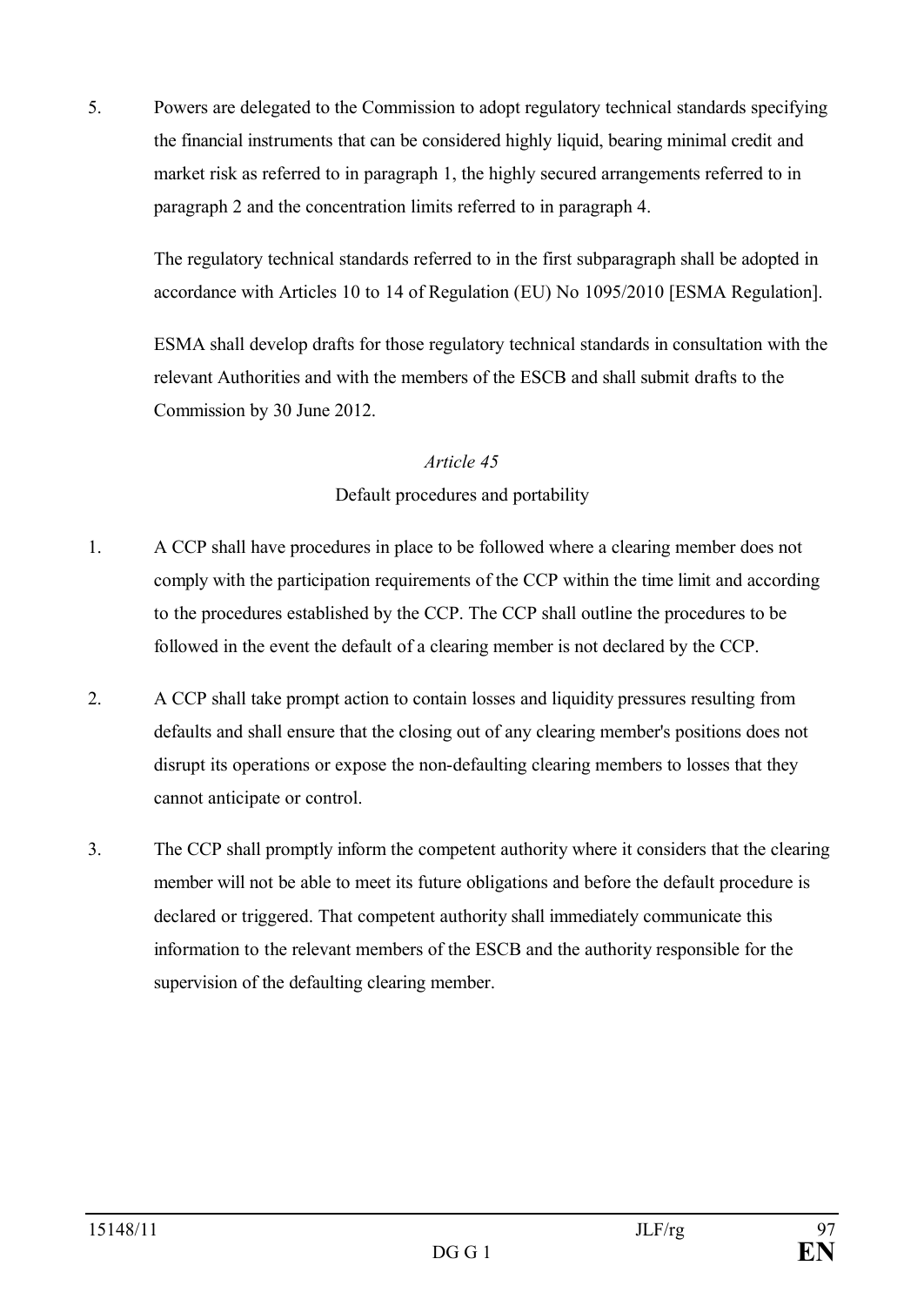5. Powers are delegated to the Commission to adopt regulatory technical standards specifying the financial instruments that can be considered highly liquid, bearing minimal credit and market risk as referred to in paragraph 1, the highly secured arrangements referred to in paragraph 2 and the concentration limits referred to in paragraph 4.

   The regulatory technical standards referred to in the first subparagraph shall be adopted in accordance with Articles 10 to 14 of Regulation (EU) No 1095/2010 [ESMA Regulation].

   ESMA shall develop drafts for those regulatory technical standards in consultation with the relevant Authorities and with the members of the ESCB and shall submit drafts to the Commission by 30 June 2012.

*Article 45*

Default procedures and portability

1. A CCP shall have procedures in place to be followed where a clearing member does not comply with the participation requirements of the CCP within the time limit and according to the procedures established by the CCP. The CCP shall outline the procedures to be followed in the event the default of a clearing member is not declared by the CCP.

2. A CCP shall take prompt action to contain losses and liquidity pressures resulting from defaults and shall ensure that the closing out of any clearing member's positions does not disrupt its operations or expose the non-defaulting clearing members to losses that they cannot anticipate or control.

3. The CCP shall promptly inform the competent authority where it considers that the clearing member will not be able to meet its future obligations and before the default procedure is declared or triggered. That competent authority shall immediately communicate this information to the relevant members of the ESCB and the authority responsible for the supervision of the defaulting clearing member.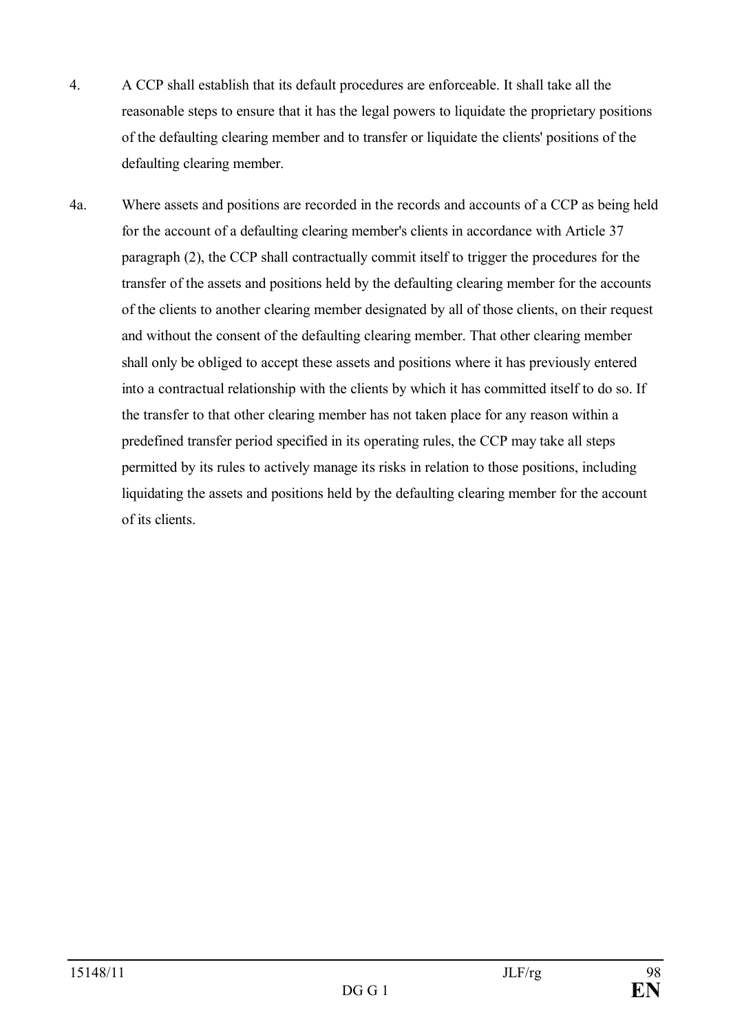4. A CCP shall establish that its default procedures are enforceable. It shall take all the reasonable steps to ensure that it has the legal powers to liquidate the proprietary positions of the defaulting clearing member and to transfer or liquidate the clients' positions of the defaulting clearing member.

4a. Where assets and positions are recorded in the records and accounts of a CCP as being held for the account of a defaulting clearing member's clients in accordance with Article 37 paragraph (2), the CCP shall contractually commit itself to trigger the procedures for the transfer of the assets and positions held by the defaulting clearing member for the accounts of the clients to another clearing member designated by all of those clients, on their request and without the consent of the defaulting clearing member. That other clearing member shall only be obliged to accept these assets and positions where it has previously entered into a contractual relationship with the clients by which it has committed itself to do so. If the transfer to that other clearing member has not taken place for any reason within a predefined transfer period specified in its operating rules, the CCP may take all steps permitted by its rules to actively manage its risks in relation to those positions, including liquidating the assets and positions held by the defaulting clearing member for the account of its clients.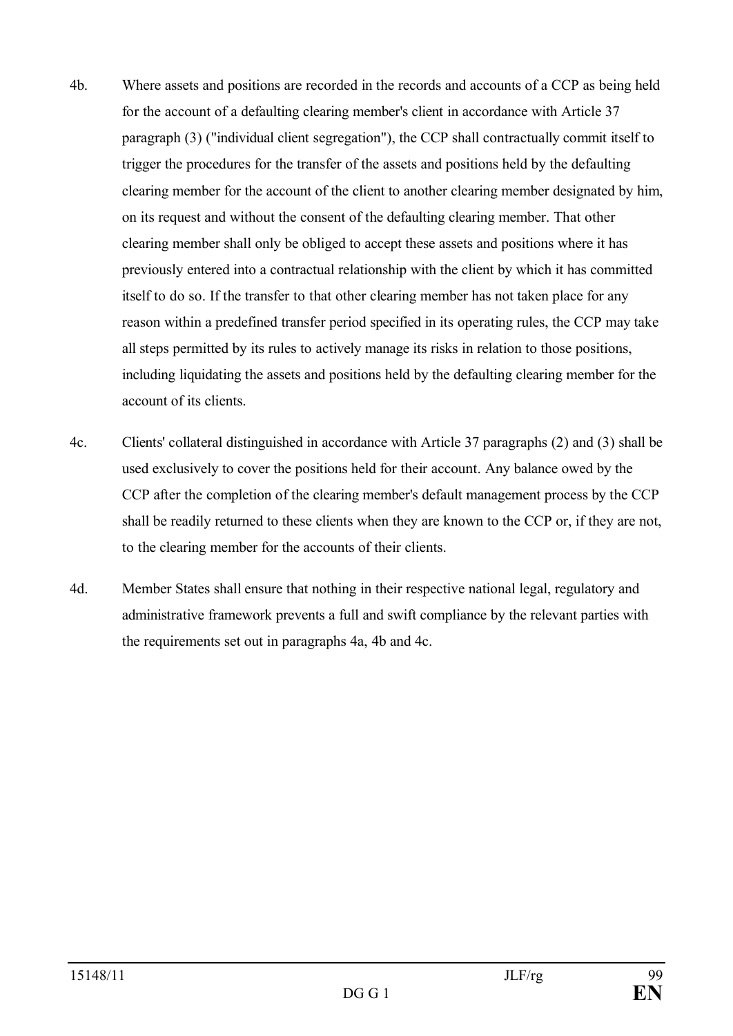4b. Where assets and positions are recorded in the records and accounts of a CCP as being held for the account of a defaulting clearing member's client in accordance with Article 37 paragraph (3) ("individual client segregation"), the CCP shall contractually commit itself to trigger the procedures for the transfer of the assets and positions held by the defaulting clearing member for the account of the client to another clearing member designated by him, on its request and without the consent of the defaulting clearing member. That other clearing member shall only be obliged to accept these assets and positions where it has previously entered into a contractual relationship with the client by which it has committed itself to do so. If the transfer to that other clearing member has not taken place for any reason within a predefined transfer period specified in its operating rules, the CCP may take all steps permitted by its rules to actively manage its risks in relation to those positions, including liquidating the assets and positions held by the defaulting clearing member for the account of its clients.

4c. Clients' collateral distinguished in accordance with Article 37 paragraphs (2) and (3) shall be used exclusively to cover the positions held for their account. Any balance owed by the CCP after the completion of the clearing member's default management process by the CCP shall be readily returned to these clients when they are known to the CCP or, if they are not, to the clearing member for the accounts of their clients.

4d. Member States shall ensure that nothing in their respective national legal, regulatory and administrative framework prevents a full and swift compliance by the relevant parties with the requirements set out in paragraphs 4a, 4b and 4c.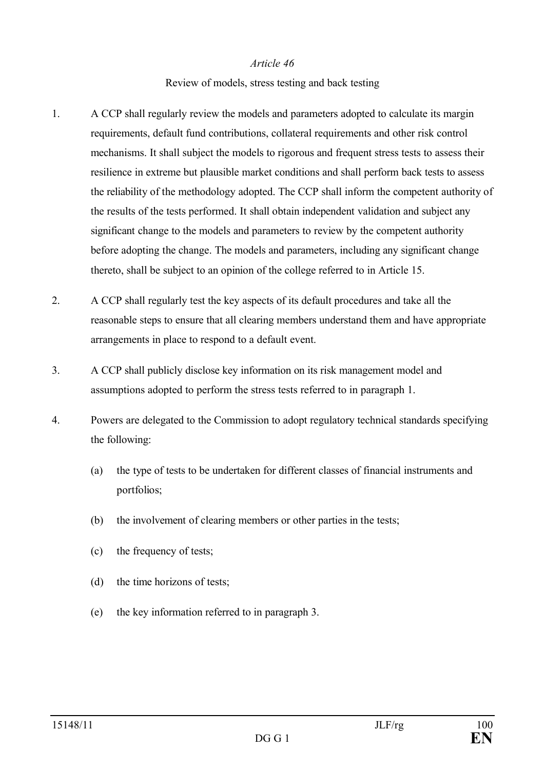*Article 46*

Review of models, stress testing and back testing

1. A CCP shall regularly review the models and parameters adopted to calculate its margin requirements, default fund contributions, collateral requirements and other risk control mechanisms. It shall subject the models to rigorous and frequent stress tests to assess their resilience in extreme but plausible market conditions and shall perform back tests to assess the reliability of the methodology adopted. The CCP shall inform the competent authority of the results of the tests performed. It shall obtain independent validation and subject any significant change to the models and parameters to review by the competent authority before adopting the change. The models and parameters, including any significant change thereto, shall be subject to an opinion of the college referred to in Article 15.

2. A CCP shall regularly test the key aspects of its default procedures and take all the reasonable steps to ensure that all clearing members understand them and have appropriate arrangements in place to respond to a default event.

3. A CCP shall publicly disclose key information on its risk management model and assumptions adopted to perform the stress tests referred to in paragraph 1.

4. Powers are delegated to the Commission to adopt regulatory technical standards specifying the following:

   (a) the type of tests to be undertaken for different classes of financial instruments and portfolios;

   (b) the involvement of clearing members or other parties in the tests;

   (c) the frequency of tests;

   (d) the time horizons of tests;

   (e) the key information referred to in paragraph 3.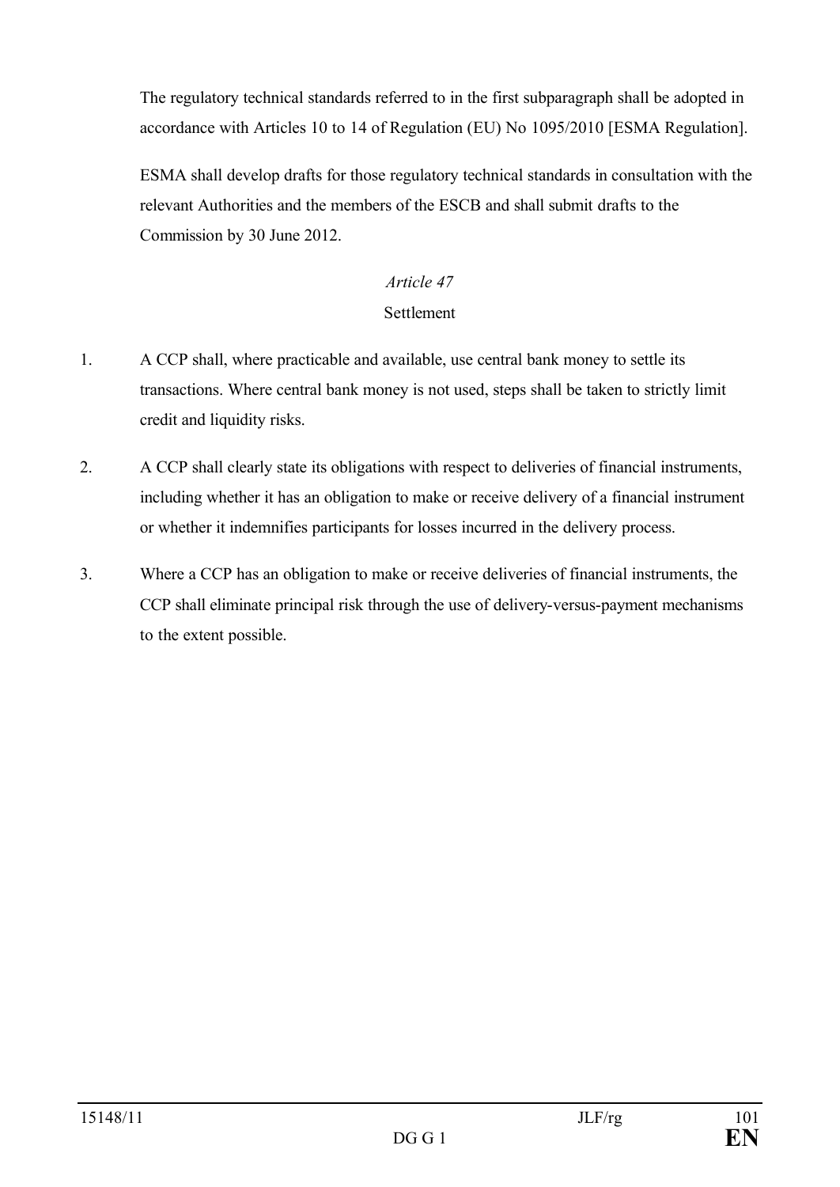The regulatory technical standards referred to in the first subparagraph shall be adopted in accordance with Articles 10 to 14 of Regulation (EU) No 1095/2010 [ESMA Regulation].

ESMA shall develop drafts for those regulatory technical standards in consultation with the relevant Authorities and the members of the ESCB and shall submit drafts to the Commission by 30 June 2012.

*Article 47*

Settlement

1. A CCP shall, where practicable and available, use central bank money to settle its transactions. Where central bank money is not used, steps shall be taken to strictly limit credit and liquidity risks.

2. A CCP shall clearly state its obligations with respect to deliveries of financial instruments, including whether it has an obligation to make or receive delivery of a financial instrument or whether it indemnifies participants for losses incurred in the delivery process.

3. Where a CCP has an obligation to make or receive deliveries of financial instruments, the CCP shall eliminate principal risk through the use of delivery-versus-payment mechanisms to the extent possible.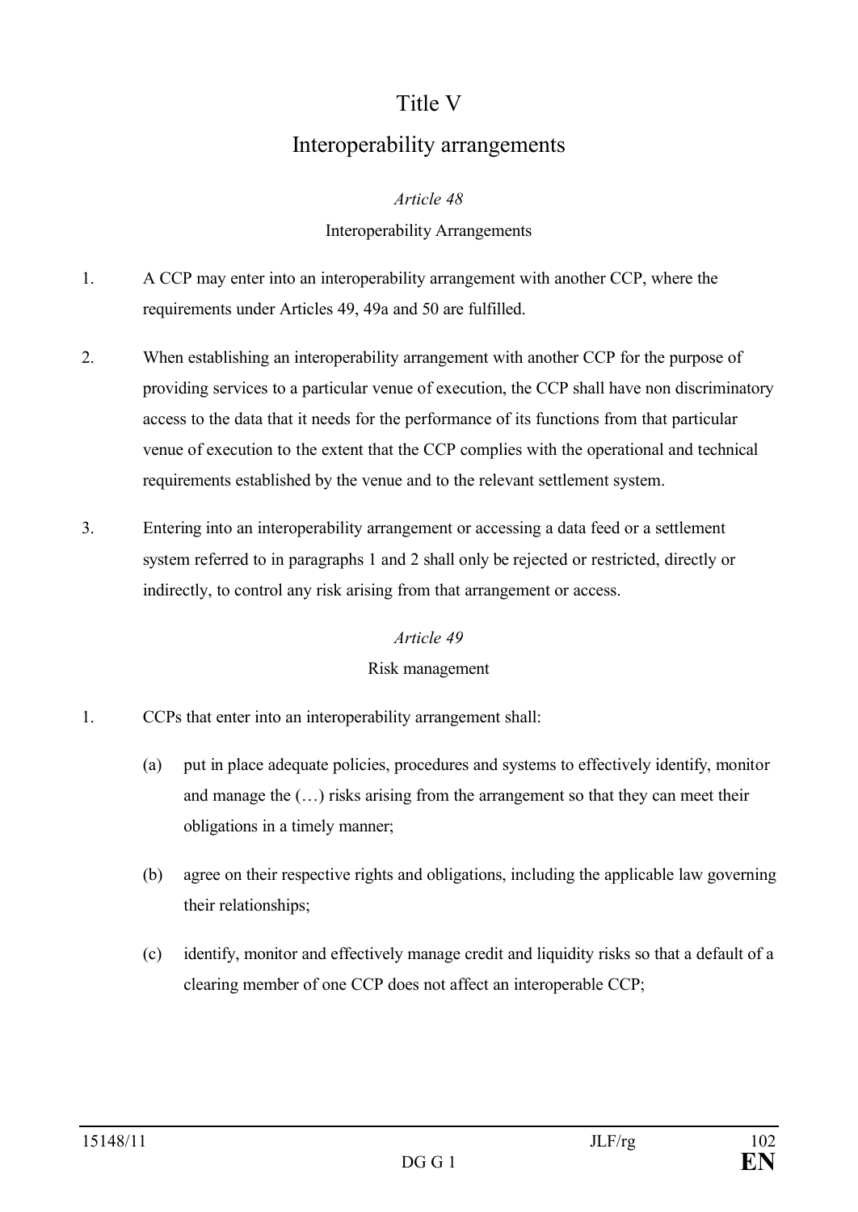# Title V

# Interoperability arrangements

*Article 48*

Interoperability Arrangements

1. A CCP may enter into an interoperability arrangement with another CCP, where the requirements under Articles 49, 49a and 50 are fulfilled.

2. When establishing an interoperability arrangement with another CCP for the purpose of providing services to a particular venue of execution, the CCP shall have non discriminatory access to the data that it needs for the performance of its functions from that particular venue of execution to the extent that the CCP complies with the operational and technical requirements established by the venue and to the relevant settlement system.

3. Entering into an interoperability arrangement or accessing a data feed or a settlement system referred to in paragraphs 1 and 2 shall only be rejected or restricted, directly or indirectly, to control any risk arising from that arrangement or access.

*Article 49*

Risk management

1. CCPs that enter into an interoperability arrangement shall:

   (a) put in place adequate policies, procedures and systems to effectively identify, monitor and manage the (…) risks arising from the arrangement so that they can meet their obligations in a timely manner;

   (b) agree on their respective rights and obligations, including the applicable law governing their relationships;

   (c) identify, monitor and effectively manage credit and liquidity risks so that a default of a clearing member of one CCP does not affect an interoperable CCP;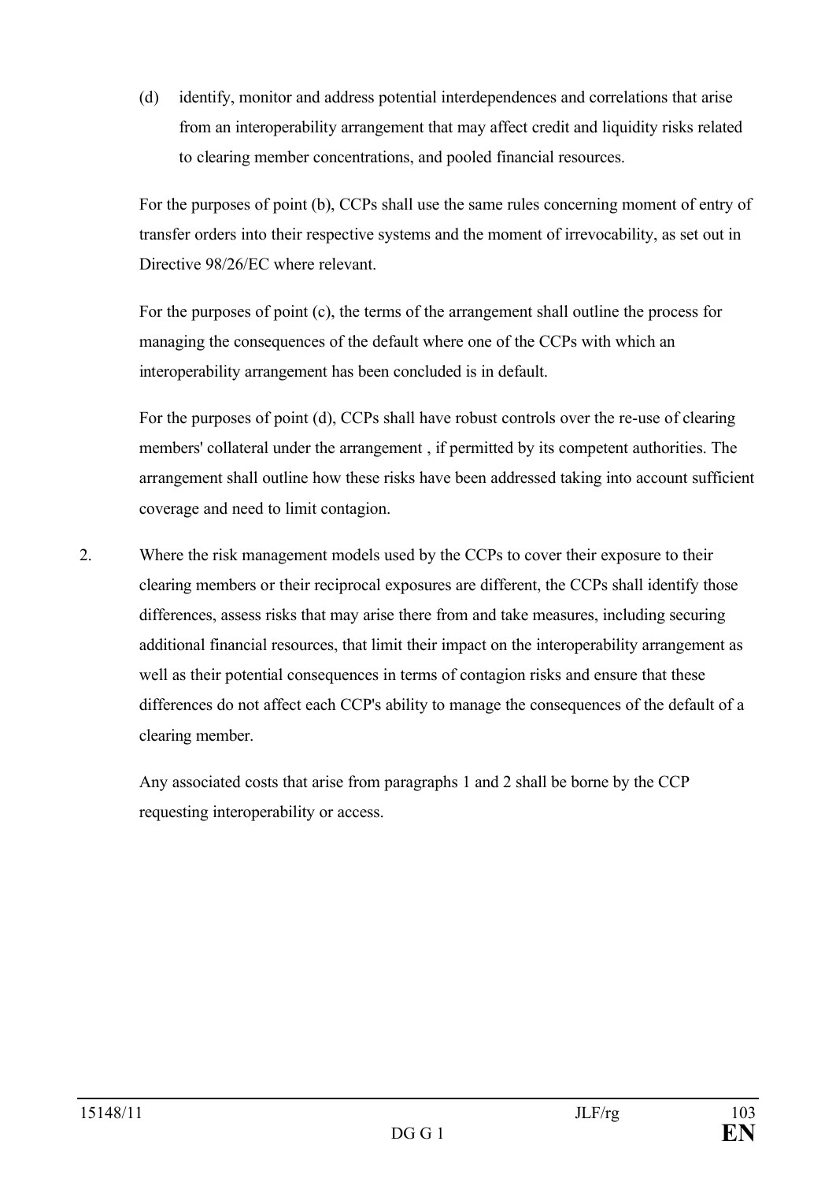(d) identify, monitor and address potential interdependences and correlations that arise from an interoperability arrangement that may affect credit and liquidity risks related to clearing member concentrations, and pooled financial resources.

For the purposes of point (b), CCPs shall use the same rules concerning moment of entry of transfer orders into their respective systems and the moment of irrevocability, as set out in Directive 98/26/EC where relevant.

For the purposes of point (c), the terms of the arrangement shall outline the process for managing the consequences of the default where one of the CCPs with which an interoperability arrangement has been concluded is in default.

For the purposes of point (d), CCPs shall have robust controls over the re-use of clearing members' collateral under the arrangement , if permitted by its competent authorities. The arrangement shall outline how these risks have been addressed taking into account sufficient coverage and need to limit contagion.

2. Where the risk management models used by the CCPs to cover their exposure to their clearing members or their reciprocal exposures are different, the CCPs shall identify those differences, assess risks that may arise there from and take measures, including securing additional financial resources, that limit their impact on the interoperability arrangement as well as their potential consequences in terms of contagion risks and ensure that these differences do not affect each CCP's ability to manage the consequences of the default of a clearing member.

   Any associated costs that arise from paragraphs 1 and 2 shall be borne by the CCP requesting interoperability or access.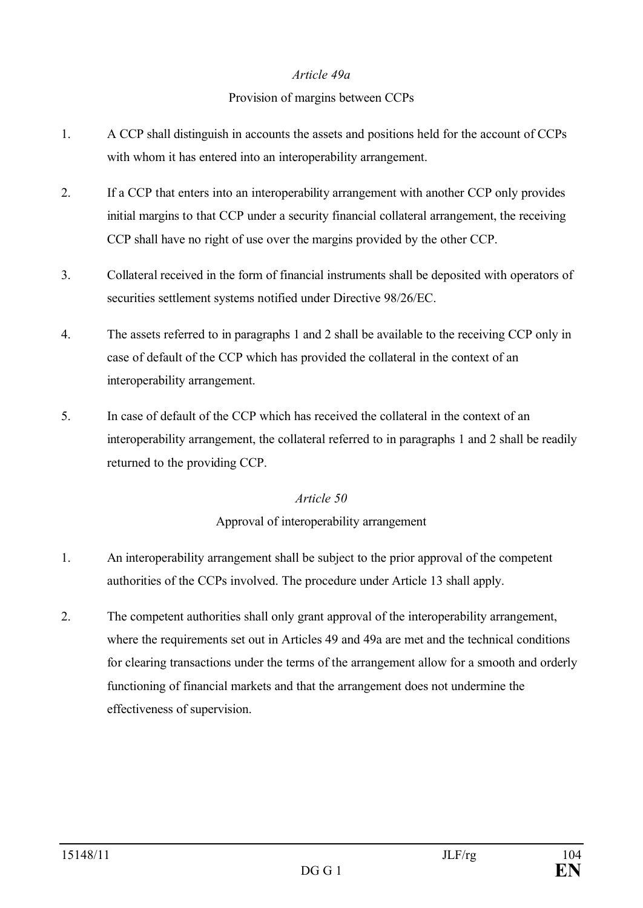*Article 49a*

Provision of margins between CCPs

1. A CCP shall distinguish in accounts the assets and positions held for the account of CCPs with whom it has entered into an interoperability arrangement.

2. If a CCP that enters into an interoperability arrangement with another CCP only provides initial margins to that CCP under a security financial collateral arrangement, the receiving CCP shall have no right of use over the margins provided by the other CCP.

3. Collateral received in the form of financial instruments shall be deposited with operators of securities settlement systems notified under Directive 98/26/EC.

4. The assets referred to in paragraphs 1 and 2 shall be available to the receiving CCP only in case of default of the CCP which has provided the collateral in the context of an interoperability arrangement.

5. In case of default of the CCP which has received the collateral in the context of an interoperability arrangement, the collateral referred to in paragraphs 1 and 2 shall be readily returned to the providing CCP.

*Article 50*

Approval of interoperability arrangement

1. An interoperability arrangement shall be subject to the prior approval of the competent authorities of the CCPs involved. The procedure under Article 13 shall apply.

2. The competent authorities shall only grant approval of the interoperability arrangement, where the requirements set out in Articles 49 and 49a are met and the technical conditions for clearing transactions under the terms of the arrangement allow for a smooth and orderly functioning of financial markets and that the arrangement does not undermine the effectiveness of supervision.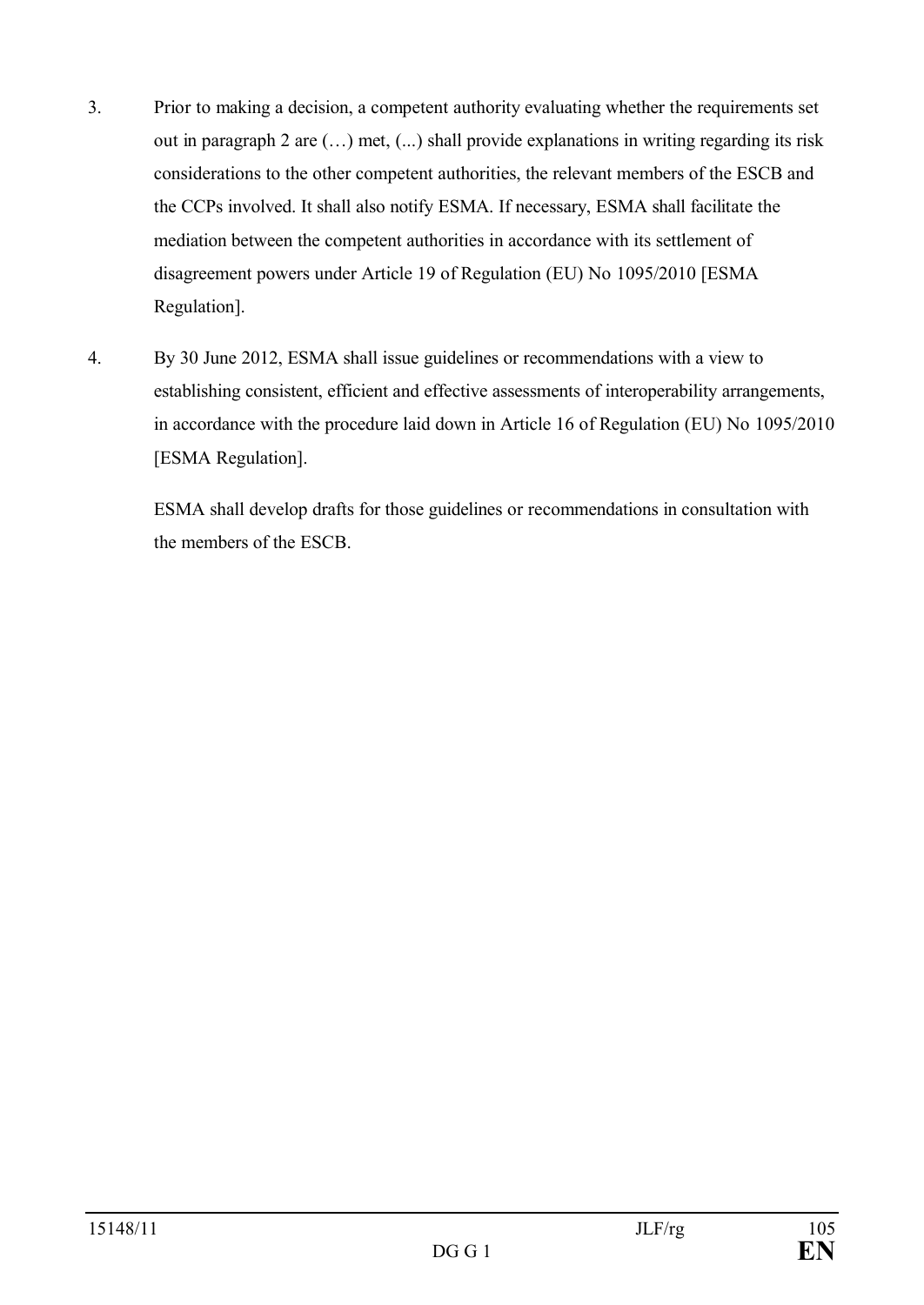3. Prior to making a decision, a competent authority evaluating whether the requirements set out in paragraph 2 are (…) met, (...) shall provide explanations in writing regarding its risk considerations to the other competent authorities, the relevant members of the ESCB and the CCPs involved. It shall also notify ESMA. If necessary, ESMA shall facilitate the mediation between the competent authorities in accordance with its settlement of disagreement powers under Article 19 of Regulation (EU) No 1095/2010 [ESMA Regulation].

4. By 30 June 2012, ESMA shall issue guidelines or recommendations with a view to establishing consistent, efficient and effective assessments of interoperability arrangements, in accordance with the procedure laid down in Article 16 of Regulation (EU) No 1095/2010 [ESMA Regulation].

   ESMA shall develop drafts for those guidelines or recommendations in consultation with the members of the ESCB.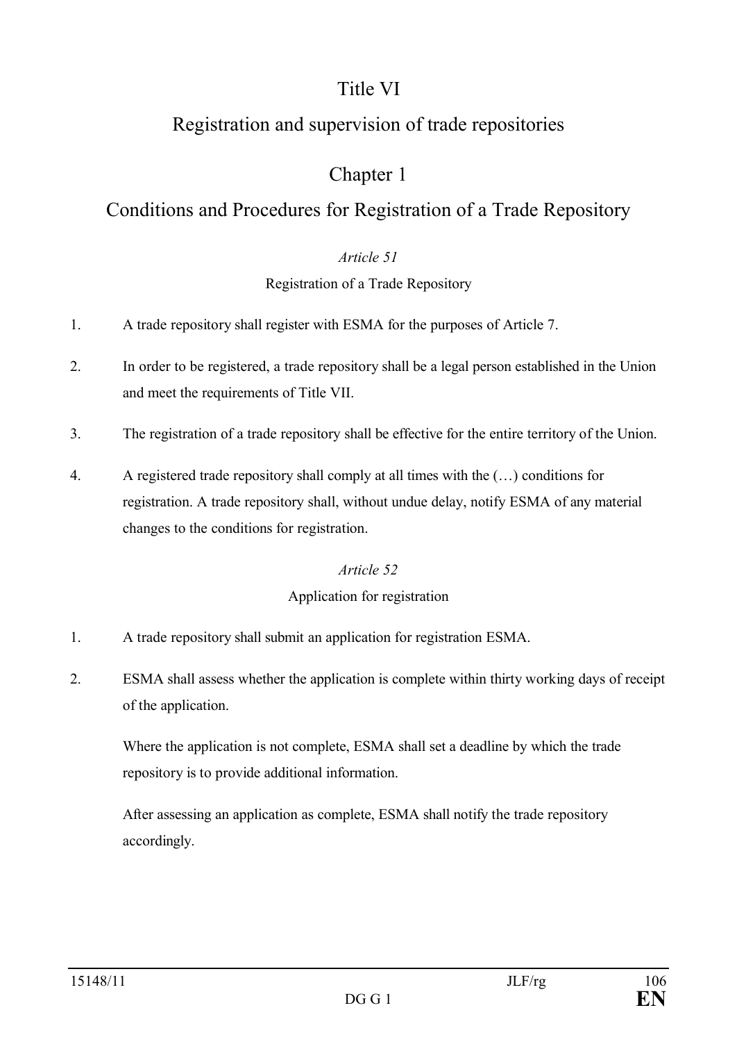# Title VI

# Registration and supervision of trade repositories

## Chapter 1

## Conditions and Procedures for Registration of a Trade Repository

*Article 51*

Registration of a Trade Repository

1. A trade repository shall register with ESMA for the purposes of Article 7.

2. In order to be registered, a trade repository shall be a legal person established in the Union and meet the requirements of Title VII.

3. The registration of a trade repository shall be effective for the entire territory of the Union.

4. A registered trade repository shall comply at all times with the (…) conditions for registration. A trade repository shall, without undue delay, notify ESMA of any material changes to the conditions for registration.

*Article 52*

Application for registration

1. A trade repository shall submit an application for registration ESMA.

2. ESMA shall assess whether the application is complete within thirty working days of receipt of the application.

   Where the application is not complete, ESMA shall set a deadline by which the trade repository is to provide additional information.

   After assessing an application as complete, ESMA shall notify the trade repository accordingly.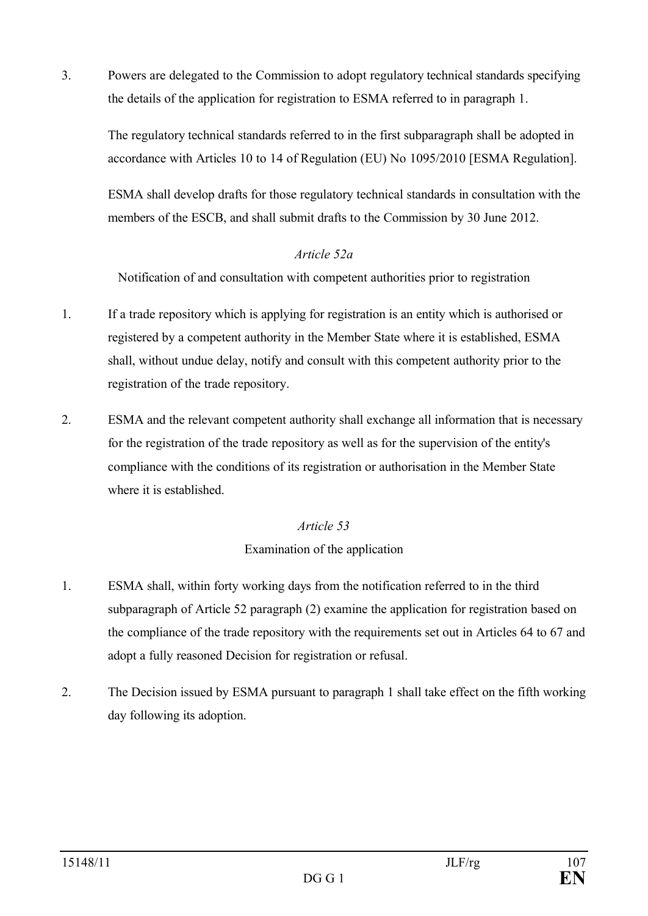3. Powers are delegated to the Commission to adopt regulatory technical standards specifying the details of the application for registration to ESMA referred to in paragraph 1.

   The regulatory technical standards referred to in the first subparagraph shall be adopted in accordance with Articles 10 to 14 of Regulation (EU) No 1095/2010 [ESMA Regulation].

   ESMA shall develop drafts for those regulatory technical standards in consultation with the members of the ESCB, and shall submit drafts to the Commission by 30 June 2012.

*Article 52a*

Notification of and consultation with competent authorities prior to registration

1. If a trade repository which is applying for registration is an entity which is authorised or registered by a competent authority in the Member State where it is established, ESMA shall, without undue delay, notify and consult with this competent authority prior to the registration of the trade repository.

2. ESMA and the relevant competent authority shall exchange all information that is necessary for the registration of the trade repository as well as for the supervision of the entity's compliance with the conditions of its registration or authorisation in the Member State where it is established.

*Article 53*

Examination of the application

1. ESMA shall, within forty working days from the notification referred to in the third subparagraph of Article 52 paragraph (2) examine the application for registration based on the compliance of the trade repository with the requirements set out in Articles 64 to 67 and adopt a fully reasoned Decision for registration or refusal.

2. The Decision issued by ESMA pursuant to paragraph 1 shall take effect on the fifth working day following its adoption.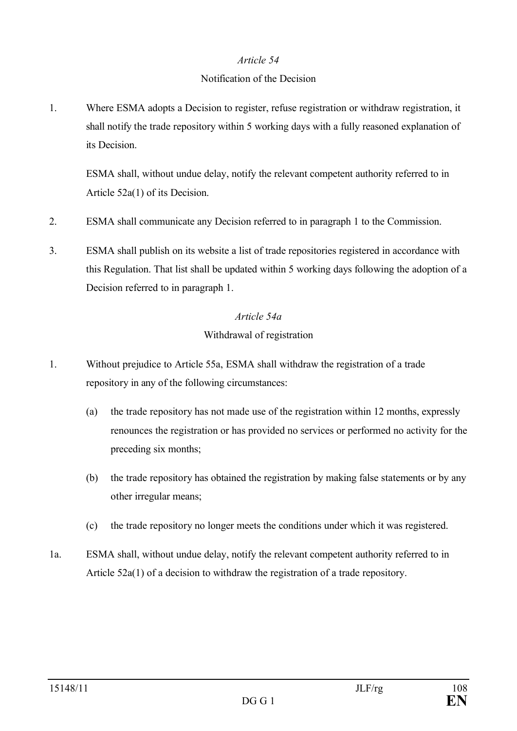*Article 54*

Notification of the Decision

1. Where ESMA adopts a Decision to register, refuse registration or withdraw registration, it shall notify the trade repository within 5 working days with a fully reasoned explanation of its Decision.

   ESMA shall, without undue delay, notify the relevant competent authority referred to in Article 52a(1) of its Decision.

2. ESMA shall communicate any Decision referred to in paragraph 1 to the Commission.

3. ESMA shall publish on its website a list of trade repositories registered in accordance with this Regulation. That list shall be updated within 5 working days following the adoption of a Decision referred to in paragraph 1.

*Article 54a*

Withdrawal of registration

1. Without prejudice to Article 55a, ESMA shall withdraw the registration of a trade repository in any of the following circumstances:

   (a) the trade repository has not made use of the registration within 12 months, expressly renounces the registration or has provided no services or performed no activity for the preceding six months;

   (b) the trade repository has obtained the registration by making false statements or by any other irregular means;

   (c) the trade repository no longer meets the conditions under which it was registered.

1a. ESMA shall, without undue delay, notify the relevant competent authority referred to in Article 52a(1) of a decision to withdraw the registration of a trade repository.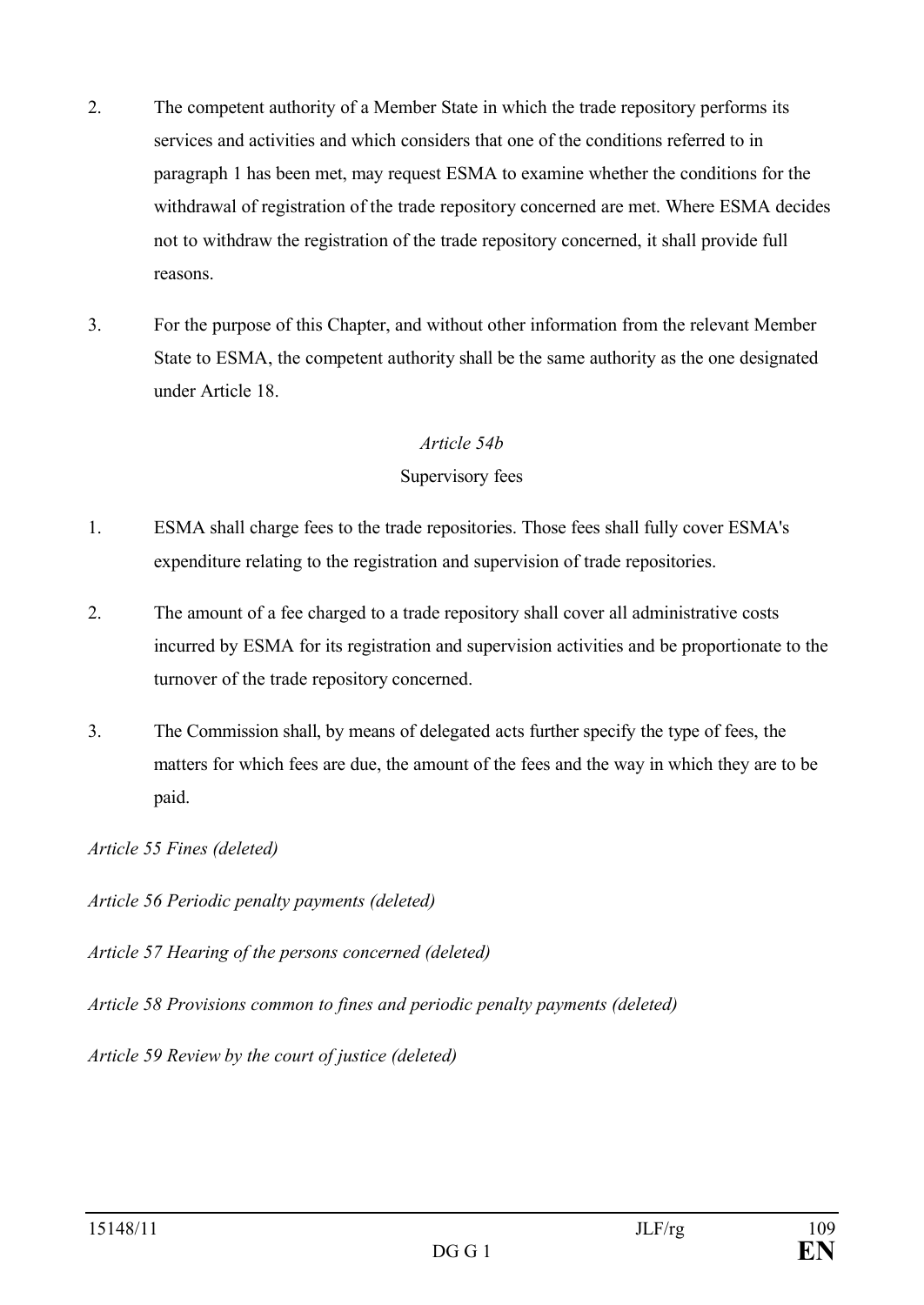2. The competent authority of a Member State in which the trade repository performs its services and activities and which considers that one of the conditions referred to in paragraph 1 has been met, may request ESMA to examine whether the conditions for the withdrawal of registration of the trade repository concerned are met. Where ESMA decides not to withdraw the registration of the trade repository concerned, it shall provide full reasons.

3. For the purpose of this Chapter, and without other information from the relevant Member State to ESMA, the competent authority shall be the same authority as the one designated under Article 18.

*Article 54b*

Supervisory fees

1. ESMA shall charge fees to the trade repositories. Those fees shall fully cover ESMA's expenditure relating to the registration and supervision of trade repositories.

2. The amount of a fee charged to a trade repository shall cover all administrative costs incurred by ESMA for its registration and supervision activities and be proportionate to the turnover of the trade repository concerned.

3. The Commission shall, by means of delegated acts further specify the type of fees, the matters for which fees are due, the amount of the fees and the way in which they are to be paid.

*Article 55 Fines (deleted)*

*Article 56 Periodic penalty payments (deleted)*

*Article 57 Hearing of the persons concerned (deleted)*

*Article 58 Provisions common to fines and periodic penalty payments (deleted)*

*Article 59 Review by the court of justice (deleted)*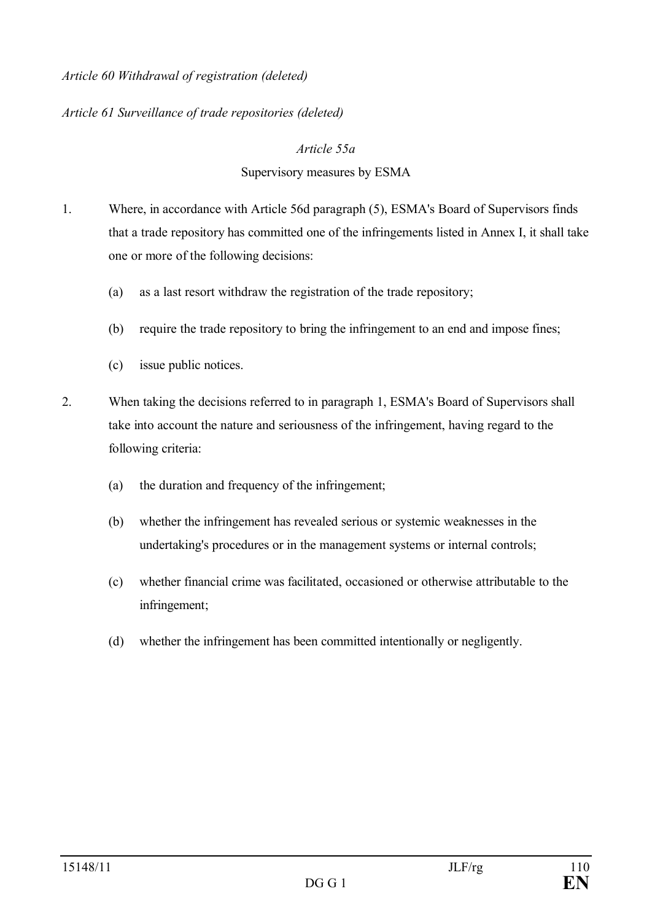*Article 60 Withdrawal of registration (deleted)*

*Article 61 Surveillance of trade repositories (deleted)*

*Article 55a*

Supervisory measures by ESMA

1. Where, in accordance with Article 56d paragraph (5), ESMA's Board of Supervisors finds that a trade repository has committed one of the infringements listed in Annex I, it shall take one or more of the following decisions:

   (a) as a last resort withdraw the registration of the trade repository;

   (b) require the trade repository to bring the infringement to an end and impose fines;

   (c) issue public notices.

2. When taking the decisions referred to in paragraph 1, ESMA's Board of Supervisors shall take into account the nature and seriousness of the infringement, having regard to the following criteria:

   (a) the duration and frequency of the infringement;

   (b) whether the infringement has revealed serious or systemic weaknesses in the undertaking's procedures or in the management systems or internal controls;

   (c) whether financial crime was facilitated, occasioned or otherwise attributable to the infringement;

   (d) whether the infringement has been committed intentionally or negligently.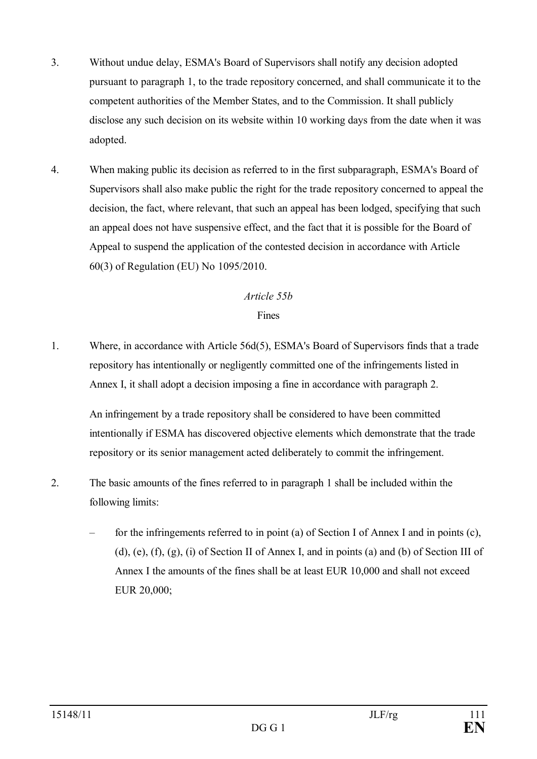3. Without undue delay, ESMA's Board of Supervisors shall notify any decision adopted pursuant to paragraph 1, to the trade repository concerned, and shall communicate it to the competent authorities of the Member States, and to the Commission. It shall publicly disclose any such decision on its website within 10 working days from the date when it was adopted.

4. When making public its decision as referred to in the first subparagraph, ESMA's Board of Supervisors shall also make public the right for the trade repository concerned to appeal the decision, the fact, where relevant, that such an appeal has been lodged, specifying that such an appeal does not have suspensive effect, and the fact that it is possible for the Board of Appeal to suspend the application of the contested decision in accordance with Article 60(3) of Regulation (EU) No 1095/2010.

*Article 55b*

Fines

1. Where, in accordance with Article 56d(5), ESMA's Board of Supervisors finds that a trade repository has intentionally or negligently committed one of the infringements listed in Annex I, it shall adopt a decision imposing a fine in accordance with paragraph 2.

   An infringement by a trade repository shall be considered to have been committed intentionally if ESMA has discovered objective elements which demonstrate that the trade repository or its senior management acted deliberately to commit the infringement.

2. The basic amounts of the fines referred to in paragraph 1 shall be included within the following limits:

   – for the infringements referred to in point (a) of Section I of Annex I and in points (c), (d), (e), (f), (g), (i) of Section II of Annex I, and in points (a) and (b) of Section III of Annex I the amounts of the fines shall be at least EUR 10,000 and shall not exceed EUR 20,000;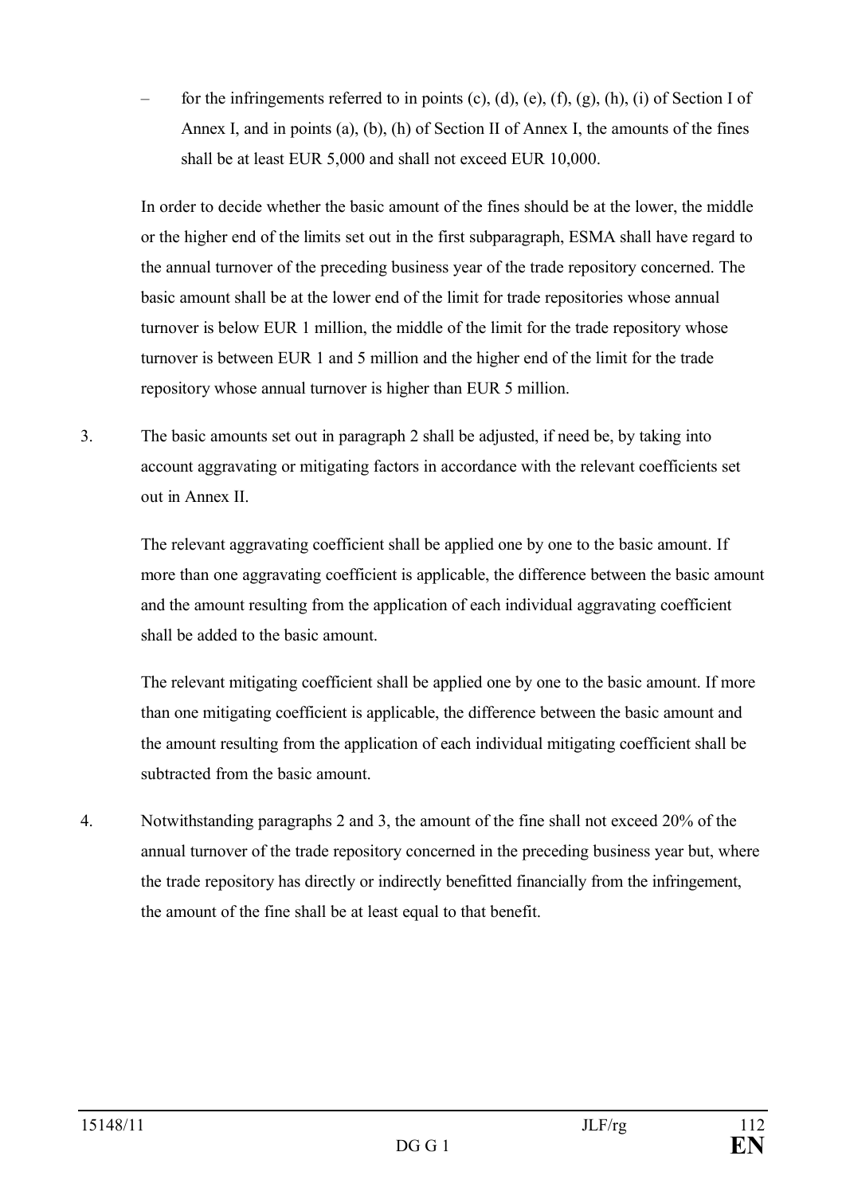– for the infringements referred to in points (c), (d), (e), (f), (g), (h), (i) of Section I of Annex I, and in points (a), (b), (h) of Section II of Annex I, the amounts of the fines shall be at least EUR 5,000 and shall not exceed EUR 10,000.

In order to decide whether the basic amount of the fines should be at the lower, the middle or the higher end of the limits set out in the first subparagraph, ESMA shall have regard to the annual turnover of the preceding business year of the trade repository concerned. The basic amount shall be at the lower end of the limit for trade repositories whose annual turnover is below EUR 1 million, the middle of the limit for the trade repository whose turnover is between EUR 1 and 5 million and the higher end of the limit for the trade repository whose annual turnover is higher than EUR 5 million.

3. The basic amounts set out in paragraph 2 shall be adjusted, if need be, by taking into account aggravating or mitigating factors in accordance with the relevant coefficients set out in Annex II.

The relevant aggravating coefficient shall be applied one by one to the basic amount. If more than one aggravating coefficient is applicable, the difference between the basic amount and the amount resulting from the application of each individual aggravating coefficient shall be added to the basic amount.

The relevant mitigating coefficient shall be applied one by one to the basic amount. If more than one mitigating coefficient is applicable, the difference between the basic amount and the amount resulting from the application of each individual mitigating coefficient shall be subtracted from the basic amount.

4. Notwithstanding paragraphs 2 and 3, the amount of the fine shall not exceed 20% of the annual turnover of the trade repository concerned in the preceding business year but, where the trade repository has directly or indirectly benefitted financially from the infringement, the amount of the fine shall be at least equal to that benefit.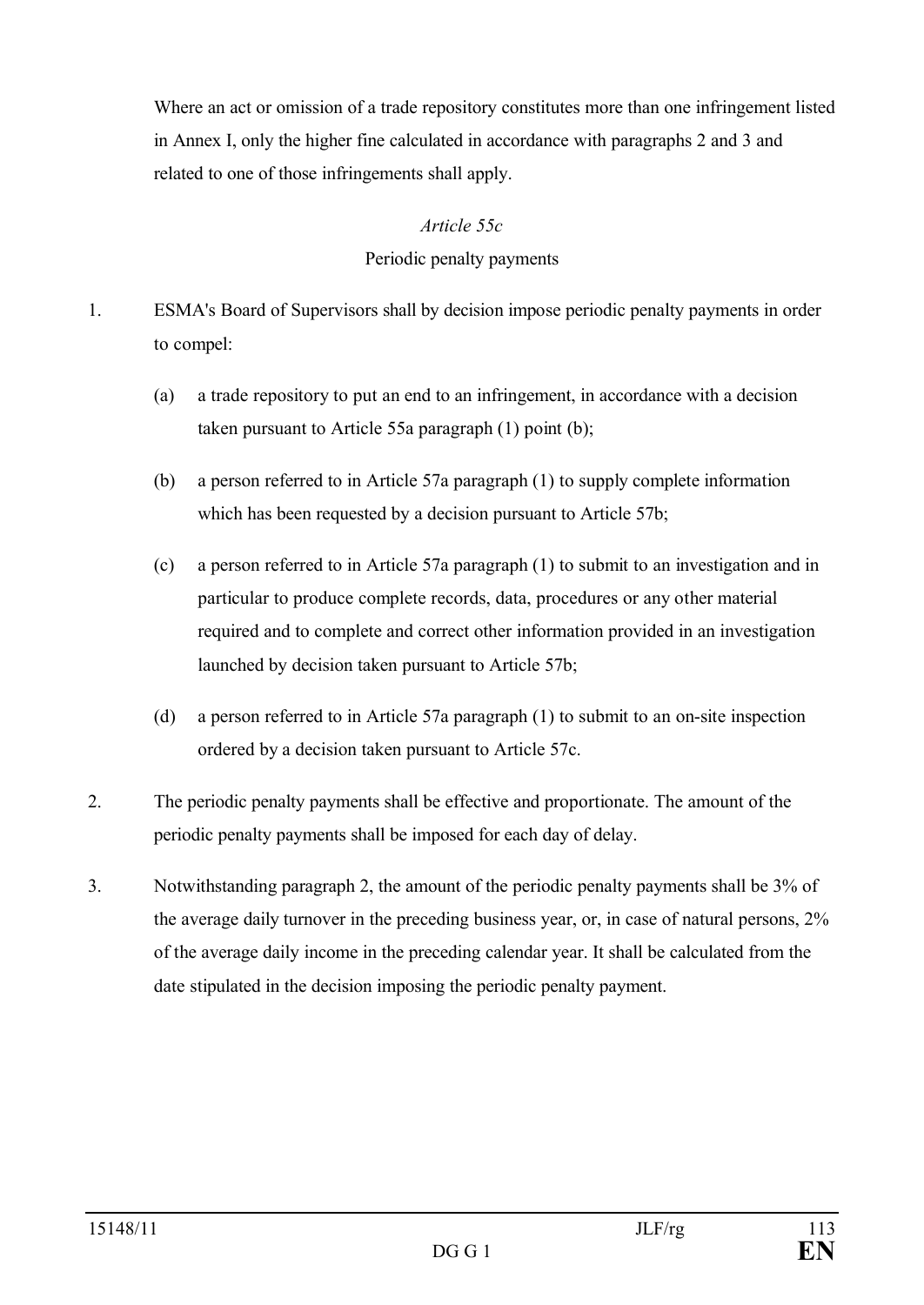Where an act or omission of a trade repository constitutes more than one infringement listed in Annex I, only the higher fine calculated in accordance with paragraphs 2 and 3 and related to one of those infringements shall apply.

*Article 55c*

Periodic penalty payments

1. ESMA's Board of Supervisors shall by decision impose periodic penalty payments in order to compel:

   (a) a trade repository to put an end to an infringement, in accordance with a decision taken pursuant to Article 55a paragraph (1) point (b);

   (b) a person referred to in Article 57a paragraph (1) to supply complete information which has been requested by a decision pursuant to Article 57b;

   (c) a person referred to in Article 57a paragraph (1) to submit to an investigation and in particular to produce complete records, data, procedures or any other material required and to complete and correct other information provided in an investigation launched by decision taken pursuant to Article 57b;

   (d) a person referred to in Article 57a paragraph (1) to submit to an on-site inspection ordered by a decision taken pursuant to Article 57c.

2. The periodic penalty payments shall be effective and proportionate. The amount of the periodic penalty payments shall be imposed for each day of delay.

3. Notwithstanding paragraph 2, the amount of the periodic penalty payments shall be 3% of the average daily turnover in the preceding business year, or, in case of natural persons, 2% of the average daily income in the preceding calendar year. It shall be calculated from the date stipulated in the decision imposing the periodic penalty payment.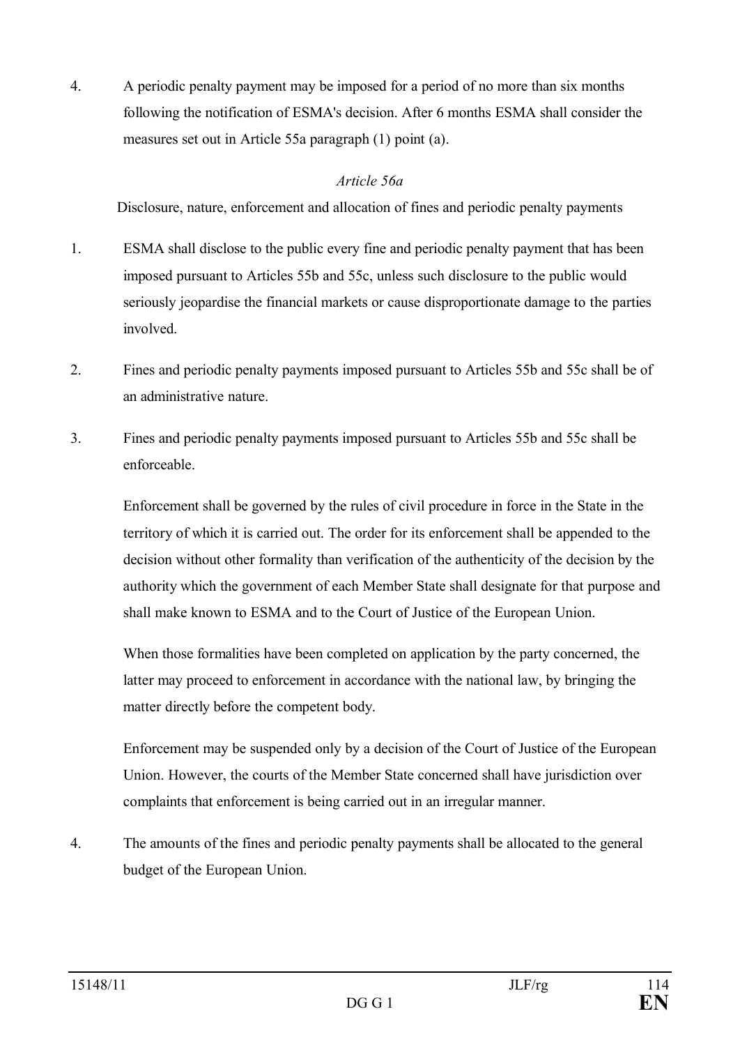4. A periodic penalty payment may be imposed for a period of no more than six months following the notification of ESMA's decision. After 6 months ESMA shall consider the measures set out in Article 55a paragraph (1) point (a).

*Article 56a*

Disclosure, nature, enforcement and allocation of fines and periodic penalty payments

1. ESMA shall disclose to the public every fine and periodic penalty payment that has been imposed pursuant to Articles 55b and 55c, unless such disclosure to the public would seriously jeopardise the financial markets or cause disproportionate damage to the parties involved.

2. Fines and periodic penalty payments imposed pursuant to Articles 55b and 55c shall be of an administrative nature.

3. Fines and periodic penalty payments imposed pursuant to Articles 55b and 55c shall be enforceable.

   Enforcement shall be governed by the rules of civil procedure in force in the State in the territory of which it is carried out. The order for its enforcement shall be appended to the decision without other formality than verification of the authenticity of the decision by the authority which the government of each Member State shall designate for that purpose and shall make known to ESMA and to the Court of Justice of the European Union.

   When those formalities have been completed on application by the party concerned, the latter may proceed to enforcement in accordance with the national law, by bringing the matter directly before the competent body.

   Enforcement may be suspended only by a decision of the Court of Justice of the European Union. However, the courts of the Member State concerned shall have jurisdiction over complaints that enforcement is being carried out in an irregular manner.

4. The amounts of the fines and periodic penalty payments shall be allocated to the general budget of the European Union.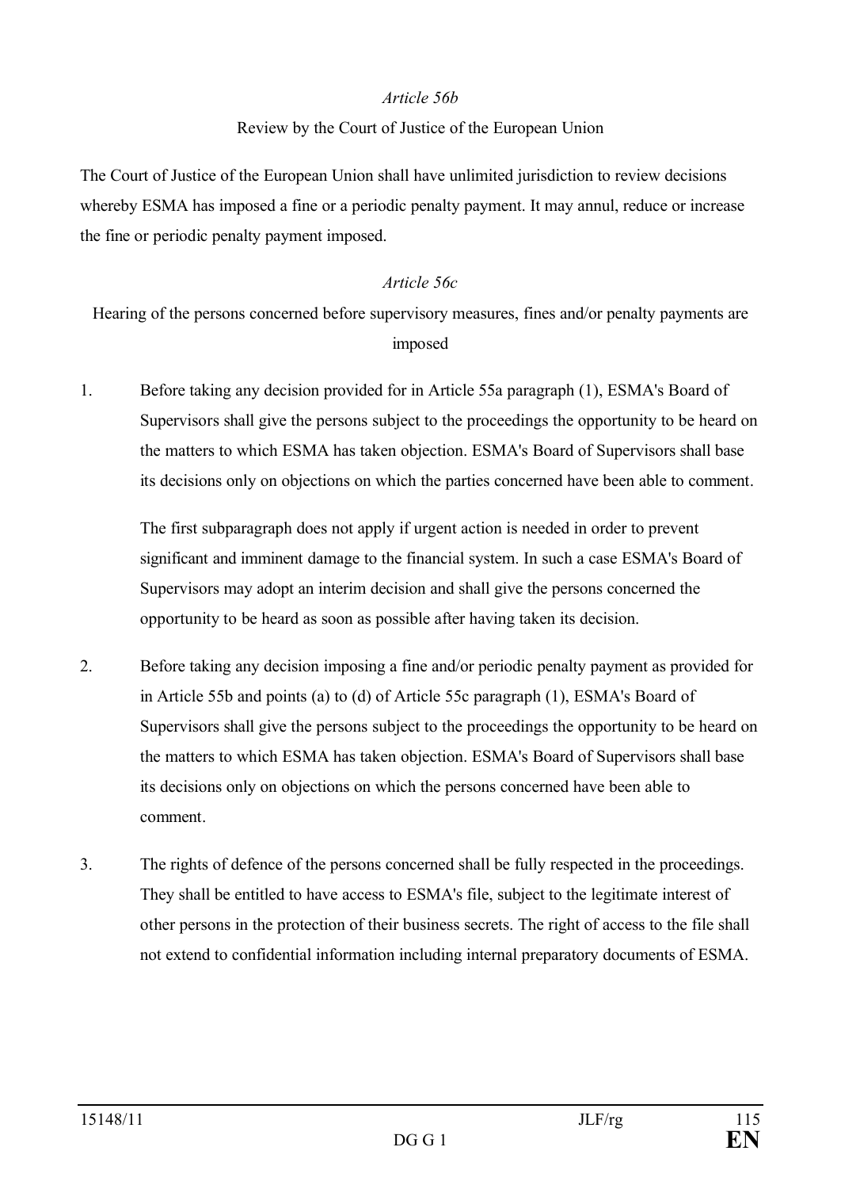*Article 56b*

Review by the Court of Justice of the European Union

The Court of Justice of the European Union shall have unlimited jurisdiction to review decisions whereby ESMA has imposed a fine or a periodic penalty payment. It may annul, reduce or increase the fine or periodic penalty payment imposed.

*Article 56c*

Hearing of the persons concerned before supervisory measures, fines and/or penalty payments are imposed

1. Before taking any decision provided for in Article 55a paragraph (1), ESMA's Board of Supervisors shall give the persons subject to the proceedings the opportunity to be heard on the matters to which ESMA has taken objection. ESMA's Board of Supervisors shall base its decisions only on objections on which the parties concerned have been able to comment.

   The first subparagraph does not apply if urgent action is needed in order to prevent significant and imminent damage to the financial system. In such a case ESMA's Board of Supervisors may adopt an interim decision and shall give the persons concerned the opportunity to be heard as soon as possible after having taken its decision.

2. Before taking any decision imposing a fine and/or periodic penalty payment as provided for in Article 55b and points (a) to (d) of Article 55c paragraph (1), ESMA's Board of Supervisors shall give the persons subject to the proceedings the opportunity to be heard on the matters to which ESMA has taken objection. ESMA's Board of Supervisors shall base its decisions only on objections on which the persons concerned have been able to comment.

3. The rights of defence of the persons concerned shall be fully respected in the proceedings. They shall be entitled to have access to ESMA's file, subject to the legitimate interest of other persons in the protection of their business secrets. The right of access to the file shall not extend to confidential information including internal preparatory documents of ESMA.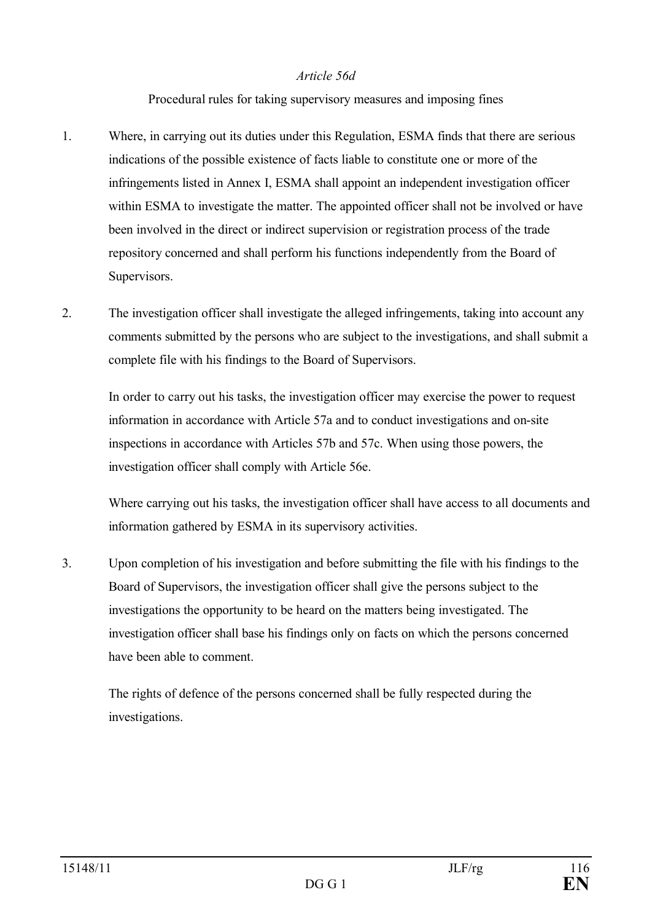*Article 56d*

Procedural rules for taking supervisory measures and imposing fines

1. Where, in carrying out its duties under this Regulation, ESMA finds that there are serious indications of the possible existence of facts liable to constitute one or more of the infringements listed in Annex I, ESMA shall appoint an independent investigation officer within ESMA to investigate the matter. The appointed officer shall not be involved or have been involved in the direct or indirect supervision or registration process of the trade repository concerned and shall perform his functions independently from the Board of Supervisors.

2. The investigation officer shall investigate the alleged infringements, taking into account any comments submitted by the persons who are subject to the investigations, and shall submit a complete file with his findings to the Board of Supervisors.

   In order to carry out his tasks, the investigation officer may exercise the power to request information in accordance with Article 57a and to conduct investigations and on-site inspections in accordance with Articles 57b and 57c. When using those powers, the investigation officer shall comply with Article 56e.

   Where carrying out his tasks, the investigation officer shall have access to all documents and information gathered by ESMA in its supervisory activities.

3. Upon completion of his investigation and before submitting the file with his findings to the Board of Supervisors, the investigation officer shall give the persons subject to the investigations the opportunity to be heard on the matters being investigated. The investigation officer shall base his findings only on facts on which the persons concerned have been able to comment.

   The rights of defence of the persons concerned shall be fully respected during the investigations.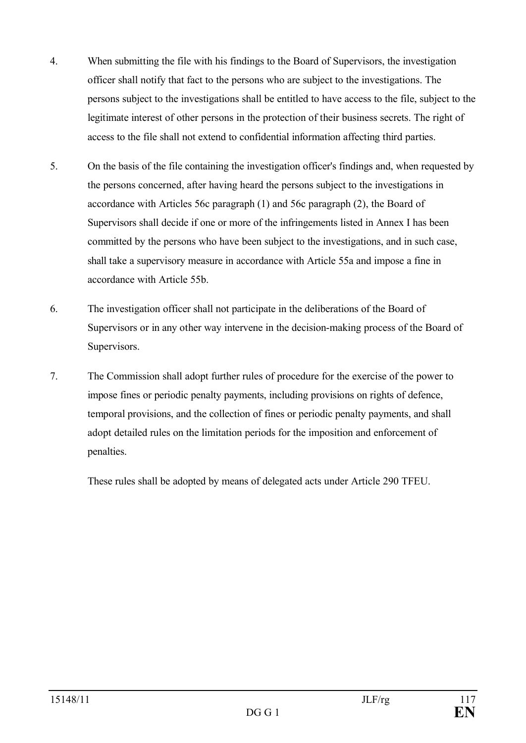4. When submitting the file with his findings to the Board of Supervisors, the investigation officer shall notify that fact to the persons who are subject to the investigations. The persons subject to the investigations shall be entitled to have access to the file, subject to the legitimate interest of other persons in the protection of their business secrets. The right of access to the file shall not extend to confidential information affecting third parties.

5. On the basis of the file containing the investigation officer's findings and, when requested by the persons concerned, after having heard the persons subject to the investigations in accordance with Articles 56c paragraph (1) and 56c paragraph (2), the Board of Supervisors shall decide if one or more of the infringements listed in Annex I has been committed by the persons who have been subject to the investigations, and in such case, shall take a supervisory measure in accordance with Article 55a and impose a fine in accordance with Article 55b.

6. The investigation officer shall not participate in the deliberations of the Board of Supervisors or in any other way intervene in the decision-making process of the Board of Supervisors.

7. The Commission shall adopt further rules of procedure for the exercise of the power to impose fines or periodic penalty payments, including provisions on rights of defence, temporal provisions, and the collection of fines or periodic penalty payments, and shall adopt detailed rules on the limitation periods for the imposition and enforcement of penalties.

   These rules shall be adopted by means of delegated acts under Article 290 TFEU.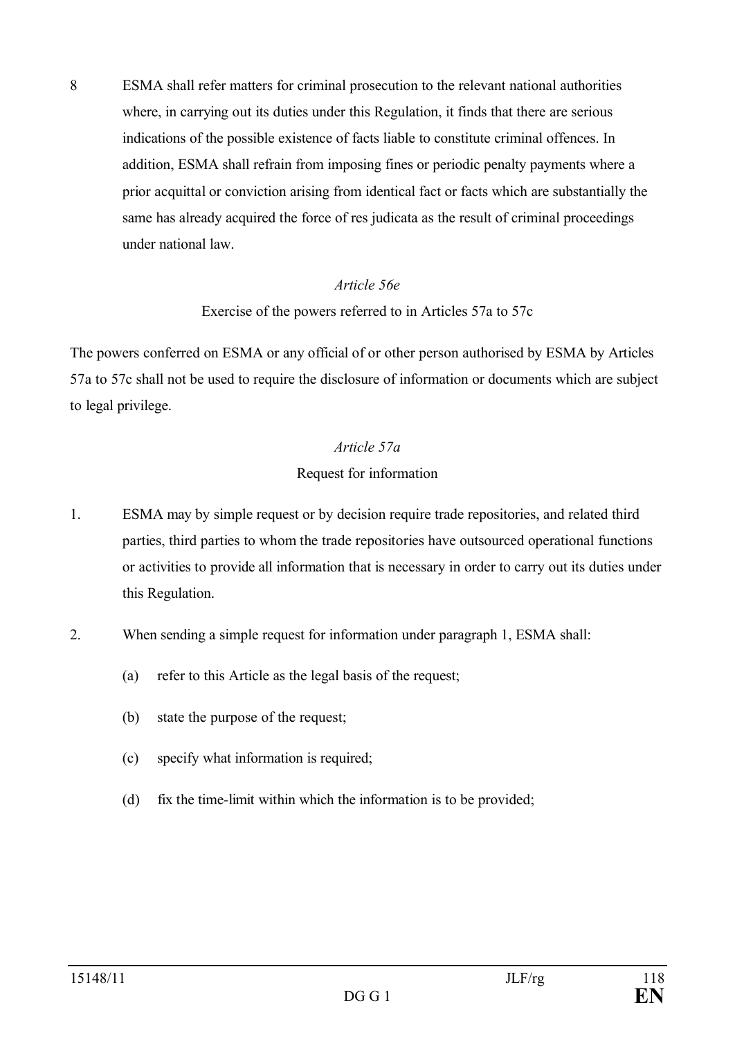8 ESMA shall refer matters for criminal prosecution to the relevant national authorities where, in carrying out its duties under this Regulation, it finds that there are serious indications of the possible existence of facts liable to constitute criminal offences. In addition, ESMA shall refrain from imposing fines or periodic penalty payments where a prior acquittal or conviction arising from identical fact or facts which are substantially the same has already acquired the force of res judicata as the result of criminal proceedings under national law.

*Article 56e*

Exercise of the powers referred to in Articles 57a to 57c

The powers conferred on ESMA or any official of or other person authorised by ESMA by Articles 57a to 57c shall not be used to require the disclosure of information or documents which are subject to legal privilege.

*Article 57a*

Request for information

1. ESMA may by simple request or by decision require trade repositories, and related third parties, third parties to whom the trade repositories have outsourced operational functions or activities to provide all information that is necessary in order to carry out its duties under this Regulation.

2. When sending a simple request for information under paragraph 1, ESMA shall:

   (a) refer to this Article as the legal basis of the request;

   (b) state the purpose of the request;

   (c) specify what information is required;

   (d) fix the time-limit within which the information is to be provided;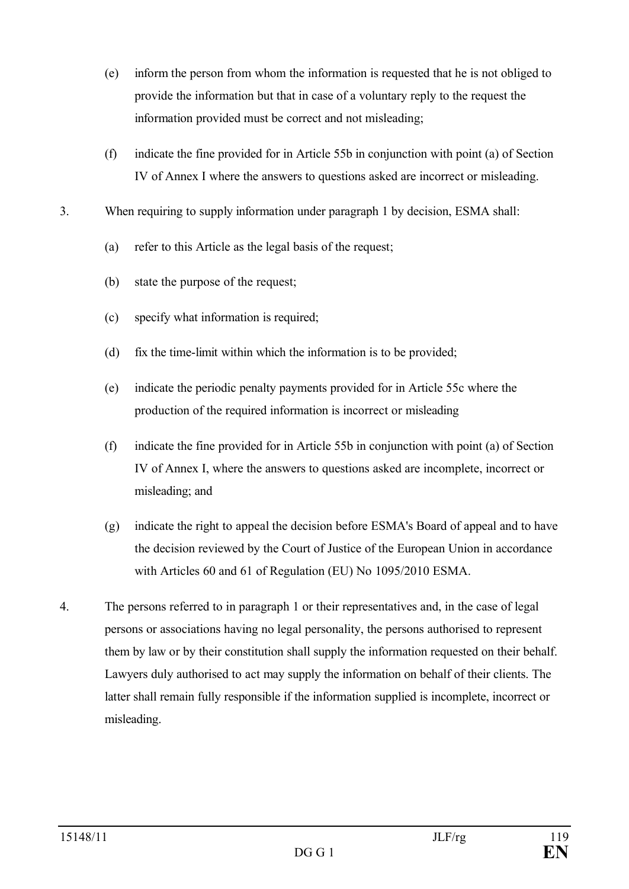(e) inform the person from whom the information is requested that he is not obliged to provide the information but that in case of a voluntary reply to the request the information provided must be correct and not misleading;

(f) indicate the fine provided for in Article 55b in conjunction with point (a) of Section IV of Annex I where the answers to questions asked are incorrect or misleading.

3. When requiring to supply information under paragraph 1 by decision, ESMA shall:

(a) refer to this Article as the legal basis of the request;

(b) state the purpose of the request;

(c) specify what information is required;

(d) fix the time-limit within which the information is to be provided;

(e) indicate the periodic penalty payments provided for in Article 55c where the production of the required information is incorrect or misleading

(f) indicate the fine provided for in Article 55b in conjunction with point (a) of Section IV of Annex I, where the answers to questions asked are incomplete, incorrect or misleading; and

(g) indicate the right to appeal the decision before ESMA's Board of appeal and to have the decision reviewed by the Court of Justice of the European Union in accordance with Articles 60 and 61 of Regulation (EU) No 1095/2010 ESMA.

4. The persons referred to in paragraph 1 or their representatives and, in the case of legal persons or associations having no legal personality, the persons authorised to represent them by law or by their constitution shall supply the information requested on their behalf. Lawyers duly authorised to act may supply the information on behalf of their clients. The latter shall remain fully responsible if the information supplied is incomplete, incorrect or misleading.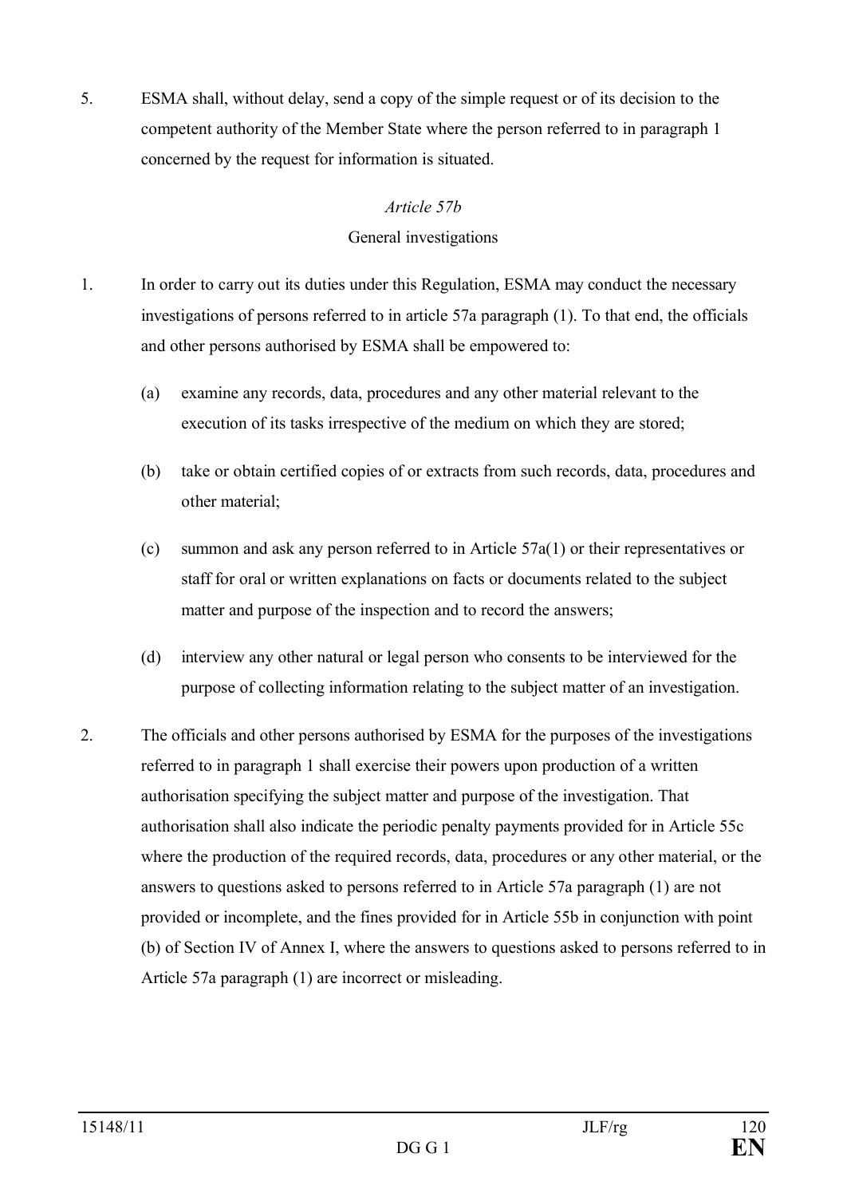5. ESMA shall, without delay, send a copy of the simple request or of its decision to the competent authority of the Member State where the person referred to in paragraph 1 concerned by the request for information is situated.

*Article 57b*

General investigations

1. In order to carry out its duties under this Regulation, ESMA may conduct the necessary investigations of persons referred to in article 57a paragraph (1). To that end, the officials and other persons authorised by ESMA shall be empowered to:

   (a) examine any records, data, procedures and any other material relevant to the execution of its tasks irrespective of the medium on which they are stored;

   (b) take or obtain certified copies of or extracts from such records, data, procedures and other material;

   (c) summon and ask any person referred to in Article 57a(1) or their representatives or staff for oral or written explanations on facts or documents related to the subject matter and purpose of the inspection and to record the answers;

   (d) interview any other natural or legal person who consents to be interviewed for the purpose of collecting information relating to the subject matter of an investigation.

2. The officials and other persons authorised by ESMA for the purposes of the investigations referred to in paragraph 1 shall exercise their powers upon production of a written authorisation specifying the subject matter and purpose of the investigation. That authorisation shall also indicate the periodic penalty payments provided for in Article 55c where the production of the required records, data, procedures or any other material, or the answers to questions asked to persons referred to in Article 57a paragraph (1) are not provided or incomplete, and the fines provided for in Article 55b in conjunction with point (b) of Section IV of Annex I, where the answers to questions asked to persons referred to in Article 57a paragraph (1) are incorrect or misleading.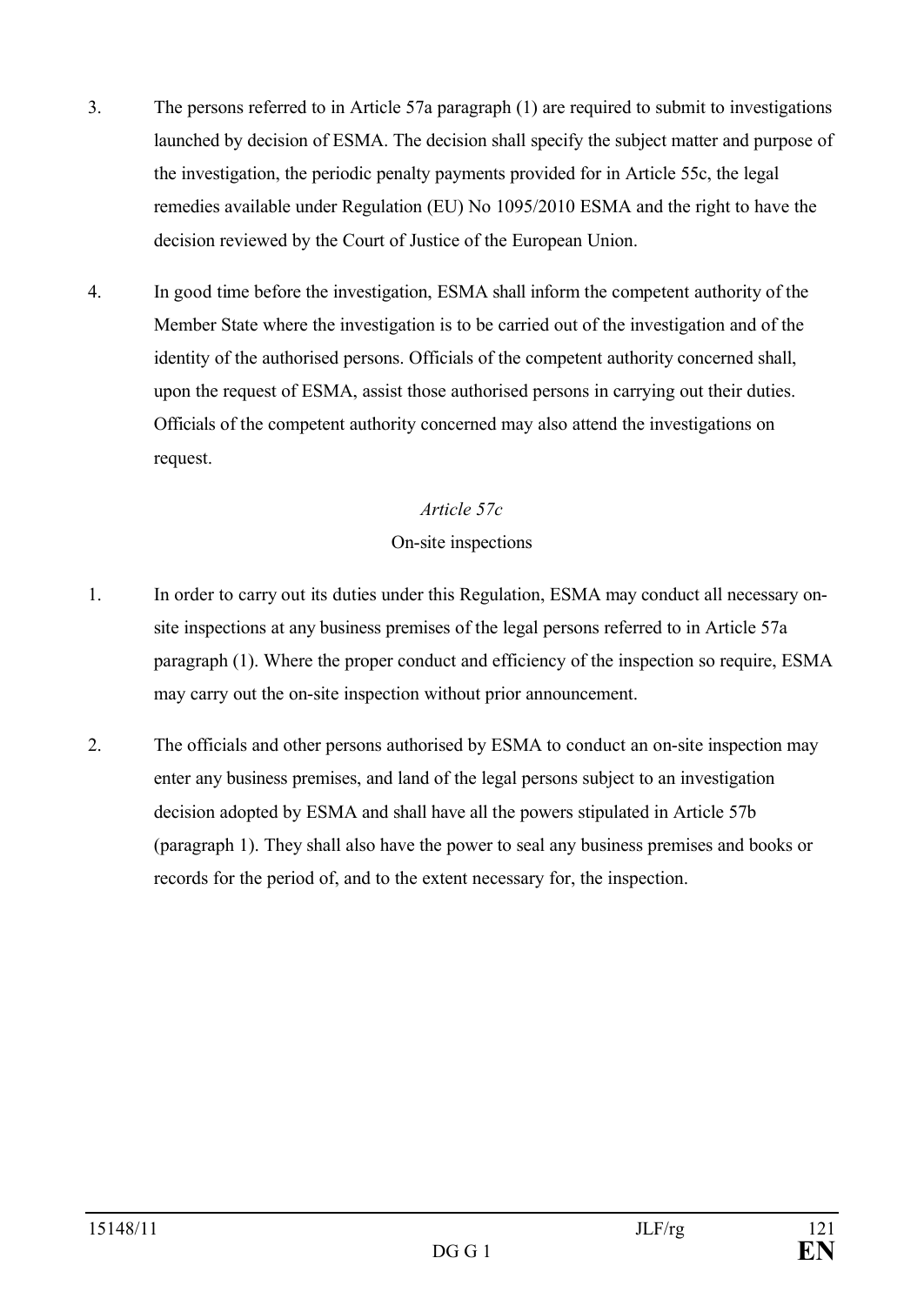3. The persons referred to in Article 57a paragraph (1) are required to submit to investigations launched by decision of ESMA. The decision shall specify the subject matter and purpose of the investigation, the periodic penalty payments provided for in Article 55c, the legal remedies available under Regulation (EU) No 1095/2010 ESMA and the right to have the decision reviewed by the Court of Justice of the European Union.

4. In good time before the investigation, ESMA shall inform the competent authority of the Member State where the investigation is to be carried out of the investigation and of the identity of the authorised persons. Officials of the competent authority concerned shall, upon the request of ESMA, assist those authorised persons in carrying out their duties. Officials of the competent authority concerned may also attend the investigations on request.

*Article 57c*

On-site inspections

1. In order to carry out its duties under this Regulation, ESMA may conduct all necessary on-site inspections at any business premises of the legal persons referred to in Article 57a paragraph (1). Where the proper conduct and efficiency of the inspection so require, ESMA may carry out the on-site inspection without prior announcement.

2. The officials and other persons authorised by ESMA to conduct an on-site inspection may enter any business premises, and land of the legal persons subject to an investigation decision adopted by ESMA and shall have all the powers stipulated in Article 57b (paragraph 1). They shall also have the power to seal any business premises and books or records for the period of, and to the extent necessary for, the inspection.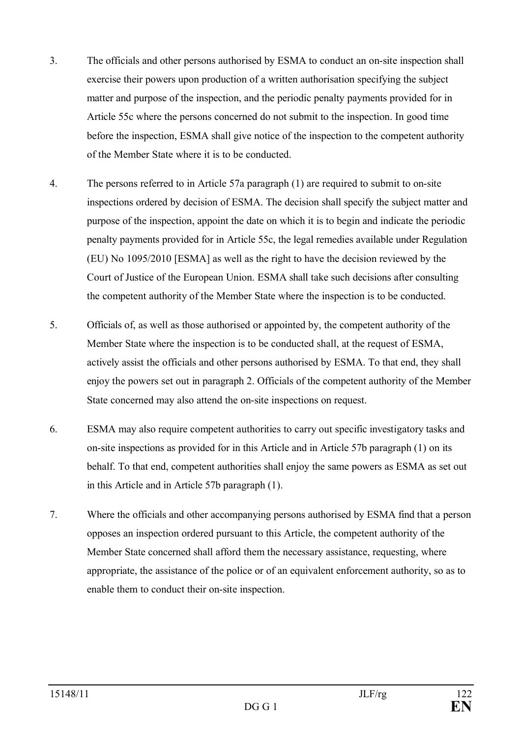3. The officials and other persons authorised by ESMA to conduct an on-site inspection shall exercise their powers upon production of a written authorisation specifying the subject matter and purpose of the inspection, and the periodic penalty payments provided for in Article 55c where the persons concerned do not submit to the inspection. In good time before the inspection, ESMA shall give notice of the inspection to the competent authority of the Member State where it is to be conducted.

4. The persons referred to in Article 57a paragraph (1) are required to submit to on-site inspections ordered by decision of ESMA. The decision shall specify the subject matter and purpose of the inspection, appoint the date on which it is to begin and indicate the periodic penalty payments provided for in Article 55c, the legal remedies available under Regulation (EU) No 1095/2010 [ESMA] as well as the right to have the decision reviewed by the Court of Justice of the European Union. ESMA shall take such decisions after consulting the competent authority of the Member State where the inspection is to be conducted.

5. Officials of, as well as those authorised or appointed by, the competent authority of the Member State where the inspection is to be conducted shall, at the request of ESMA, actively assist the officials and other persons authorised by ESMA. To that end, they shall enjoy the powers set out in paragraph 2. Officials of the competent authority of the Member State concerned may also attend the on-site inspections on request.

6. ESMA may also require competent authorities to carry out specific investigatory tasks and on-site inspections as provided for in this Article and in Article 57b paragraph (1) on its behalf. To that end, competent authorities shall enjoy the same powers as ESMA as set out in this Article and in Article 57b paragraph (1).

7. Where the officials and other accompanying persons authorised by ESMA find that a person opposes an inspection ordered pursuant to this Article, the competent authority of the Member State concerned shall afford them the necessary assistance, requesting, where appropriate, the assistance of the police or of an equivalent enforcement authority, so as to enable them to conduct their on-site inspection.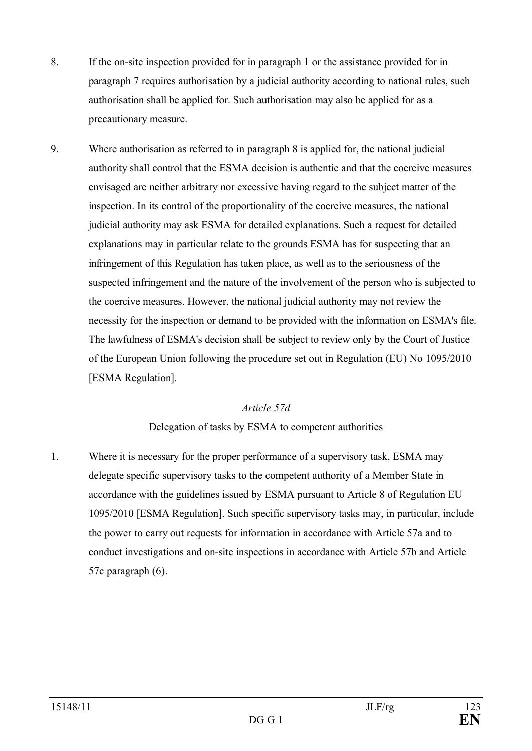8. If the on-site inspection provided for in paragraph 1 or the assistance provided for in paragraph 7 requires authorisation by a judicial authority according to national rules, such authorisation shall be applied for. Such authorisation may also be applied for as a precautionary measure.

9. Where authorisation as referred to in paragraph 8 is applied for, the national judicial authority shall control that the ESMA decision is authentic and that the coercive measures envisaged are neither arbitrary nor excessive having regard to the subject matter of the inspection. In its control of the proportionality of the coercive measures, the national judicial authority may ask ESMA for detailed explanations. Such a request for detailed explanations may in particular relate to the grounds ESMA has for suspecting that an infringement of this Regulation has taken place, as well as to the seriousness of the suspected infringement and the nature of the involvement of the person who is subjected to the coercive measures. However, the national judicial authority may not review the necessity for the inspection or demand to be provided with the information on ESMA's file. The lawfulness of ESMA's decision shall be subject to review only by the Court of Justice of the European Union following the procedure set out in Regulation (EU) No 1095/2010 [ESMA Regulation].

*Article 57d*

Delegation of tasks by ESMA to competent authorities

1. Where it is necessary for the proper performance of a supervisory task, ESMA may delegate specific supervisory tasks to the competent authority of a Member State in accordance with the guidelines issued by ESMA pursuant to Article 8 of Regulation EU 1095/2010 [ESMA Regulation]. Such specific supervisory tasks may, in particular, include the power to carry out requests for information in accordance with Article 57a and to conduct investigations and on-site inspections in accordance with Article 57b and Article 57c paragraph (6).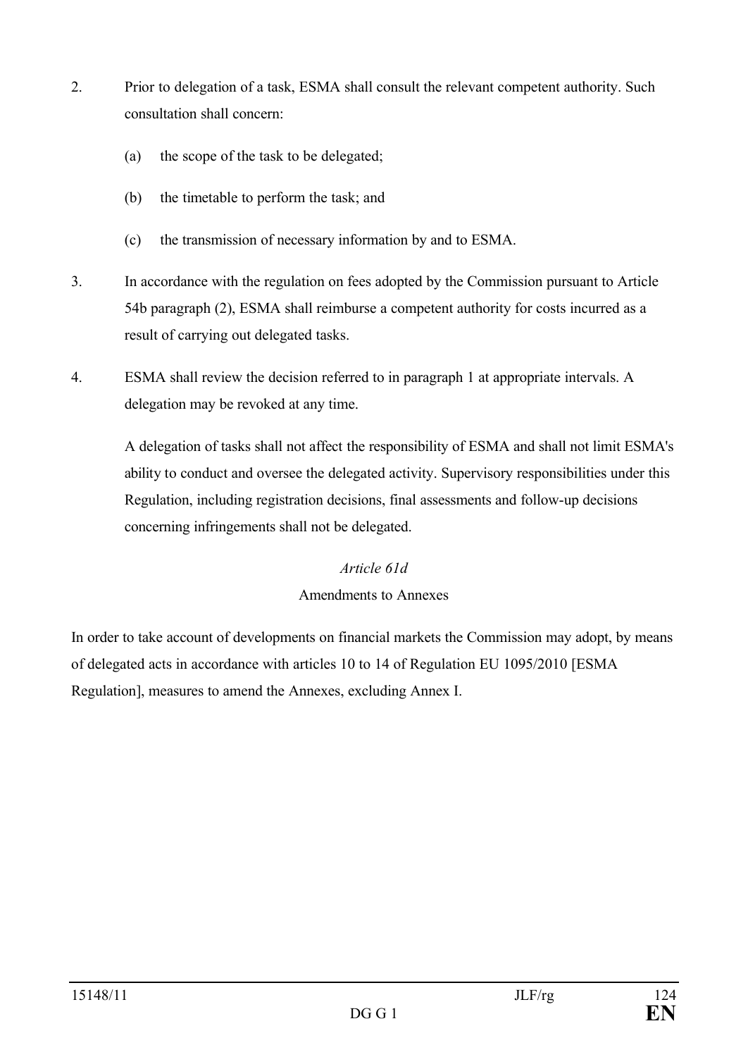2. Prior to delegation of a task, ESMA shall consult the relevant competent authority. Such consultation shall concern:

   (a) the scope of the task to be delegated;

   (b) the timetable to perform the task; and

   (c) the transmission of necessary information by and to ESMA.

3. In accordance with the regulation on fees adopted by the Commission pursuant to Article 54b paragraph (2), ESMA shall reimburse a competent authority for costs incurred as a result of carrying out delegated tasks.

4. ESMA shall review the decision referred to in paragraph 1 at appropriate intervals. A delegation may be revoked at any time.

   A delegation of tasks shall not affect the responsibility of ESMA and shall not limit ESMA's ability to conduct and oversee the delegated activity. Supervisory responsibilities under this Regulation, including registration decisions, final assessments and follow-up decisions concerning infringements shall not be delegated.

*Article 61d*

Amendments to Annexes

In order to take account of developments on financial markets the Commission may adopt, by means of delegated acts in accordance with articles 10 to 14 of Regulation EU 1095/2010 [ESMA Regulation], measures to amend the Annexes, excluding Annex I.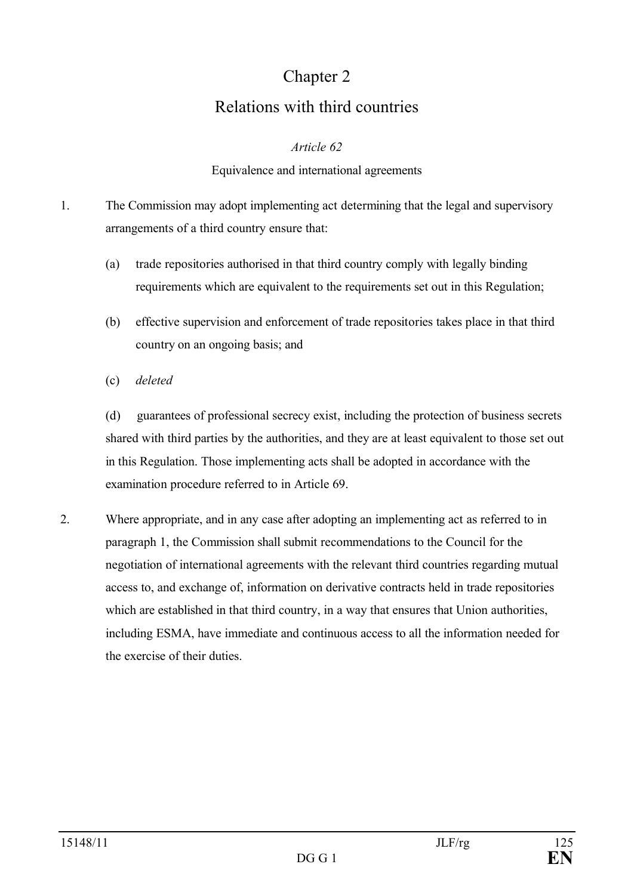# Chapter 2

# Relations with third countries

*Article 62*

Equivalence and international agreements

1. The Commission may adopt implementing act determining that the legal and supervisory arrangements of a third country ensure that:

   (a) trade repositories authorised in that third country comply with legally binding requirements which are equivalent to the requirements set out in this Regulation;

   (b) effective supervision and enforcement of trade repositories takes place in that third country on an ongoing basis; and

   (c) *deleted*

   (d) guarantees of professional secrecy exist, including the protection of business secrets shared with third parties by the authorities, and they are at least equivalent to those set out in this Regulation. Those implementing acts shall be adopted in accordance with the examination procedure referred to in Article 69.

2. Where appropriate, and in any case after adopting an implementing act as referred to in paragraph 1, the Commission shall submit recommendations to the Council for the negotiation of international agreements with the relevant third countries regarding mutual access to, and exchange of, information on derivative contracts held in trade repositories which are established in that third country, in a way that ensures that Union authorities, including ESMA, have immediate and continuous access to all the information needed for the exercise of their duties.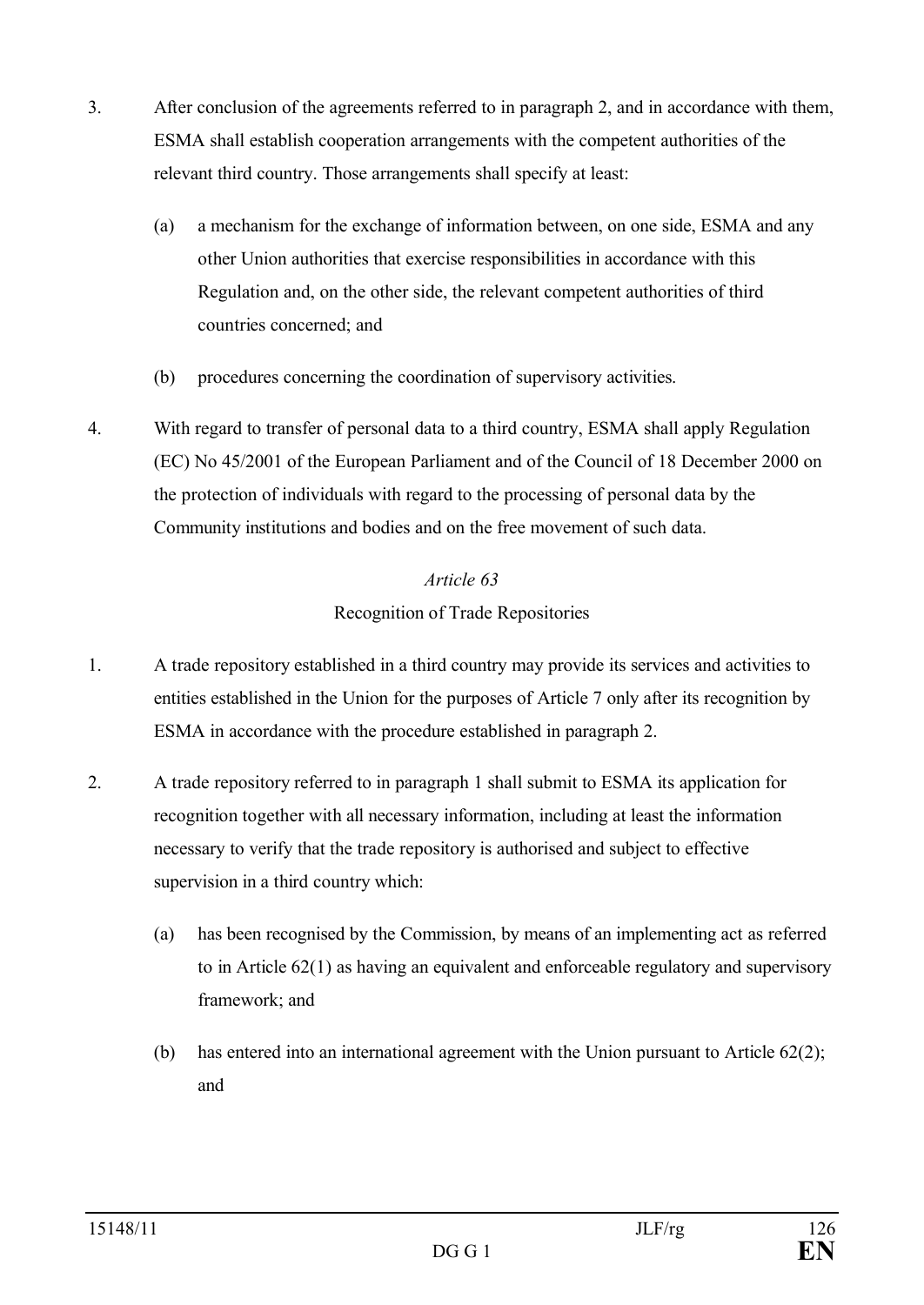3. After conclusion of the agreements referred to in paragraph 2, and in accordance with them, ESMA shall establish cooperation arrangements with the competent authorities of the relevant third country. Those arrangements shall specify at least:

   (a) a mechanism for the exchange of information between, on one side, ESMA and any other Union authorities that exercise responsibilities in accordance with this Regulation and, on the other side, the relevant competent authorities of third countries concerned; and

   (b) procedures concerning the coordination of supervisory activities.

4. With regard to transfer of personal data to a third country, ESMA shall apply Regulation (EC) No 45/2001 of the European Parliament and of the Council of 18 December 2000 on the protection of individuals with regard to the processing of personal data by the Community institutions and bodies and on the free movement of such data.

*Article 63*

Recognition of Trade Repositories

1. A trade repository established in a third country may provide its services and activities to entities established in the Union for the purposes of Article 7 only after its recognition by ESMA in accordance with the procedure established in paragraph 2.

2. A trade repository referred to in paragraph 1 shall submit to ESMA its application for recognition together with all necessary information, including at least the information necessary to verify that the trade repository is authorised and subject to effective supervision in a third country which:

   (a) has been recognised by the Commission, by means of an implementing act as referred to in Article 62(1) as having an equivalent and enforceable regulatory and supervisory framework; and

   (b) has entered into an international agreement with the Union pursuant to Article 62(2); and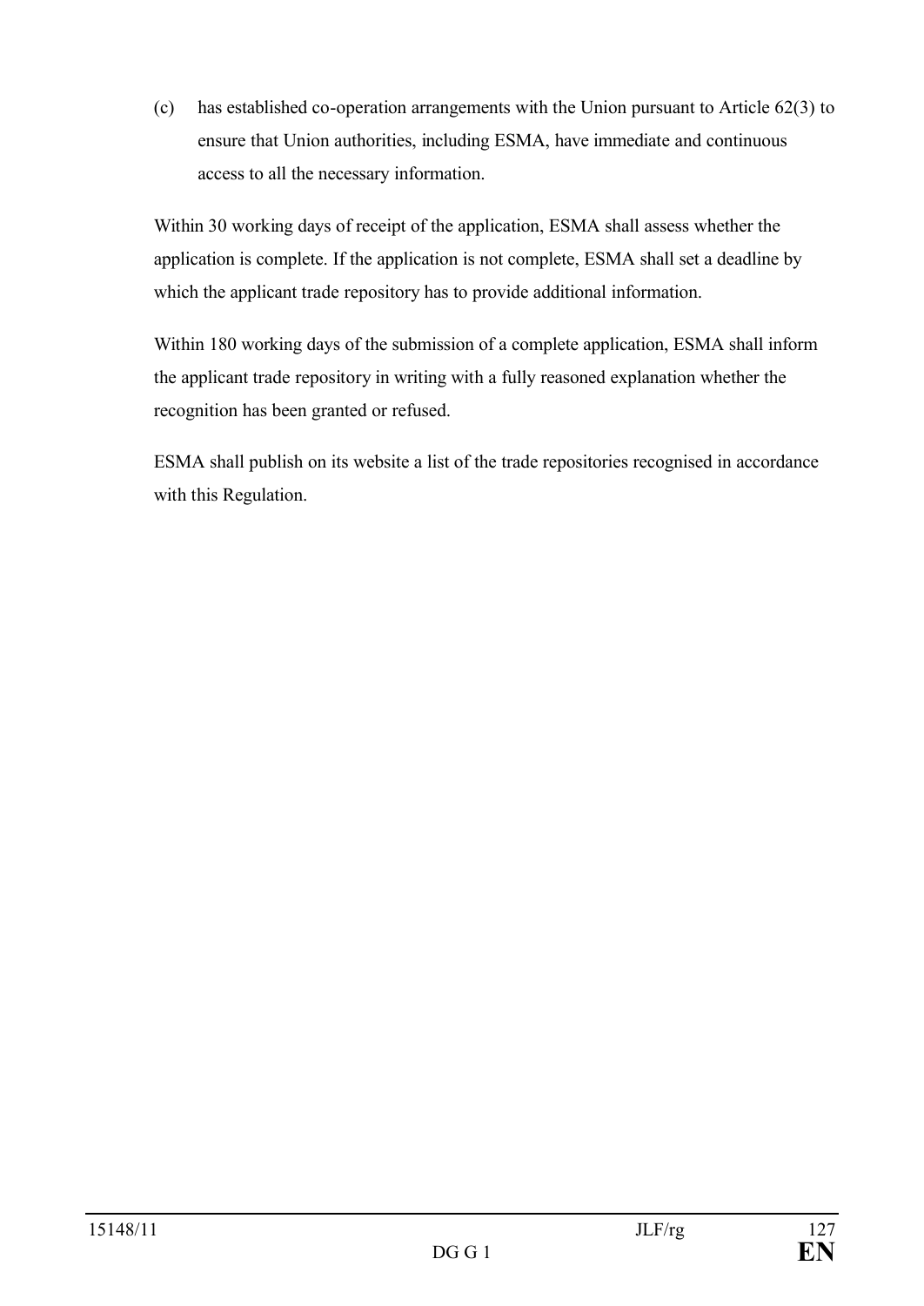(c) has established co-operation arrangements with the Union pursuant to Article 62(3) to ensure that Union authorities, including ESMA, have immediate and continuous access to all the necessary information.

Within 30 working days of receipt of the application, ESMA shall assess whether the application is complete. If the application is not complete, ESMA shall set a deadline by which the applicant trade repository has to provide additional information.

Within 180 working days of the submission of a complete application, ESMA shall inform the applicant trade repository in writing with a fully reasoned explanation whether the recognition has been granted or refused.

ESMA shall publish on its website a list of the trade repositories recognised in accordance with this Regulation.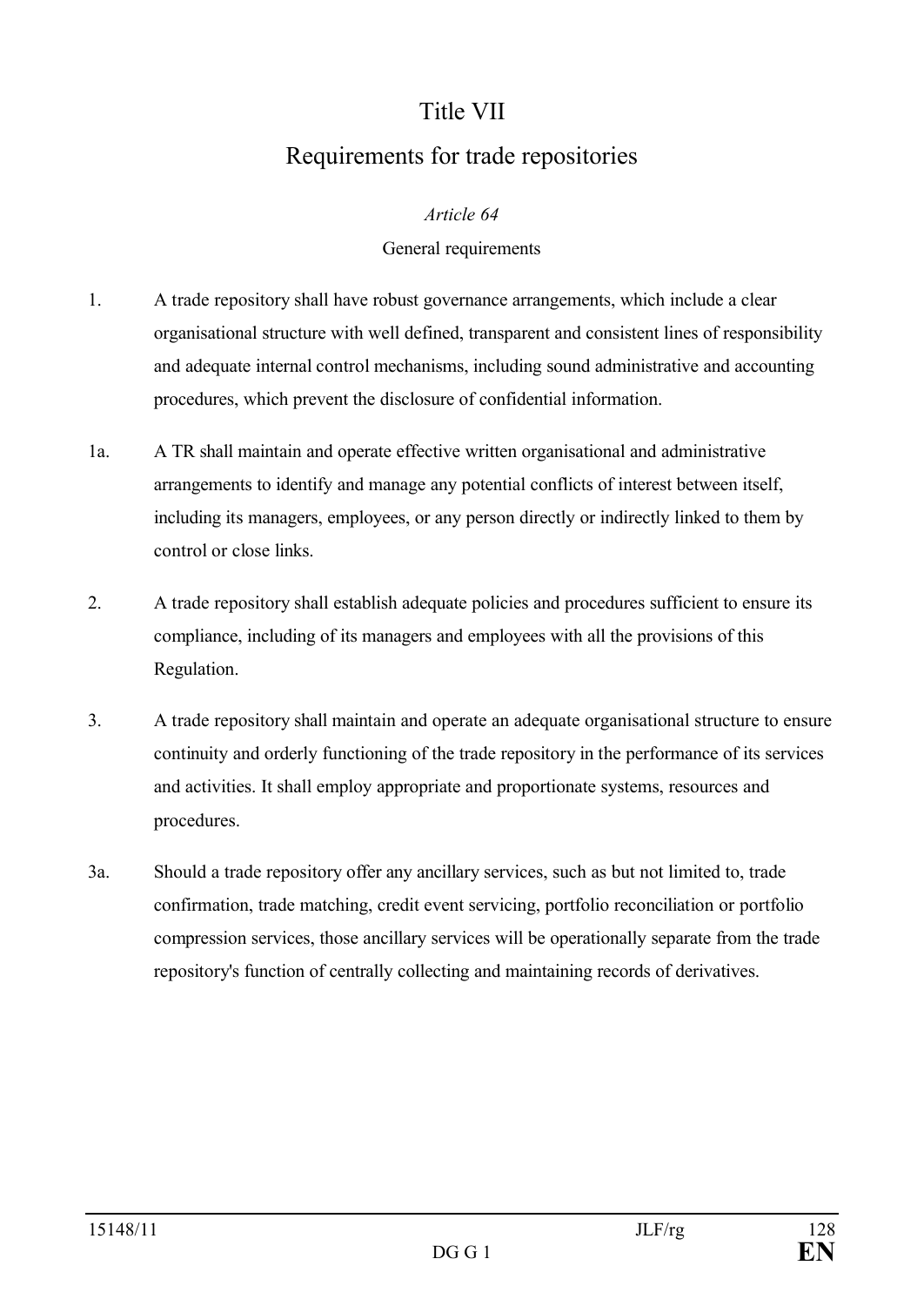# Title VII

# Requirements for trade repositories

*Article 64*

General requirements

1. A trade repository shall have robust governance arrangements, which include a clear organisational structure with well defined, transparent and consistent lines of responsibility and adequate internal control mechanisms, including sound administrative and accounting procedures, which prevent the disclosure of confidential information.

1a. A TR shall maintain and operate effective written organisational and administrative arrangements to identify and manage any potential conflicts of interest between itself, including its managers, employees, or any person directly or indirectly linked to them by control or close links.

2. A trade repository shall establish adequate policies and procedures sufficient to ensure its compliance, including of its managers and employees with all the provisions of this Regulation.

3. A trade repository shall maintain and operate an adequate organisational structure to ensure continuity and orderly functioning of the trade repository in the performance of its services and activities. It shall employ appropriate and proportionate systems, resources and procedures.

3a. Should a trade repository offer any ancillary services, such as but not limited to, trade confirmation, trade matching, credit event servicing, portfolio reconciliation or portfolio compression services, those ancillary services will be operationally separate from the trade repository's function of centrally collecting and maintaining records of derivatives.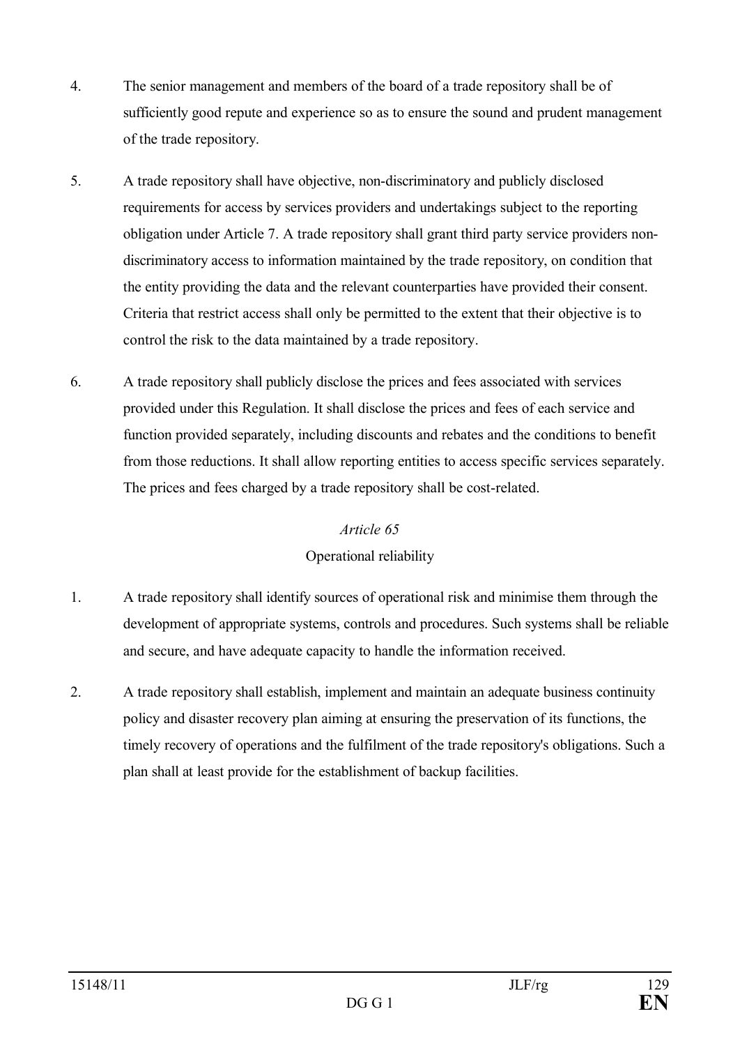4. The senior management and members of the board of a trade repository shall be of sufficiently good repute and experience so as to ensure the sound and prudent management of the trade repository.

5. A trade repository shall have objective, non-discriminatory and publicly disclosed requirements for access by services providers and undertakings subject to the reporting obligation under Article 7. A trade repository shall grant third party service providers non-discriminatory access to information maintained by the trade repository, on condition that the entity providing the data and the relevant counterparties have provided their consent. Criteria that restrict access shall only be permitted to the extent that their objective is to control the risk to the data maintained by a trade repository.

6. A trade repository shall publicly disclose the prices and fees associated with services provided under this Regulation. It shall disclose the prices and fees of each service and function provided separately, including discounts and rebates and the conditions to benefit from those reductions. It shall allow reporting entities to access specific services separately. The prices and fees charged by a trade repository shall be cost-related.

*Article 65*

Operational reliability

1. A trade repository shall identify sources of operational risk and minimise them through the development of appropriate systems, controls and procedures. Such systems shall be reliable and secure, and have adequate capacity to handle the information received.

2. A trade repository shall establish, implement and maintain an adequate business continuity policy and disaster recovery plan aiming at ensuring the preservation of its functions, the timely recovery of operations and the fulfilment of the trade repository's obligations. Such a plan shall at least provide for the establishment of backup facilities.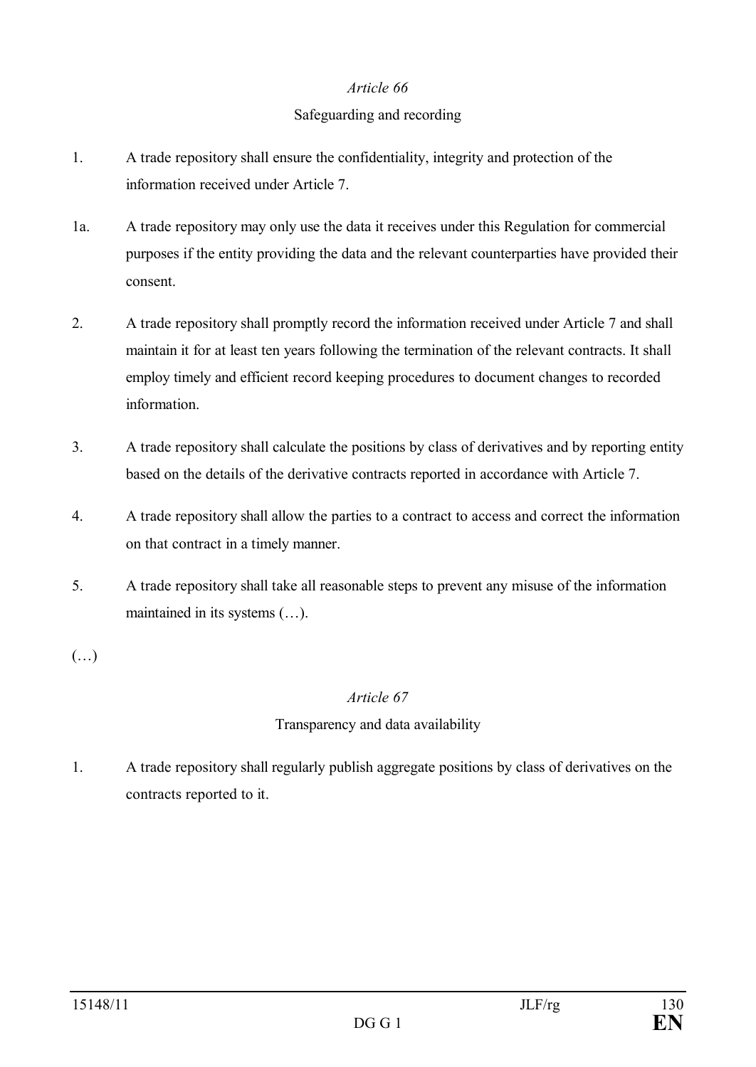*Article 66*

Safeguarding and recording

1. A trade repository shall ensure the confidentiality, integrity and protection of the information received under Article 7.

1a. A trade repository may only use the data it receives under this Regulation for commercial purposes if the entity providing the data and the relevant counterparties have provided their consent.

2. A trade repository shall promptly record the information received under Article 7 and shall maintain it for at least ten years following the termination of the relevant contracts. It shall employ timely and efficient record keeping procedures to document changes to recorded information.

3. A trade repository shall calculate the positions by class of derivatives and by reporting entity based on the details of the derivative contracts reported in accordance with Article 7.

4. A trade repository shall allow the parties to a contract to access and correct the information on that contract in a timely manner.

5. A trade repository shall take all reasonable steps to prevent any misuse of the information maintained in its systems (…).

(…)

*Article 67*

Transparency and data availability

1. A trade repository shall regularly publish aggregate positions by class of derivatives on the contracts reported to it.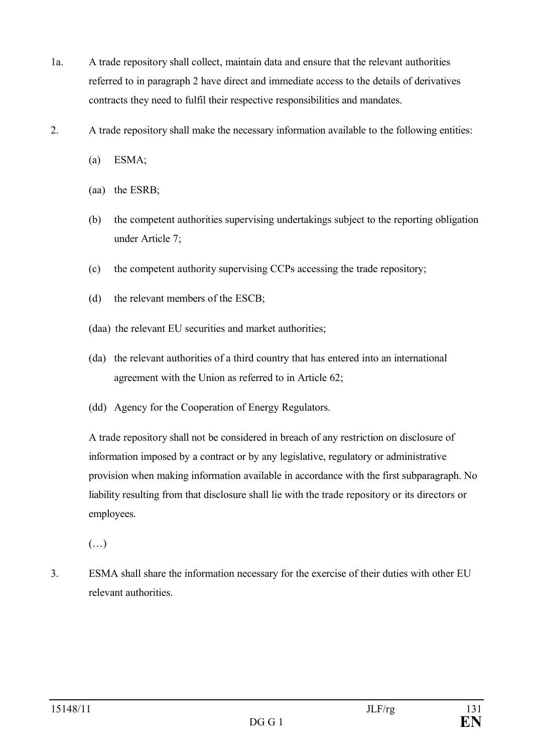1a. A trade repository shall collect, maintain data and ensure that the relevant authorities referred to in paragraph 2 have direct and immediate access to the details of derivatives contracts they need to fulfil their respective responsibilities and mandates.

2. A trade repository shall make the necessary information available to the following entities:

   (a) ESMA;

   (aa) the ESRB;

   (b) the competent authorities supervising undertakings subject to the reporting obligation under Article 7;

   (c) the competent authority supervising CCPs accessing the trade repository;

   (d) the relevant members of the ESCB;

   (daa) the relevant EU securities and market authorities;

   (da) the relevant authorities of a third country that has entered into an international agreement with the Union as referred to in Article 62;

   (dd) Agency for the Cooperation of Energy Regulators.

   A trade repository shall not be considered in breach of any restriction on disclosure of information imposed by a contract or by any legislative, regulatory or administrative provision when making information available in accordance with the first subparagraph. No liability resulting from that disclosure shall lie with the trade repository or its directors or employees.

   (…)

3. ESMA shall share the information necessary for the exercise of their duties with other EU relevant authorities.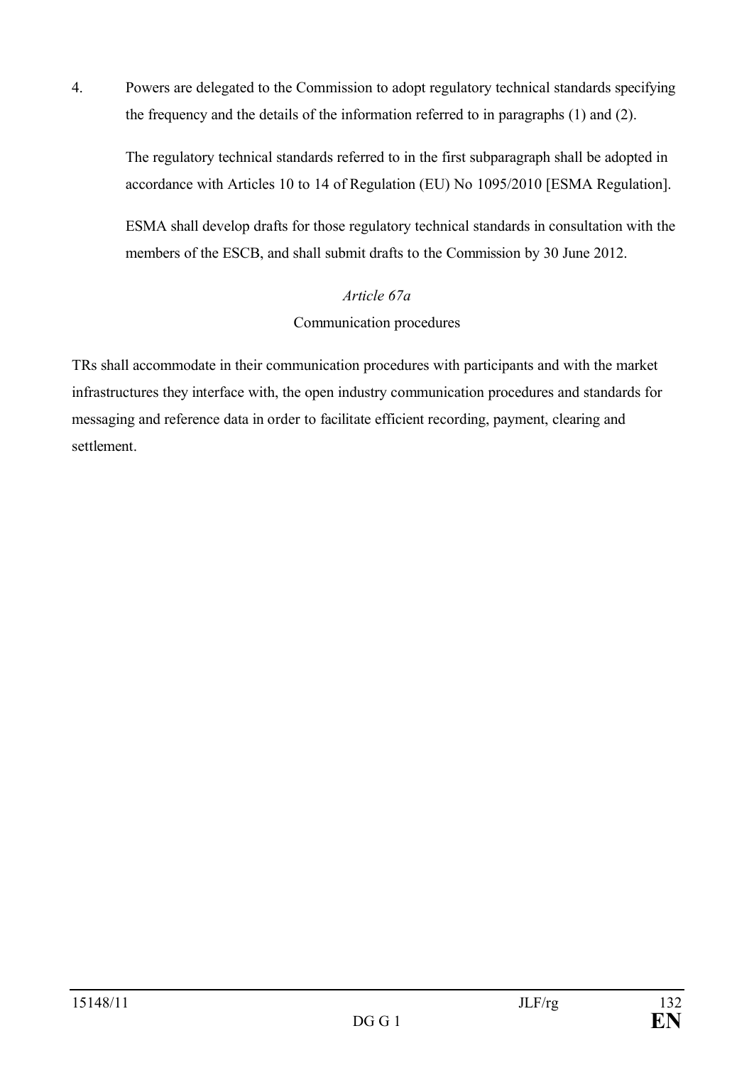4. Powers are delegated to the Commission to adopt regulatory technical standards specifying the frequency and the details of the information referred to in paragraphs (1) and (2).

   The regulatory technical standards referred to in the first subparagraph shall be adopted in accordance with Articles 10 to 14 of Regulation (EU) No 1095/2010 [ESMA Regulation].

   ESMA shall develop drafts for those regulatory technical standards in consultation with the members of the ESCB, and shall submit drafts to the Commission by 30 June 2012.

*Article 67a*

Communication procedures

TRs shall accommodate in their communication procedures with participants and with the market infrastructures they interface with, the open industry communication procedures and standards for messaging and reference data in order to facilitate efficient recording, payment, clearing and settlement.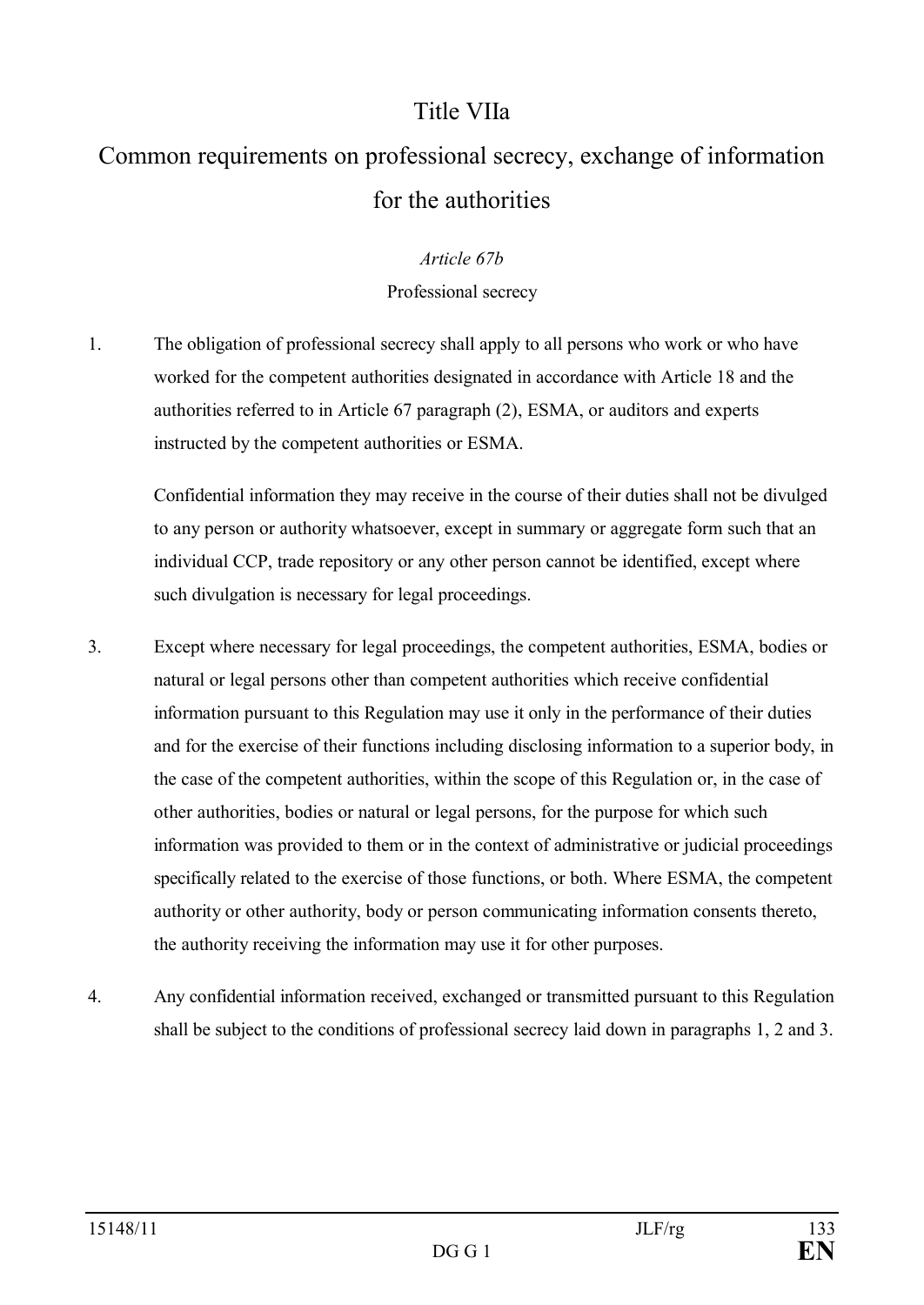# Title VIIa

# Common requirements on professional secrecy, exchange of information for the authorities

*Article 67b*

Professional secrecy

1. The obligation of professional secrecy shall apply to all persons who work or who have worked for the competent authorities designated in accordance with Article 18 and the authorities referred to in Article 67 paragraph (2), ESMA, or auditors and experts instructed by the competent authorities or ESMA.

   Confidential information they may receive in the course of their duties shall not be divulged to any person or authority whatsoever, except in summary or aggregate form such that an individual CCP, trade repository or any other person cannot be identified, except where such divulgation is necessary for legal proceedings.

3. Except where necessary for legal proceedings, the competent authorities, ESMA, bodies or natural or legal persons other than competent authorities which receive confidential information pursuant to this Regulation may use it only in the performance of their duties and for the exercise of their functions including disclosing information to a superior body, in the case of the competent authorities, within the scope of this Regulation or, in the case of other authorities, bodies or natural or legal persons, for the purpose for which such information was provided to them or in the context of administrative or judicial proceedings specifically related to the exercise of those functions, or both. Where ESMA, the competent authority or other authority, body or person communicating information consents thereto, the authority receiving the information may use it for other purposes.

4. Any confidential information received, exchanged or transmitted pursuant to this Regulation shall be subject to the conditions of professional secrecy laid down in paragraphs 1, 2 and 3.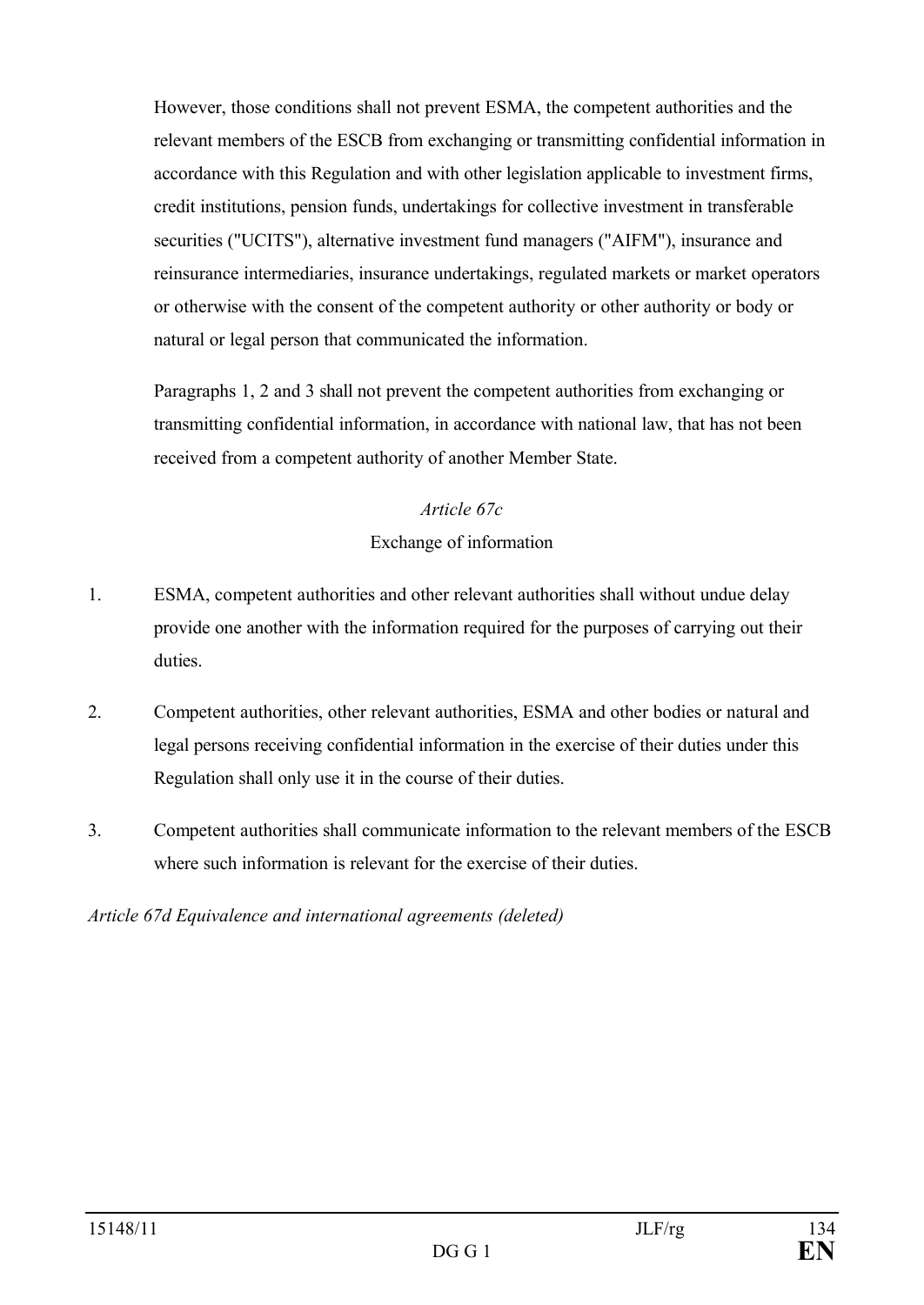However, those conditions shall not prevent ESMA, the competent authorities and the relevant members of the ESCB from exchanging or transmitting confidential information in accordance with this Regulation and with other legislation applicable to investment firms, credit institutions, pension funds, undertakings for collective investment in transferable securities ("UCITS"), alternative investment fund managers ("AIFM"), insurance and reinsurance intermediaries, insurance undertakings, regulated markets or market operators or otherwise with the consent of the competent authority or other authority or body or natural or legal person that communicated the information.

Paragraphs 1, 2 and 3 shall not prevent the competent authorities from exchanging or transmitting confidential information, in accordance with national law, that has not been received from a competent authority of another Member State.

*Article 67c*

Exchange of information

1. ESMA, competent authorities and other relevant authorities shall without undue delay provide one another with the information required for the purposes of carrying out their duties.

2. Competent authorities, other relevant authorities, ESMA and other bodies or natural and legal persons receiving confidential information in the exercise of their duties under this Regulation shall only use it in the course of their duties.

3. Competent authorities shall communicate information to the relevant members of the ESCB where such information is relevant for the exercise of their duties.

*Article 67d Equivalence and international agreements (deleted)*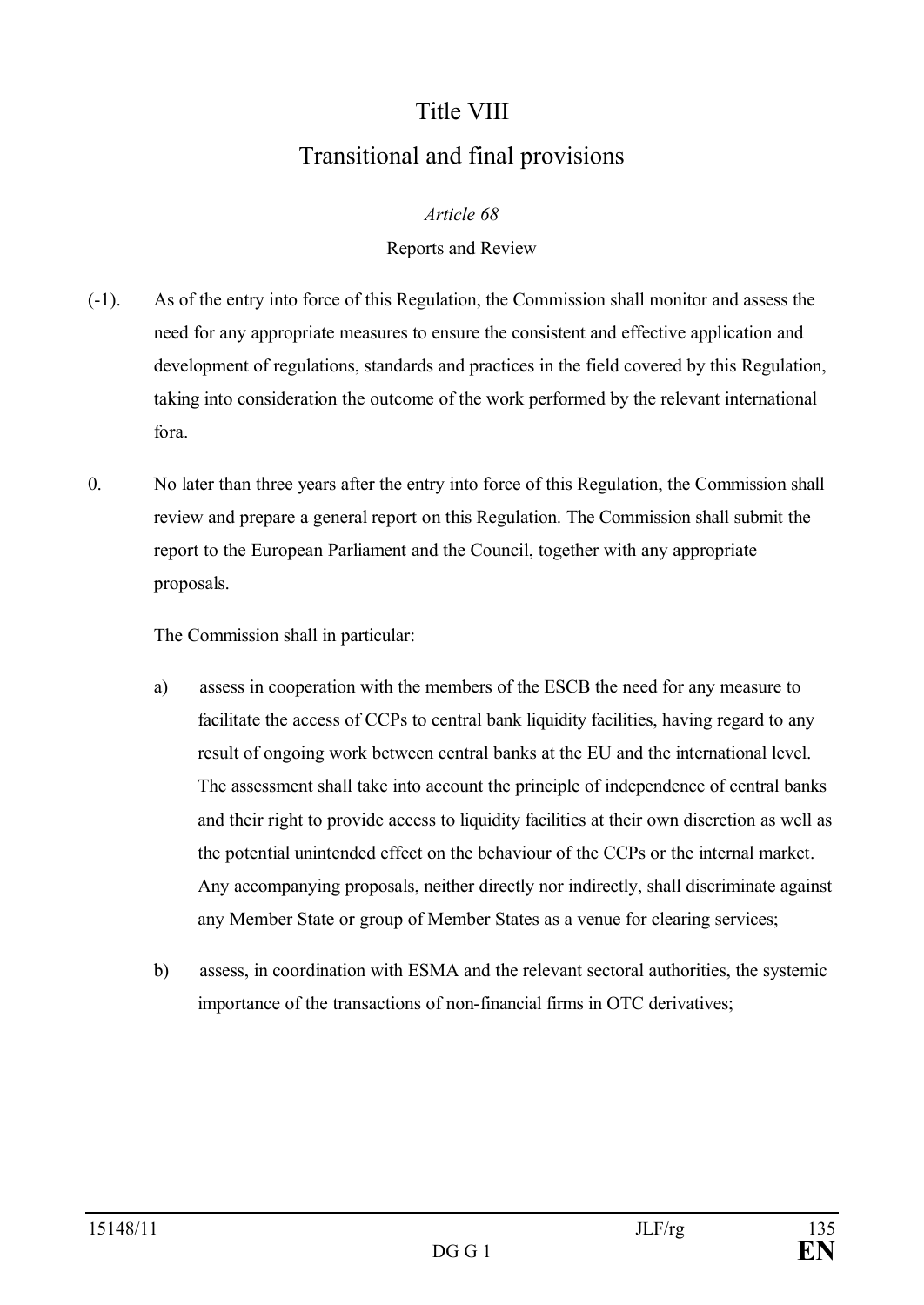# Title VIII

# Transitional and final provisions

*Article 68*

Reports and Review

(-1). As of the entry into force of this Regulation, the Commission shall monitor and assess the need for any appropriate measures to ensure the consistent and effective application and development of regulations, standards and practices in the field covered by this Regulation, taking into consideration the outcome of the work performed by the relevant international fora.

0. No later than three years after the entry into force of this Regulation, the Commission shall review and prepare a general report on this Regulation. The Commission shall submit the report to the European Parliament and the Council, together with any appropriate proposals.

The Commission shall in particular:

a) assess in cooperation with the members of the ESCB the need for any measure to facilitate the access of CCPs to central bank liquidity facilities, having regard to any result of ongoing work between central banks at the EU and the international level. The assessment shall take into account the principle of independence of central banks and their right to provide access to liquidity facilities at their own discretion as well as the potential unintended effect on the behaviour of the CCPs or the internal market. Any accompanying proposals, neither directly nor indirectly, shall discriminate against any Member State or group of Member States as a venue for clearing services;

b) assess, in coordination with ESMA and the relevant sectoral authorities, the systemic importance of the transactions of non-financial firms in OTC derivatives;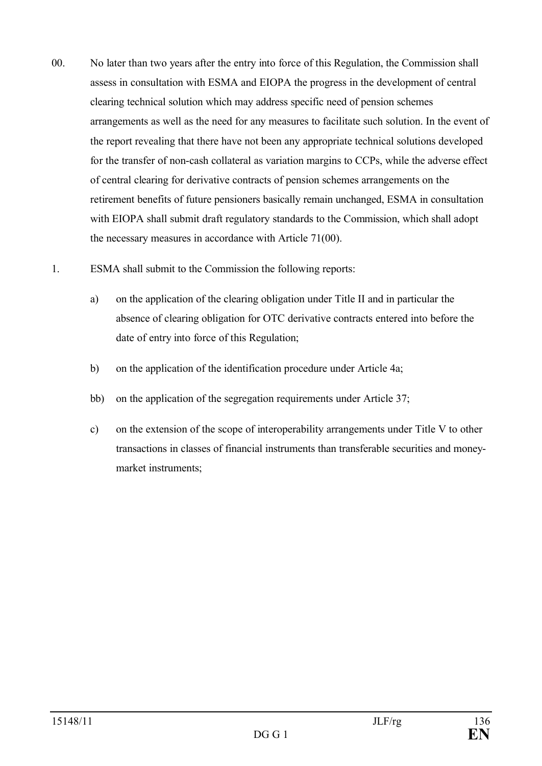00. No later than two years after the entry into force of this Regulation, the Commission shall assess in consultation with ESMA and EIOPA the progress in the development of central clearing technical solution which may address specific need of pension schemes arrangements as well as the need for any measures to facilitate such solution. In the event of the report revealing that there have not been any appropriate technical solutions developed for the transfer of non-cash collateral as variation margins to CCPs, while the adverse effect of central clearing for derivative contracts of pension schemes arrangements on the retirement benefits of future pensioners basically remain unchanged, ESMA in consultation with EIOPA shall submit draft regulatory standards to the Commission, which shall adopt the necessary measures in accordance with Article 71(00).

1. ESMA shall submit to the Commission the following reports:

   a) on the application of the clearing obligation under Title II and in particular the absence of clearing obligation for OTC derivative contracts entered into before the date of entry into force of this Regulation;

   b) on the application of the identification procedure under Article 4a;

   bb) on the application of the segregation requirements under Article 37;

   c) on the extension of the scope of interoperability arrangements under Title V to other transactions in classes of financial instruments than transferable securities and money-market instruments;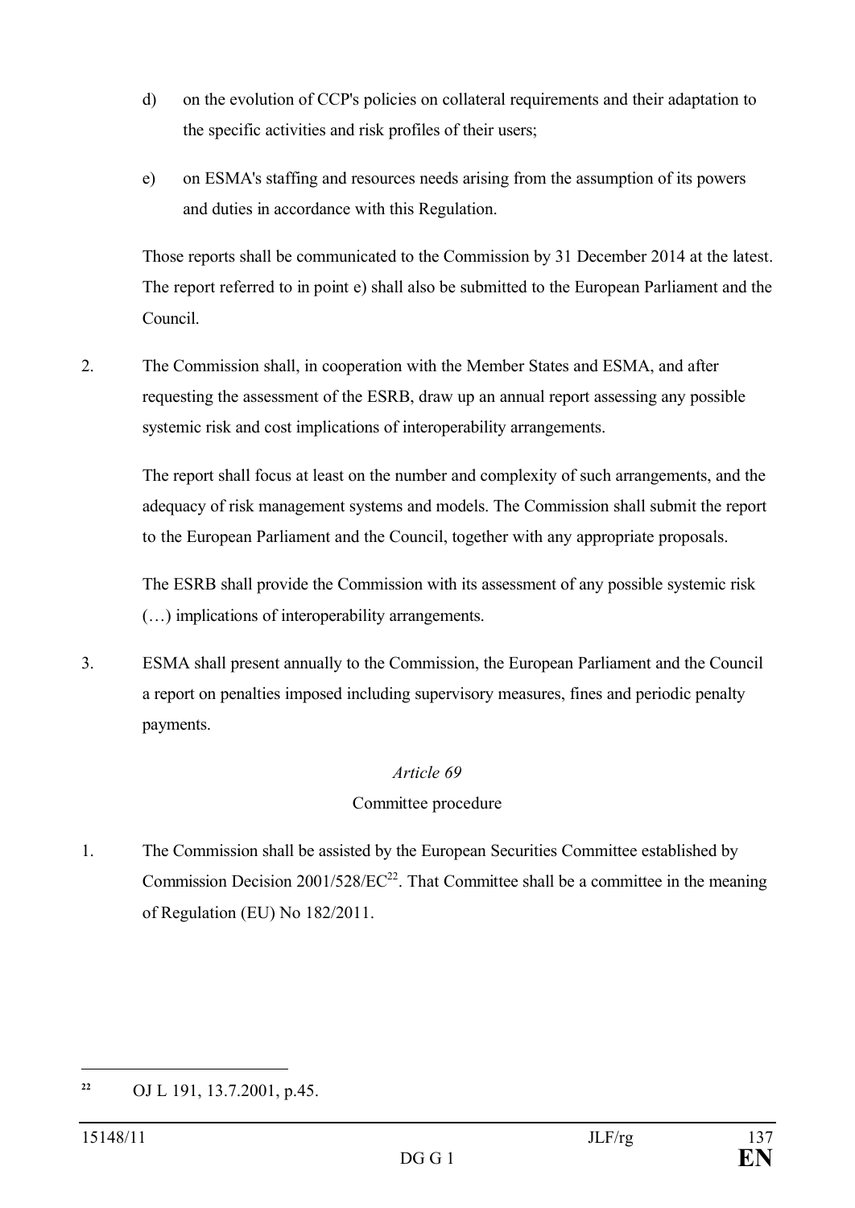d) on the evolution of CCP's policies on collateral requirements and their adaptation to the specific activities and risk profiles of their users;

e) on ESMA's staffing and resources needs arising from the assumption of its powers and duties in accordance with this Regulation.

Those reports shall be communicated to the Commission by 31 December 2014 at the latest. The report referred to in point e) shall also be submitted to the European Parliament and the Council.

2. The Commission shall, in cooperation with the Member States and ESMA, and after requesting the assessment of the ESRB, draw up an annual report assessing any possible systemic risk and cost implications of interoperability arrangements.

The report shall focus at least on the number and complexity of such arrangements, and the adequacy of risk management systems and models. The Commission shall submit the report to the European Parliament and the Council, together with any appropriate proposals.

The ESRB shall provide the Commission with its assessment of any possible systemic risk (…) implications of interoperability arrangements.

3. ESMA shall present annually to the Commission, the European Parliament and the Council a report on penalties imposed including supervisory measures, fines and periodic penalty payments.

*Article 69*

Committee procedure

1. The Commission shall be assisted by the European Securities Committee established by Commission Decision 2001/528/EC[22]. That Committee shall be a committee in the meaning of Regulation (EU) No 182/2011.

---

[22] OJ L 191, 13.7.2001, p.45.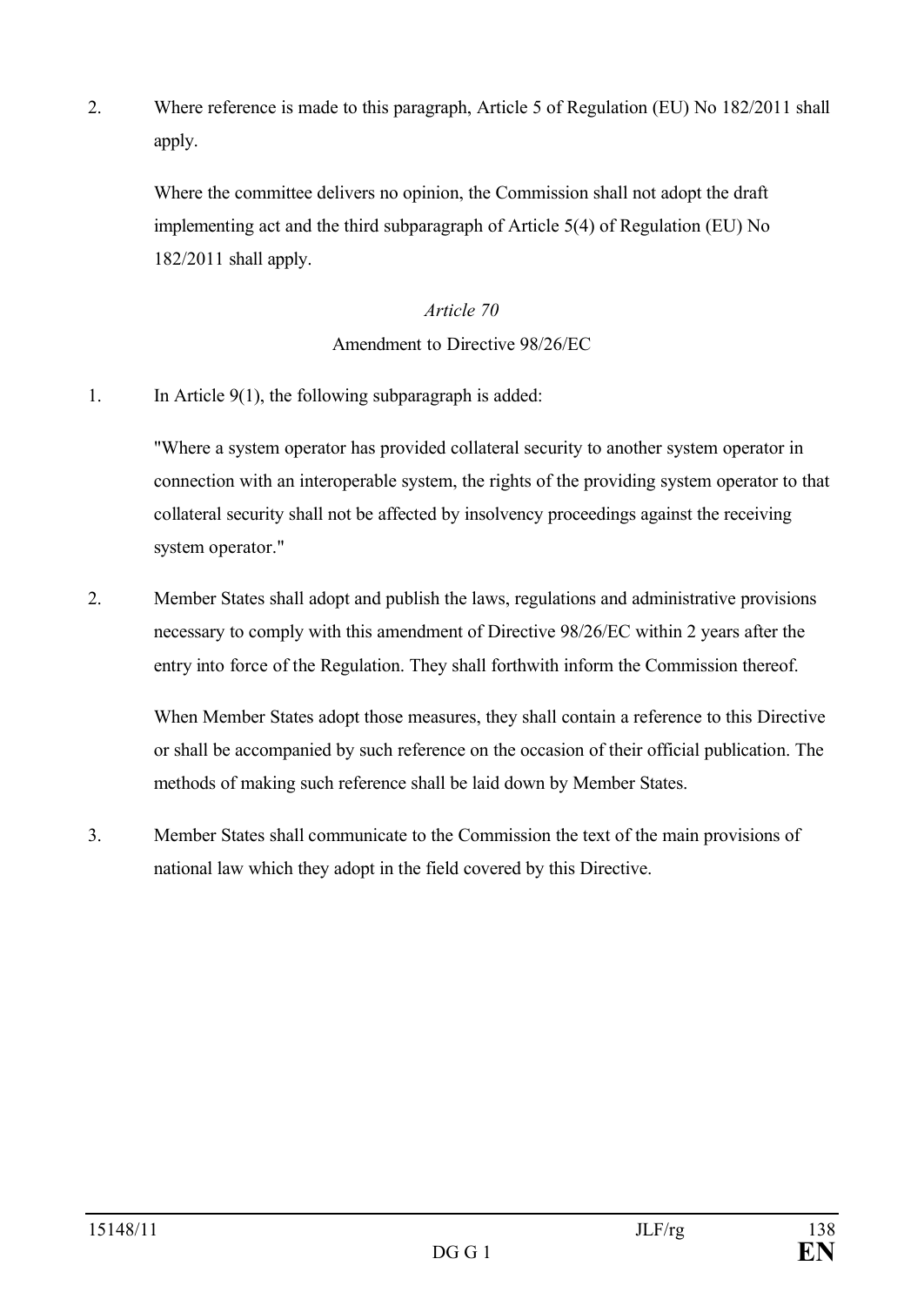2. Where reference is made to this paragraph, Article 5 of Regulation (EU) No 182/2011 shall apply.

   Where the committee delivers no opinion, the Commission shall not adopt the draft implementing act and the third subparagraph of Article 5(4) of Regulation (EU) No 182/2011 shall apply.

*Article 70*

Amendment to Directive 98/26/EC

1. In Article 9(1), the following subparagraph is added:

   "Where a system operator has provided collateral security to another system operator in connection with an interoperable system, the rights of the providing system operator to that collateral security shall not be affected by insolvency proceedings against the receiving system operator."

2. Member States shall adopt and publish the laws, regulations and administrative provisions necessary to comply with this amendment of Directive 98/26/EC within 2 years after the entry into force of the Regulation. They shall forthwith inform the Commission thereof.

   When Member States adopt those measures, they shall contain a reference to this Directive or shall be accompanied by such reference on the occasion of their official publication. The methods of making such reference shall be laid down by Member States.

3. Member States shall communicate to the Commission the text of the main provisions of national law which they adopt in the field covered by this Directive.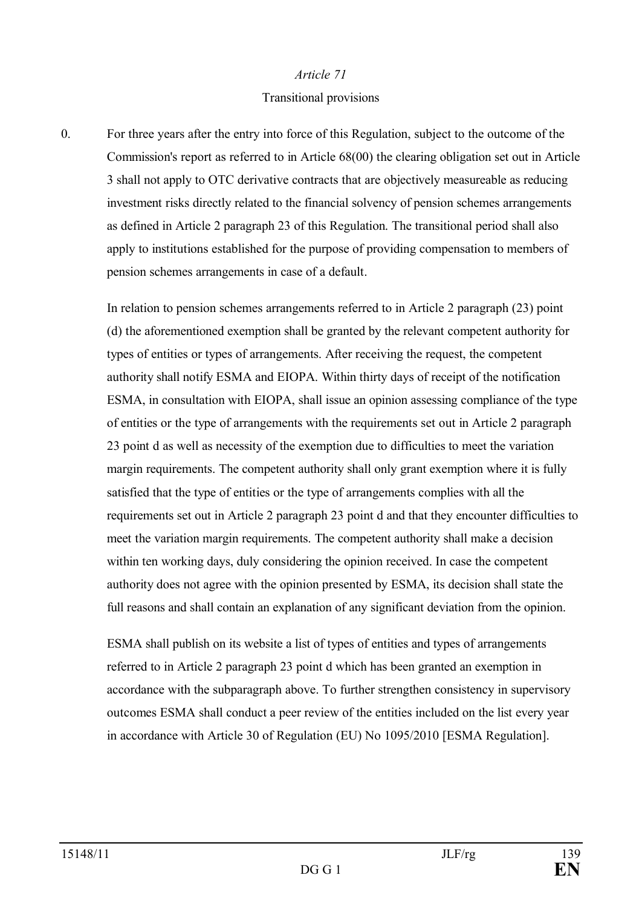*Article 71*

Transitional provisions

0. For three years after the entry into force of this Regulation, subject to the outcome of the Commission's report as referred to in Article 68(00) the clearing obligation set out in Article 3 shall not apply to OTC derivative contracts that are objectively measureable as reducing investment risks directly related to the financial solvency of pension schemes arrangements as defined in Article 2 paragraph 23 of this Regulation. The transitional period shall also apply to institutions established for the purpose of providing compensation to members of pension schemes arrangements in case of a default.

   In relation to pension schemes arrangements referred to in Article 2 paragraph (23) point (d) the aforementioned exemption shall be granted by the relevant competent authority for types of entities or types of arrangements. After receiving the request, the competent authority shall notify ESMA and EIOPA. Within thirty days of receipt of the notification ESMA, in consultation with EIOPA, shall issue an opinion assessing compliance of the type of entities or the type of arrangements with the requirements set out in Article 2 paragraph 23 point d as well as necessity of the exemption due to difficulties to meet the variation margin requirements. The competent authority shall only grant exemption where it is fully satisfied that the type of entities or the type of arrangements complies with all the requirements set out in Article 2 paragraph 23 point d and that they encounter difficulties to meet the variation margin requirements. The competent authority shall make a decision within ten working days, duly considering the opinion received. In case the competent authority does not agree with the opinion presented by ESMA, its decision shall state the full reasons and shall contain an explanation of any significant deviation from the opinion.

   ESMA shall publish on its website a list of types of entities and types of arrangements referred to in Article 2 paragraph 23 point d which has been granted an exemption in accordance with the subparagraph above. To further strengthen consistency in supervisory outcomes ESMA shall conduct a peer review of the entities included on the list every year in accordance with Article 30 of Regulation (EU) No 1095/2010 [ESMA Regulation].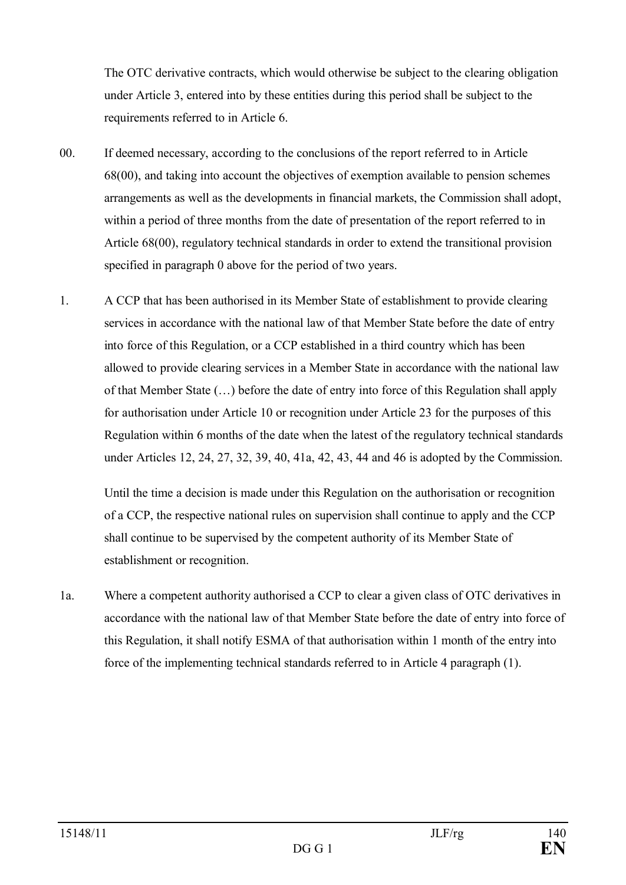The OTC derivative contracts, which would otherwise be subject to the clearing obligation under Article 3, entered into by these entities during this period shall be subject to the requirements referred to in Article 6.

00. If deemed necessary, according to the conclusions of the report referred to in Article 68(00), and taking into account the objectives of exemption available to pension schemes arrangements as well as the developments in financial markets, the Commission shall adopt, within a period of three months from the date of presentation of the report referred to in Article 68(00), regulatory technical standards in order to extend the transitional provision specified in paragraph 0 above for the period of two years.

1. A CCP that has been authorised in its Member State of establishment to provide clearing services in accordance with the national law of that Member State before the date of entry into force of this Regulation, or a CCP established in a third country which has been allowed to provide clearing services in a Member State in accordance with the national law of that Member State (…) before the date of entry into force of this Regulation shall apply for authorisation under Article 10 or recognition under Article 23 for the purposes of this Regulation within 6 months of the date when the latest of the regulatory technical standards under Articles 12, 24, 27, 32, 39, 40, 41a, 42, 43, 44 and 46 is adopted by the Commission.

   Until the time a decision is made under this Regulation on the authorisation or recognition of a CCP, the respective national rules on supervision shall continue to apply and the CCP shall continue to be supervised by the competent authority of its Member State of establishment or recognition.

1a. Where a competent authority authorised a CCP to clear a given class of OTC derivatives in accordance with the national law of that Member State before the date of entry into force of this Regulation, it shall notify ESMA of that authorisation within 1 month of the entry into force of the implementing technical standards referred to in Article 4 paragraph (1).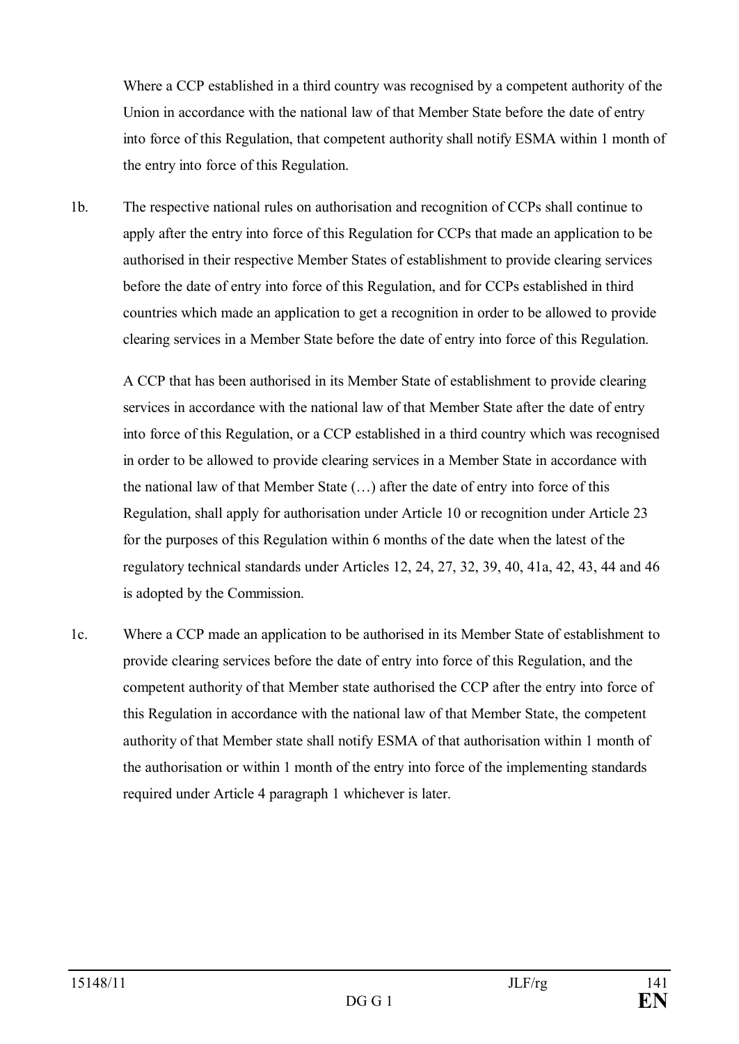Where a CCP established in a third country was recognised by a competent authority of the Union in accordance with the national law of that Member State before the date of entry into force of this Regulation, that competent authority shall notify ESMA within 1 month of the entry into force of this Regulation.

1b. The respective national rules on authorisation and recognition of CCPs shall continue to apply after the entry into force of this Regulation for CCPs that made an application to be authorised in their respective Member States of establishment to provide clearing services before the date of entry into force of this Regulation, and for CCPs established in third countries which made an application to get a recognition in order to be allowed to provide clearing services in a Member State before the date of entry into force of this Regulation.

A CCP that has been authorised in its Member State of establishment to provide clearing services in accordance with the national law of that Member State after the date of entry into force of this Regulation, or a CCP established in a third country which was recognised in order to be allowed to provide clearing services in a Member State in accordance with the national law of that Member State (…) after the date of entry into force of this Regulation, shall apply for authorisation under Article 10 or recognition under Article 23 for the purposes of this Regulation within 6 months of the date when the latest of the regulatory technical standards under Articles 12, 24, 27, 32, 39, 40, 41a, 42, 43, 44 and 46 is adopted by the Commission.

1c. Where a CCP made an application to be authorised in its Member State of establishment to provide clearing services before the date of entry into force of this Regulation, and the competent authority of that Member state authorised the CCP after the entry into force of this Regulation in accordance with the national law of that Member State, the competent authority of that Member state shall notify ESMA of that authorisation within 1 month of the authorisation or within 1 month of the entry into force of the implementing standards required under Article 4 paragraph 1 whichever is later.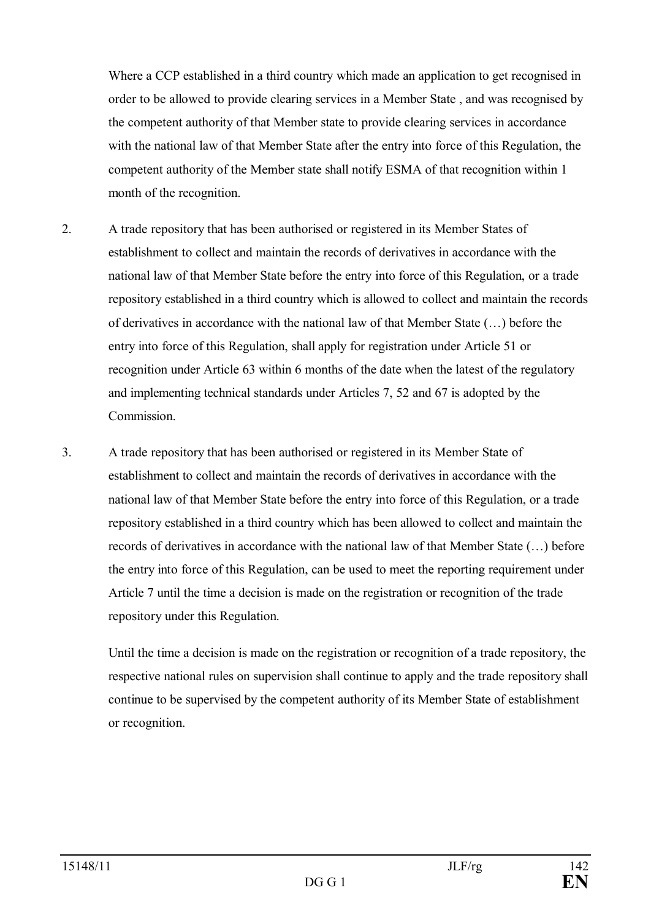Where a CCP established in a third country which made an application to get recognised in order to be allowed to provide clearing services in a Member State , and was recognised by the competent authority of that Member state to provide clearing services in accordance with the national law of that Member State after the entry into force of this Regulation, the competent authority of the Member state shall notify ESMA of that recognition within 1 month of the recognition.

2. A trade repository that has been authorised or registered in its Member States of establishment to collect and maintain the records of derivatives in accordance with the national law of that Member State before the entry into force of this Regulation, or a trade repository established in a third country which is allowed to collect and maintain the records of derivatives in accordance with the national law of that Member State (…) before the entry into force of this Regulation, shall apply for registration under Article 51 or recognition under Article 63 within 6 months of the date when the latest of the regulatory and implementing technical standards under Articles 7, 52 and 67 is adopted by the Commission.

3. A trade repository that has been authorised or registered in its Member State of establishment to collect and maintain the records of derivatives in accordance with the national law of that Member State before the entry into force of this Regulation, or a trade repository established in a third country which has been allowed to collect and maintain the records of derivatives in accordance with the national law of that Member State (…) before the entry into force of this Regulation, can be used to meet the reporting requirement under Article 7 until the time a decision is made on the registration or recognition of the trade repository under this Regulation.

   Until the time a decision is made on the registration or recognition of a trade repository, the respective national rules on supervision shall continue to apply and the trade repository shall continue to be supervised by the competent authority of its Member State of establishment or recognition.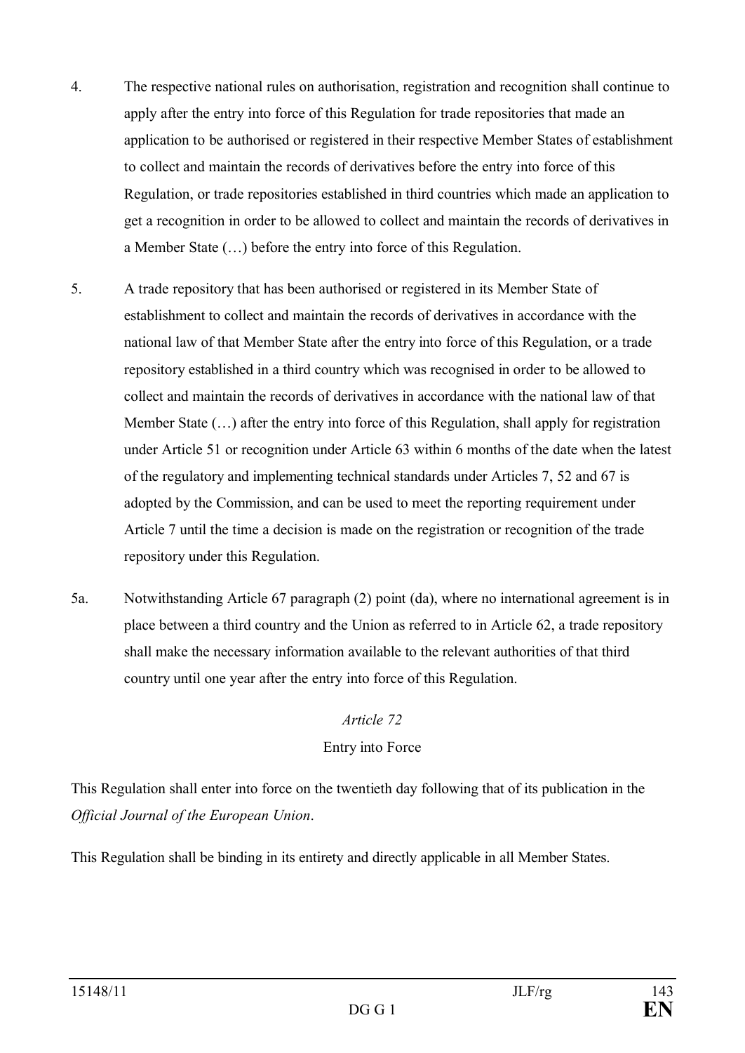4. The respective national rules on authorisation, registration and recognition shall continue to apply after the entry into force of this Regulation for trade repositories that made an application to be authorised or registered in their respective Member States of establishment to collect and maintain the records of derivatives before the entry into force of this Regulation, or trade repositories established in third countries which made an application to get a recognition in order to be allowed to collect and maintain the records of derivatives in a Member State (…) before the entry into force of this Regulation.

5. A trade repository that has been authorised or registered in its Member State of establishment to collect and maintain the records of derivatives in accordance with the national law of that Member State after the entry into force of this Regulation, or a trade repository established in a third country which was recognised in order to be allowed to collect and maintain the records of derivatives in accordance with the national law of that Member State (…) after the entry into force of this Regulation, shall apply for registration under Article 51 or recognition under Article 63 within 6 months of the date when the latest of the regulatory and implementing technical standards under Articles 7, 52 and 67 is adopted by the Commission, and can be used to meet the reporting requirement under Article 7 until the time a decision is made on the registration or recognition of the trade repository under this Regulation.

5a. Notwithstanding Article 67 paragraph (2) point (da), where no international agreement is in place between a third country and the Union as referred to in Article 62, a trade repository shall make the necessary information available to the relevant authorities of that third country until one year after the entry into force of this Regulation.

*Article 72*

Entry into Force

This Regulation shall enter into force on the twentieth day following that of its publication in the *Official Journal of the European Union*.

This Regulation shall be binding in its entirety and directly applicable in all Member States.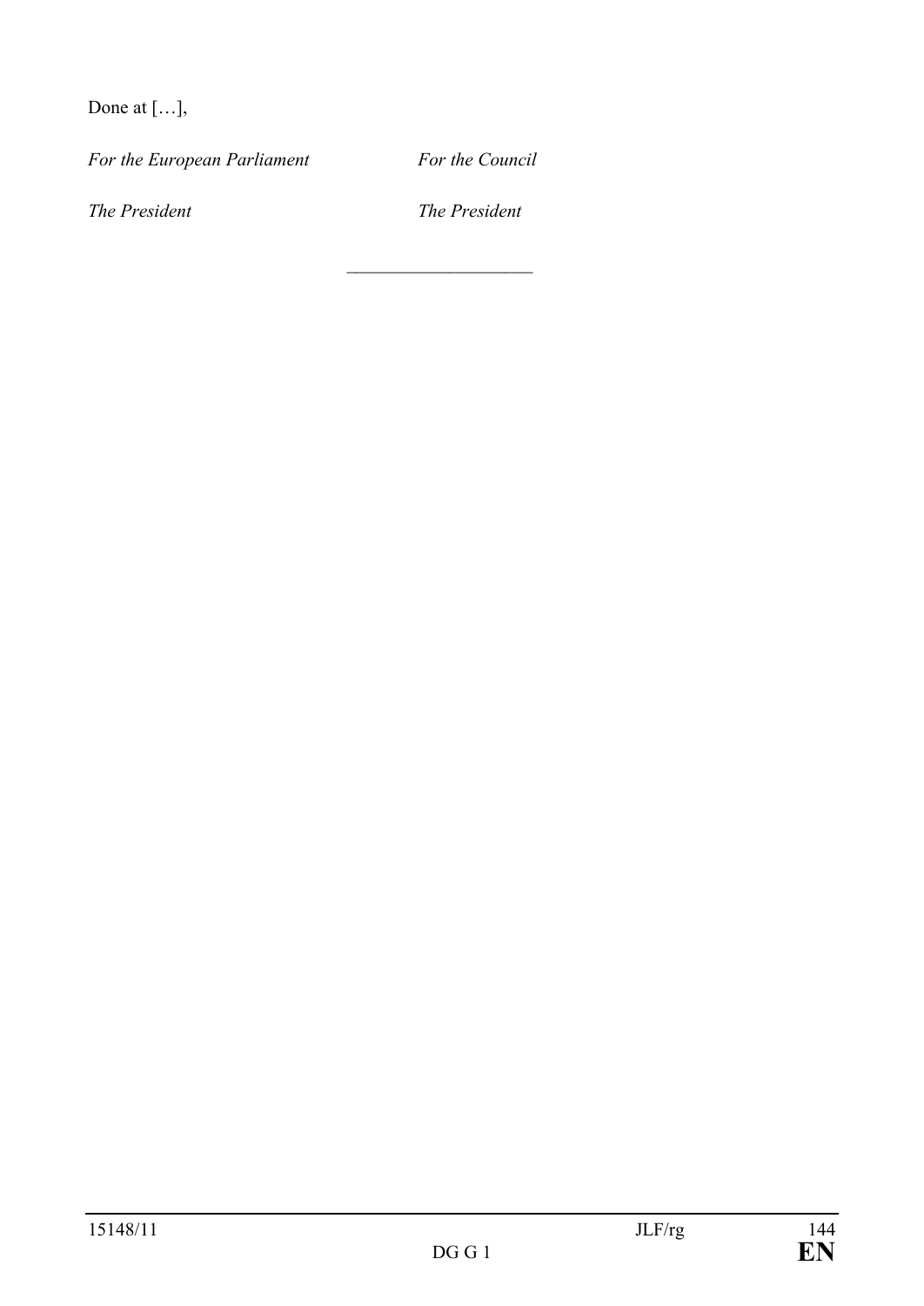Done at […],

| *For the European Parliament* | *For the Council* |
|---|---|
| *The President* | *The President* |

\_\_\_\_\_\_\_\_\_\_\_\_\_\_\_\_\_\_\_\_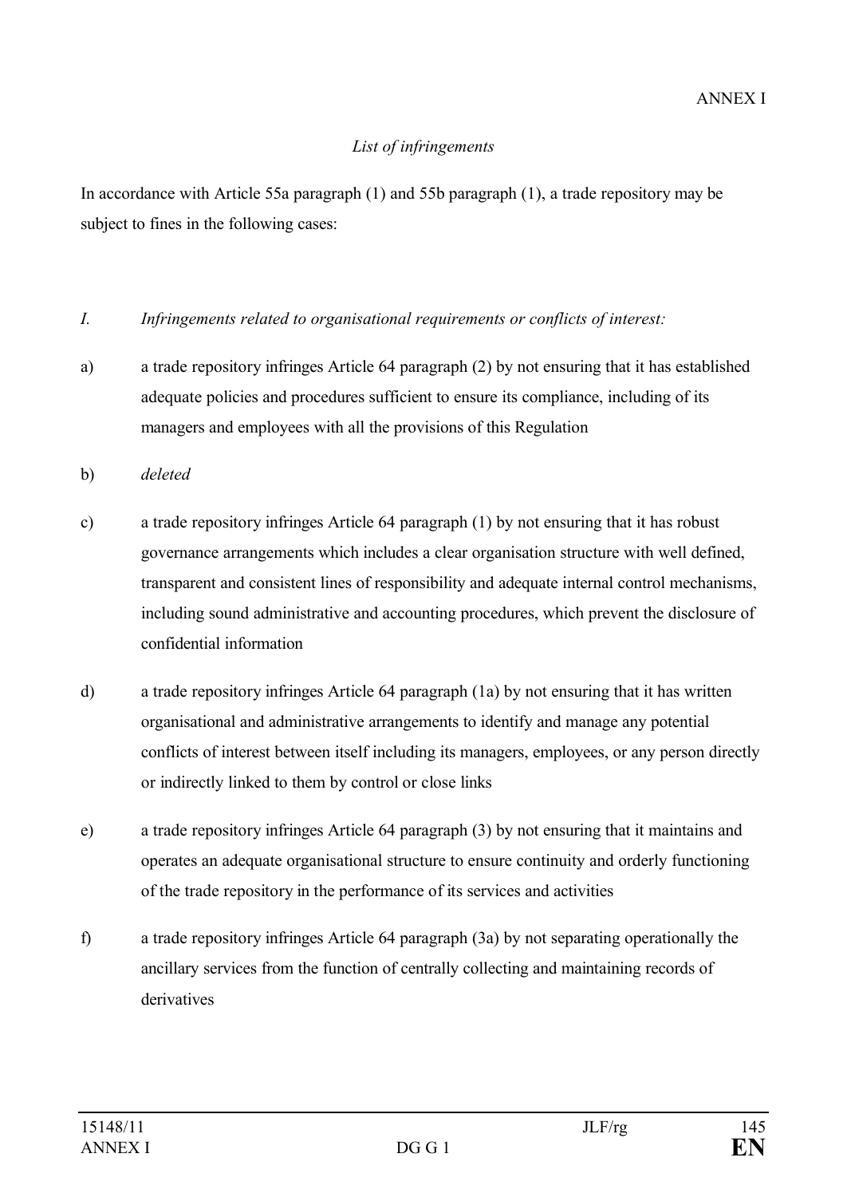ANNEX I

*List of infringements*

In accordance with Article 55a paragraph (1) and 55b paragraph (1), a trade repository may be subject to fines in the following cases:

*I. Infringements related to organisational requirements or conflicts of interest:*

a) a trade repository infringes Article 64 paragraph (2) by not ensuring that it has established adequate policies and procedures sufficient to ensure its compliance, including of its managers and employees with all the provisions of this Regulation

b) *deleted*

c) a trade repository infringes Article 64 paragraph (1) by not ensuring that it has robust governance arrangements which includes a clear organisation structure with well defined, transparent and consistent lines of responsibility and adequate internal control mechanisms, including sound administrative and accounting procedures, which prevent the disclosure of confidential information

d) a trade repository infringes Article 64 paragraph (1a) by not ensuring that it has written organisational and administrative arrangements to identify and manage any potential conflicts of interest between itself including its managers, employees, or any person directly or indirectly linked to them by control or close links

e) a trade repository infringes Article 64 paragraph (3) by not ensuring that it maintains and operates an adequate organisational structure to ensure continuity and orderly functioning of the trade repository in the performance of its services and activities

f) a trade repository infringes Article 64 paragraph (3a) by not separating operationally the ancillary services from the function of centrally collecting and maintaining records of derivatives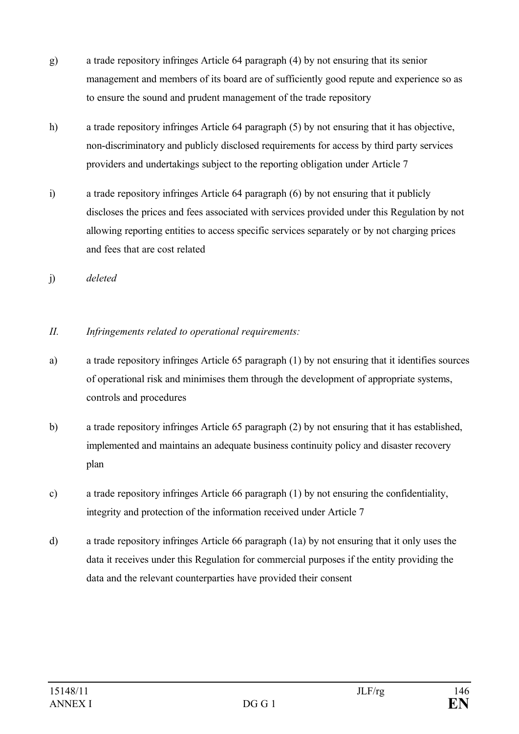g) a trade repository infringes Article 64 paragraph (4) by not ensuring that its senior management and members of its board are of sufficiently good repute and experience so as to ensure the sound and prudent management of the trade repository

h) a trade repository infringes Article 64 paragraph (5) by not ensuring that it has objective, non-discriminatory and publicly disclosed requirements for access by third party services providers and undertakings subject to the reporting obligation under Article 7

i) a trade repository infringes Article 64 paragraph (6) by not ensuring that it publicly discloses the prices and fees associated with services provided under this Regulation by not allowing reporting entities to access specific services separately or by not charging prices and fees that are cost related

j) *deleted*

*II. Infringements related to operational requirements:*

a) a trade repository infringes Article 65 paragraph (1) by not ensuring that it identifies sources of operational risk and minimises them through the development of appropriate systems, controls and procedures

b) a trade repository infringes Article 65 paragraph (2) by not ensuring that it has established, implemented and maintains an adequate business continuity policy and disaster recovery plan

c) a trade repository infringes Article 66 paragraph (1) by not ensuring the confidentiality, integrity and protection of the information received under Article 7

d) a trade repository infringes Article 66 paragraph (1a) by not ensuring that it only uses the data it receives under this Regulation for commercial purposes if the entity providing the data and the relevant counterparties have provided their consent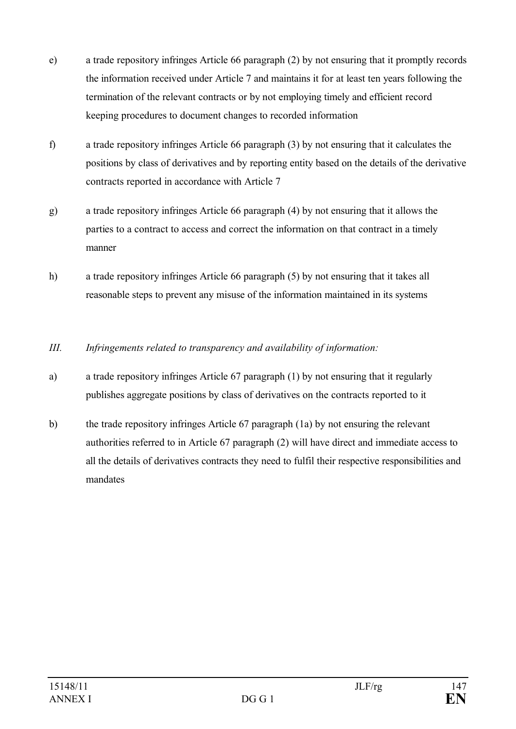e) a trade repository infringes Article 66 paragraph (2) by not ensuring that it promptly records the information received under Article 7 and maintains it for at least ten years following the termination of the relevant contracts or by not employing timely and efficient record keeping procedures to document changes to recorded information

f) a trade repository infringes Article 66 paragraph (3) by not ensuring that it calculates the positions by class of derivatives and by reporting entity based on the details of the derivative contracts reported in accordance with Article 7

g) a trade repository infringes Article 66 paragraph (4) by not ensuring that it allows the parties to a contract to access and correct the information on that contract in a timely manner

h) a trade repository infringes Article 66 paragraph (5) by not ensuring that it takes all reasonable steps to prevent any misuse of the information maintained in its systems

*III. Infringements related to transparency and availability of information:*

a) a trade repository infringes Article 67 paragraph (1) by not ensuring that it regularly publishes aggregate positions by class of derivatives on the contracts reported to it

b) the trade repository infringes Article 67 paragraph (1a) by not ensuring the relevant authorities referred to in Article 67 paragraph (2) will have direct and immediate access to all the details of derivatives contracts they need to fulfil their respective responsibilities and mandates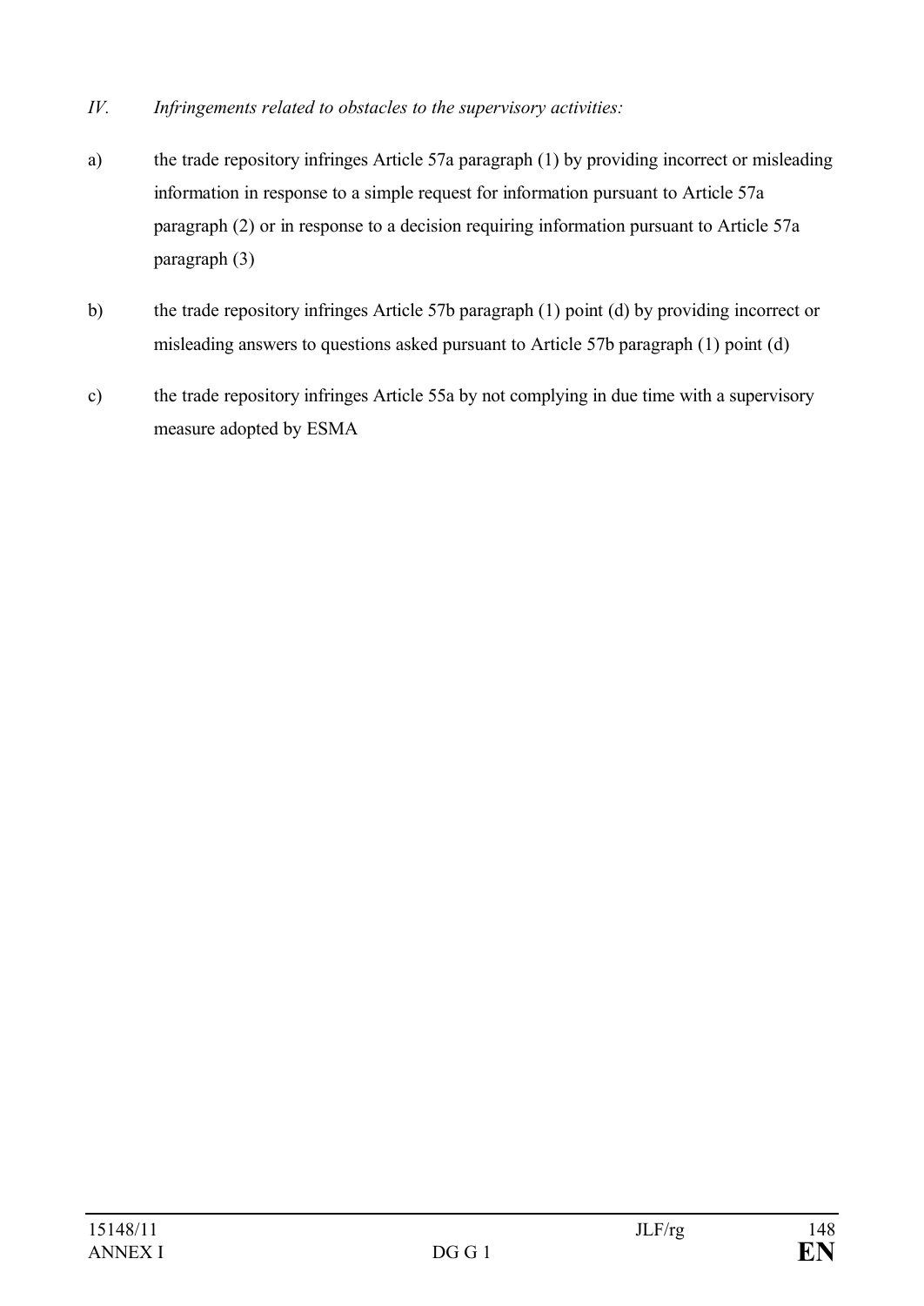*IV. Infringements related to obstacles to the supervisory activities:*

a) the trade repository infringes Article 57a paragraph (1) by providing incorrect or misleading information in response to a simple request for information pursuant to Article 57a paragraph (2) or in response to a decision requiring information pursuant to Article 57a paragraph (3)

b) the trade repository infringes Article 57b paragraph (1) point (d) by providing incorrect or misleading answers to questions asked pursuant to Article 57b paragraph (1) point (d)

c) the trade repository infringes Article 55a by not complying in due time with a supervisory measure adopted by ESMA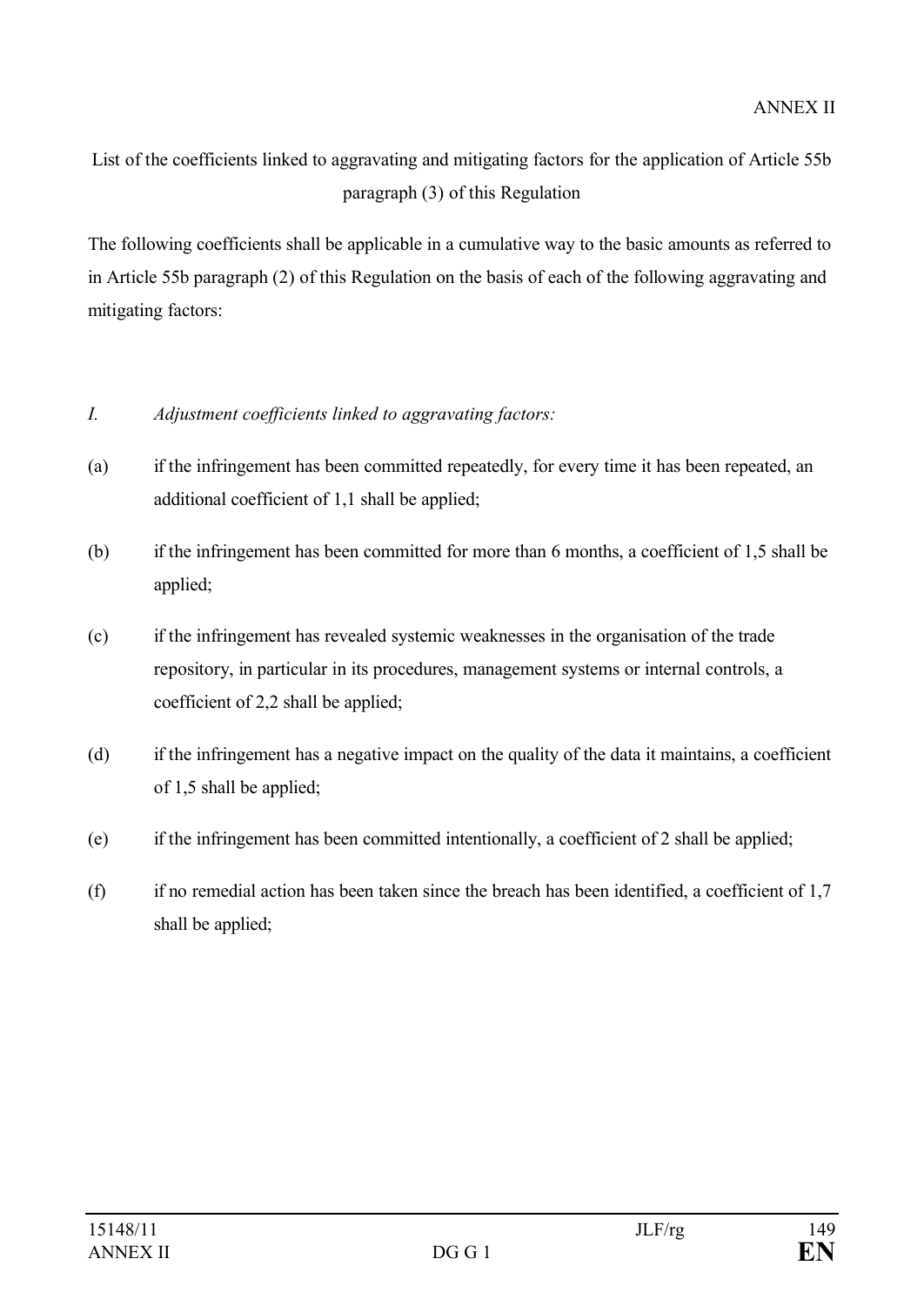ANNEX II

List of the coefficients linked to aggravating and mitigating factors for the application of Article 55b paragraph (3) of this Regulation

The following coefficients shall be applicable in a cumulative way to the basic amounts as referred to in Article 55b paragraph (2) of this Regulation on the basis of each of the following aggravating and mitigating factors:

*I. Adjustment coefficients linked to aggravating factors:*

(a) if the infringement has been committed repeatedly, for every time it has been repeated, an additional coefficient of 1,1 shall be applied;

(b) if the infringement has been committed for more than 6 months, a coefficient of 1,5 shall be applied;

(c) if the infringement has revealed systemic weaknesses in the organisation of the trade repository, in particular in its procedures, management systems or internal controls, a coefficient of 2,2 shall be applied;

(d) if the infringement has a negative impact on the quality of the data it maintains, a coefficient of 1,5 shall be applied;

(e) if the infringement has been committed intentionally, a coefficient of 2 shall be applied;

(f) if no remedial action has been taken since the breach has been identified, a coefficient of 1,7 shall be applied;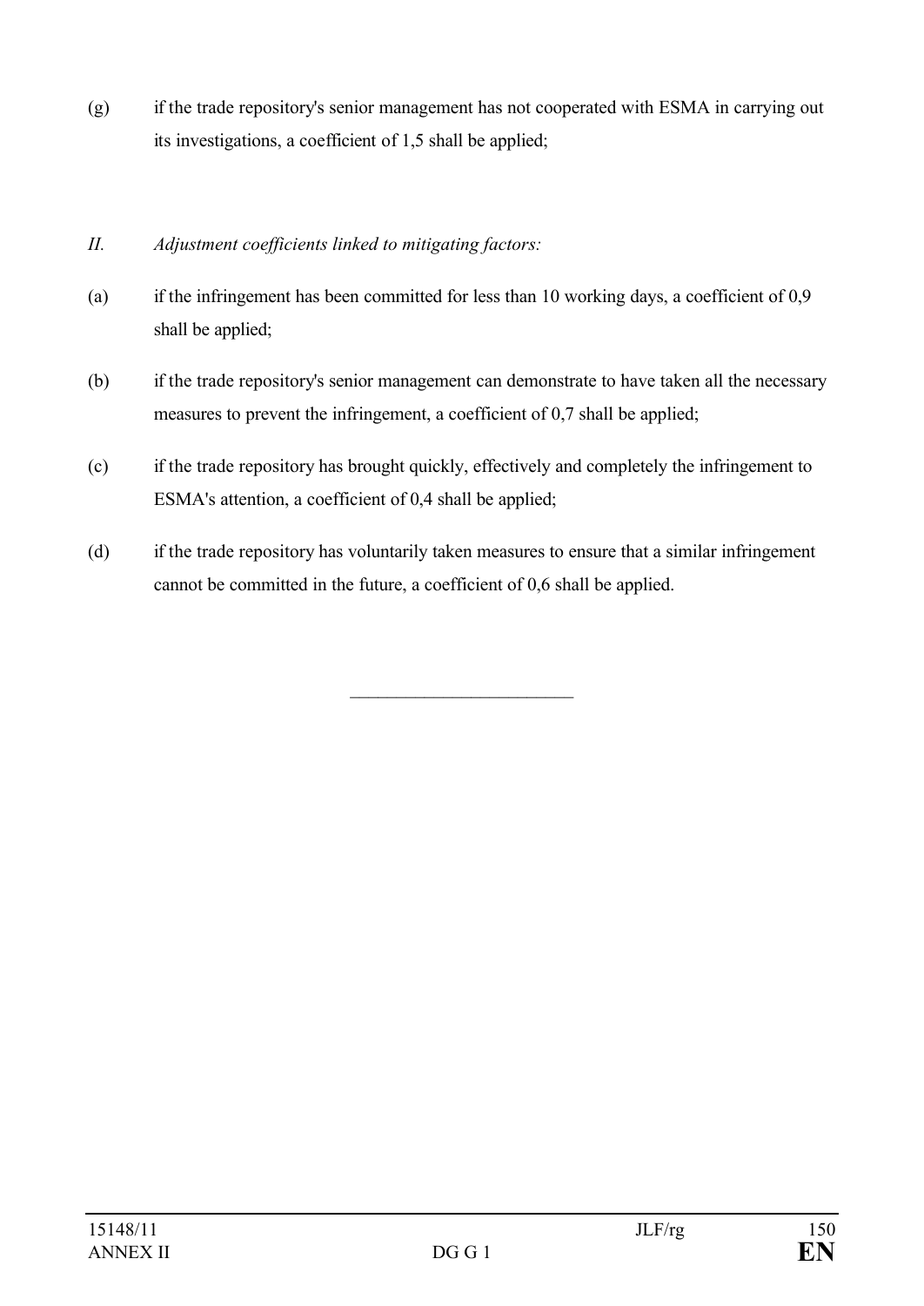(g) if the trade repository's senior management has not cooperated with ESMA in carrying out its investigations, a coefficient of 1,5 shall be applied;

*II. Adjustment coefficients linked to mitigating factors:*

(a) if the infringement has been committed for less than 10 working days, a coefficient of 0,9 shall be applied;

(b) if the trade repository's senior management can demonstrate to have taken all the necessary measures to prevent the infringement, a coefficient of 0,7 shall be applied;

(c) if the trade repository has brought quickly, effectively and completely the infringement to ESMA's attention, a coefficient of 0,4 shall be applied;

(d) if the trade repository has voluntarily taken measures to ensure that a similar infringement cannot be committed in the future, a coefficient of 0,6 shall be applied.

________________________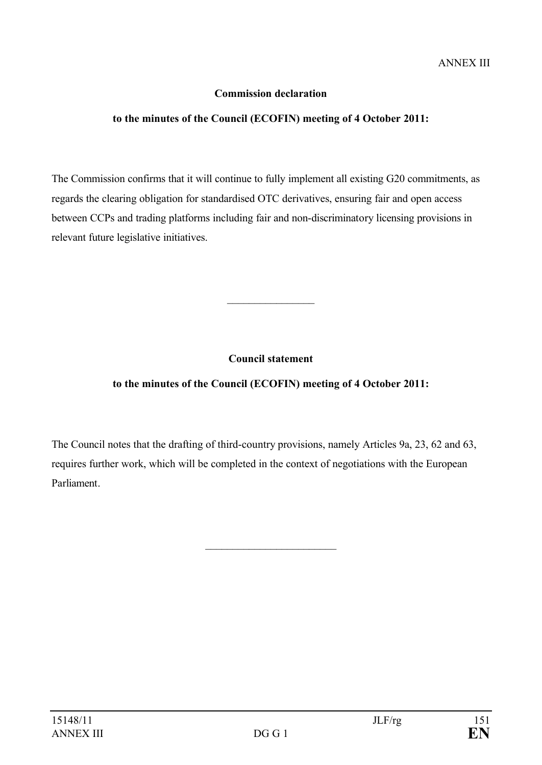ANNEX III

**Commission declaration**

**to the minutes of the Council (ECOFIN) meeting of 4 October 2011:**

The Commission confirms that it will continue to fully implement all existing G20 commitments, as regards the clearing obligation for standardised OTC derivatives, ensuring fair and open access between CCPs and trading platforms including fair and non-discriminatory licensing provisions in relevant future legislative initiatives.

________________

**Council statement**

**to the minutes of the Council (ECOFIN) meeting of 4 October 2011:**

The Council notes that the drafting of third-country provisions, namely Articles 9a, 23, 62 and 63, requires further work, which will be completed in the context of negotiations with the European Parliament.

________________________